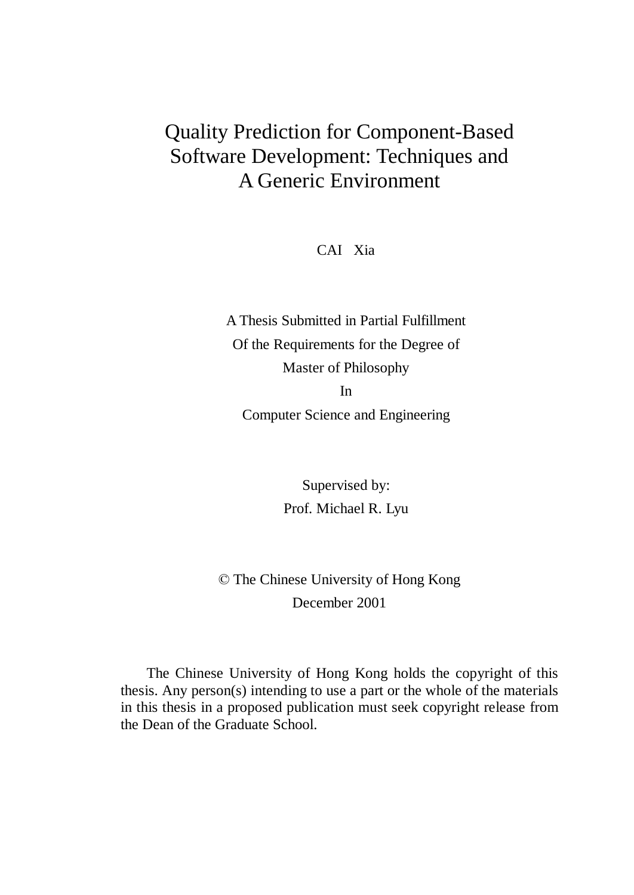# Quality Prediction for Component-Based Software Development: Techniques and A Generic Environment

CAI Xia

A Thesis Submitted in Partial Fulfillment

Of the Requirements for the Degree of

Master of Philosophy

In

Computer Science and Engineering

Supervised by:

Prof. Michael R. Lyu

© The Chinese University of Hong Kong

December 2001

The Chinese University of Hong Kong holds the copyright of this thesis. Any person(s) intending to use a part or the whole of the materials in this thesis in a proposed publication must seek copyright release from the Dean of the Graduate School.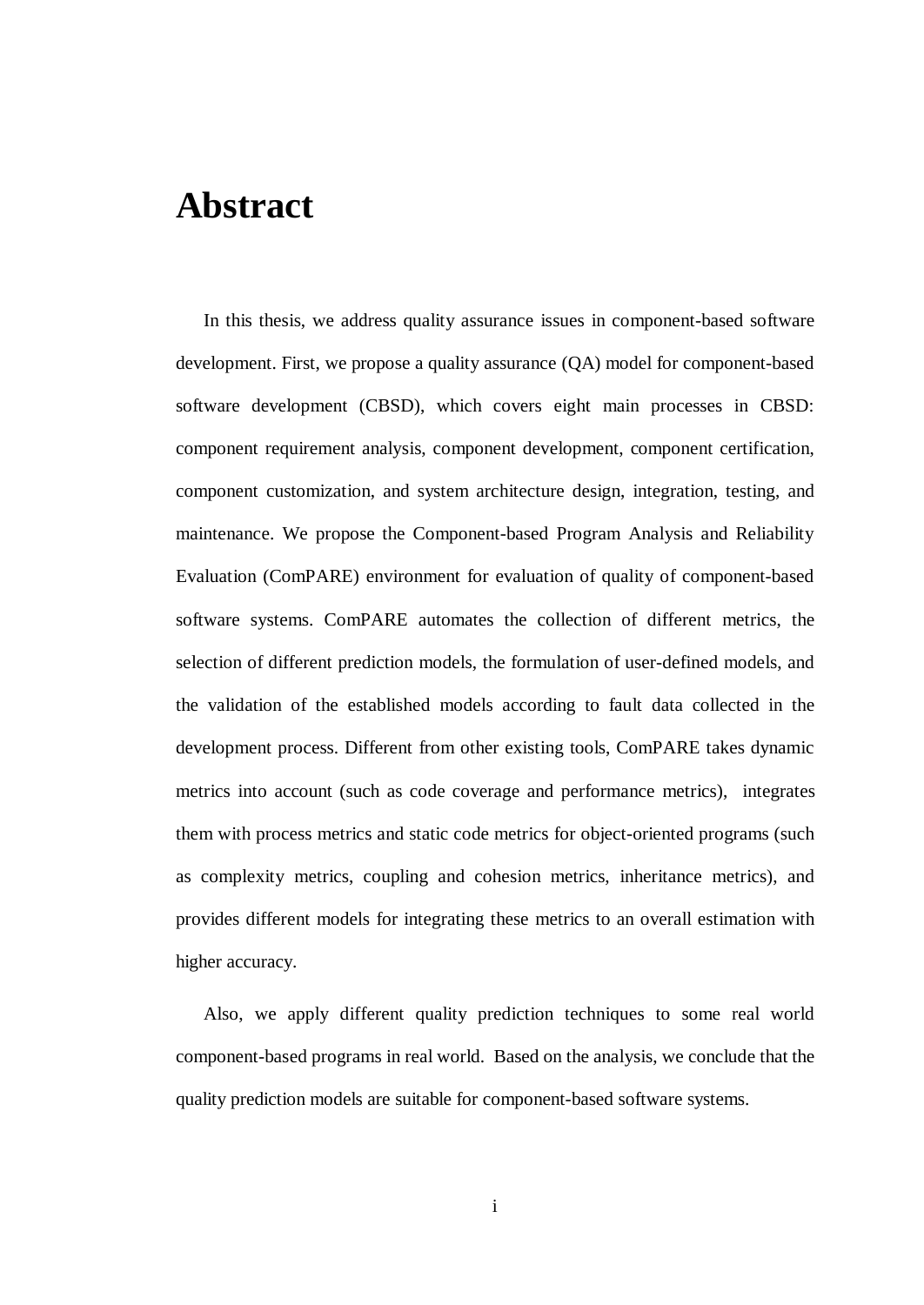# Abstract

In this thesis, we address quality assurance issues in component-based software development. First, we propose a quality assurance (QA) model for component-based software development (CBSD), which covers eight main processes in CBSD: component requirement analysis, component development, component certification, component customization, and system architecture design, integration, testing, and maintenance. We propose the Component-based Program Analysis and Reliability Evaluation (ComPARE) environment for evaluation of quality of component-based software systems. ComPARE automates the collection of different metrics, the selection of different prediction models, the formulation of user-defined models, and the validation of the established models according to fault data collected in the development process. Different from other existing tools, ComPARE takes dynamic metrics into account (such as code coverage and performance metrics), integrates them with process metrics and static code metrics for object-oriented programs (such as complexity metrics, coupling and cohesion metrics, inheritance metrics), and provides different models for integrating these metrics to an overall estimation with higher accuracy.

Also, we apply different quality prediction techniques to some real world component-based programs in real world. Based on the analysis, we conclude that the quality prediction models are suitable for component-based software systems.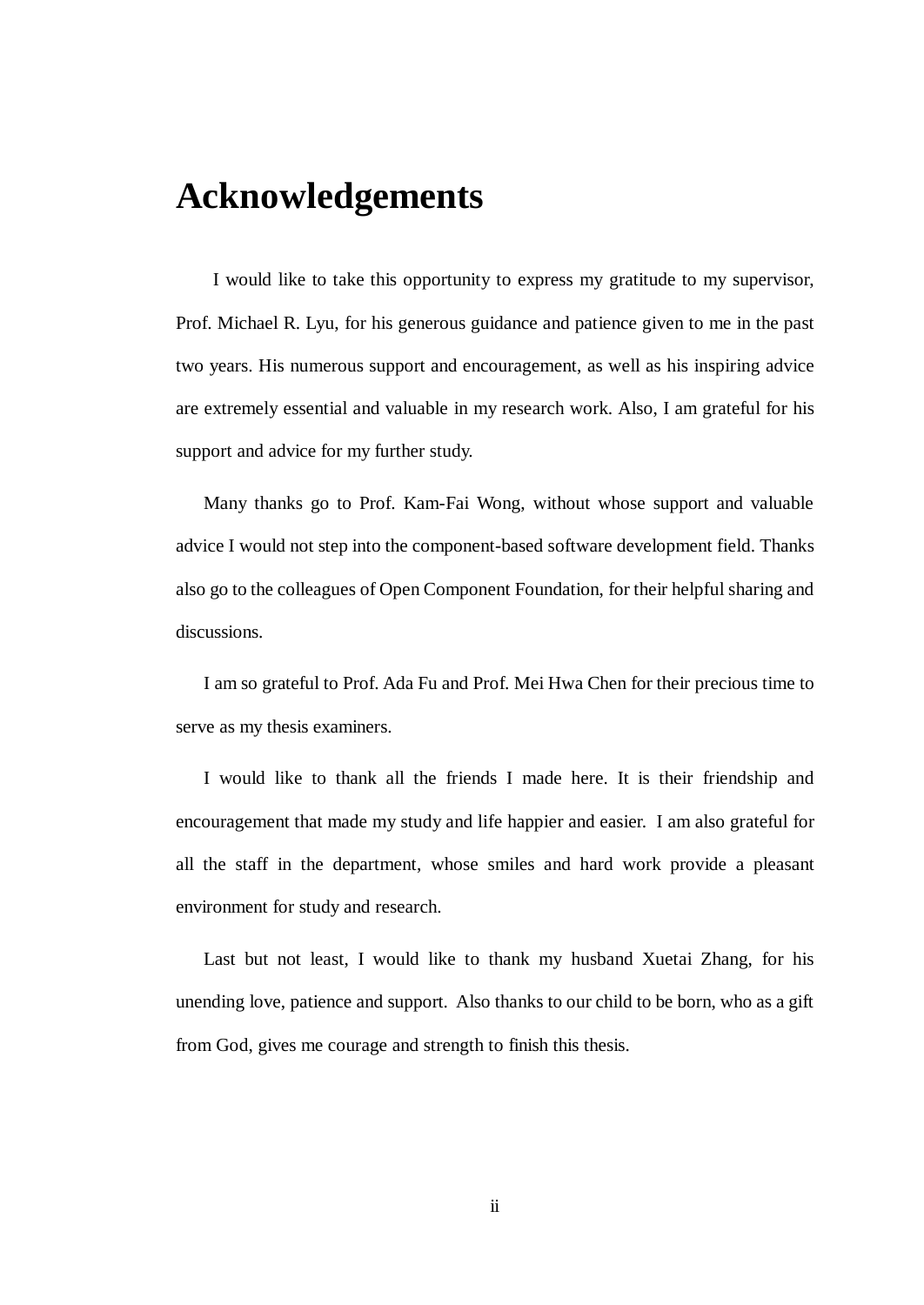# Acknowledgements

I would like to take this opportunity to express my gratitude to my supervisor, Prof. Michael R. Lyu, for his generous guidance and patience given to me in the past two years. His numerous support and encouragement, as well as his inspiring advice are extremely essential and valuable in my research work. Also, I am grateful for his support and advice for my further study.

Many thanks go to Prof. Kam-Fai Wong, without whose support and valuable advice I would not step into the component-based software development field. Thanks also go to the colleagues of Open Component Foundation, for their helpful sharing and discussions.

I am so grateful to Prof. Ada Fu and Prof. Mei Hwa Chen for their precious time to serve as my thesis examiners.

I would like to thank all the friends I made here. It is their friendship and encouragement that made my study and life happier and easier. I am also grateful for all the staff in the department, whose smiles and hard work provide a pleasant environment for study and research.

Last but not least, I would like to thank my husband Xuetai Zhang, for his unending love, patience and support. Also thanks to our child to be born, who as a gift from God, gives me courage and strength to finish this thesis.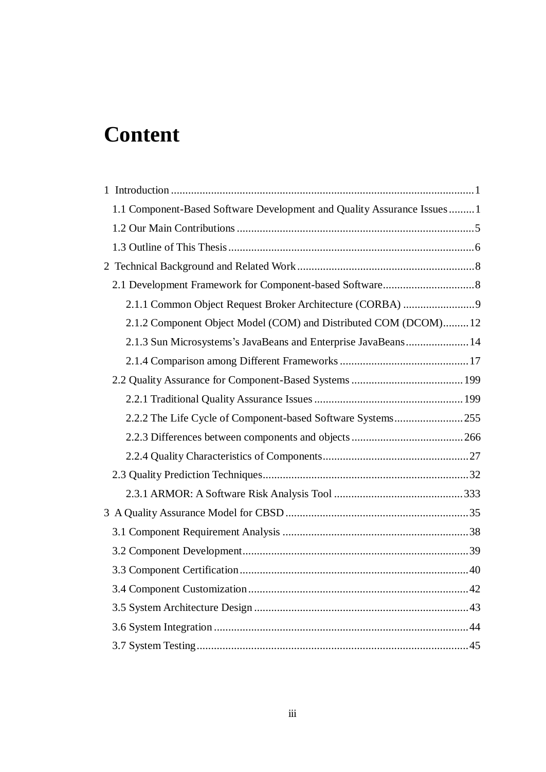# Content

1 Introduction ........................................................................................................1

1.1 Component-Based Software Development and Quality Assurance Issues .........1

1.2 Our Main Contributions ...................................................................................5

1.3 Outline of This Thesis ......................................................................................6

2 Technical Background and Related Work ..............................................................8

2.1 Development Framework for Component-based Software................................8

2.1.1 Common Object Request Broker Architecture (CORBA) .........................9

2.1.2 Component Object Model (COM) and Distributed COM (DCOM).........12

2.1.3 Sun Microsystems's JavaBeans and Enterprise JavaBeans......................14

2.1.4 Comparison among Different Frameworks .............................................17

2.2 Quality Assurance for Component-Based Systems .......................................199

2.2.1 Traditional Quality Assurance Issues ....................................................199

2.2.2 The Life Cycle of Component-based Software Systems........................255

2.2.3 Differences between components and objects .......................................266

2.2.4 Quality Characteristics of Components...................................................27

2.3 Quality Prediction Techniques........................................................................32

2.3.1 ARMOR: A Software Risk Analysis Tool .............................................333

3 A Quality Assurance Model for CBSD ................................................................35

3.1 Component Requirement Analysis .................................................................38

3.2 Component Development...............................................................................39

3.3 Component Certification................................................................................40

3.4 Component Customization.............................................................................42

3.5 System Architecture Design ...........................................................................43

3.6 System Integration .........................................................................................44

3.7 System Testing...............................................................................................45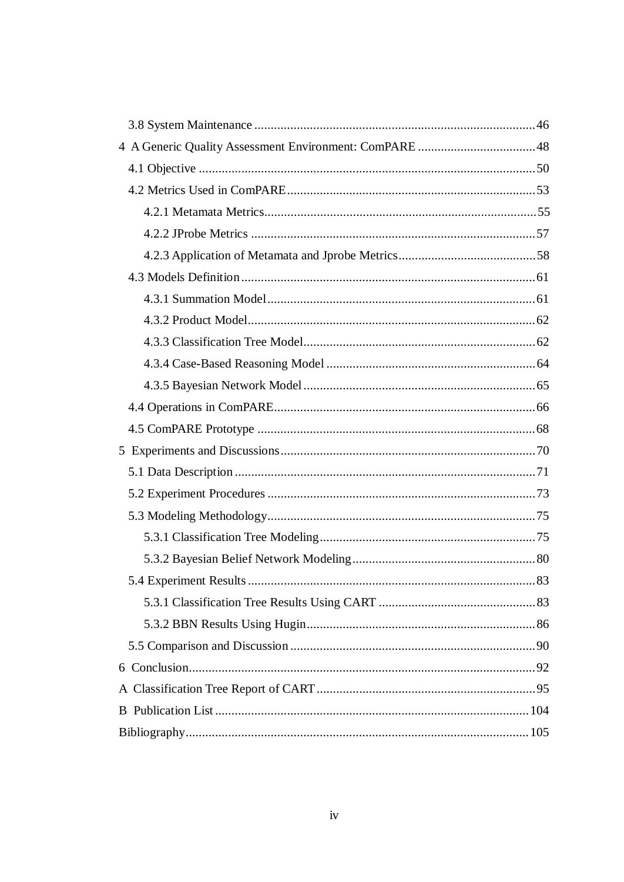3.8 System Maintenance ..................................................................................... 46

4 A Generic Quality Assessment Environment: ComPARE .................................... 48

4.1 Objective ...................................................................................................... 50

4.2 Metrics Used in ComPARE ............................................................................ 53

4.2.1 Metamata Metrics ................................................................................... 55

4.2.2 JProbe Metrics ....................................................................................... 57

4.2.3 Application of Metamata and Jprobe Metrics .......................................... 58

4.3 Models Definition .......................................................................................... 61

4.3.1 Summation Model .................................................................................. 61

4.3.2 Product Model ........................................................................................ 62

4.3.3 Classification Tree Model ....................................................................... 62

4.3.4 Case-Based Reasoning Model ................................................................ 64

4.3.5 Bayesian Network Model ....................................................................... 65

4.4 Operations in ComPARE ................................................................................ 66

4.5 ComPARE Prototype ..................................................................................... 68

5 Experiments and Discussions .............................................................................. 70

5.1 Data Description ............................................................................................ 71

5.2 Experiment Procedures .................................................................................. 73

5.3 Modeling Methodology .................................................................................. 75

5.3.1 Classification Tree Modeling .................................................................. 75

5.3.2 Bayesian Belief Network Modeling ........................................................ 80

5.4 Experiment Results ........................................................................................ 83

5.3.1 Classification Tree Results Using CART ................................................ 83

5.3.2 BBN Results Using Hugin ...................................................................... 86

5.5 Comparison and Discussion ........................................................................... 90

6 Conclusion .......................................................................................................... 92

A Classification Tree Report of CART .................................................................. 95

B Publication List ................................................................................................ 104

Bibliography ........................................................................................................ 105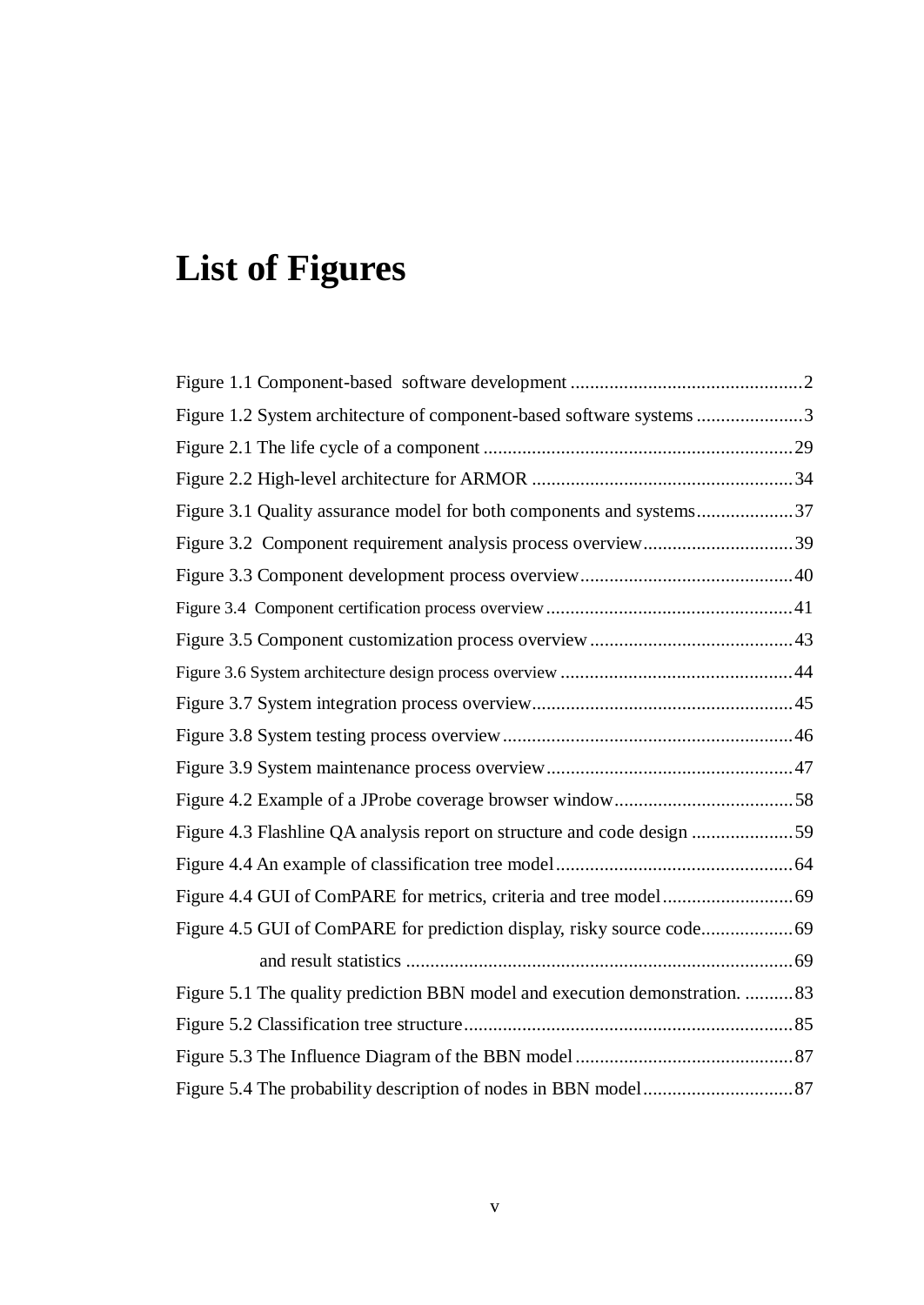# List of Figures

Figure 1.1 Component-based software development ................................................2
Figure 1.2 System architecture of component-based software systems ......................3
Figure 2.1 The life cycle of a component ................................................................29
Figure 2.2 High-level architecture for ARMOR ......................................................34
Figure 3.1 Quality assurance model for both components and systems....................37
Figure 3.2 Component requirement analysis process overview...............................39
Figure 3.3 Component development process overview............................................40
Figure 3.4 Component certification process overview...................................................41
Figure 3.5 Component customization process overview..........................................43
Figure 3.6 System architecture design process overview ................................................44
Figure 3.7 System integration process overview......................................................45
Figure 3.8 System testing process overview............................................................46
Figure 3.9 System maintenance process overview...................................................47
Figure 4.2 Example of a JProbe coverage browser window.....................................58
Figure 4.3 Flashline QA analysis report on structure and code design .....................59
Figure 4.4 An example of classification tree model.................................................64
Figure 4.4 GUI of ComPARE for metrics, criteria and tree model...........................69
Figure 4.5 GUI of ComPARE for prediction display, risky source code...................69
and result statistics ................................................................................69
Figure 5.1 The quality prediction BBN model and execution demonstration. ..........83
Figure 5.2 Classification tree structure....................................................................85
Figure 5.3 The Influence Diagram of the BBN model.............................................87
Figure 5.4 The probability description of nodes in BBN model...............................87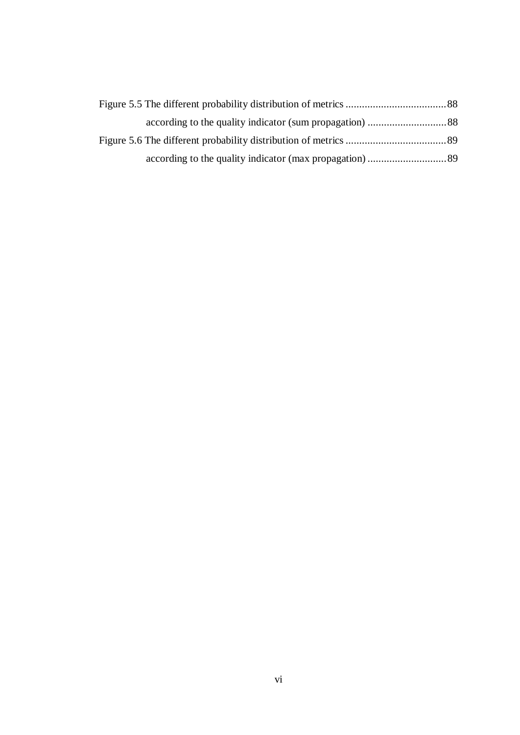Figure 5.5 The different probability distribution of metrics ....................................88

according to the quality indicator (sum propagation) .............................88

Figure 5.6 The different probability distribution of metrics ....................................89

according to the quality indicator (max propagation) .............................89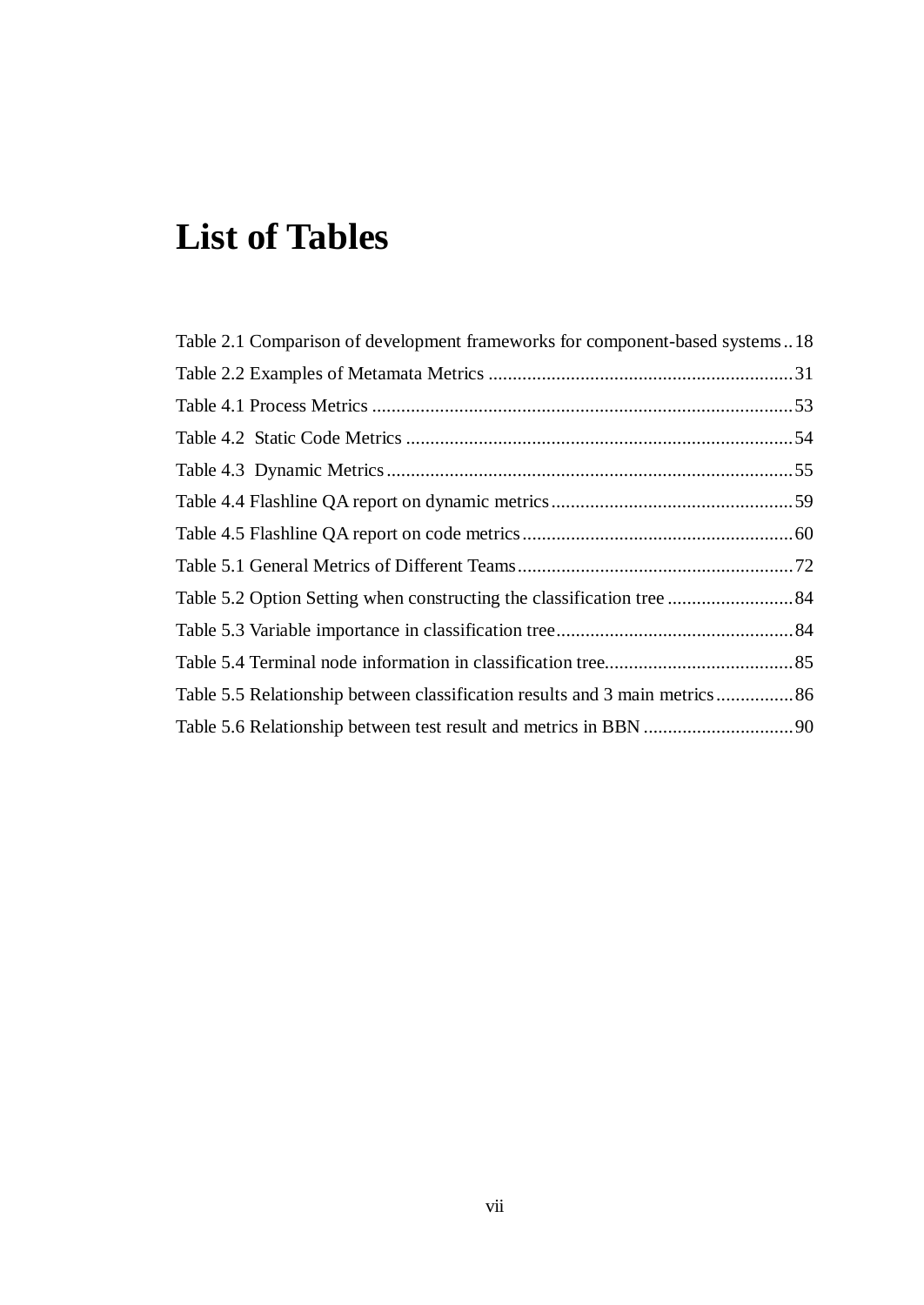# List of Tables

Table 2.1 Comparison of development frameworks for component-based systems .. 18

Table 2.2 Examples of Metamata Metrics ... 31

Table 4.1 Process Metrics ... 53

Table 4.2 Static Code Metrics ... 54

Table 4.3 Dynamic Metrics ... 55

Table 4.4 Flashline QA report on dynamic metrics ... 59

Table 4.5 Flashline QA report on code metrics ... 60

Table 5.1 General Metrics of Different Teams ... 72

Table 5.2 Option Setting when constructing the classification tree ... 84

Table 5.3 Variable importance in classification tree ... 84

Table 5.4 Terminal node information in classification tree ... 85

Table 5.5 Relationship between classification results and 3 main metrics ... 86

Table 5.6 Relationship between test result and metrics in BBN ... 90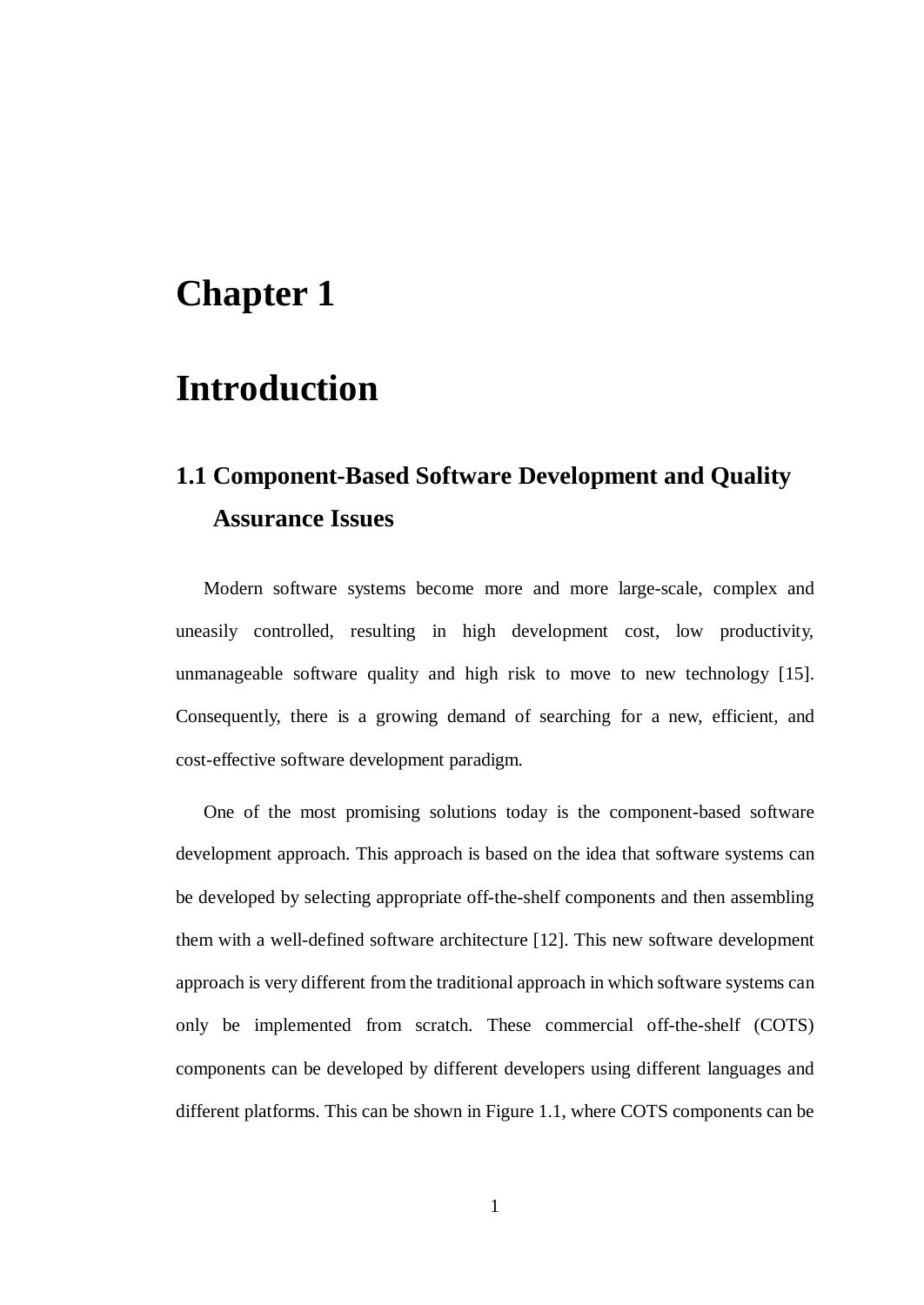# Chapter 1

# Introduction

## 1.1 Component-Based Software Development and Quality Assurance Issues

Modern software systems become more and more large-scale, complex and uneasily controlled, resulting in high development cost, low productivity, unmanageable software quality and high risk to move to new technology [15]. Consequently, there is a growing demand of searching for a new, efficient, and cost-effective software development paradigm.

One of the most promising solutions today is the component-based software development approach. This approach is based on the idea that software systems can be developed by selecting appropriate off-the-shelf components and then assembling them with a well-defined software architecture [12]. This new software development approach is very different from the traditional approach in which software systems can only be implemented from scratch. These commercial off-the-shelf (COTS) components can be developed by different developers using different languages and different platforms. This can be shown in Figure 1.1, where COTS components can be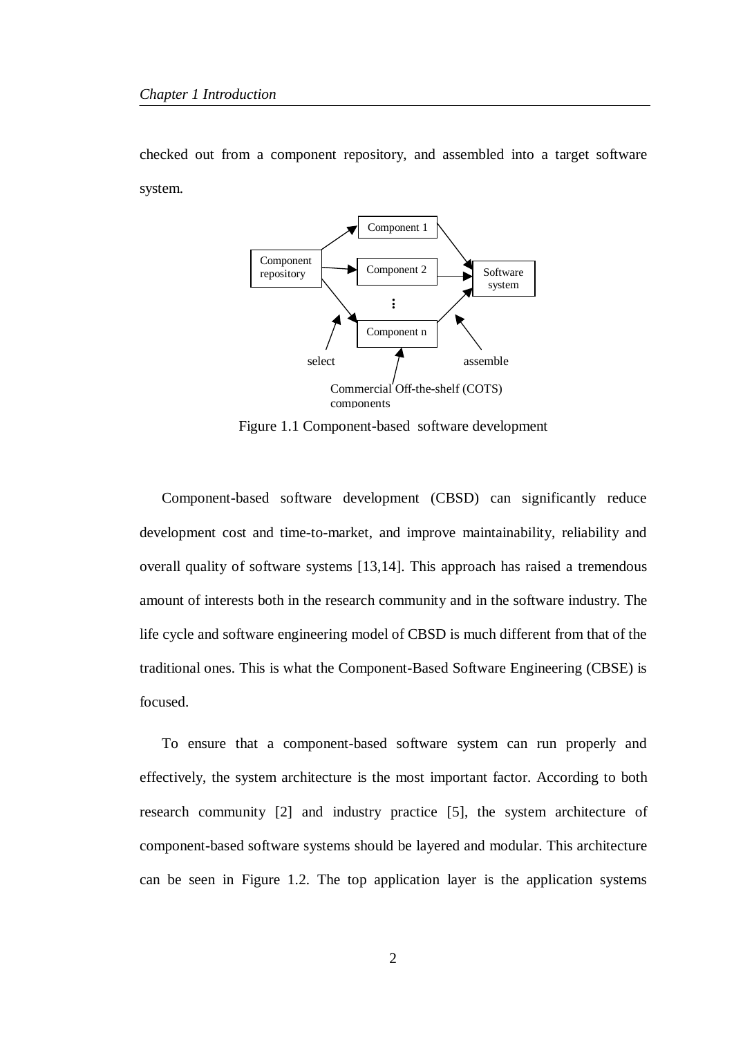checked out from a component repository, and assembled into a target software system.

Figure 1.1 Component-based software development

Component-based software development (CBSD) can significantly reduce development cost and time-to-market, and improve maintainability, reliability and overall quality of software systems [13,14]. This approach has raised a tremendous amount of interests both in the research community and in the software industry. The life cycle and software engineering model of CBSD is much different from that of the traditional ones. This is what the Component-Based Software Engineering (CBSE) is focused.

To ensure that a component-based software system can run properly and effectively, the system architecture is the most important factor. According to both research community [2] and industry practice [5], the system architecture of component-based software systems should be layered and modular. This architecture can be seen in Figure 1.2. The top application layer is the application systems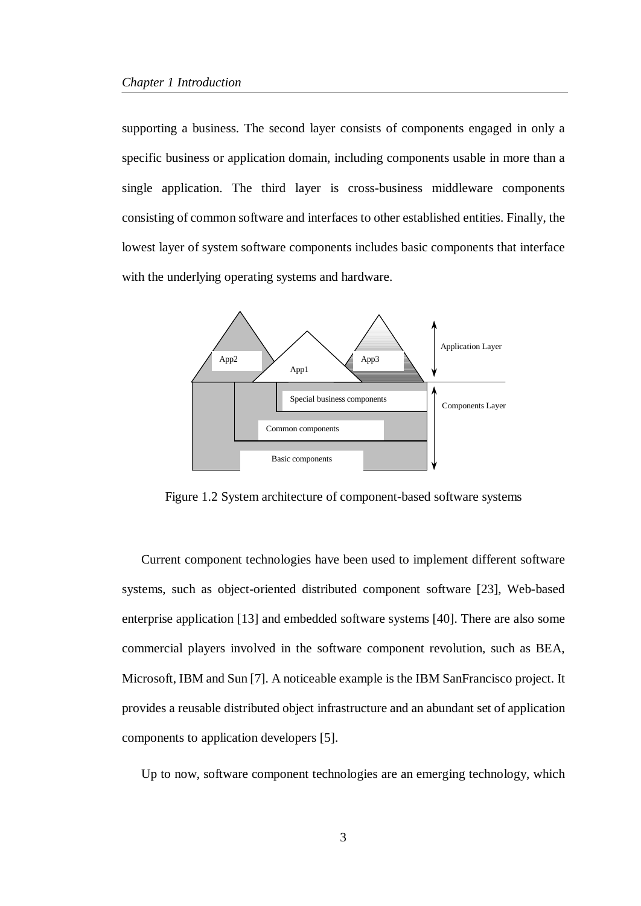supporting a business. The second layer consists of components engaged in only a specific business or application domain, including components usable in more than a single application. The third layer is cross-business middleware components consisting of common software and interfaces to other established entities. Finally, the lowest layer of system software components includes basic components that interface with the underlying operating systems and hardware.

Figure 1.2 System architecture of component-based software systems

Current component technologies have been used to implement different software systems, such as object-oriented distributed component software [23], Web-based enterprise application [13] and embedded software systems [40]. There are also some commercial players involved in the software component revolution, such as BEA, Microsoft, IBM and Sun [7]. A noticeable example is the IBM SanFrancisco project. It provides a reusable distributed object infrastructure and an abundant set of application components to application developers [5].

Up to now, software component technologies are an emerging technology, which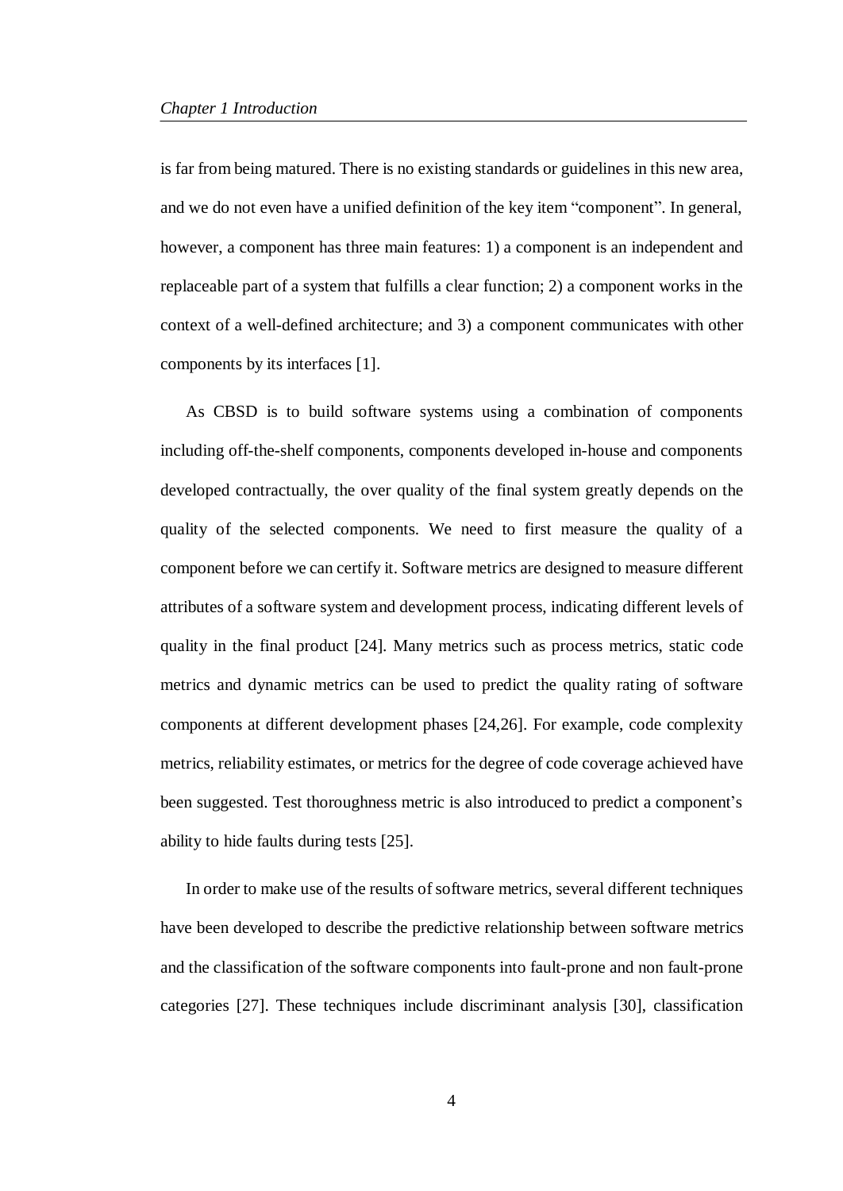is far from being matured. There is no existing standards or guidelines in this new area, and we do not even have a unified definition of the key item "component". In general, however, a component has three main features: 1) a component is an independent and replaceable part of a system that fulfills a clear function; 2) a component works in the context of a well-defined architecture; and 3) a component communicates with other components by its interfaces [1].

As CBSD is to build software systems using a combination of components including off-the-shelf components, components developed in-house and components developed contractually, the over quality of the final system greatly depends on the quality of the selected components. We need to first measure the quality of a component before we can certify it. Software metrics are designed to measure different attributes of a software system and development process, indicating different levels of quality in the final product [24]. Many metrics such as process metrics, static code metrics and dynamic metrics can be used to predict the quality rating of software components at different development phases [24,26]. For example, code complexity metrics, reliability estimates, or metrics for the degree of code coverage achieved have been suggested. Test thoroughness metric is also introduced to predict a component's ability to hide faults during tests [25].

In order to make use of the results of software metrics, several different techniques have been developed to describe the predictive relationship between software metrics and the classification of the software components into fault-prone and non fault-prone categories [27]. These techniques include discriminant analysis [30], classification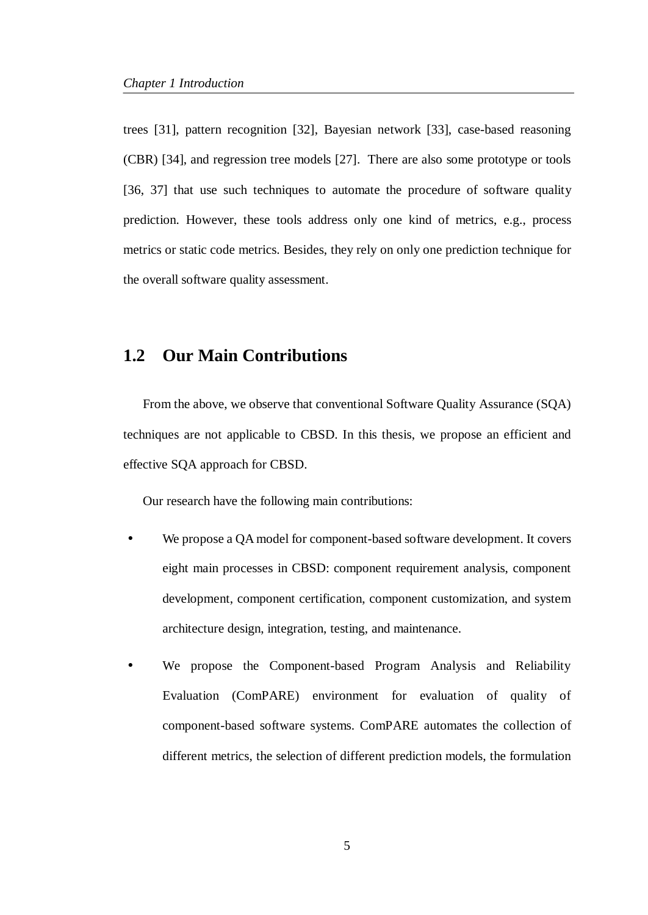trees [31], pattern recognition [32], Bayesian network [33], case-based reasoning (CBR) [34], and regression tree models [27]. There are also some prototype or tools [36, 37] that use such techniques to automate the procedure of software quality prediction. However, these tools address only one kind of metrics, e.g., process metrics or static code metrics. Besides, they rely on only one prediction technique for the overall software quality assessment.

## 1.2 Our Main Contributions

From the above, we observe that conventional Software Quality Assurance (SQA) techniques are not applicable to CBSD. In this thesis, we propose an efficient and effective SQA approach for CBSD.

Our research have the following main contributions:

- We propose a QA model for component-based software development. It covers eight main processes in CBSD: component requirement analysis, component development, component certification, component customization, and system architecture design, integration, testing, and maintenance.
- We propose the Component-based Program Analysis and Reliability Evaluation (ComPARE) environment for evaluation of quality of component-based software systems. ComPARE automates the collection of different metrics, the selection of different prediction models, the formulation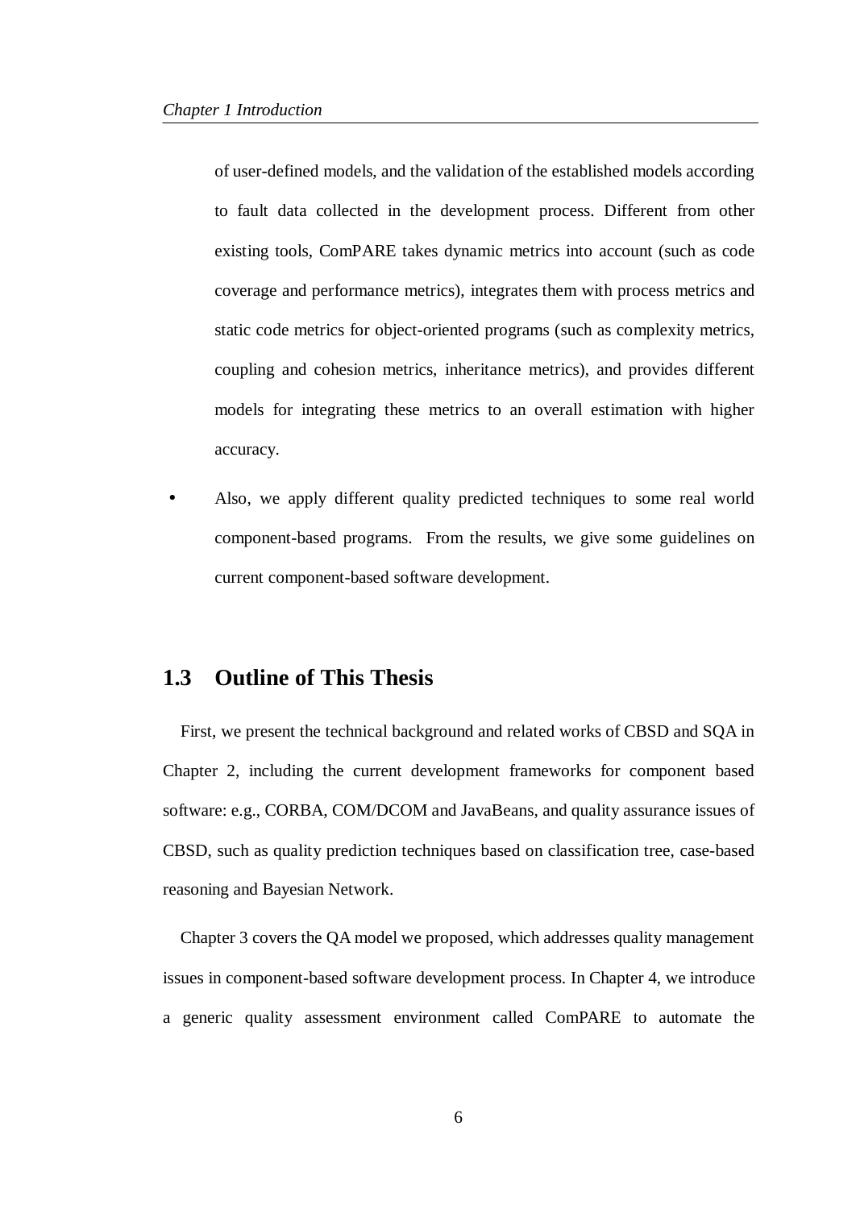of user-defined models, and the validation of the established models according to fault data collected in the development process. Different from other existing tools, ComPARE takes dynamic metrics into account (such as code coverage and performance metrics), integrates them with process metrics and static code metrics for object-oriented programs (such as complexity metrics, coupling and cohesion metrics, inheritance metrics), and provides different models for integrating these metrics to an overall estimation with higher accuracy.

- Also, we apply different quality predicted techniques to some real world component-based programs. From the results, we give some guidelines on current component-based software development.

## 1.3 Outline of This Thesis

First, we present the technical background and related works of CBSD and SQA in Chapter 2, including the current development frameworks for component based software: e.g., CORBA, COM/DCOM and JavaBeans, and quality assurance issues of CBSD, such as quality prediction techniques based on classification tree, case-based reasoning and Bayesian Network.

Chapter 3 covers the QA model we proposed, which addresses quality management issues in component-based software development process. In Chapter 4, we introduce a generic quality assessment environment called ComPARE to automate the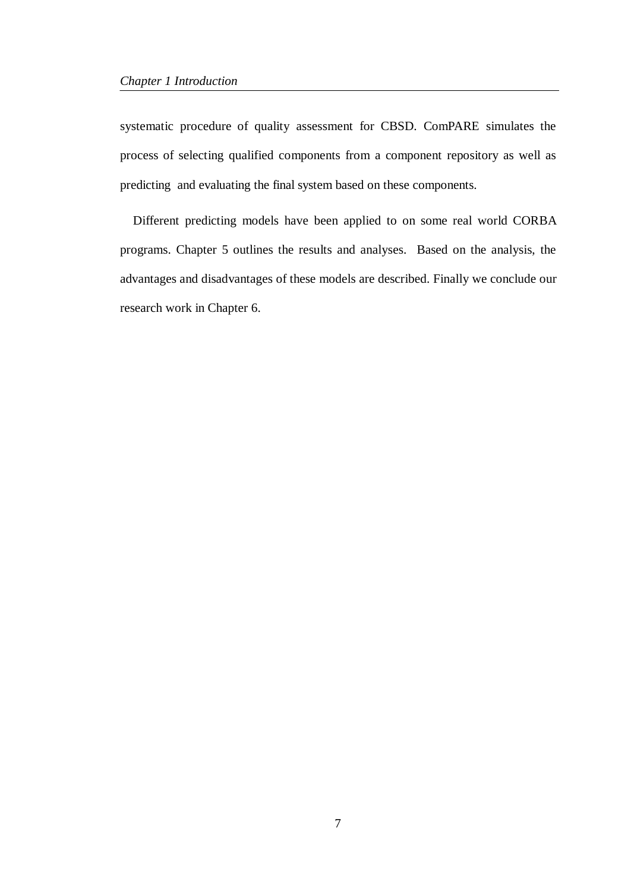systematic procedure of quality assessment for CBSD. ComPARE simulates the process of selecting qualified components from a component repository as well as predicting and evaluating the final system based on these components.

Different predicting models have been applied to on some real world CORBA programs. Chapter 5 outlines the results and analyses. Based on the analysis, the advantages and disadvantages of these models are described. Finally we conclude our research work in Chapter 6.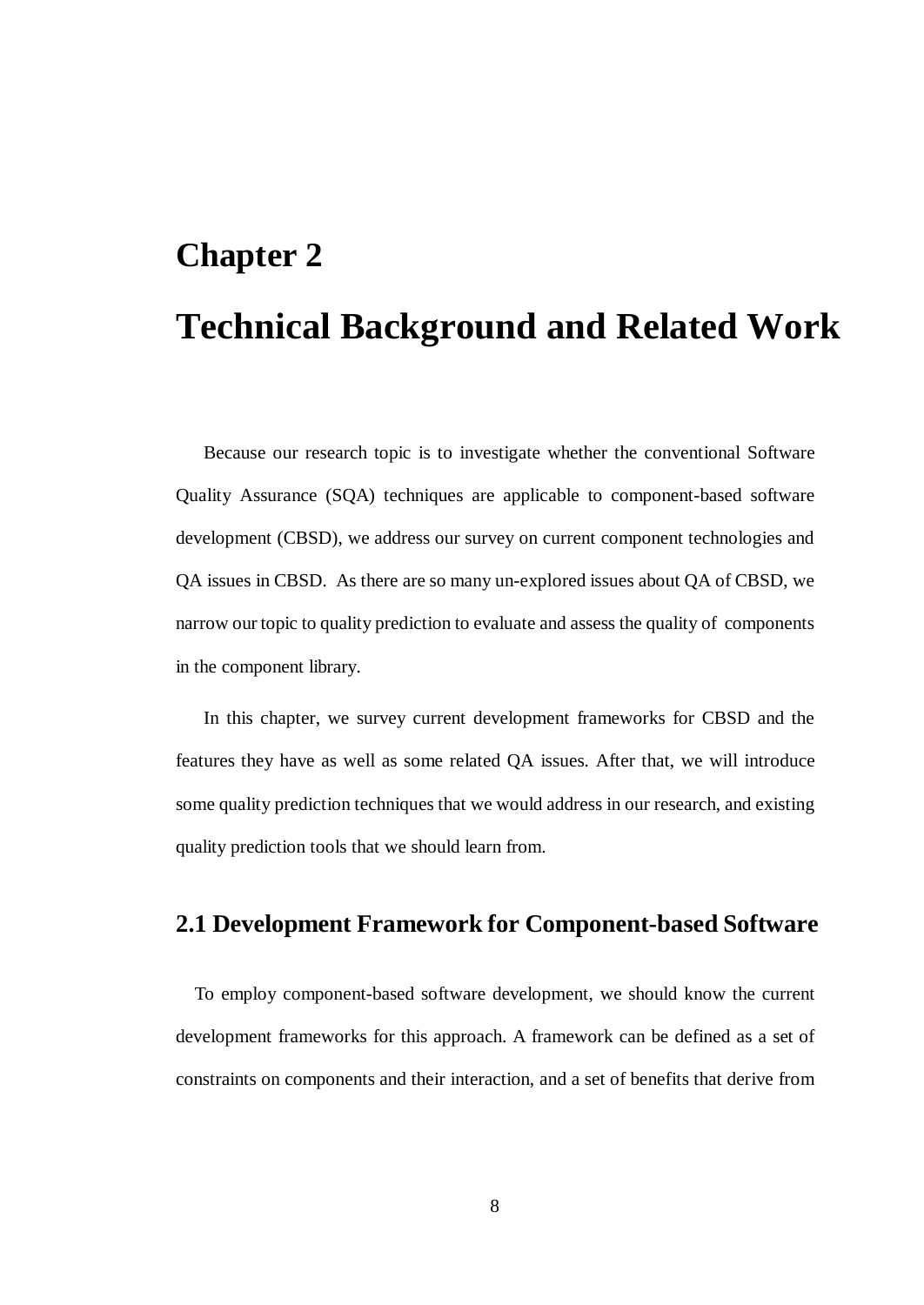# Chapter 2

# Technical Background and Related Work

Because our research topic is to investigate whether the conventional Software Quality Assurance (SQA) techniques are applicable to component-based software development (CBSD), we address our survey on current component technologies and QA issues in CBSD. As there are so many un-explored issues about QA of CBSD, we narrow our topic to quality prediction to evaluate and assess the quality of components in the component library.

In this chapter, we survey current development frameworks for CBSD and the features they have as well as some related QA issues. After that, we will introduce some quality prediction techniques that we would address in our research, and existing quality prediction tools that we should learn from.

## 2.1 Development Framework for Component-based Software

To employ component-based software development, we should know the current development frameworks for this approach. A framework can be defined as a set of constraints on components and their interaction, and a set of benefits that derive from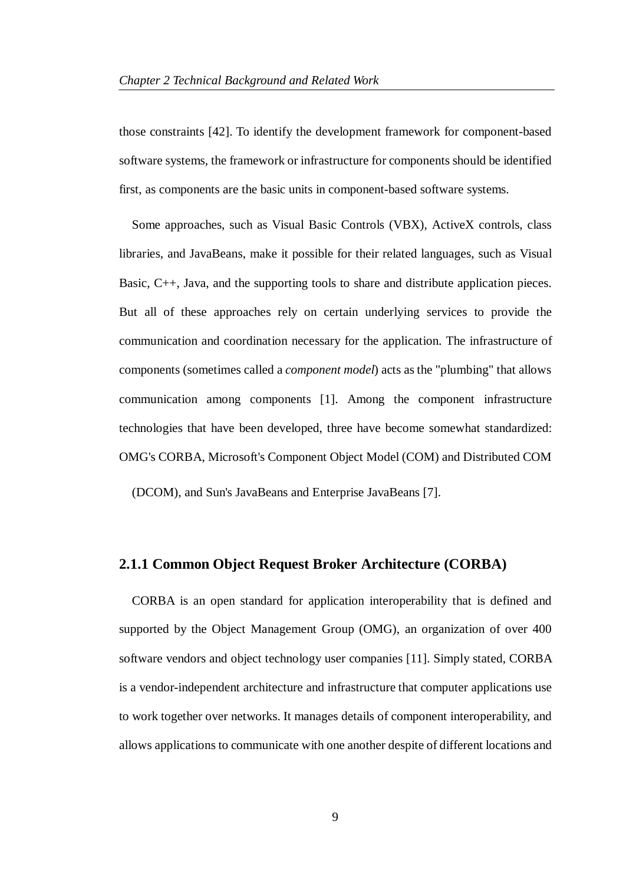those constraints [42]. To identify the development framework for component-based software systems, the framework or infrastructure for components should be identified first, as components are the basic units in component-based software systems.

Some approaches, such as Visual Basic Controls (VBX), ActiveX controls, class libraries, and JavaBeans, make it possible for their related languages, such as Visual Basic, C++, Java, and the supporting tools to share and distribute application pieces. But all of these approaches rely on certain underlying services to provide the communication and coordination necessary for the application. The infrastructure of components (sometimes called a *component model*) acts as the "plumbing" that allows communication among components [1]. Among the component infrastructure technologies that have been developed, three have become somewhat standardized: OMG's CORBA, Microsoft's Component Object Model (COM) and Distributed COM (DCOM), and Sun's JavaBeans and Enterprise JavaBeans [7].

### 2.1.1 Common Object Request Broker Architecture (CORBA)

CORBA is an open standard for application interoperability that is defined and supported by the Object Management Group (OMG), an organization of over 400 software vendors and object technology user companies [11]. Simply stated, CORBA is a vendor-independent architecture and infrastructure that computer applications use to work together over networks. It manages details of component interoperability, and allows applications to communicate with one another despite of different locations and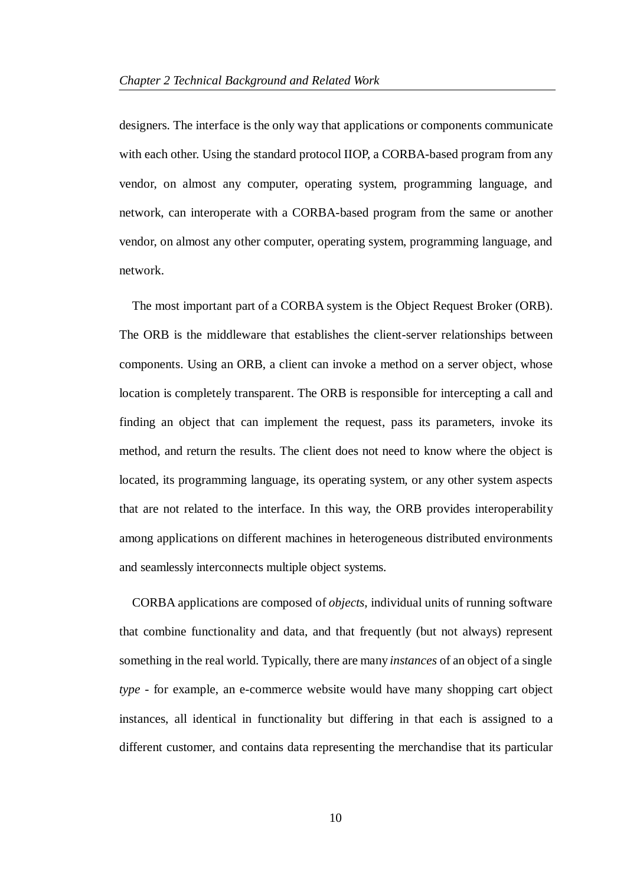designers. The interface is the only way that applications or components communicate with each other. Using the standard protocol IIOP, a CORBA-based program from any vendor, on almost any computer, operating system, programming language, and network, can interoperate with a CORBA-based program from the same or another vendor, on almost any other computer, operating system, programming language, and network.

The most important part of a CORBA system is the Object Request Broker (ORB). The ORB is the middleware that establishes the client-server relationships between components. Using an ORB, a client can invoke a method on a server object, whose location is completely transparent. The ORB is responsible for intercepting a call and finding an object that can implement the request, pass its parameters, invoke its method, and return the results. The client does not need to know where the object is located, its programming language, its operating system, or any other system aspects that are not related to the interface. In this way, the ORB provides interoperability among applications on different machines in heterogeneous distributed environments and seamlessly interconnects multiple object systems.

CORBA applications are composed of *objects*, individual units of running software that combine functionality and data, and that frequently (but not always) represent something in the real world. Typically, there are many *instances* of an object of a single *type* - for example, an e-commerce website would have many shopping cart object instances, all identical in functionality but differing in that each is assigned to a different customer, and contains data representing the merchandise that its particular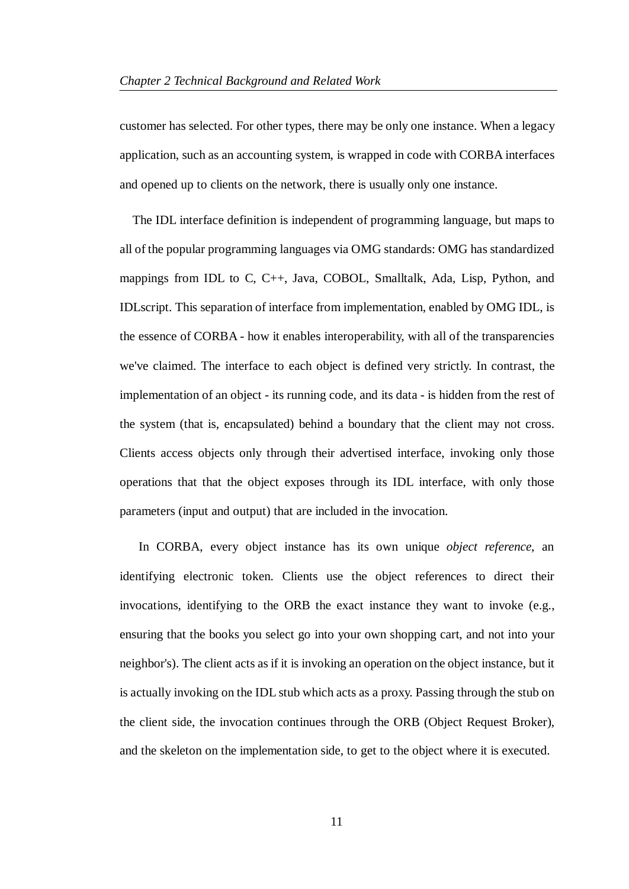customer has selected. For other types, there may be only one instance. When a legacy application, such as an accounting system, is wrapped in code with CORBA interfaces and opened up to clients on the network, there is usually only one instance.

The IDL interface definition is independent of programming language, but maps to all of the popular programming languages via OMG standards: OMG has standardized mappings from IDL to C, C++, Java, COBOL, Smalltalk, Ada, Lisp, Python, and IDLscript. This separation of interface from implementation, enabled by OMG IDL, is the essence of CORBA - how it enables interoperability, with all of the transparencies we've claimed. The interface to each object is defined very strictly. In contrast, the implementation of an object - its running code, and its data - is hidden from the rest of the system (that is, encapsulated) behind a boundary that the client may not cross. Clients access objects only through their advertised interface, invoking only those operations that that the object exposes through its IDL interface, with only those parameters (input and output) that are included in the invocation.

In CORBA, every object instance has its own unique *object reference*, an identifying electronic token. Clients use the object references to direct their invocations, identifying to the ORB the exact instance they want to invoke (e.g., ensuring that the books you select go into your own shopping cart, and not into your neighbor's). The client acts as if it is invoking an operation on the object instance, but it is actually invoking on the IDL stub which acts as a proxy. Passing through the stub on the client side, the invocation continues through the ORB (Object Request Broker), and the skeleton on the implementation side, to get to the object where it is executed.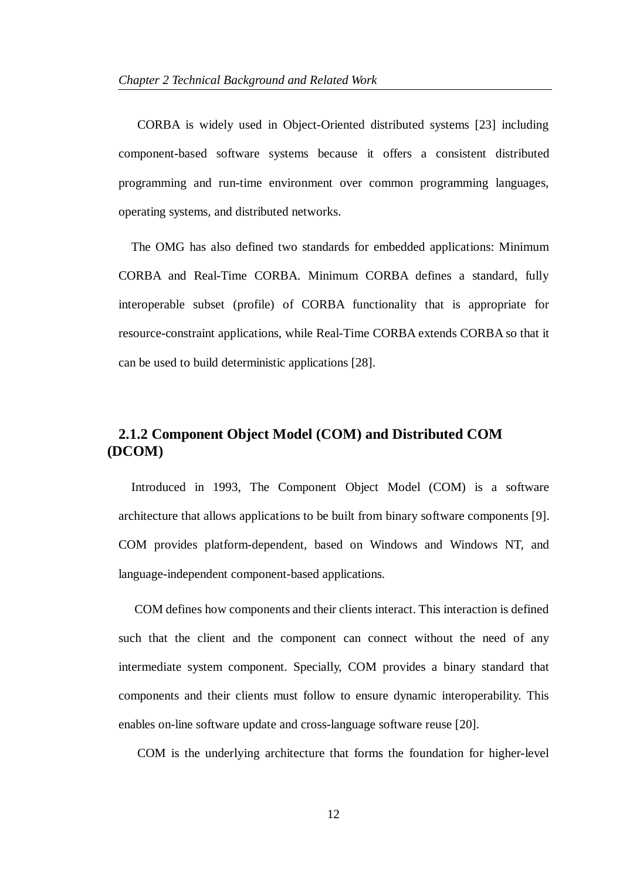CORBA is widely used in Object-Oriented distributed systems [23] including component-based software systems because it offers a consistent distributed programming and run-time environment over common programming languages, operating systems, and distributed networks.

The OMG has also defined two standards for embedded applications: Minimum CORBA and Real-Time CORBA. Minimum CORBA defines a standard, fully interoperable subset (profile) of CORBA functionality that is appropriate for resource-constraint applications, while Real-Time CORBA extends CORBA so that it can be used to build deterministic applications [28].

### 2.1.2 Component Object Model (COM) and Distributed COM (DCOM)

Introduced in 1993, The Component Object Model (COM) is a software architecture that allows applications to be built from binary software components [9]. COM provides platform-dependent, based on Windows and Windows NT, and language-independent component-based applications.

COM defines how components and their clients interact. This interaction is defined such that the client and the component can connect without the need of any intermediate system component. Specially, COM provides a binary standard that components and their clients must follow to ensure dynamic interoperability. This enables on-line software update and cross-language software reuse [20].

COM is the underlying architecture that forms the foundation for higher-level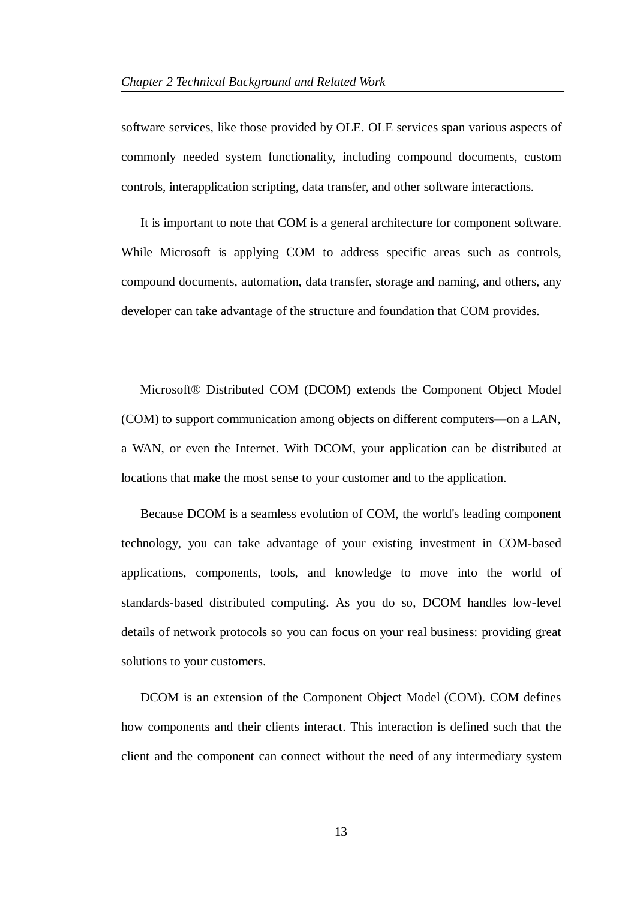software services, like those provided by OLE. OLE services span various aspects of commonly needed system functionality, including compound documents, custom controls, interapplication scripting, data transfer, and other software interactions.

It is important to note that COM is a general architecture for component software. While Microsoft is applying COM to address specific areas such as controls, compound documents, automation, data transfer, storage and naming, and others, any developer can take advantage of the structure and foundation that COM provides.

Microsoft® Distributed COM (DCOM) extends the Component Object Model (COM) to support communication among objects on different computers—on a LAN, a WAN, or even the Internet. With DCOM, your application can be distributed at locations that make the most sense to your customer and to the application.

Because DCOM is a seamless evolution of COM, the world's leading component technology, you can take advantage of your existing investment in COM-based applications, components, tools, and knowledge to move into the world of standards-based distributed computing. As you do so, DCOM handles low-level details of network protocols so you can focus on your real business: providing great solutions to your customers.

DCOM is an extension of the Component Object Model (COM). COM defines how components and their clients interact. This interaction is defined such that the client and the component can connect without the need of any intermediary system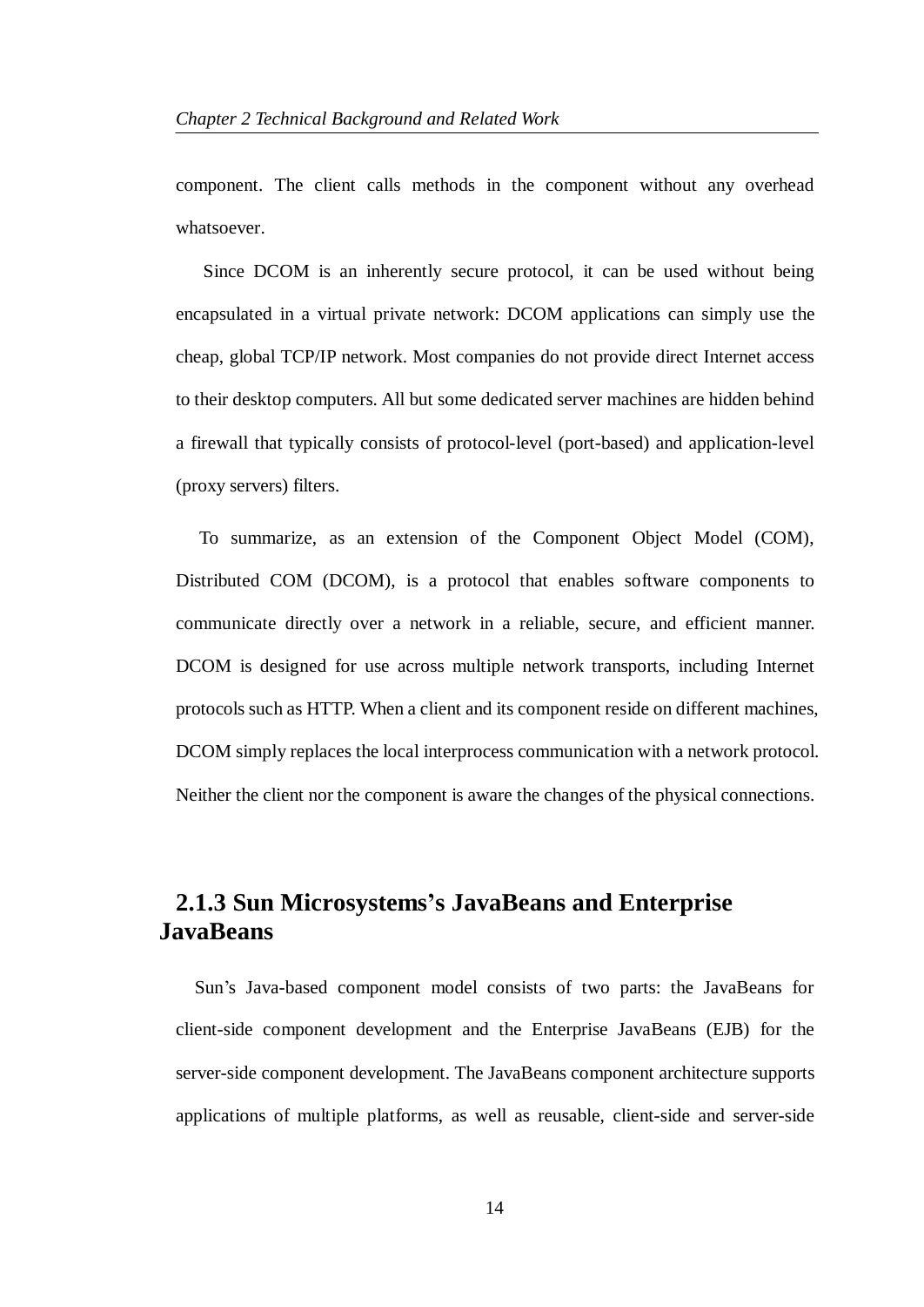component. The client calls methods in the component without any overhead whatsoever.

Since DCOM is an inherently secure protocol, it can be used without being encapsulated in a virtual private network: DCOM applications can simply use the cheap, global TCP/IP network. Most companies do not provide direct Internet access to their desktop computers. All but some dedicated server machines are hidden behind a firewall that typically consists of protocol-level (port-based) and application-level (proxy servers) filters.

To summarize, as an extension of the Component Object Model (COM), Distributed COM (DCOM), is a protocol that enables software components to communicate directly over a network in a reliable, secure, and efficient manner. DCOM is designed for use across multiple network transports, including Internet protocols such as HTTP. When a client and its component reside on different machines, DCOM simply replaces the local interprocess communication with a network protocol. Neither the client nor the component is aware the changes of the physical connections.

### 2.1.3 Sun Microsystems's JavaBeans and Enterprise JavaBeans

Sun's Java-based component model consists of two parts: the JavaBeans for client-side component development and the Enterprise JavaBeans (EJB) for the server-side component development. The JavaBeans component architecture supports applications of multiple platforms, as well as reusable, client-side and server-side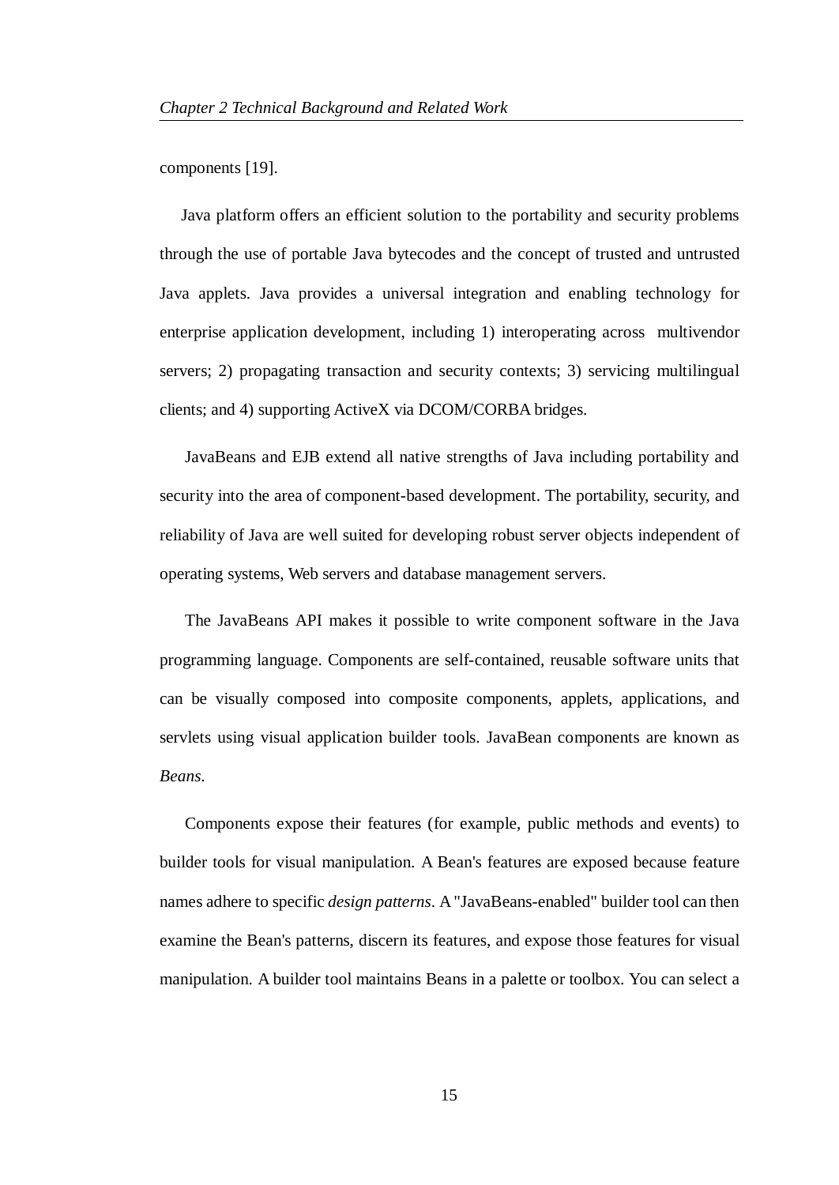components [19].

Java platform offers an efficient solution to the portability and security problems through the use of portable Java bytecodes and the concept of trusted and untrusted Java applets. Java provides a universal integration and enabling technology for enterprise application development, including 1) interoperating across multivendor servers; 2) propagating transaction and security contexts; 3) servicing multilingual clients; and 4) supporting ActiveX via DCOM/CORBA bridges.

JavaBeans and EJB extend all native strengths of Java including portability and security into the area of component-based development. The portability, security, and reliability of Java are well suited for developing robust server objects independent of operating systems, Web servers and database management servers.

The JavaBeans API makes it possible to write component software in the Java programming language. Components are self-contained, reusable software units that can be visually composed into composite components, applets, applications, and servlets using visual application builder tools. JavaBean components are known as *Beans*.

Components expose their features (for example, public methods and events) to builder tools for visual manipulation. A Bean's features are exposed because feature names adhere to specific *design patterns*. A "JavaBeans-enabled" builder tool can then examine the Bean's patterns, discern its features, and expose those features for visual manipulation. A builder tool maintains Beans in a palette or toolbox. You can select a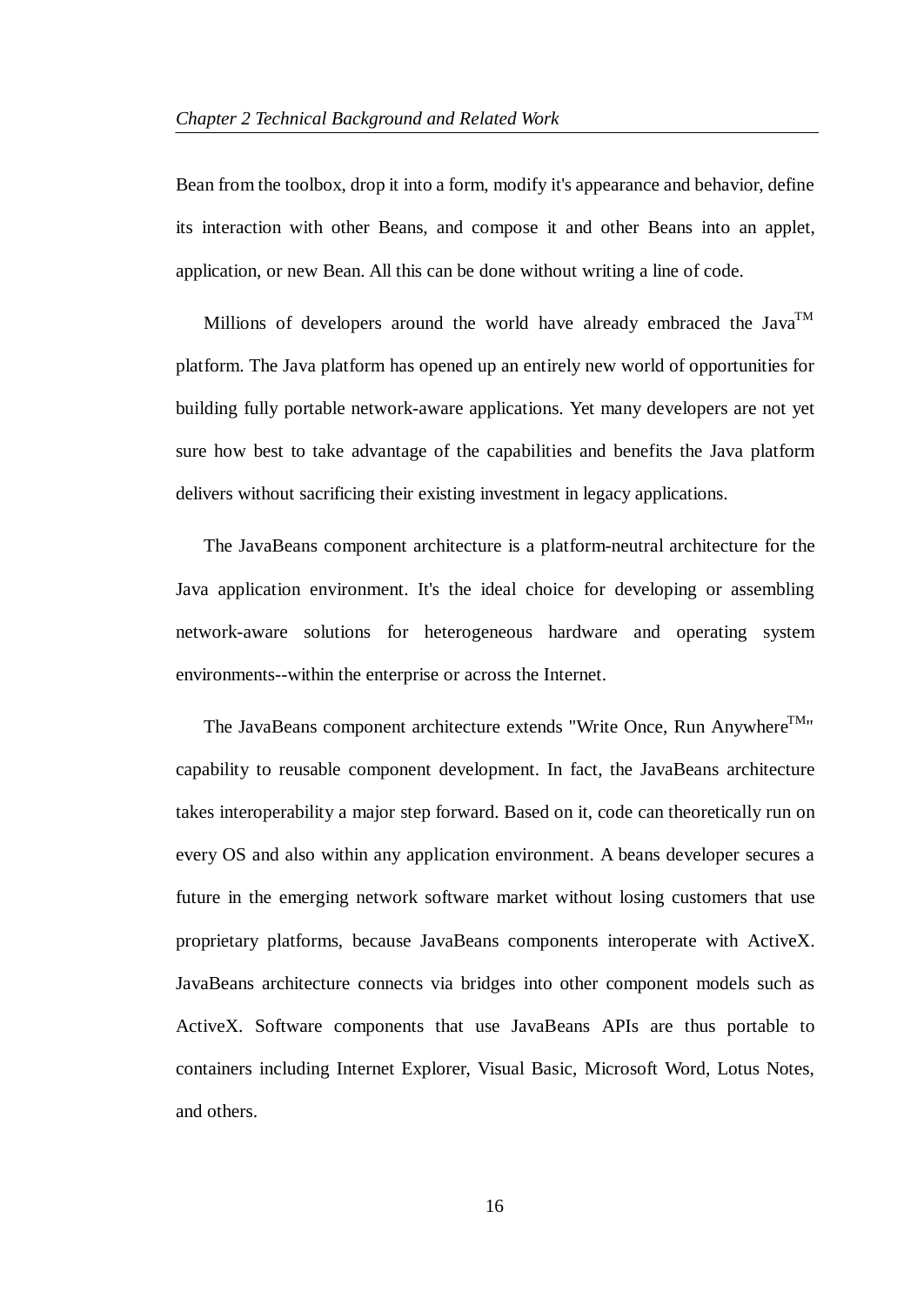Bean from the toolbox, drop it into a form, modify it's appearance and behavior, define its interaction with other Beans, and compose it and other Beans into an applet, application, or new Bean. All this can be done without writing a line of code.

Millions of developers around the world have already embraced the Java™ platform. The Java platform has opened up an entirely new world of opportunities for building fully portable network-aware applications. Yet many developers are not yet sure how best to take advantage of the capabilities and benefits the Java platform delivers without sacrificing their existing investment in legacy applications.

The JavaBeans component architecture is a platform-neutral architecture for the Java application environment. It's the ideal choice for developing or assembling network-aware solutions for heterogeneous hardware and operating system environments--within the enterprise or across the Internet.

The JavaBeans component architecture extends "Write Once, Run Anywhere™" capability to reusable component development. In fact, the JavaBeans architecture takes interoperability a major step forward. Based on it, code can theoretically run on every OS and also within any application environment. A beans developer secures a future in the emerging network software market without losing customers that use proprietary platforms, because JavaBeans components interoperate with ActiveX. JavaBeans architecture connects via bridges into other component models such as ActiveX. Software components that use JavaBeans APIs are thus portable to containers including Internet Explorer, Visual Basic, Microsoft Word, Lotus Notes, and others.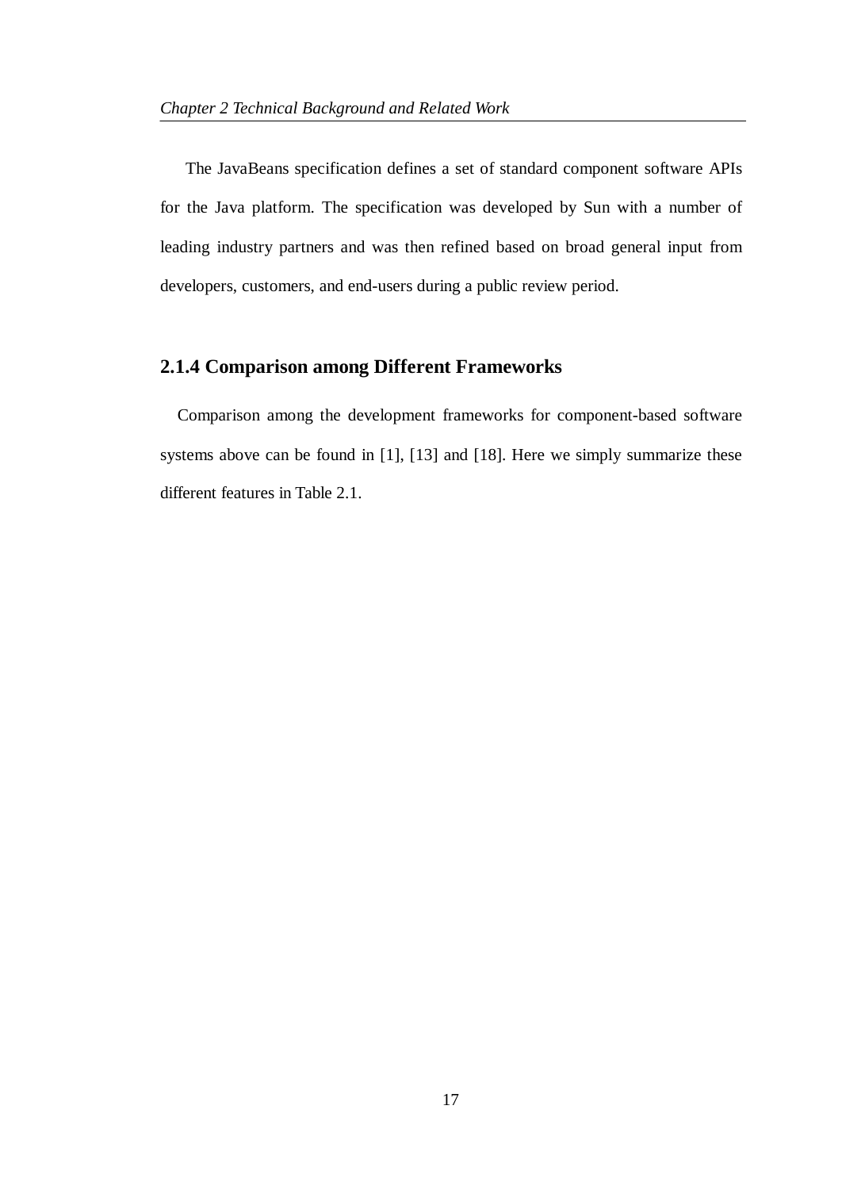The JavaBeans specification defines a set of standard component software APIs for the Java platform. The specification was developed by Sun with a number of leading industry partners and was then refined based on broad general input from developers, customers, and end-users during a public review period.

### 2.1.4 Comparison among Different Frameworks

Comparison among the development frameworks for component-based software systems above can be found in [1], [13] and [18]. Here we simply summarize these different features in Table 2.1.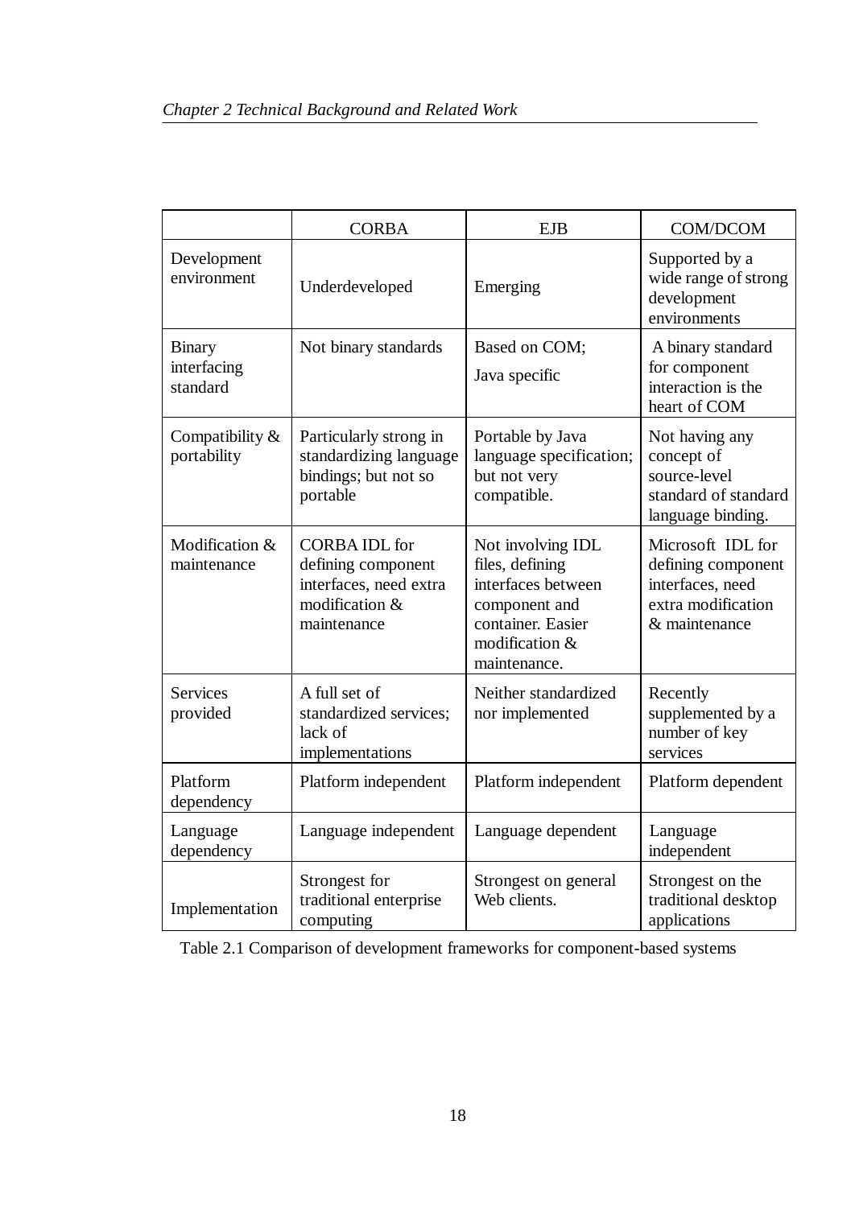| | CORBA | EJB | COM/DCOM |
|---|---|---|---|
| Development environment | Underdeveloped | Emerging | Supported by a wide range of strong development environments |
| Binary interfacing standard | Not binary standards | Based on COM; Java specific | A binary standard for component interaction is the heart of COM |
| Compatibility & portability | Particularly strong in standardizing language bindings; but not so portable | Portable by Java language specification; but not very compatible. | Not having any concept of source-level standard of standard language binding. |
| Modification & maintenance | CORBA IDL for defining component interfaces, need extra modification & maintenance | Not involving IDL files, defining interfaces between component and container. Easier modification & maintenance. | Microsoft IDL for defining component interfaces, need extra modification & maintenance |
| Services provided | A full set of standardized services; lack of implementations | Neither standardized nor implemented | Recently supplemented by a number of key services |
| Platform dependency | Platform independent | Platform independent | Platform dependent |
| Language dependency | Language independent | Language dependent | Language independent |
| Implementation | Strongest for traditional enterprise computing | Strongest on general Web clients. | Strongest on the traditional desktop applications |

Table 2.1 Comparison of development frameworks for component-based systems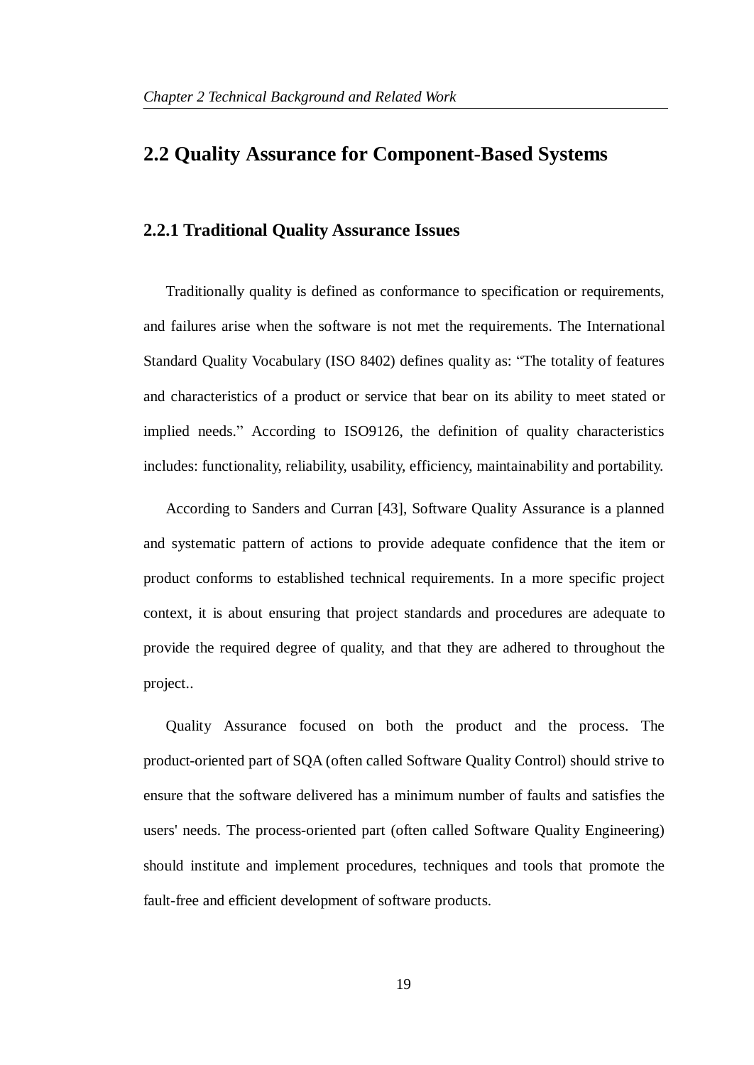## 2.2 Quality Assurance for Component-Based Systems

### 2.2.1 Traditional Quality Assurance Issues

Traditionally quality is defined as conformance to specification or requirements, and failures arise when the software is not met the requirements. The International Standard Quality Vocabulary (ISO 8402) defines quality as: "The totality of features and characteristics of a product or service that bear on its ability to meet stated or implied needs." According to ISO9126, the definition of quality characteristics includes: functionality, reliability, usability, efficiency, maintainability and portability.

According to Sanders and Curran [43], Software Quality Assurance is a planned and systematic pattern of actions to provide adequate confidence that the item or product conforms to established technical requirements. In a more specific project context, it is about ensuring that project standards and procedures are adequate to provide the required degree of quality, and that they are adhered to throughout the project..

Quality Assurance focused on both the product and the process. The product-oriented part of SQA (often called Software Quality Control) should strive to ensure that the software delivered has a minimum number of faults and satisfies the users' needs. The process-oriented part (often called Software Quality Engineering) should institute and implement procedures, techniques and tools that promote the fault-free and efficient development of software products.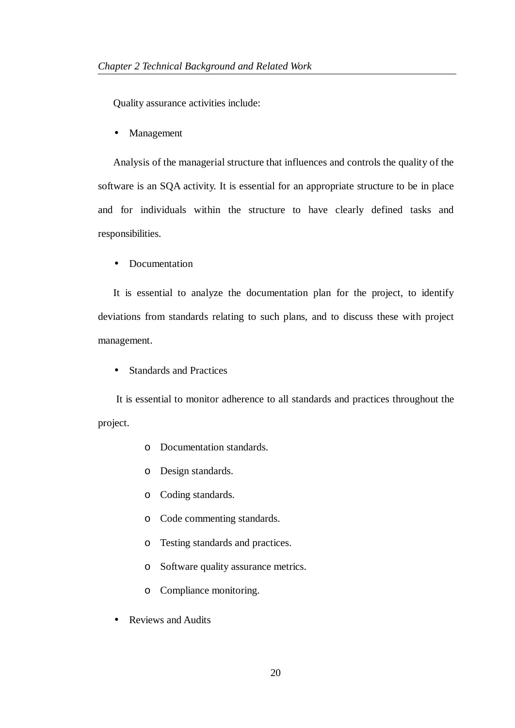Quality assurance activities include:

- Management

Analysis of the managerial structure that influences and controls the quality of the software is an SQA activity. It is essential for an appropriate structure to be in place and for individuals within the structure to have clearly defined tasks and responsibilities.

- Documentation

It is essential to analyze the documentation plan for the project, to identify deviations from standards relating to such plans, and to discuss these with project management.

- Standards and Practices

It is essential to monitor adherence to all standards and practices throughout the project.

    - Documentation standards.
    - Design standards.
    - Coding standards.
    - Code commenting standards.
    - Testing standards and practices.
    - Software quality assurance metrics.
    - Compliance monitoring.

- Reviews and Audits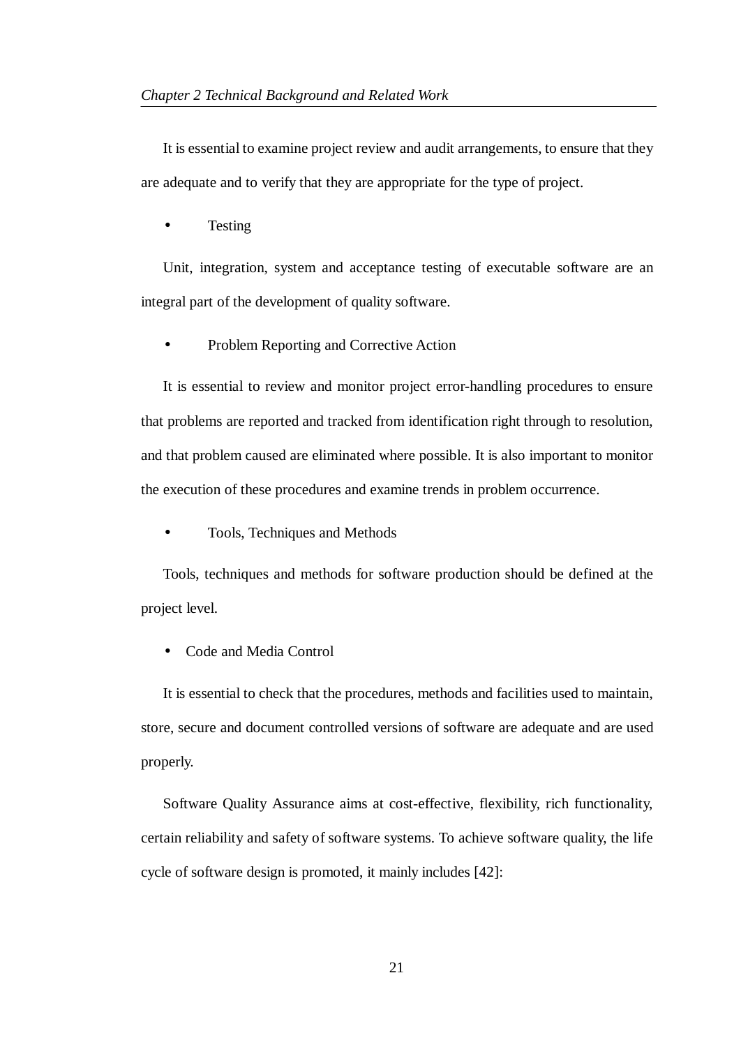It is essential to examine project review and audit arrangements, to ensure that they are adequate and to verify that they are appropriate for the type of project.

- Testing

Unit, integration, system and acceptance testing of executable software are an integral part of the development of quality software.

- Problem Reporting and Corrective Action

It is essential to review and monitor project error-handling procedures to ensure that problems are reported and tracked from identification right through to resolution, and that problem caused are eliminated where possible. It is also important to monitor the execution of these procedures and examine trends in problem occurrence.

- Tools, Techniques and Methods

Tools, techniques and methods for software production should be defined at the project level.

- Code and Media Control

It is essential to check that the procedures, methods and facilities used to maintain, store, secure and document controlled versions of software are adequate and are used properly.

Software Quality Assurance aims at cost-effective, flexibility, rich functionality, certain reliability and safety of software systems. To achieve software quality, the life cycle of software design is promoted, it mainly includes [42]: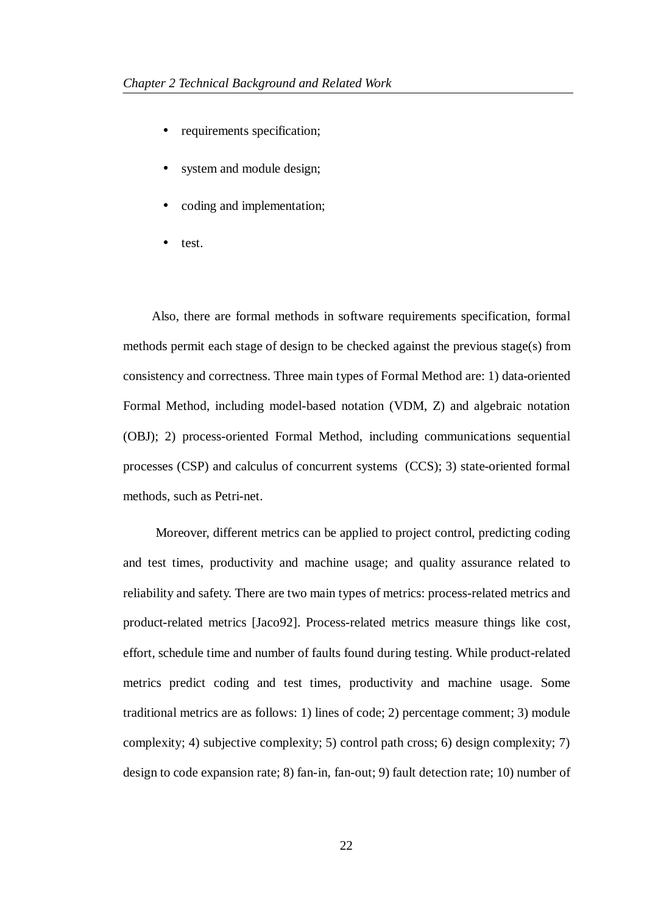- requirements specification;
- system and module design;
- coding and implementation;
- test.

Also, there are formal methods in software requirements specification, formal methods permit each stage of design to be checked against the previous stage(s) from consistency and correctness. Three main types of Formal Method are: 1) data-oriented Formal Method, including model-based notation (VDM, Z) and algebraic notation (OBJ); 2) process-oriented Formal Method, including communications sequential processes (CSP) and calculus of concurrent systems (CCS); 3) state-oriented formal methods, such as Petri-net.

Moreover, different metrics can be applied to project control, predicting coding and test times, productivity and machine usage; and quality assurance related to reliability and safety. There are two main types of metrics: process-related metrics and product-related metrics [Jaco92]. Process-related metrics measure things like cost, effort, schedule time and number of faults found during testing. While product-related metrics predict coding and test times, productivity and machine usage. Some traditional metrics are as follows: 1) lines of code; 2) percentage comment; 3) module complexity; 4) subjective complexity; 5) control path cross; 6) design complexity; 7) design to code expansion rate; 8) fan-in, fan-out; 9) fault detection rate; 10) number of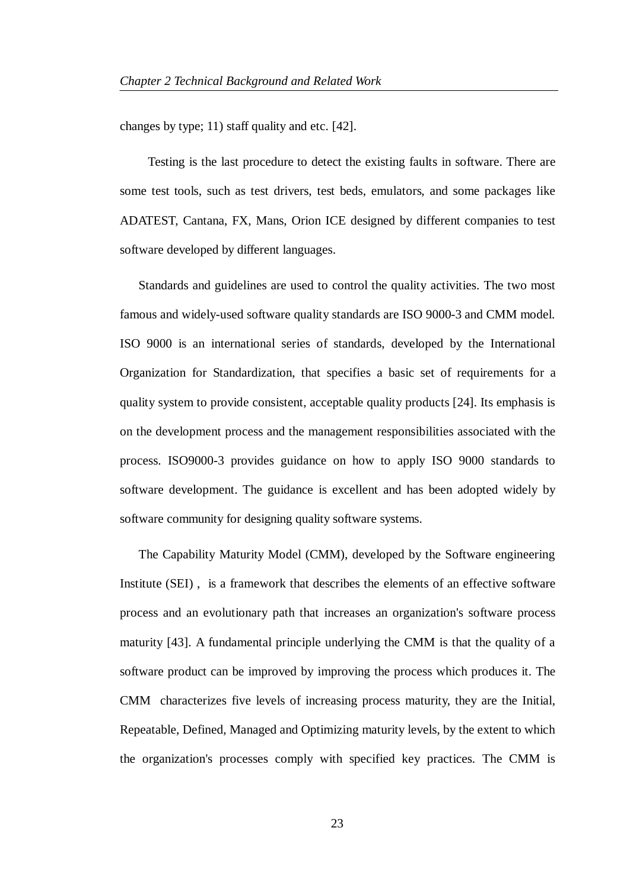changes by type; 11) staff quality and etc. [42].

Testing is the last procedure to detect the existing faults in software. There are some test tools, such as test drivers, test beds, emulators, and some packages like ADATEST, Cantana, FX, Mans, Orion ICE designed by different companies to test software developed by different languages.

Standards and guidelines are used to control the quality activities. The two most famous and widely-used software quality standards are ISO 9000-3 and CMM model. ISO 9000 is an international series of standards, developed by the International Organization for Standardization, that specifies a basic set of requirements for a quality system to provide consistent, acceptable quality products [24]. Its emphasis is on the development process and the management responsibilities associated with the process. ISO9000-3 provides guidance on how to apply ISO 9000 standards to software development. The guidance is excellent and has been adopted widely by software community for designing quality software systems.

The Capability Maturity Model (CMM), developed by the Software engineering Institute (SEI) , is a framework that describes the elements of an effective software process and an evolutionary path that increases an organization's software process maturity [43]. A fundamental principle underlying the CMM is that the quality of a software product can be improved by improving the process which produces it. The CMM characterizes five levels of increasing process maturity, they are the Initial, Repeatable, Defined, Managed and Optimizing maturity levels, by the extent to which the organization's processes comply with specified key practices. The CMM is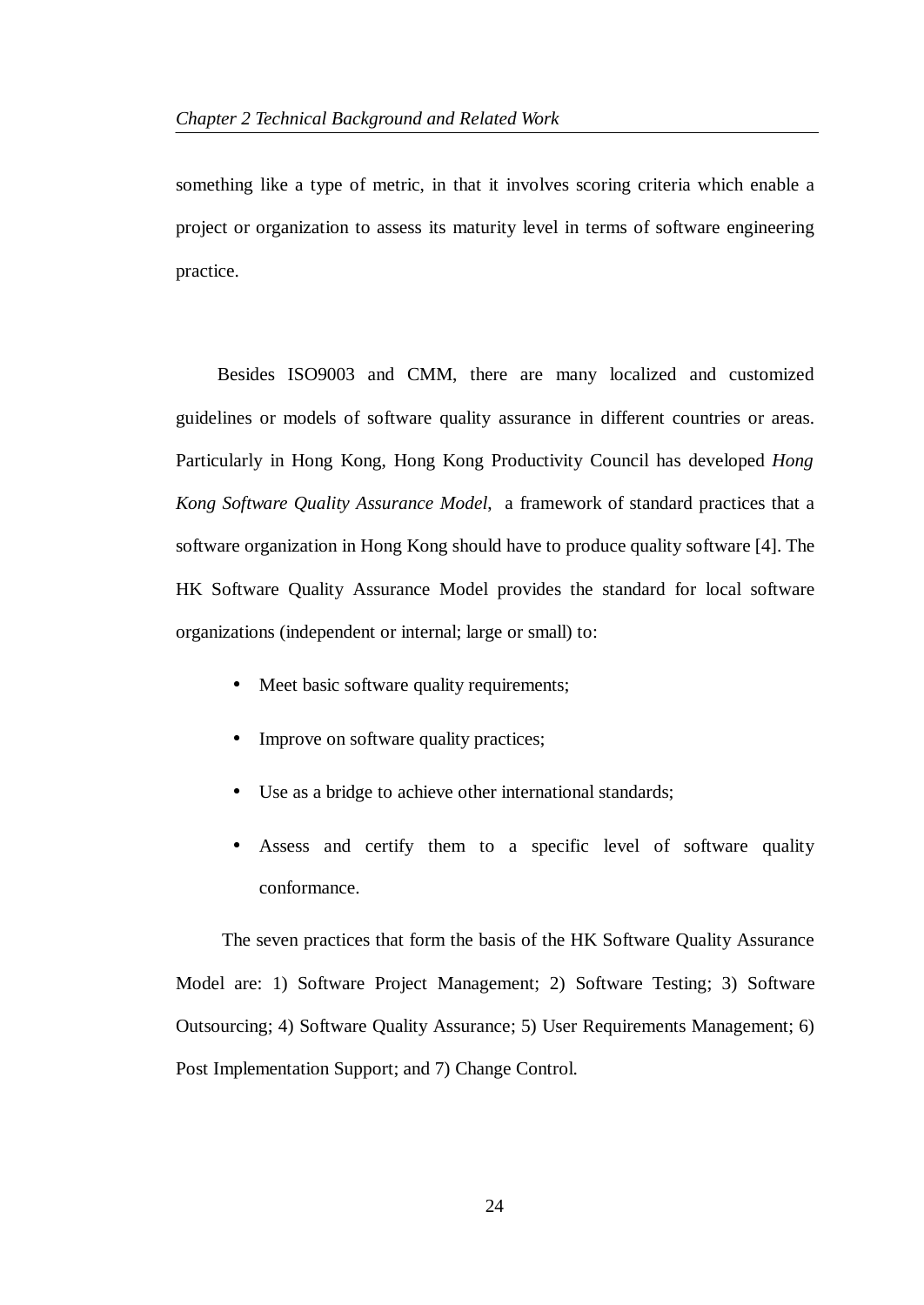something like a type of metric, in that it involves scoring criteria which enable a project or organization to assess its maturity level in terms of software engineering practice.

Besides ISO9003 and CMM, there are many localized and customized guidelines or models of software quality assurance in different countries or areas. Particularly in Hong Kong, Hong Kong Productivity Council has developed *Hong Kong Software Quality Assurance Model*, a framework of standard practices that a software organization in Hong Kong should have to produce quality software [4]. The HK Software Quality Assurance Model provides the standard for local software organizations (independent or internal; large or small) to:

- Meet basic software quality requirements;
- Improve on software quality practices;
- Use as a bridge to achieve other international standards;
- Assess and certify them to a specific level of software quality conformance.

The seven practices that form the basis of the HK Software Quality Assurance Model are: 1) Software Project Management; 2) Software Testing; 3) Software Outsourcing; 4) Software Quality Assurance; 5) User Requirements Management; 6) Post Implementation Support; and 7) Change Control.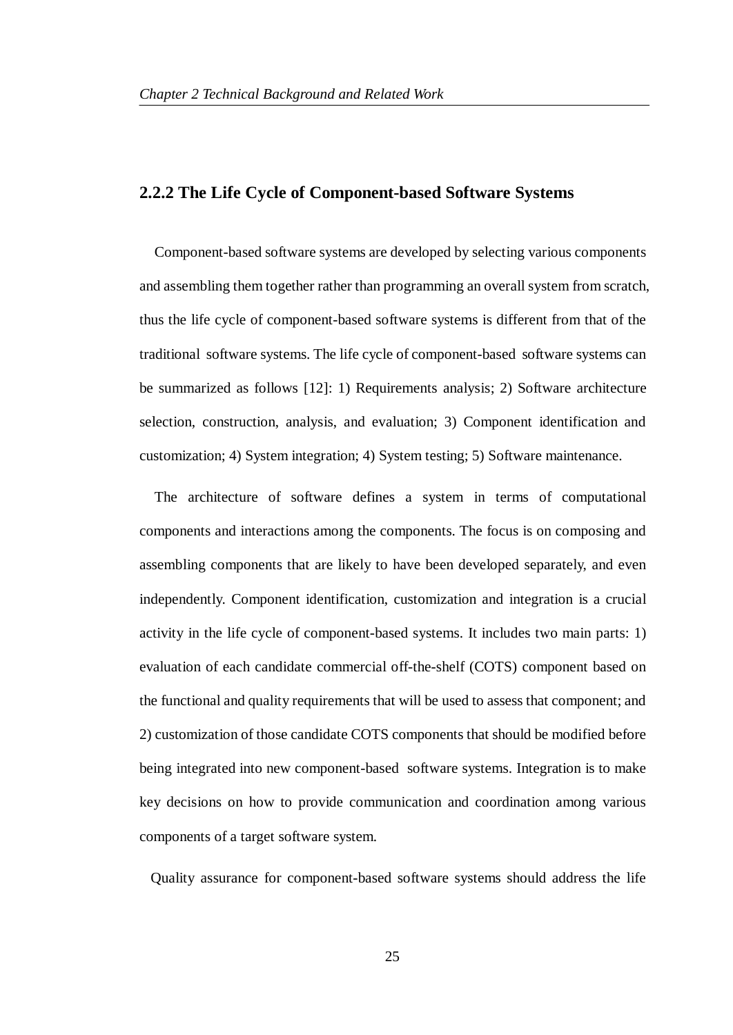### 2.2.2 The Life Cycle of Component-based Software Systems

Component-based software systems are developed by selecting various components and assembling them together rather than programming an overall system from scratch, thus the life cycle of component-based software systems is different from that of the traditional software systems. The life cycle of component-based software systems can be summarized as follows [12]: 1) Requirements analysis; 2) Software architecture selection, construction, analysis, and evaluation; 3) Component identification and customization; 4) System integration; 4) System testing; 5) Software maintenance.

The architecture of software defines a system in terms of computational components and interactions among the components. The focus is on composing and assembling components that are likely to have been developed separately, and even independently. Component identification, customization and integration is a crucial activity in the life cycle of component-based systems. It includes two main parts: 1) evaluation of each candidate commercial off-the-shelf (COTS) component based on the functional and quality requirements that will be used to assess that component; and 2) customization of those candidate COTS components that should be modified before being integrated into new component-based software systems. Integration is to make key decisions on how to provide communication and coordination among various components of a target software system.

Quality assurance for component-based software systems should address the life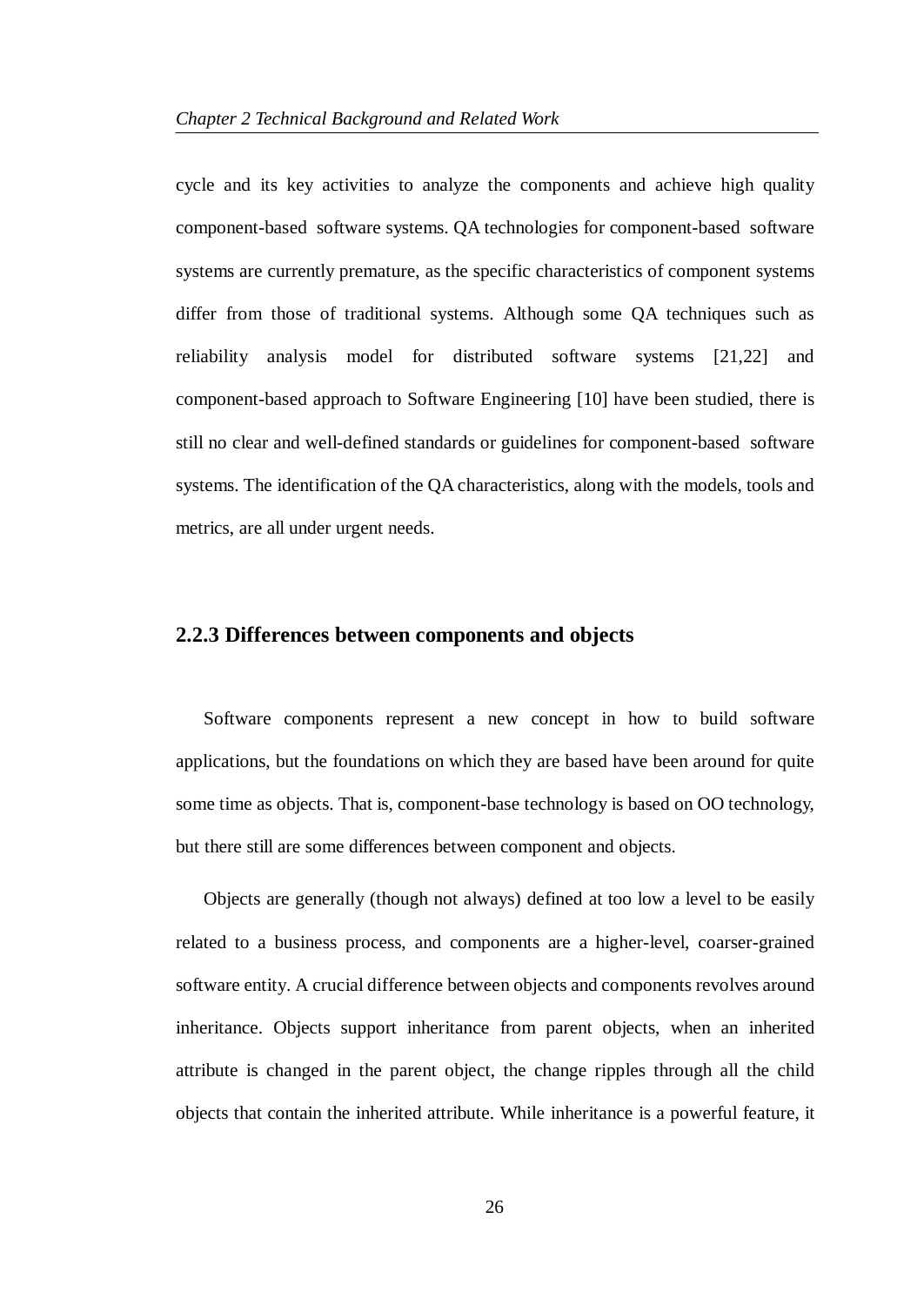cycle and its key activities to analyze the components and achieve high quality component-based software systems. QA technologies for component-based software systems are currently premature, as the specific characteristics of component systems differ from those of traditional systems. Although some QA techniques such as reliability analysis model for distributed software systems [21,22] and component-based approach to Software Engineering [10] have been studied, there is still no clear and well-defined standards or guidelines for component-based software systems. The identification of the QA characteristics, along with the models, tools and metrics, are all under urgent needs.

### 2.2.3 Differences between components and objects

Software components represent a new concept in how to build software applications, but the foundations on which they are based have been around for quite some time as objects. That is, component-base technology is based on OO technology, but there still are some differences between component and objects.

Objects are generally (though not always) defined at too low a level to be easily related to a business process, and components are a higher-level, coarser-grained software entity. A crucial difference between objects and components revolves around inheritance. Objects support inheritance from parent objects, when an inherited attribute is changed in the parent object, the change ripples through all the child objects that contain the inherited attribute. While inheritance is a powerful feature, it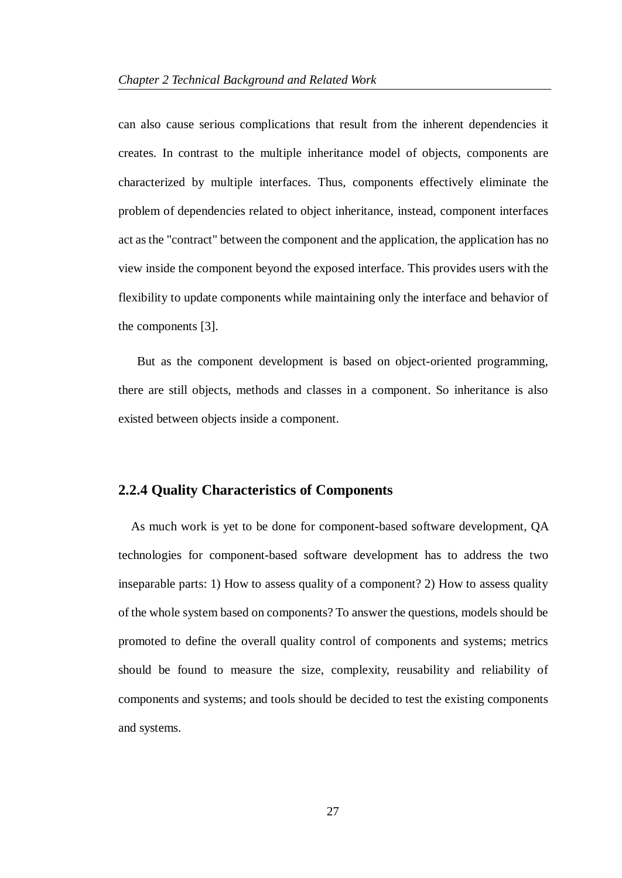can also cause serious complications that result from the inherent dependencies it creates. In contrast to the multiple inheritance model of objects, components are characterized by multiple interfaces. Thus, components effectively eliminate the problem of dependencies related to object inheritance, instead, component interfaces act as the "contract" between the component and the application, the application has no view inside the component beyond the exposed interface. This provides users with the flexibility to update components while maintaining only the interface and behavior of the components [3].

But as the component development is based on object-oriented programming, there are still objects, methods and classes in a component. So inheritance is also existed between objects inside a component.

### 2.2.4 Quality Characteristics of Components

As much work is yet to be done for component-based software development, QA technologies for component-based software development has to address the two inseparable parts: 1) How to assess quality of a component? 2) How to assess quality of the whole system based on components? To answer the questions, models should be promoted to define the overall quality control of components and systems; metrics should be found to measure the size, complexity, reusability and reliability of components and systems; and tools should be decided to test the existing components and systems.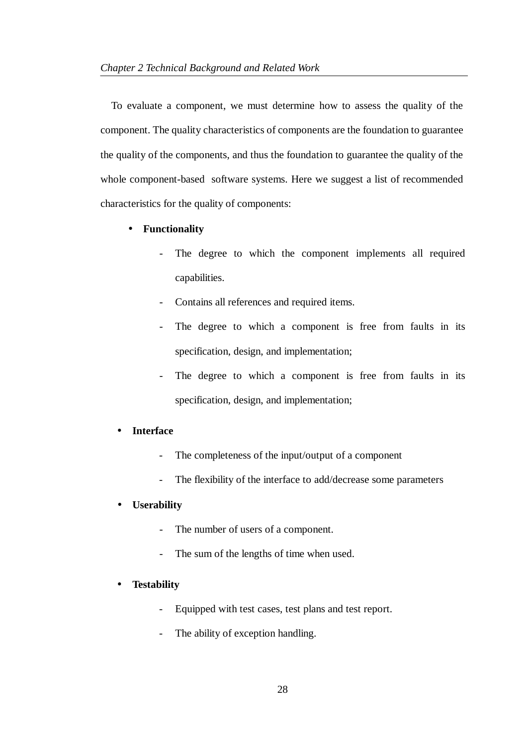To evaluate a component, we must determine how to assess the quality of the component. The quality characteristics of components are the foundation to guarantee the quality of the components, and thus the foundation to guarantee the quality of the whole component-based software systems. Here we suggest a list of recommended characteristics for the quality of components:

- **Functionality**
  - The degree to which the component implements all required capabilities.
  - Contains all references and required items.
  - The degree to which a component is free from faults in its specification, design, and implementation;
  - The degree to which a component is free from faults in its specification, design, and implementation;

- **Interface**
  - The completeness of the input/output of a component
  - The flexibility of the interface to add/decrease some parameters

- **Userability**
  - The number of users of a component.
  - The sum of the lengths of time when used.

- **Testability**
  - Equipped with test cases, test plans and test report.
  - The ability of exception handling.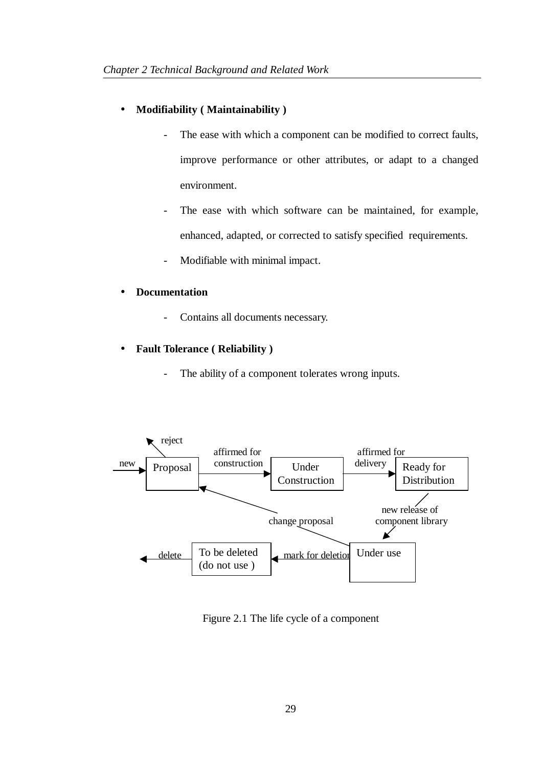- **Modifiability ( Maintainability )**
  - The ease with which a component can be modified to correct faults, improve performance or other attributes, or adapt to a changed environment.
  - The ease with which software can be maintained, for example, enhanced, adapted, or corrected to satisfy specified requirements.
  - Modifiable with minimal impact.

- **Documentation**
  - Contains all documents necessary.

- **Fault Tolerance ( Reliability )**
  - The ability of a component tolerates wrong inputs.

reject

new → Proposal → affirmed for construction → Under Construction → affirmed for delivery → Ready for Distribution

new release of component library → Under use

Under use → change proposal → Proposal

Under use → mark for deletion → To be deleted (do not use ) → delete

Figure 2.1 The life cycle of a component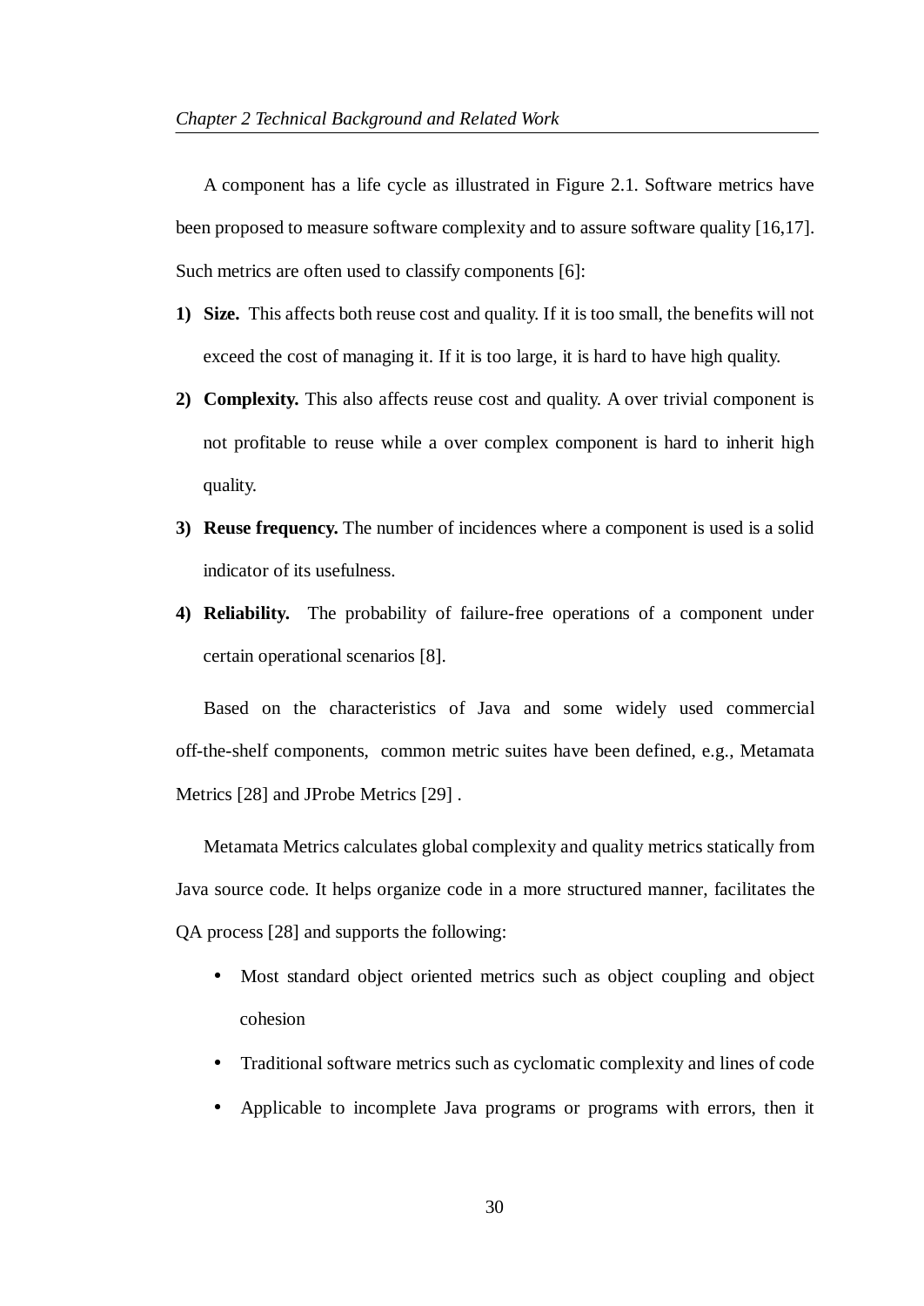A component has a life cycle as illustrated in Figure 2.1. Software metrics have been proposed to measure software complexity and to assure software quality [16,17]. Such metrics are often used to classify components [6]:

1) **Size.** This affects both reuse cost and quality. If it is too small, the benefits will not exceed the cost of managing it. If it is too large, it is hard to have high quality.
2) **Complexity.** This also affects reuse cost and quality. A over trivial component is not profitable to reuse while a over complex component is hard to inherit high quality.
3) **Reuse frequency.** The number of incidences where a component is used is a solid indicator of its usefulness.
4) **Reliability.** The probability of failure-free operations of a component under certain operational scenarios [8].

Based on the characteristics of Java and some widely used commercial off-the-shelf components, common metric suites have been defined, e.g., Metamata Metrics [28] and JProbe Metrics [29] .

Metamata Metrics calculates global complexity and quality metrics statically from Java source code. It helps organize code in a more structured manner, facilitates the QA process [28] and supports the following:

- Most standard object oriented metrics such as object coupling and object cohesion
- Traditional software metrics such as cyclomatic complexity and lines of code
- Applicable to incomplete Java programs or programs with errors, then it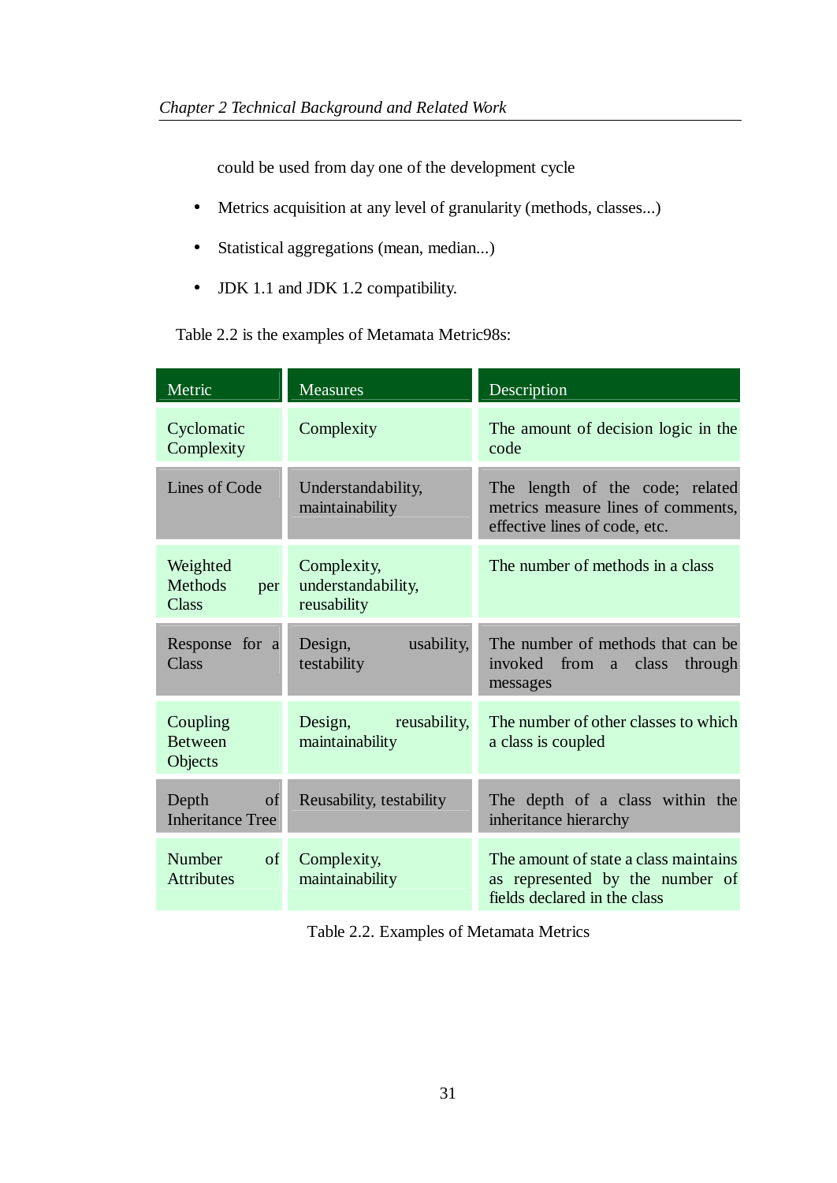could be used from day one of the development cycle

- Metrics acquisition at any level of granularity (methods, classes...)
- Statistical aggregations (mean, median...)
- JDK 1.1 and JDK 1.2 compatibility.

Table 2.2 is the examples of Metamata Metric98s:

| Metric | Measures | Description |
|---|---|---|
| Cyclomatic Complexity | Complexity | The amount of decision logic in the code |
| Lines of Code | Understandability, maintainability | The length of the code; related metrics measure lines of comments, effective lines of code, etc. |
| Weighted Methods per Class | Complexity, understandability, reusability | The number of methods in a class |
| Response for a Class | Design, usability, testability | The number of methods that can be invoked from a class through messages |
| Coupling Between Objects | Design, reusability, maintainability | The number of other classes to which a class is coupled |
| Depth of Inheritance Tree | Reusability, testability | The depth of a class within the inheritance hierarchy |
| Number of Attributes | Complexity, maintainability | The amount of state a class maintains as represented by the number of fields declared in the class |

Table 2.2. Examples of Metamata Metrics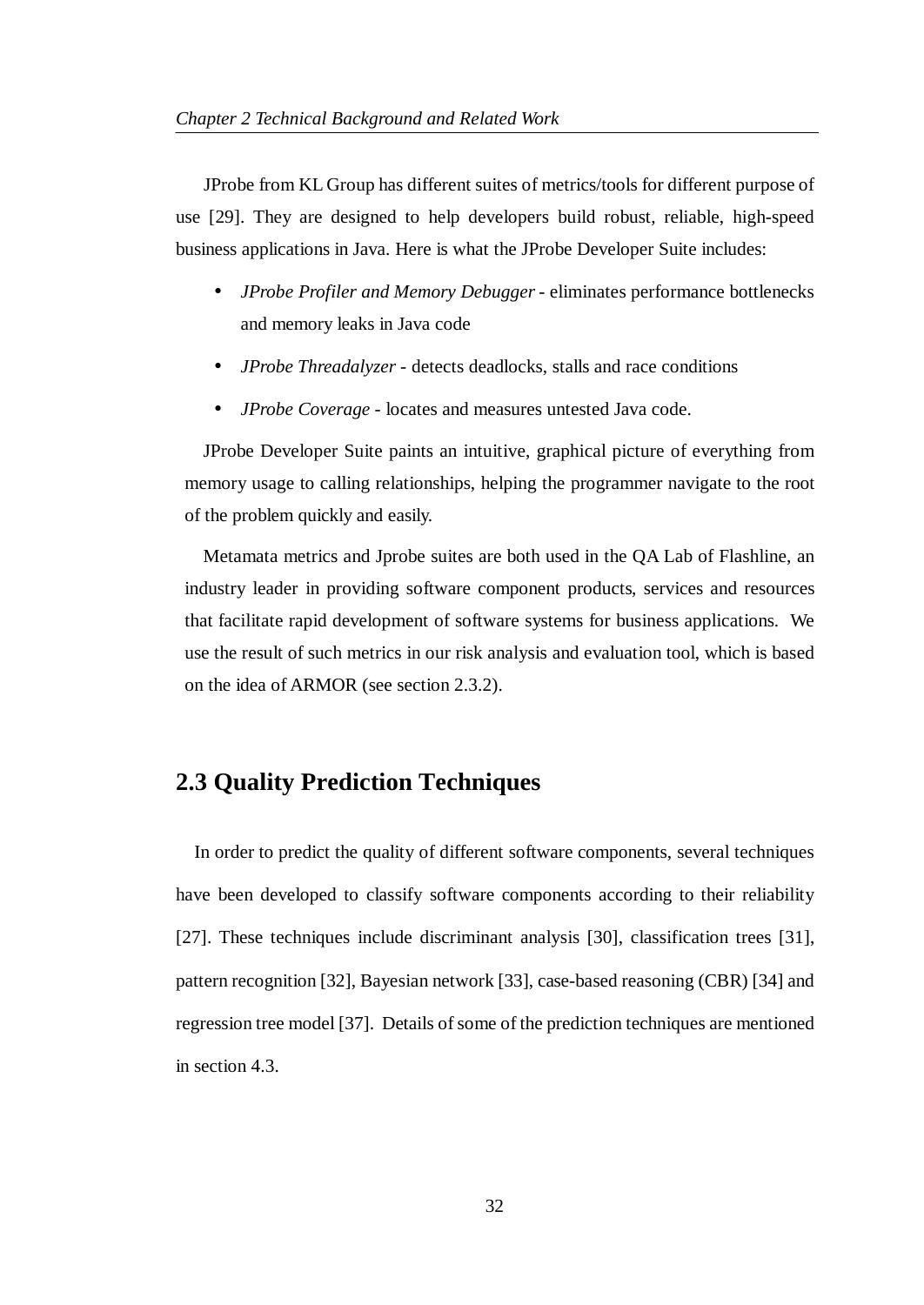JProbe from KL Group has different suites of metrics/tools for different purpose of use [29]. They are designed to help developers build robust, reliable, high-speed business applications in Java. Here is what the JProbe Developer Suite includes:

- *JProbe Profiler and Memory Debugger* - eliminates performance bottlenecks and memory leaks in Java code
- *JProbe Threadalyzer* - detects deadlocks, stalls and race conditions
- *JProbe Coverage* - locates and measures untested Java code.

JProbe Developer Suite paints an intuitive, graphical picture of everything from memory usage to calling relationships, helping the programmer navigate to the root of the problem quickly and easily.

Metamata metrics and Jprobe suites are both used in the QA Lab of Flashline, an industry leader in providing software component products, services and resources that facilitate rapid development of software systems for business applications. We use the result of such metrics in our risk analysis and evaluation tool, which is based on the idea of ARMOR (see section 2.3.2).

## 2.3 Quality Prediction Techniques

In order to predict the quality of different software components, several techniques have been developed to classify software components according to their reliability [27]. These techniques include discriminant analysis [30], classification trees [31], pattern recognition [32], Bayesian network [33], case-based reasoning (CBR) [34] and regression tree model [37]. Details of some of the prediction techniques are mentioned in section 4.3.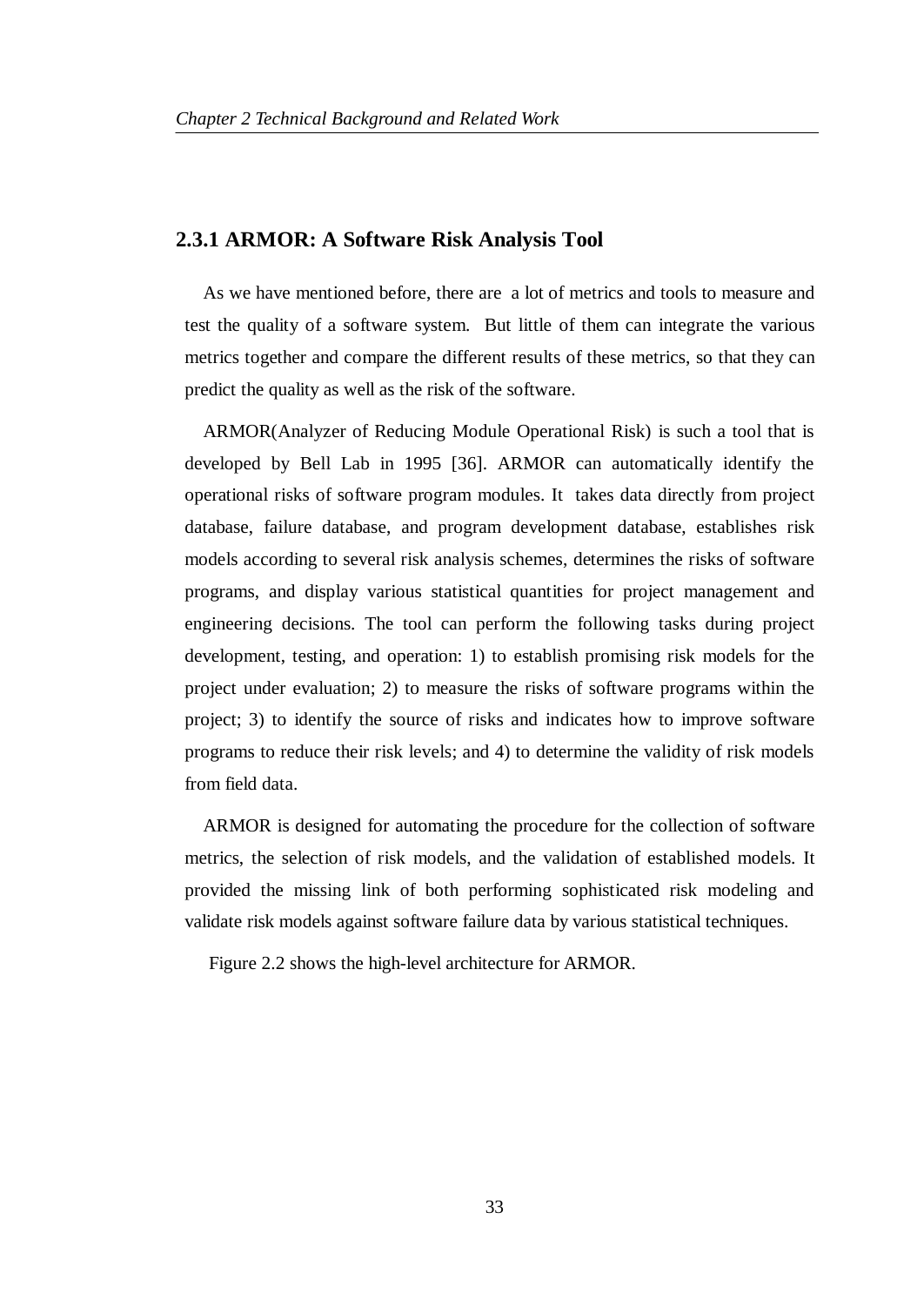### 2.3.1 ARMOR: A Software Risk Analysis Tool

As we have mentioned before, there are a lot of metrics and tools to measure and test the quality of a software system. But little of them can integrate the various metrics together and compare the different results of these metrics, so that they can predict the quality as well as the risk of the software.

ARMOR(Analyzer of Reducing Module Operational Risk) is such a tool that is developed by Bell Lab in 1995 [36]. ARMOR can automatically identify the operational risks of software program modules. It takes data directly from project database, failure database, and program development database, establishes risk models according to several risk analysis schemes, determines the risks of software programs, and display various statistical quantities for project management and engineering decisions. The tool can perform the following tasks during project development, testing, and operation: 1) to establish promising risk models for the project under evaluation; 2) to measure the risks of software programs within the project; 3) to identify the source of risks and indicates how to improve software programs to reduce their risk levels; and 4) to determine the validity of risk models from field data.

ARMOR is designed for automating the procedure for the collection of software metrics, the selection of risk models, and the validation of established models. It provided the missing link of both performing sophisticated risk modeling and validate risk models against software failure data by various statistical techniques.

Figure 2.2 shows the high-level architecture for ARMOR.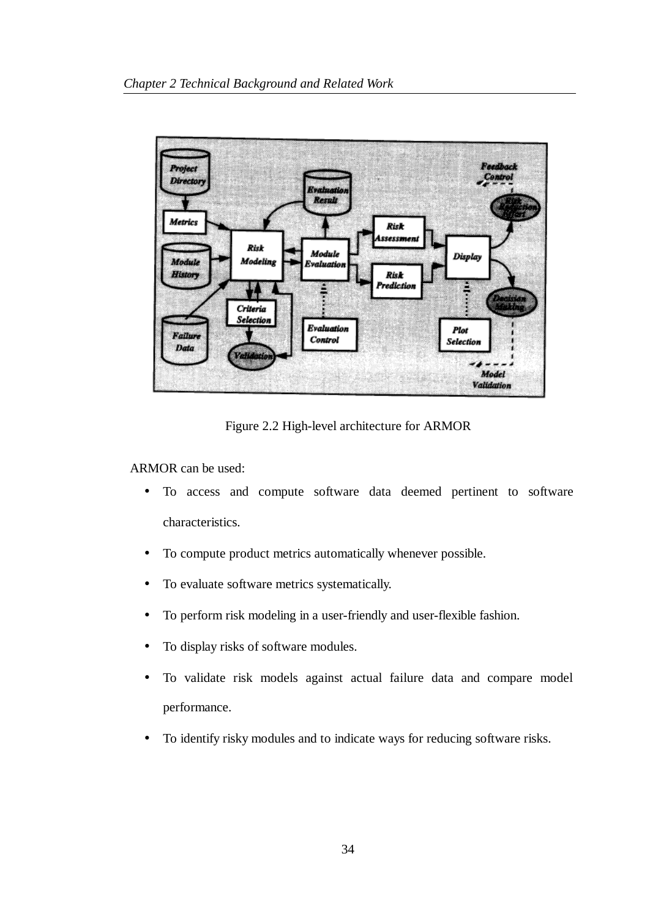Figure 2.2 High-level architecture for ARMOR

ARMOR can be used:

- To access and compute software data deemed pertinent to software characteristics.
- To compute product metrics automatically whenever possible.
- To evaluate software metrics systematically.
- To perform risk modeling in a user-friendly and user-flexible fashion.
- To display risks of software modules.
- To validate risk models against actual failure data and compare model performance.
- To identify risky modules and to indicate ways for reducing software risks.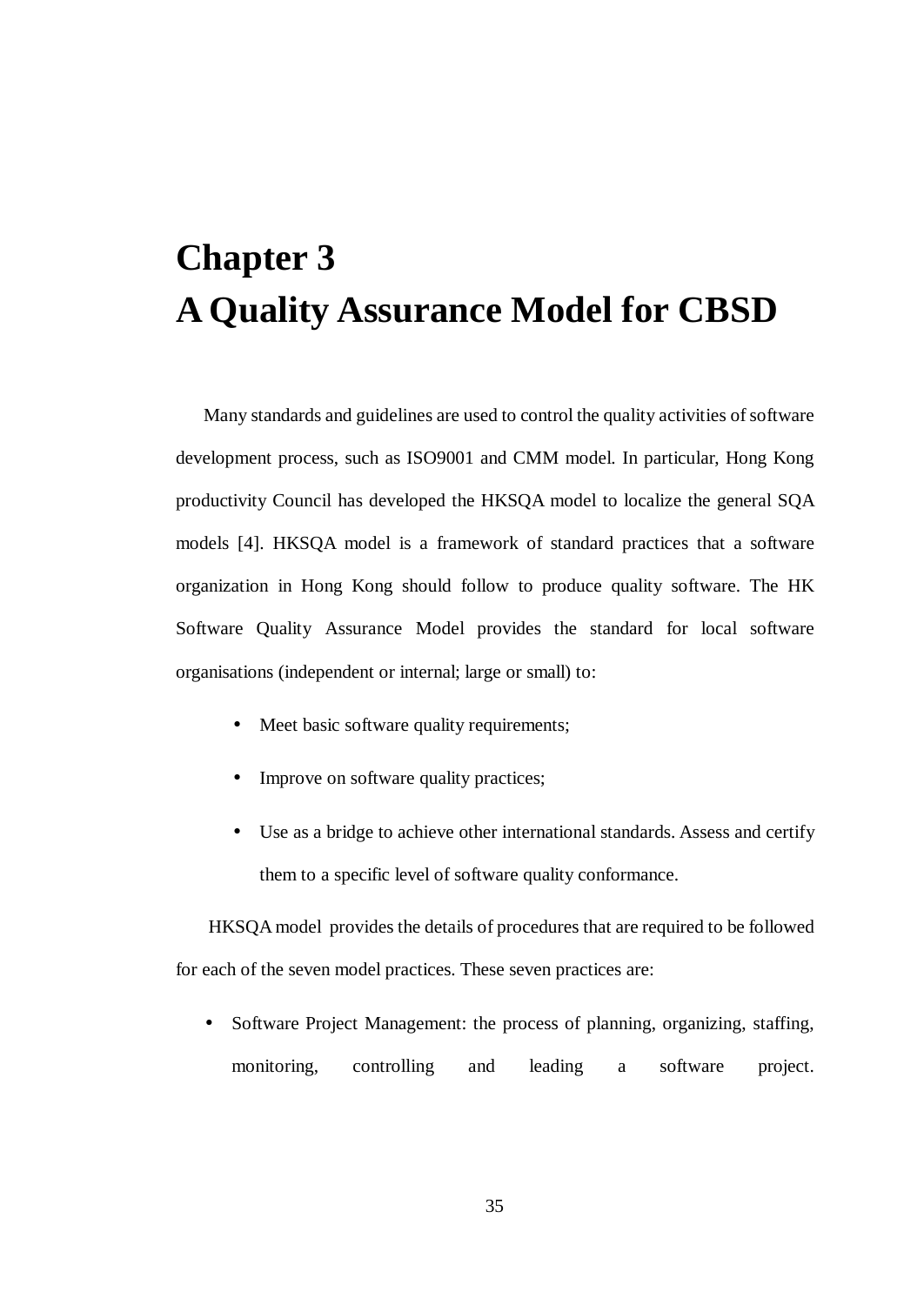# Chapter 3
# A Quality Assurance Model for CBSD

Many standards and guidelines are used to control the quality activities of software development process, such as ISO9001 and CMM model. In particular, Hong Kong productivity Council has developed the HKSQA model to localize the general SQA models [4]. HKSQA model is a framework of standard practices that a software organization in Hong Kong should follow to produce quality software. The HK Software Quality Assurance Model provides the standard for local software organisations (independent or internal; large or small) to:

- Meet basic software quality requirements;
- Improve on software quality practices;
- Use as a bridge to achieve other international standards. Assess and certify them to a specific level of software quality conformance.

HKSQA model provides the details of procedures that are required to be followed for each of the seven model practices. These seven practices are:

- Software Project Management: the process of planning, organizing, staffing, monitoring, controlling and leading a software project.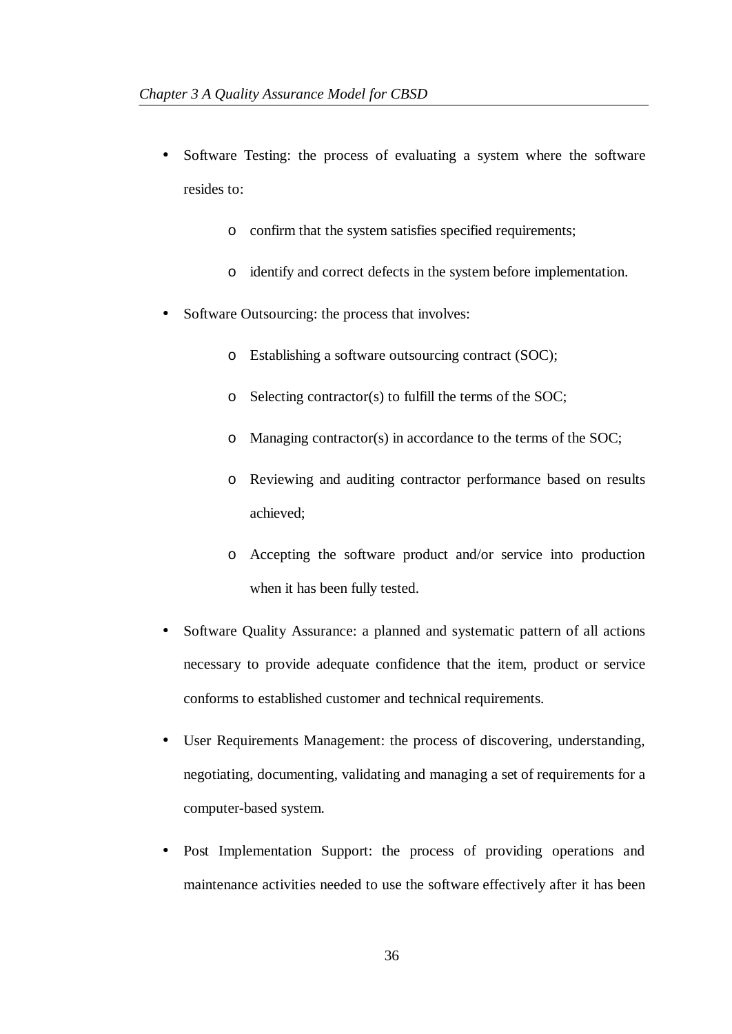- Software Testing: the process of evaluating a system where the software resides to:
    - confirm that the system satisfies specified requirements;
    - identify and correct defects in the system before implementation.
- Software Outsourcing: the process that involves:
    - Establishing a software outsourcing contract (SOC);
    - Selecting contractor(s) to fulfill the terms of the SOC;
    - Managing contractor(s) in accordance to the terms of the SOC;
    - Reviewing and auditing contractor performance based on results achieved;
    - Accepting the software product and/or service into production when it has been fully tested.
- Software Quality Assurance: a planned and systematic pattern of all actions necessary to provide adequate confidence that the item, product or service conforms to established customer and technical requirements.
- User Requirements Management: the process of discovering, understanding, negotiating, documenting, validating and managing a set of requirements for a computer-based system.
- Post Implementation Support: the process of providing operations and maintenance activities needed to use the software effectively after it has been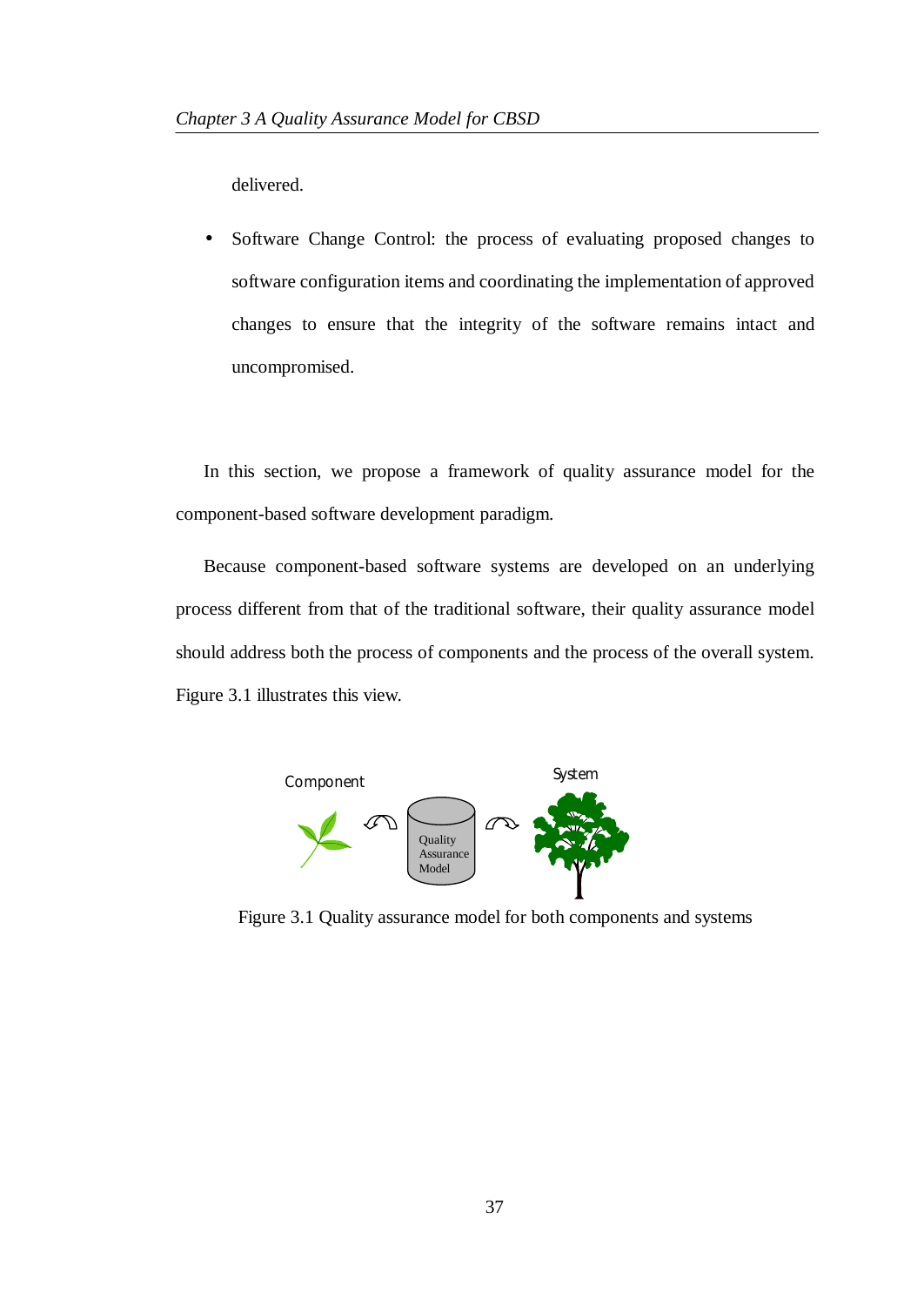delivered.

- Software Change Control: the process of evaluating proposed changes to software configuration items and coordinating the implementation of approved changes to ensure that the integrity of the software remains intact and uncompromised.

In this section, we propose a framework of quality assurance model for the component-based software development paradigm.

Because component-based software systems are developed on an underlying process different from that of the traditional software, their quality assurance model should address both the process of components and the process of the overall system. Figure 3.1 illustrates this view.

Figure 3.1 Quality assurance model for both components and systems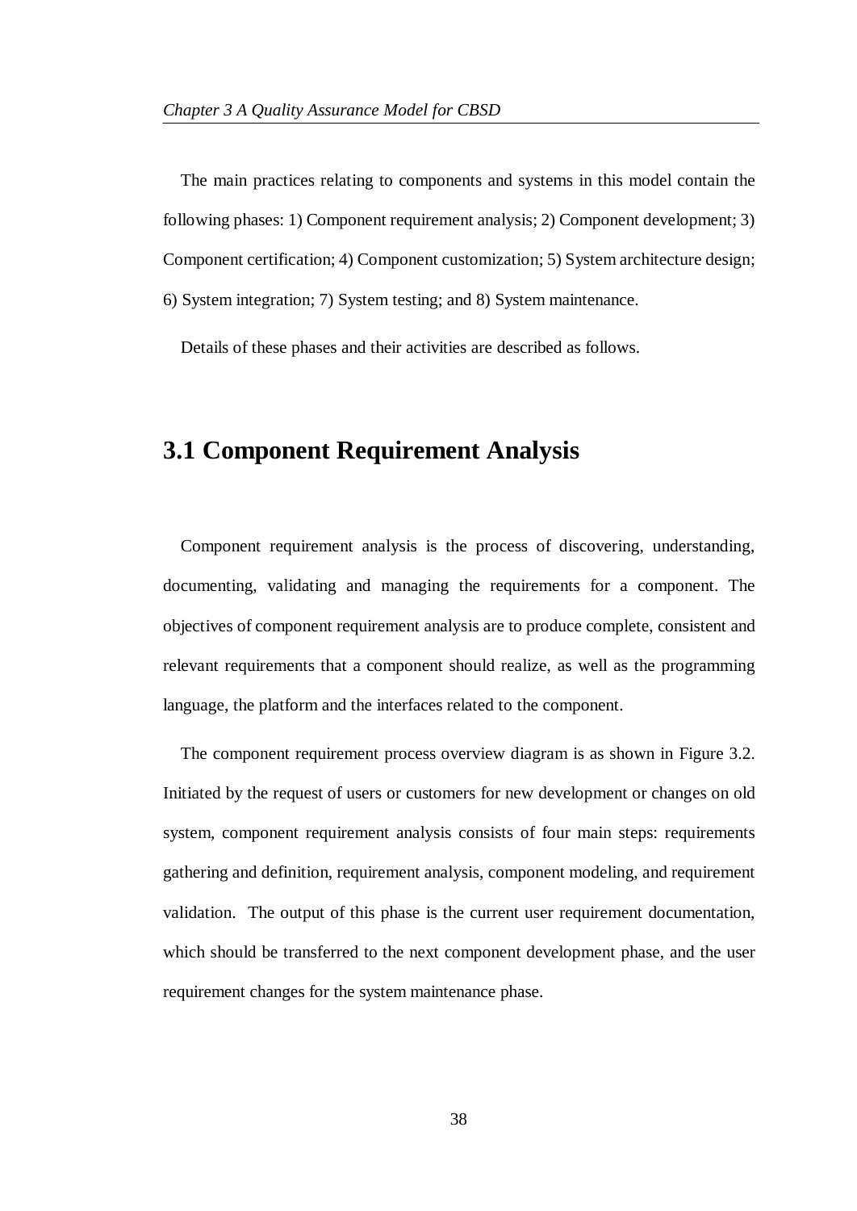The main practices relating to components and systems in this model contain the following phases: 1) Component requirement analysis; 2) Component development; 3) Component certification; 4) Component customization; 5) System architecture design; 6) System integration; 7) System testing; and 8) System maintenance.

Details of these phases and their activities are described as follows.

## 3.1 Component Requirement Analysis

Component requirement analysis is the process of discovering, understanding, documenting, validating and managing the requirements for a component. The objectives of component requirement analysis are to produce complete, consistent and relevant requirements that a component should realize, as well as the programming language, the platform and the interfaces related to the component.

The component requirement process overview diagram is as shown in Figure 3.2. Initiated by the request of users or customers for new development or changes on old system, component requirement analysis consists of four main steps: requirements gathering and definition, requirement analysis, component modeling, and requirement validation. The output of this phase is the current user requirement documentation, which should be transferred to the next component development phase, and the user requirement changes for the system maintenance phase.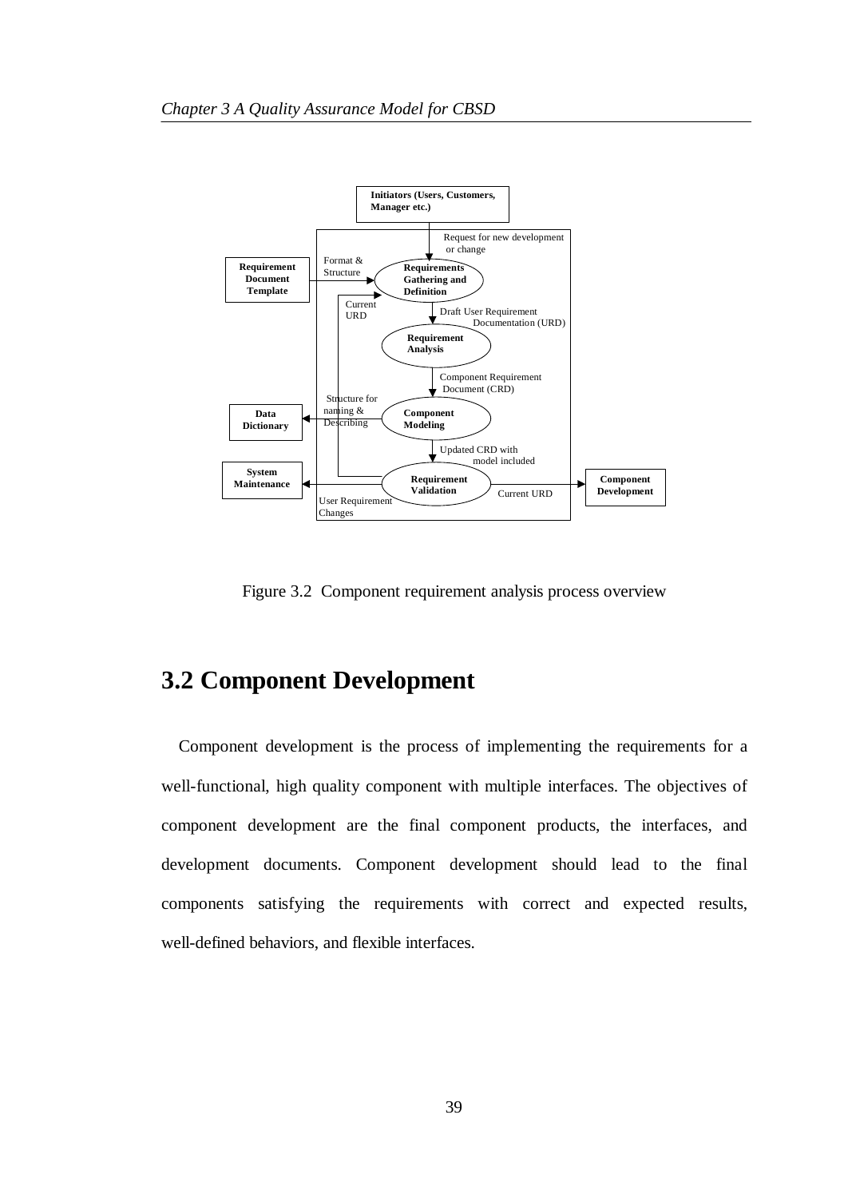Figure 3.2 Component requirement analysis process overview

## 3.2 Component Development

Component development is the process of implementing the requirements for a well-functional, high quality component with multiple interfaces. The objectives of component development are the final component products, the interfaces, and development documents. Component development should lead to the final components satisfying the requirements with correct and expected results, well-defined behaviors, and flexible interfaces.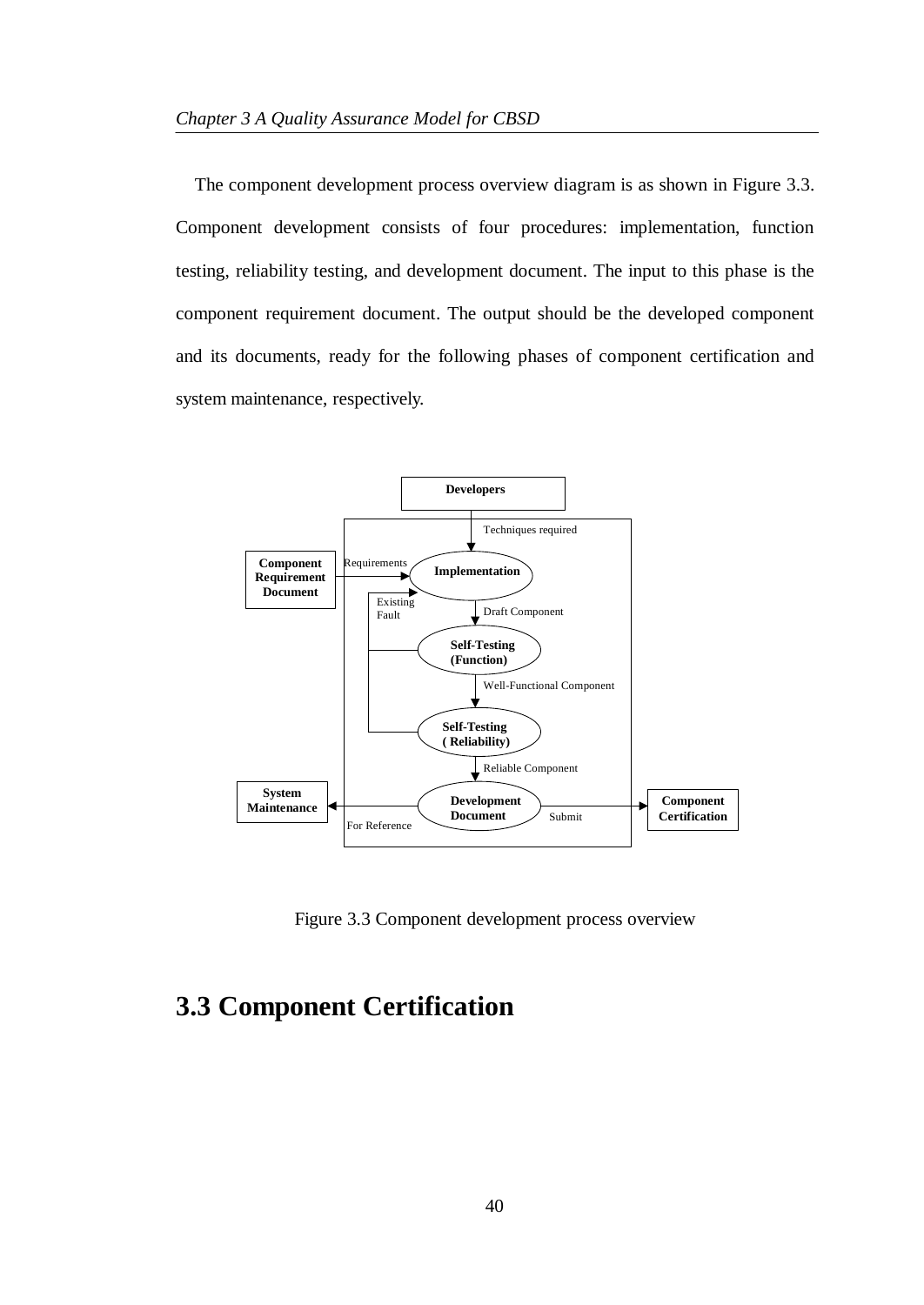The component development process overview diagram is as shown in Figure 3.3. Component development consists of four procedures: implementation, function testing, reliability testing, and development document. The input to this phase is the component requirement document. The output should be the developed component and its documents, ready for the following phases of component certification and system maintenance, respectively.

Figure 3.3 Component development process overview

## 3.3 Component Certification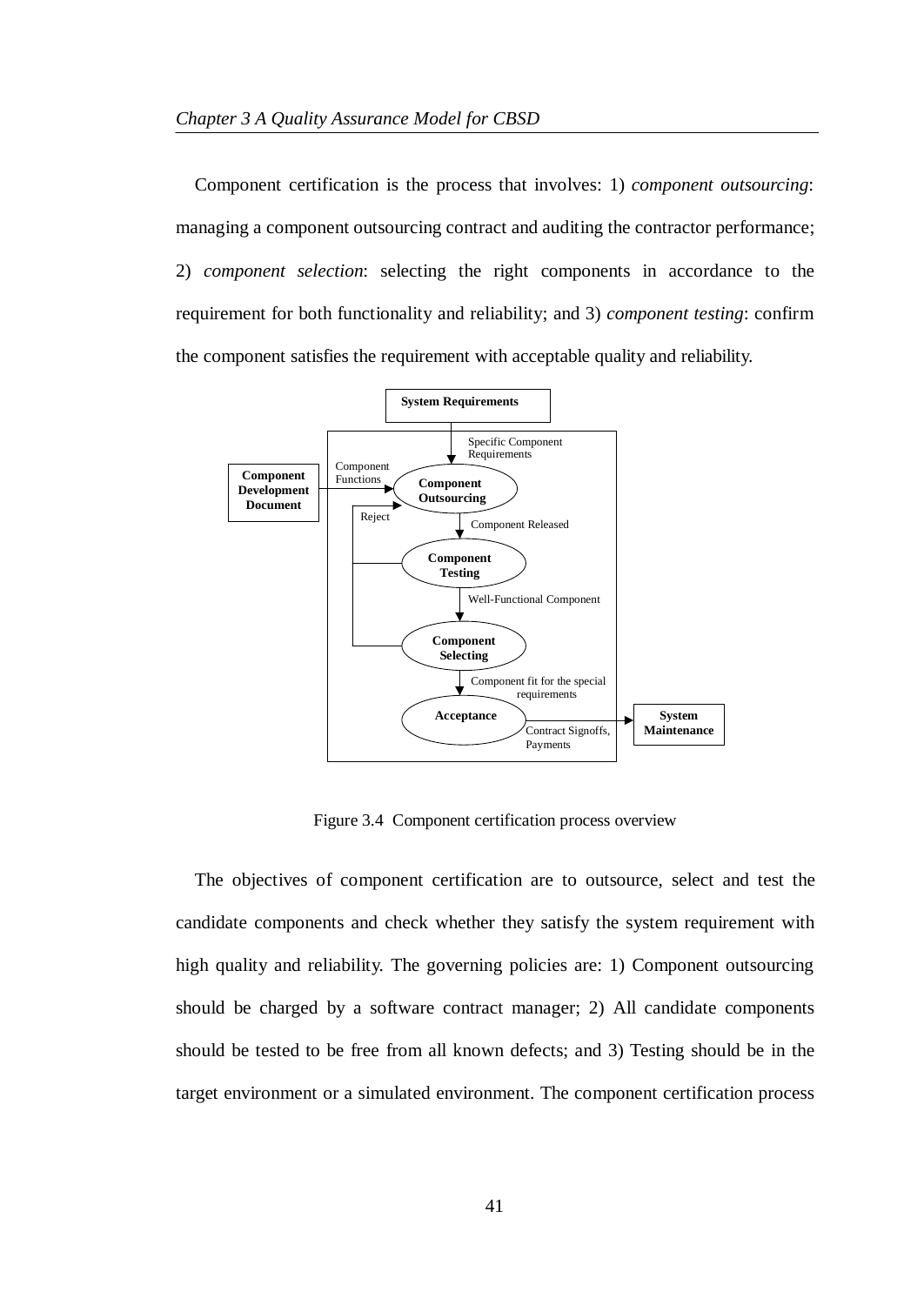Component certification is the process that involves: 1) *component outsourcing*: managing a component outsourcing contract and auditing the contractor performance; 2) *component selection*: selecting the right components in accordance to the requirement for both functionality and reliability; and 3) *component testing*: confirm the component satisfies the requirement with acceptable quality and reliability.

Figure 3.4 Component certification process overview

The objectives of component certification are to outsource, select and test the candidate components and check whether they satisfy the system requirement with high quality and reliability. The governing policies are: 1) Component outsourcing should be charged by a software contract manager; 2) All candidate components should be tested to be free from all known defects; and 3) Testing should be in the target environment or a simulated environment. The component certification process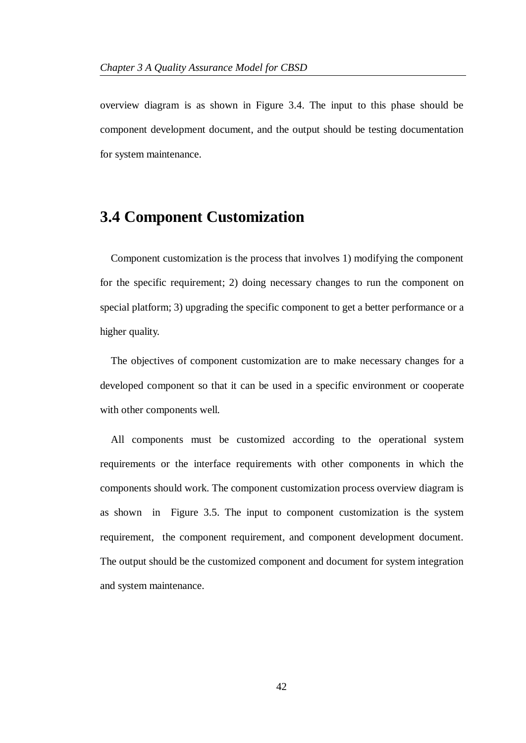overview diagram is as shown in Figure 3.4. The input to this phase should be component development document, and the output should be testing documentation for system maintenance.

## 3.4 Component Customization

Component customization is the process that involves 1) modifying the component for the specific requirement; 2) doing necessary changes to run the component on special platform; 3) upgrading the specific component to get a better performance or a higher quality.

The objectives of component customization are to make necessary changes for a developed component so that it can be used in a specific environment or cooperate with other components well.

All components must be customized according to the operational system requirements or the interface requirements with other components in which the components should work. The component customization process overview diagram is as shown in Figure 3.5. The input to component customization is the system requirement, the component requirement, and component development document. The output should be the customized component and document for system integration and system maintenance.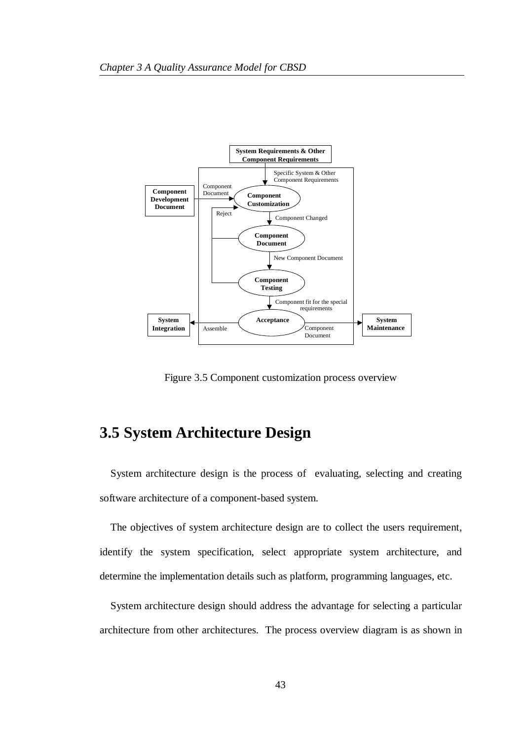Figure 3.5 Component customization process overview

## 3.5 System Architecture Design

System architecture design is the process of evaluating, selecting and creating software architecture of a component-based system.

The objectives of system architecture design are to collect the users requirement, identify the system specification, select appropriate system architecture, and determine the implementation details such as platform, programming languages, etc.

System architecture design should address the advantage for selecting a particular architecture from other architectures. The process overview diagram is as shown in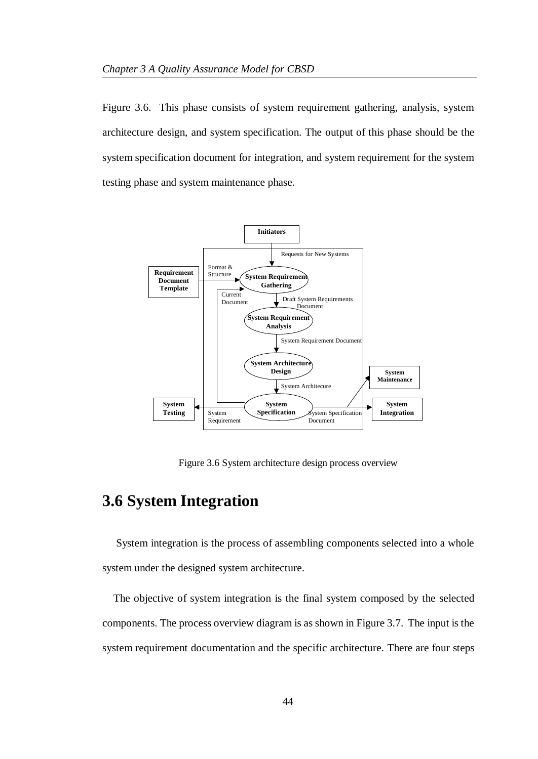Figure 3.6. This phase consists of system requirement gathering, analysis, system architecture design, and system specification. The output of this phase should be the system specification document for integration, and system requirement for the system testing phase and system maintenance phase.

Figure 3.6 System architecture design process overview

## 3.6 System Integration

System integration is the process of assembling components selected into a whole system under the designed system architecture.

The objective of system integration is the final system composed by the selected components. The process overview diagram is as shown in Figure 3.7. The input is the system requirement documentation and the specific architecture. There are four steps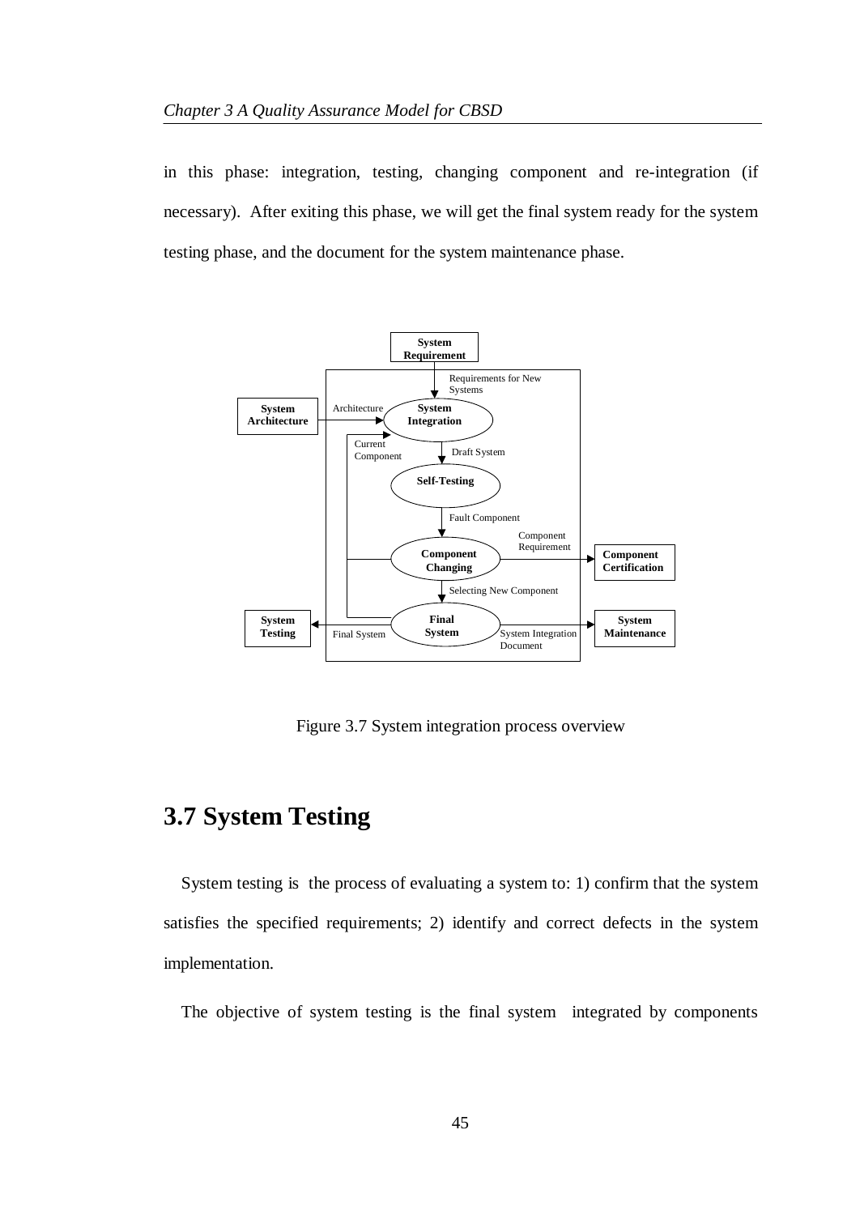in this phase: integration, testing, changing component and re-integration (if necessary). After exiting this phase, we will get the final system ready for the system testing phase, and the document for the system maintenance phase.

Figure 3.7 System integration process overview

## 3.7 System Testing

System testing is the process of evaluating a system to: 1) confirm that the system satisfies the specified requirements; 2) identify and correct defects in the system implementation.

The objective of system testing is the final system integrated by components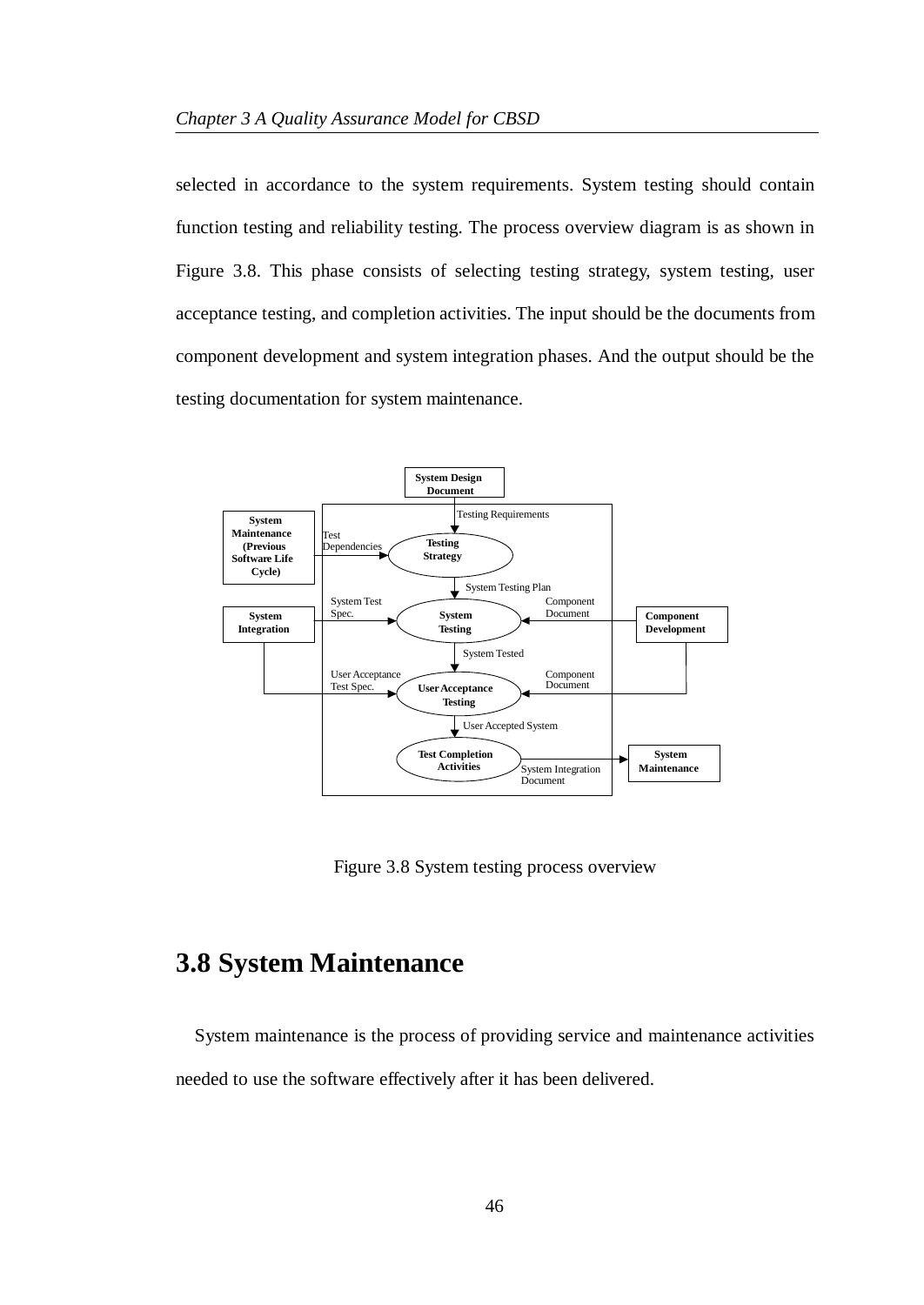selected in accordance to the system requirements. System testing should contain function testing and reliability testing. The process overview diagram is as shown in Figure 3.8. This phase consists of selecting testing strategy, system testing, user acceptance testing, and completion activities. The input should be the documents from component development and system integration phases. And the output should be the testing documentation for system maintenance.

Figure 3.8 System testing process overview

## 3.8 System Maintenance

System maintenance is the process of providing service and maintenance activities needed to use the software effectively after it has been delivered.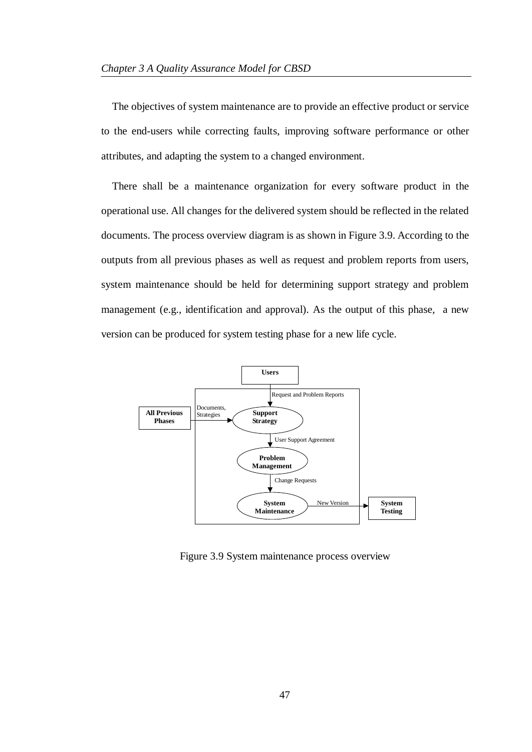The objectives of system maintenance are to provide an effective product or service to the end-users while correcting faults, improving software performance or other attributes, and adapting the system to a changed environment.

There shall be a maintenance organization for every software product in the operational use. All changes for the delivered system should be reflected in the related documents. The process overview diagram is as shown in Figure 3.9. According to the outputs from all previous phases as well as request and problem reports from users, system maintenance should be held for determining support strategy and problem management (e.g., identification and approval). As the output of this phase, a new version can be produced for system testing phase for a new life cycle.

Figure 3.9 System maintenance process overview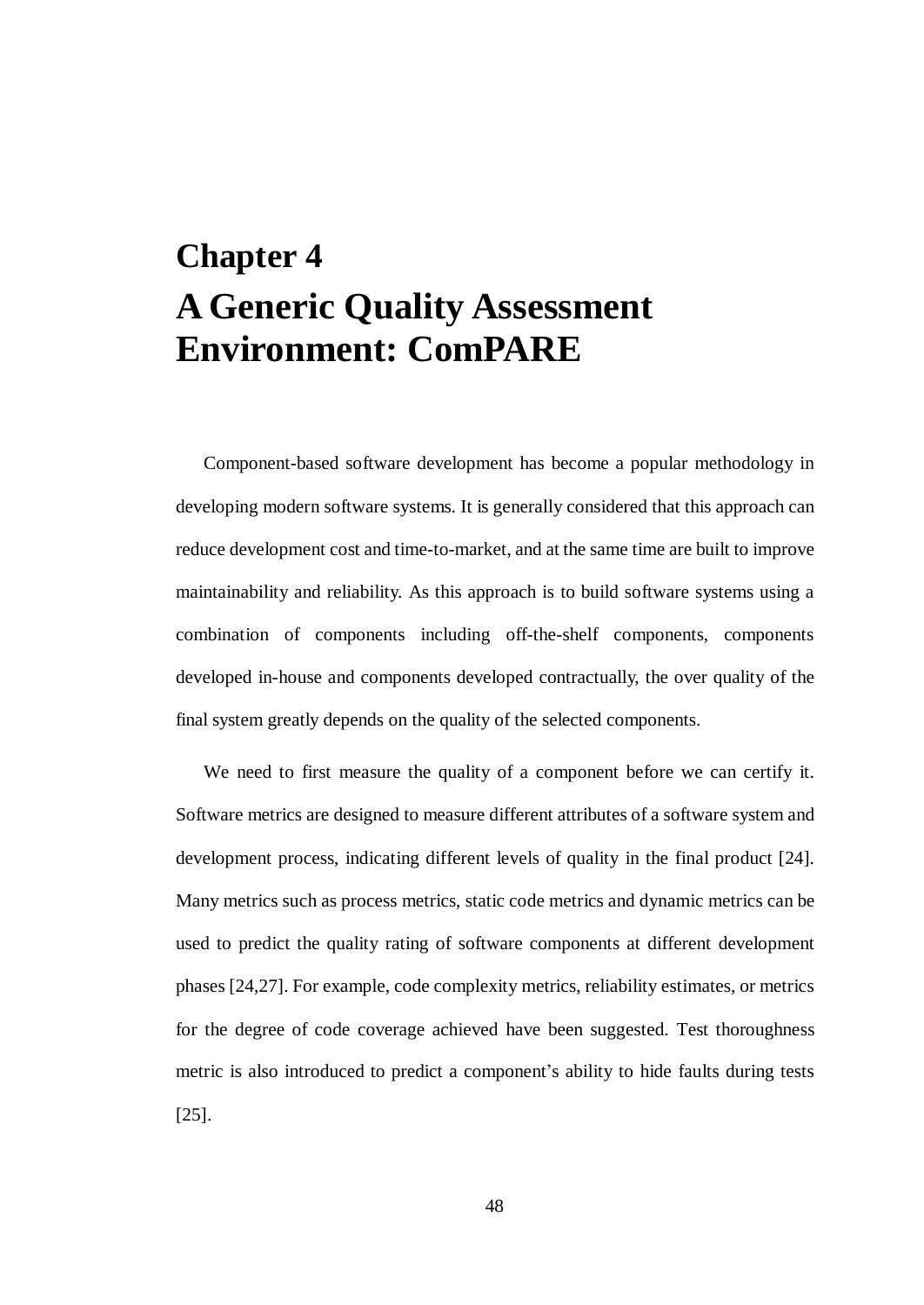# Chapter 4
# A Generic Quality Assessment Environment: ComPARE

Component-based software development has become a popular methodology in developing modern software systems. It is generally considered that this approach can reduce development cost and time-to-market, and at the same time are built to improve maintainability and reliability. As this approach is to build software systems using a combination of components including off-the-shelf components, components developed in-house and components developed contractually, the over quality of the final system greatly depends on the quality of the selected components.

We need to first measure the quality of a component before we can certify it. Software metrics are designed to measure different attributes of a software system and development process, indicating different levels of quality in the final product [24]. Many metrics such as process metrics, static code metrics and dynamic metrics can be used to predict the quality rating of software components at different development phases [24,27]. For example, code complexity metrics, reliability estimates, or metrics for the degree of code coverage achieved have been suggested. Test thoroughness metric is also introduced to predict a component's ability to hide faults during tests [25].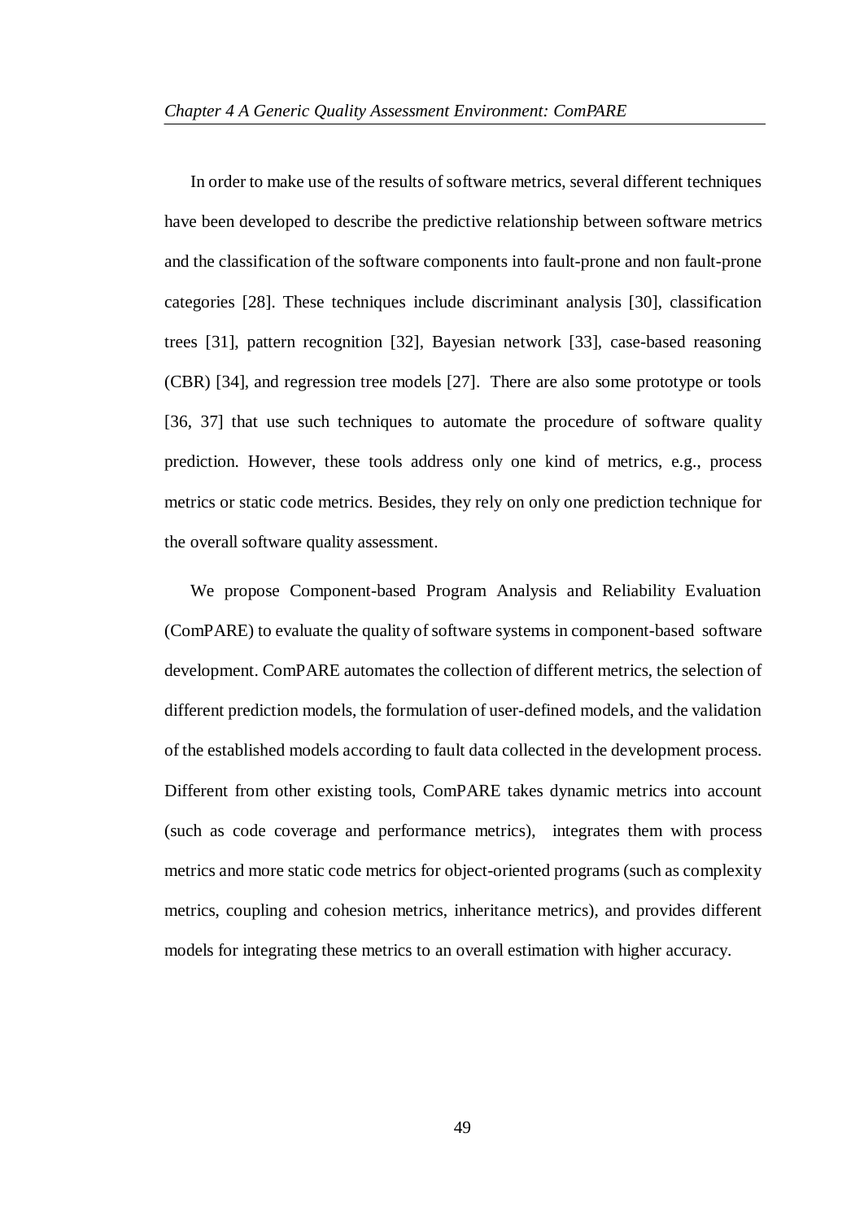In order to make use of the results of software metrics, several different techniques have been developed to describe the predictive relationship between software metrics and the classification of the software components into fault-prone and non fault-prone categories [28]. These techniques include discriminant analysis [30], classification trees [31], pattern recognition [32], Bayesian network [33], case-based reasoning (CBR) [34], and regression tree models [27]. There are also some prototype or tools [36, 37] that use such techniques to automate the procedure of software quality prediction. However, these tools address only one kind of metrics, e.g., process metrics or static code metrics. Besides, they rely on only one prediction technique for the overall software quality assessment.

We propose Component-based Program Analysis and Reliability Evaluation (ComPARE) to evaluate the quality of software systems in component-based software development. ComPARE automates the collection of different metrics, the selection of different prediction models, the formulation of user-defined models, and the validation of the established models according to fault data collected in the development process. Different from other existing tools, ComPARE takes dynamic metrics into account (such as code coverage and performance metrics), integrates them with process metrics and more static code metrics for object-oriented programs (such as complexity metrics, coupling and cohesion metrics, inheritance metrics), and provides different models for integrating these metrics to an overall estimation with higher accuracy.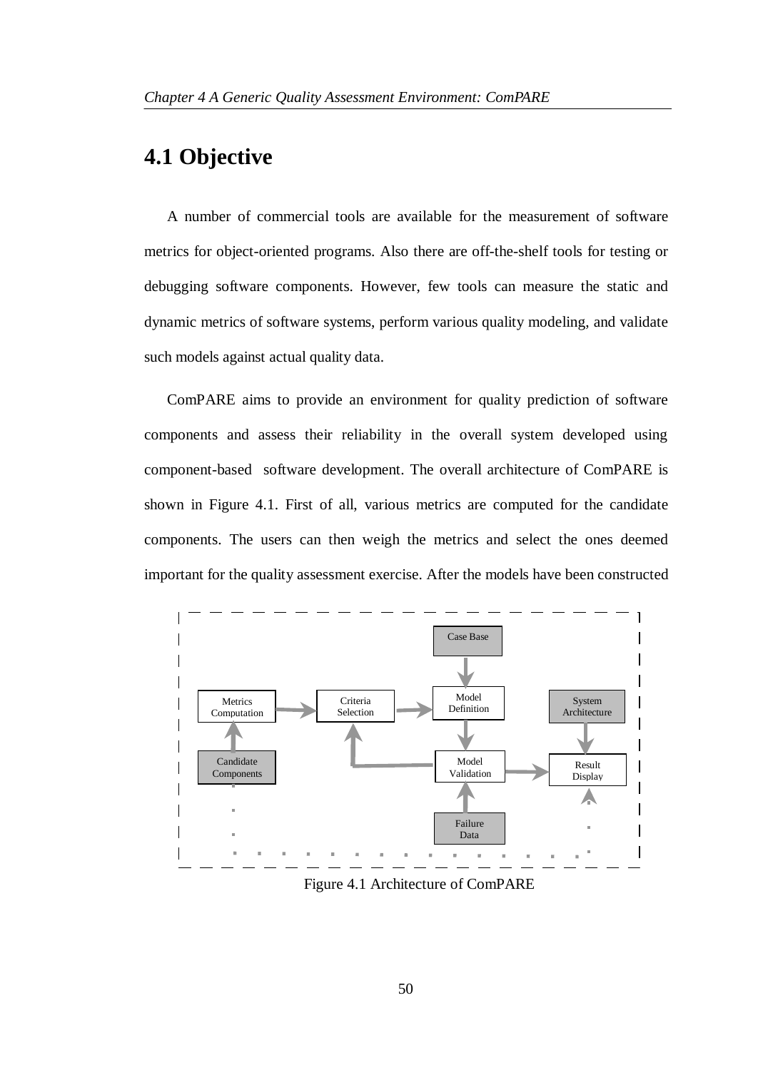## 4.1 Objective

A number of commercial tools are available for the measurement of software metrics for object-oriented programs. Also there are off-the-shelf tools for testing or debugging software components. However, few tools can measure the static and dynamic metrics of software systems, perform various quality modeling, and validate such models against actual quality data.

ComPARE aims to provide an environment for quality prediction of software components and assess their reliability in the overall system developed using component-based software development. The overall architecture of ComPARE is shown in Figure 4.1. First of all, various metrics are computed for the candidate components. The users can then weigh the metrics and select the ones deemed important for the quality assessment exercise. After the models have been constructed

Case Base

Metrics Computation

Criteria Selection

Model Definition

System Architecture

Candidate Components

Model Validation

Result Display

Failure Data

Figure 4.1 Architecture of ComPARE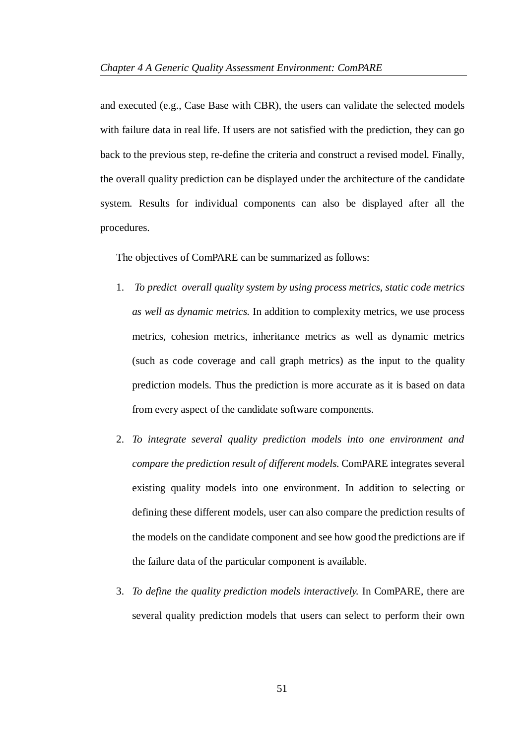and executed (e.g., Case Base with CBR), the users can validate the selected models with failure data in real life. If users are not satisfied with the prediction, they can go back to the previous step, re-define the criteria and construct a revised model. Finally, the overall quality prediction can be displayed under the architecture of the candidate system. Results for individual components can also be displayed after all the procedures.

The objectives of ComPARE can be summarized as follows:

1. *To predict overall quality system by using process metrics, static code metrics as well as dynamic metrics.* In addition to complexity metrics, we use process metrics, cohesion metrics, inheritance metrics as well as dynamic metrics (such as code coverage and call graph metrics) as the input to the quality prediction models. Thus the prediction is more accurate as it is based on data from every aspect of the candidate software components.

2. *To integrate several quality prediction models into one environment and compare the prediction result of different models.* ComPARE integrates several existing quality models into one environment. In addition to selecting or defining these different models, user can also compare the prediction results of the models on the candidate component and see how good the predictions are if the failure data of the particular component is available.

3. *To define the quality prediction models interactively.* In ComPARE, there are several quality prediction models that users can select to perform their own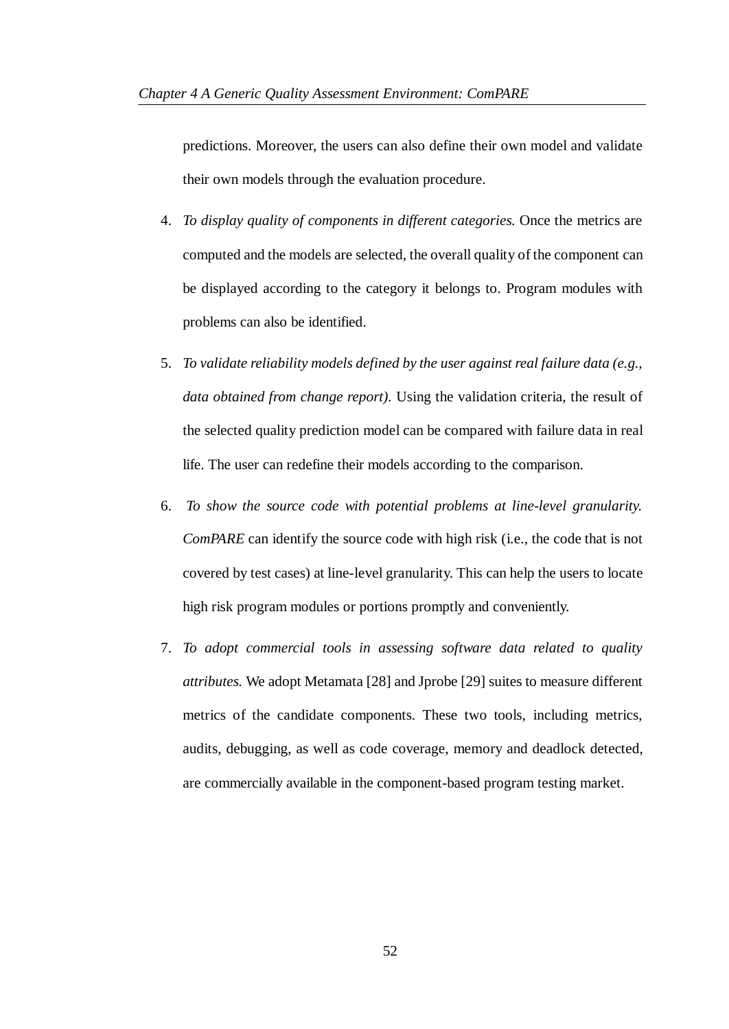predictions. Moreover, the users can also define their own model and validate their own models through the evaluation procedure.

4. *To display quality of components in different categories.* Once the metrics are computed and the models are selected, the overall quality of the component can be displayed according to the category it belongs to. Program modules with problems can also be identified.

5. *To validate reliability models defined by the user against real failure data (e.g., data obtained from change report).* Using the validation criteria, the result of the selected quality prediction model can be compared with failure data in real life. The user can redefine their models according to the comparison.

6. *To show the source code with potential problems at line-level granularity. ComPARE* can identify the source code with high risk (i.e., the code that is not covered by test cases) at line-level granularity. This can help the users to locate high risk program modules or portions promptly and conveniently.

7. *To adopt commercial tools in assessing software data related to quality attributes.* We adopt Metamata [28] and Jprobe [29] suites to measure different metrics of the candidate components. These two tools, including metrics, audits, debugging, as well as code coverage, memory and deadlock detected, are commercially available in the component-based program testing market.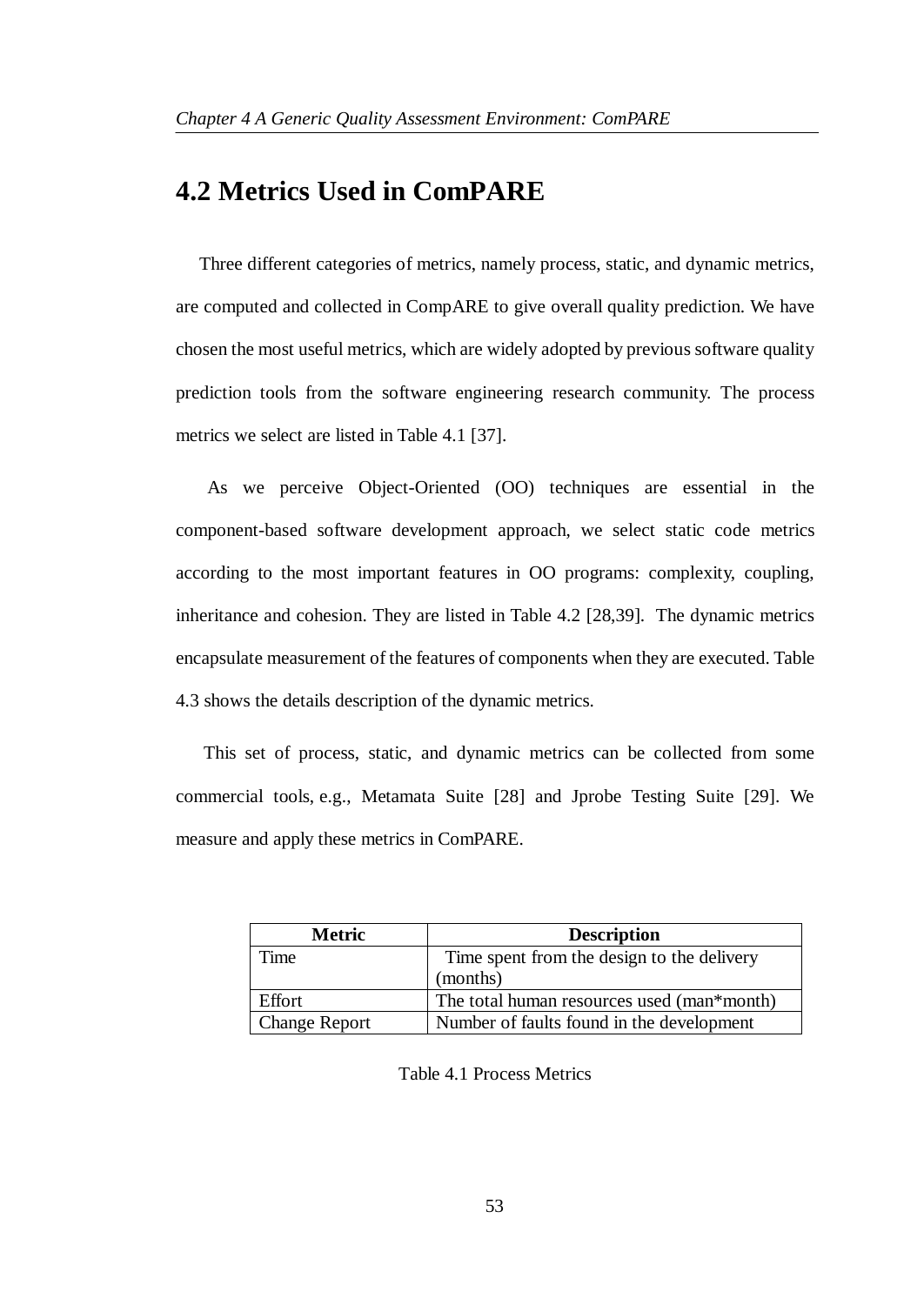## 4.2 Metrics Used in ComPARE

Three different categories of metrics, namely process, static, and dynamic metrics, are computed and collected in CompARE to give overall quality prediction. We have chosen the most useful metrics, which are widely adopted by previous software quality prediction tools from the software engineering research community. The process metrics we select are listed in Table 4.1 [37].

As we perceive Object-Oriented (OO) techniques are essential in the component-based software development approach, we select static code metrics according to the most important features in OO programs: complexity, coupling, inheritance and cohesion. They are listed in Table 4.2 [28,39]. The dynamic metrics encapsulate measurement of the features of components when they are executed. Table 4.3 shows the details description of the dynamic metrics.

This set of process, static, and dynamic metrics can be collected from some commercial tools, e.g., Metamata Suite [28] and Jprobe Testing Suite [29]. We measure and apply these metrics in ComPARE.

| Metric | Description |
|---|---|
| Time | Time spent from the design to the delivery (months) |
| Effort | The total human resources used (man*month) |
| Change Report | Number of faults found in the development |

Table 4.1 Process Metrics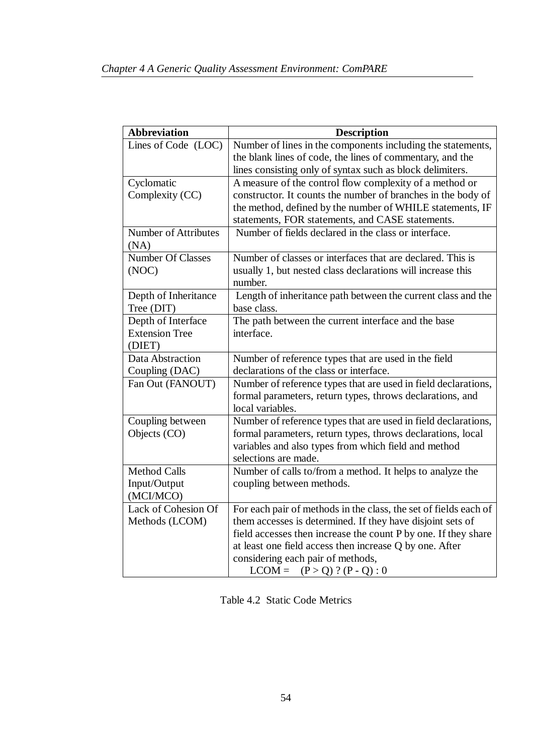| Abbreviation | Description |
| --- | --- |
| Lines of Code (LOC) | Number of lines in the components including the statements, the blank lines of code, the lines of commentary, and the lines consisting only of syntax such as block delimiters. |
| Cyclomatic Complexity (CC) | A measure of the control flow complexity of a method or constructor. It counts the number of branches in the body of the method, defined by the number of WHILE statements, IF statements, FOR statements, and CASE statements. |
| Number of Attributes (NA) | Number of fields declared in the class or interface. |
| Number Of Classes (NOC) | Number of classes or interfaces that are declared. This is usually 1, but nested class declarations will increase this number. |
| Depth of Inheritance Tree (DIT) | Length of inheritance path between the current class and the base class. |
| Depth of Interface Extension Tree (DIET) | The path between the current interface and the base interface. |
| Data Abstraction Coupling (DAC) | Number of reference types that are used in the field declarations of the class or interface. |
| Fan Out (FANOUT) | Number of reference types that are used in field declarations, formal parameters, return types, throws declarations, and local variables. |
| Coupling between Objects (CO) | Number of reference types that are used in field declarations, formal parameters, return types, throws declarations, local variables and also types from which field and method selections are made. |
| Method Calls Input/Output (MCI/MCO) | Number of calls to/from a method. It helps to analyze the coupling between methods. |
| Lack of Cohesion Of Methods (LCOM) | For each pair of methods in the class, the set of fields each of them accesses is determined. If they have disjoint sets of field accesses then increase the count P by one. If they share at least one field access then increase Q by one. After considering each pair of methods, LCOM = (P > Q) ? (P - Q) : 0 |

Table 4.2 Static Code Metrics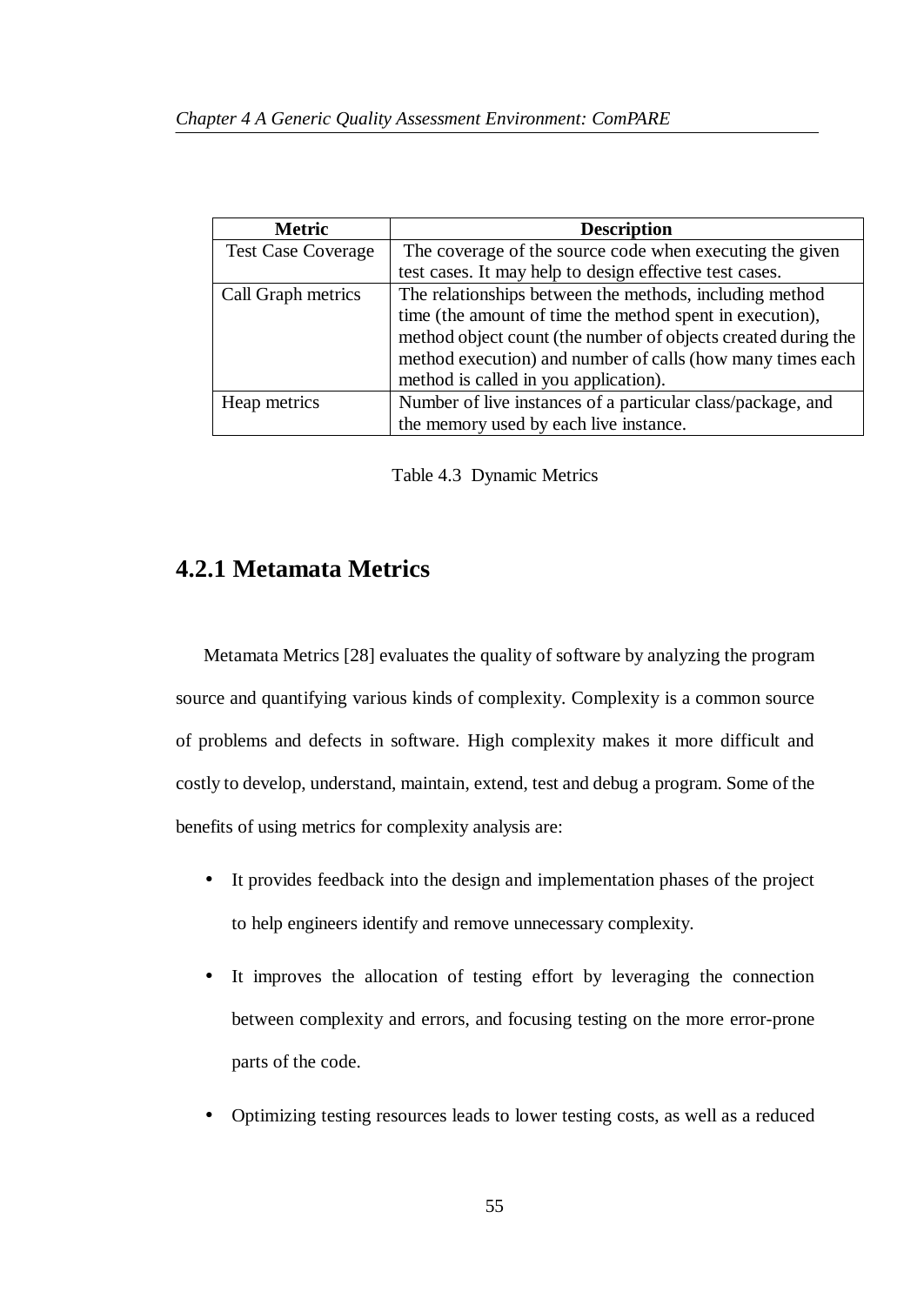| Metric | Description |
|---|---|
| Test Case Coverage | The coverage of the source code when executing the given test cases. It may help to design effective test cases. |
| Call Graph metrics | The relationships between the methods, including method time (the amount of time the method spent in execution), method object count (the number of objects created during the method execution) and number of calls (how many times each method is called in you application). |
| Heap metrics | Number of live instances of a particular class/package, and the memory used by each live instance. |

Table 4.3 Dynamic Metrics

### 4.2.1 Metamata Metrics

Metamata Metrics [28] evaluates the quality of software by analyzing the program source and quantifying various kinds of complexity. Complexity is a common source of problems and defects in software. High complexity makes it more difficult and costly to develop, understand, maintain, extend, test and debug a program. Some of the benefits of using metrics for complexity analysis are:

- It provides feedback into the design and implementation phases of the project to help engineers identify and remove unnecessary complexity.
- It improves the allocation of testing effort by leveraging the connection between complexity and errors, and focusing testing on the more error-prone parts of the code.
- Optimizing testing resources leads to lower testing costs, as well as a reduced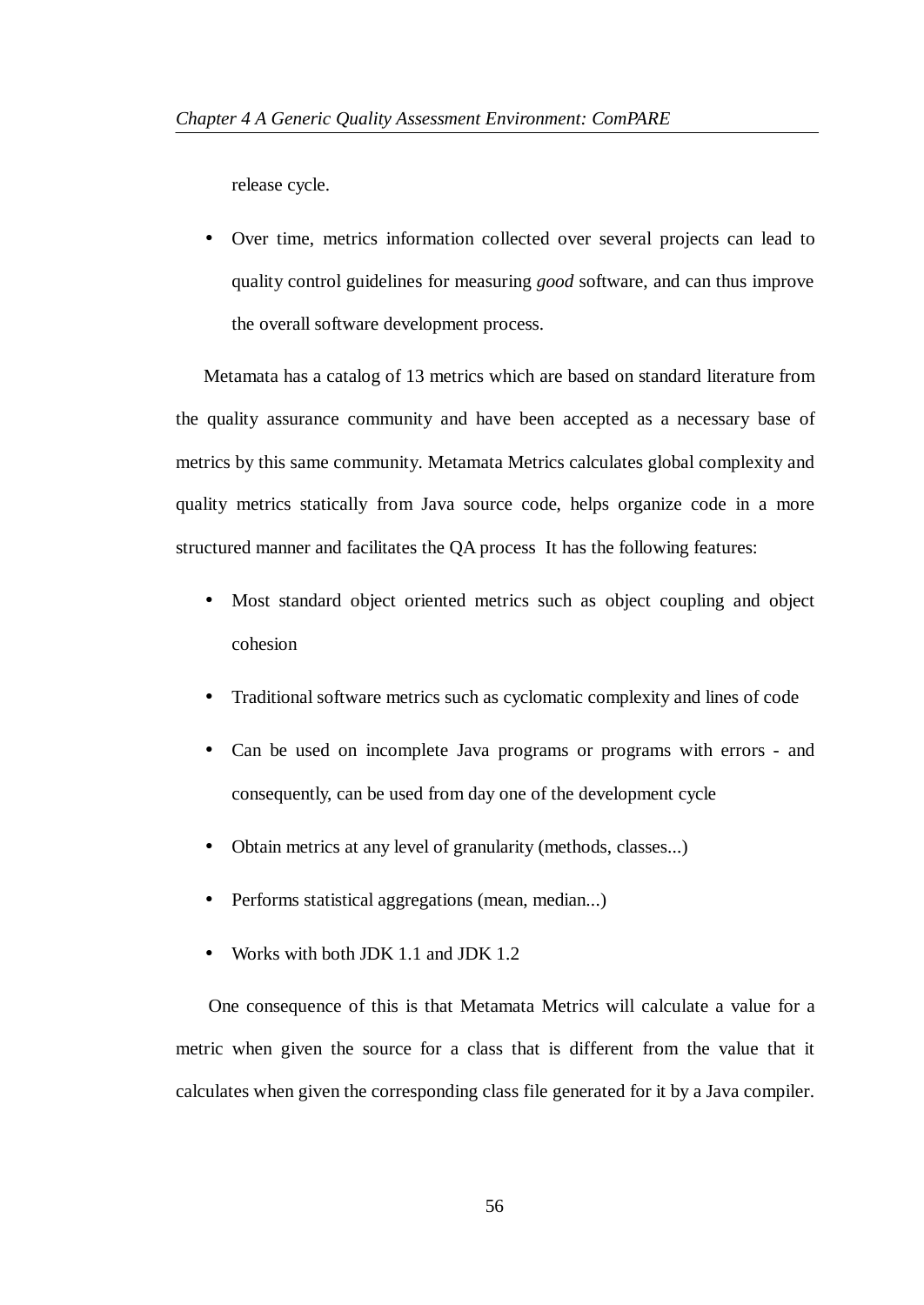release cycle.

- Over time, metrics information collected over several projects can lead to quality control guidelines for measuring *good* software, and can thus improve the overall software development process.

Metamata has a catalog of 13 metrics which are based on standard literature from the quality assurance community and have been accepted as a necessary base of metrics by this same community. Metamata Metrics calculates global complexity and quality metrics statically from Java source code, helps organize code in a more structured manner and facilitates the QA process  It has the following features:

- Most standard object oriented metrics such as object coupling and object cohesion
- Traditional software metrics such as cyclomatic complexity and lines of code
- Can be used on incomplete Java programs or programs with errors - and consequently, can be used from day one of the development cycle
- Obtain metrics at any level of granularity (methods, classes...)
- Performs statistical aggregations (mean, median...)
- Works with both JDK 1.1 and JDK 1.2

One consequence of this is that Metamata Metrics will calculate a value for a metric when given the source for a class that is different from the value that it calculates when given the corresponding class file generated for it by a Java compiler.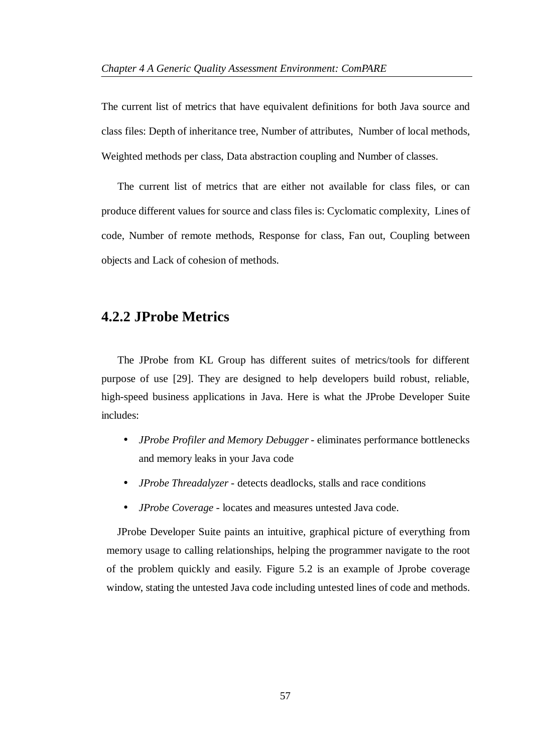The current list of metrics that have equivalent definitions for both Java source and class files: Depth of inheritance tree, Number of attributes, Number of local methods, Weighted methods per class, Data abstraction coupling and Number of classes.

The current list of metrics that are either not available for class files, or can produce different values for source and class files is: Cyclomatic complexity, Lines of code, Number of remote methods, Response for class, Fan out, Coupling between objects and Lack of cohesion of methods.

### 4.2.2 JProbe Metrics

The JProbe from KL Group has different suites of metrics/tools for different purpose of use [29]. They are designed to help developers build robust, reliable, high-speed business applications in Java. Here is what the JProbe Developer Suite includes:

- *JProbe Profiler and Memory Debugger* - eliminates performance bottlenecks and memory leaks in your Java code
- *JProbe Threadalyzer* - detects deadlocks, stalls and race conditions
- *JProbe Coverage* - locates and measures untested Java code.

JProbe Developer Suite paints an intuitive, graphical picture of everything from memory usage to calling relationships, helping the programmer navigate to the root of the problem quickly and easily. Figure 5.2 is an example of Jprobe coverage window, stating the untested Java code including untested lines of code and methods.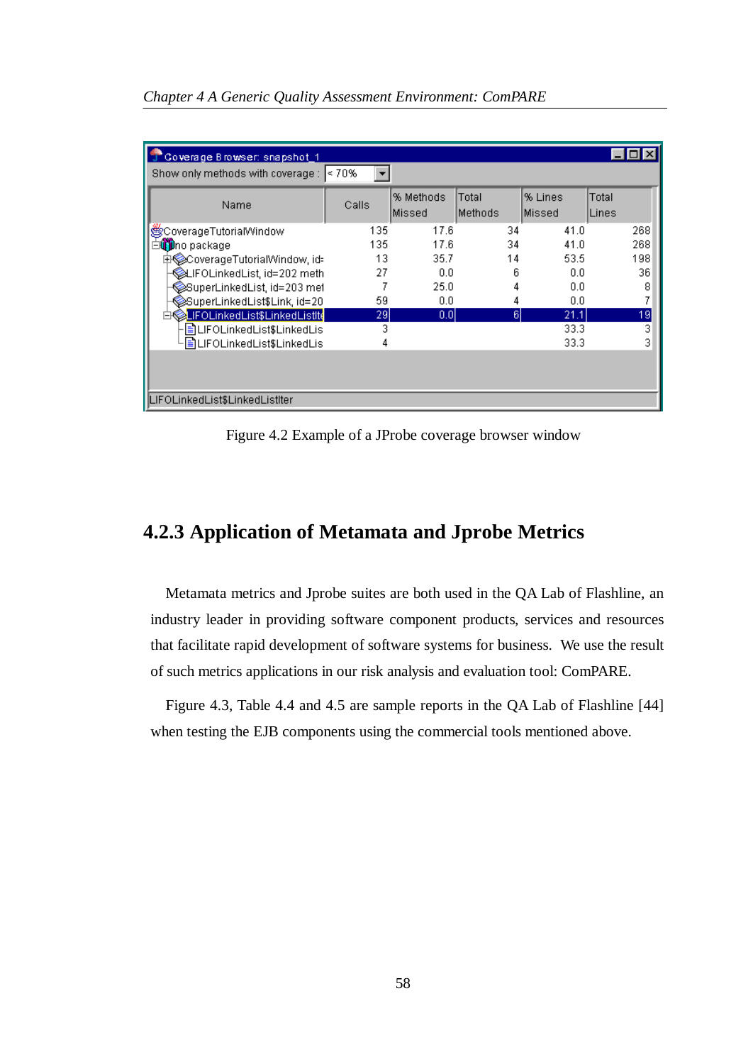Coverage Browser: snapshot_1

Show only methods with coverage : < 70%

| Name | Calls | % Methods Missed | Total Methods | % Lines Missed | Total Lines |
|---|---|---|---|---|---|
| CoverageTutorialWindow | 135 | 17.6 | 34 | 41.0 | 268 |
| no package | 135 | 17.6 | 34 | 41.0 | 268 |
| CoverageTutorialWindow, id= | 13 | 35.7 | 14 | 53.5 | 198 |
| LIFOLinkedList, id=202 meth | 27 | 0.0 | 6 | 0.0 | 36 |
| SuperLinkedList, id=203 met | 7 | 25.0 | 4 | 0.0 | 8 |
| SuperLinkedList$Link, id=20 | 59 | 0.0 | 4 | 0.0 | 7 |
| LIFOLinkedList$LinkedListIt | 29 | 0.0 | 6 | 21.1 | 19 |
| LIFOLinkedList$LinkedLis | 3 | | | 33.3 | 3 |
| LIFOLinkedList$LinkedLis | 4 | | | 33.3 | 3 |

LIFOLinkedList$LinkedListIter

Figure 4.2 Example of a JProbe coverage browser window

### 4.2.3 Application of Metamata and Jprobe Metrics

Metamata metrics and Jprobe suites are both used in the QA Lab of Flashline, an industry leader in providing software component products, services and resources that facilitate rapid development of software systems for business. We use the result of such metrics applications in our risk analysis and evaluation tool: ComPARE.

Figure 4.3, Table 4.4 and 4.5 are sample reports in the QA Lab of Flashline [44] when testing the EJB components using the commercial tools mentioned above.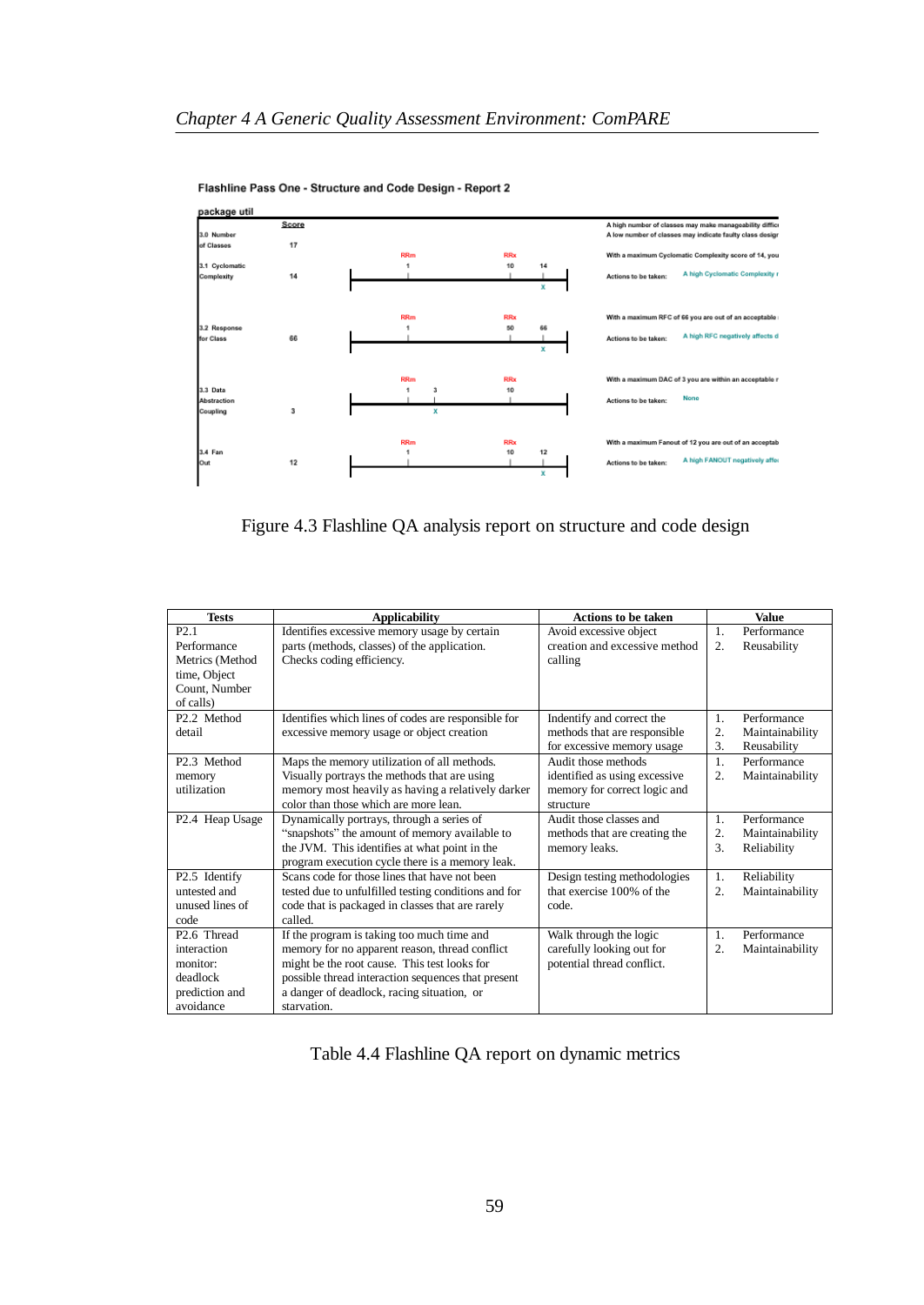Flashline Pass One - Structure and Code Design - Report 2

package util

| | Score | | |
|---|---|---|---|
| 3.0 Number of Classes | 17 | | A high number of classes may make manageability diffic… A low number of classes may indicate faulty class design |
| 3.1 Cyclomatic Complexity | 14 | RRm 1, RRx 10, 14 — x | With a maximum Cyclomatic Complexity score of 14, you… Actions to be taken: A high Cyclomatic Complexity r… |
| 3.2 Response for Class | 66 | RRm 1, RRx 50, 66 — x | With a maximum RFC of 66 you are out of an acceptable… Actions to be taken: A high RFC negatively affects d… |
| 3.3 Data Abstraction Coupling | 3 | RRm 1, 3, RRx 10 — x | With a maximum DAC of 3 you are within an acceptable r… Actions to be taken: None |
| 3.4 Fan Out | 12 | RRm 1, RRx 10, 12 — x | With a maximum Fanout of 12 you are out of an acceptab… Actions to be taken: A high FANOUT negatively affe… |

Figure 4.3 Flashline QA analysis report on structure and code design

| Tests | Applicability | Actions to be taken | Value |
|---|---|---|---|
| P2.1 Performance Metrics (Method time, Object Count, Number of calls) | Identifies excessive memory usage by certain parts (methods, classes) of the application. Checks coding efficiency. | Avoid excessive object creation and excessive method calling | 1. Performance<br>2. Reusability |
| P2.2 Method detail | Identifies which lines of codes are responsible for excessive memory usage or object creation | Indentify and correct the methods that are responsible for excessive memory usage | 1. Performance<br>2. Maintainability<br>3. Reusability |
| P2.3 Method memory utilization | Maps the memory utilization of all methods. Visually portrays the methods that are using memory most heavily as having a relatively darker color than those which are more lean. | Audit those methods identified as using excessive memory for correct logic and structure | 1. Performance<br>2. Maintainability |
| P2.4 Heap Usage | Dynamically portrays, through a series of "snapshots" the amount of memory available to the JVM. This identifies at what point in the program execution cycle there is a memory leak. | Audit those classes and methods that are creating the memory leaks. | 1. Performance<br>2. Maintainability<br>3. Reliability |
| P2.5 Identify untested and unused lines of code | Scans code for those lines that have not been tested due to unfulfilled testing conditions and for code that is packaged in classes that are rarely called. | Design testing methodologies that exercise 100% of the code. | 1. Reliability<br>2. Maintainability |
| P2.6 Thread interaction monitor: deadlock prediction and avoidance | If the program is taking too much time and memory for no apparent reason, thread conflict might be the root cause. This test looks for possible thread interaction sequences that present a danger of deadlock, racing situation, or starvation. | Walk through the logic carefully looking out for potential thread conflict. | 1. Performance<br>2. Maintainability |

Table 4.4 Flashline QA report on dynamic metrics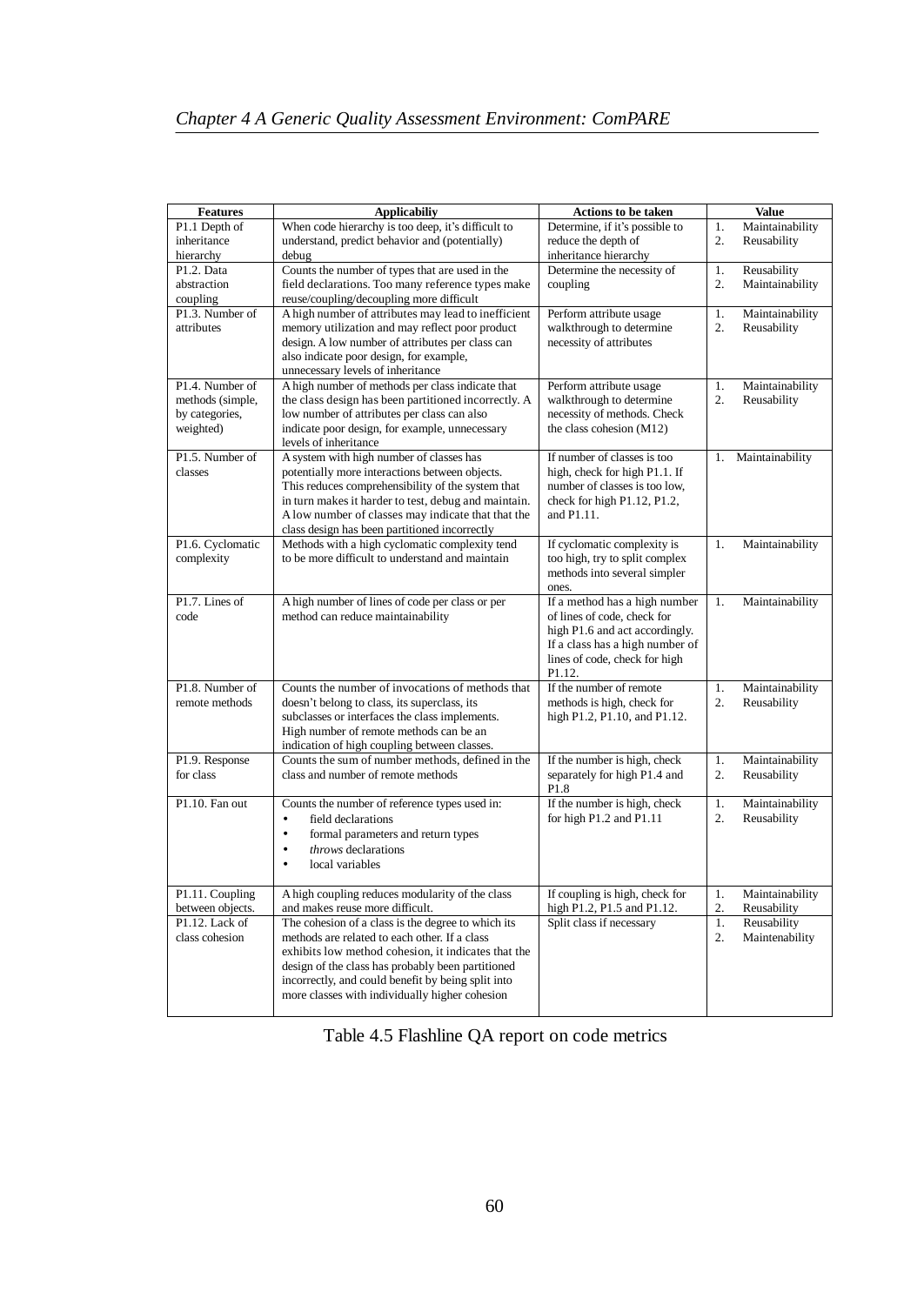| Features | Applicabiliy | Actions to be taken | Value |
|---|---|---|---|
| P1.1 Depth of inheritance hierarchy | When code hierarchy is too deep, it's difficult to understand, predict behavior and (potentially) debug | Determine, if it's possible to reduce the depth of inheritance hierarchy | 1. Maintainability 2. Reusability |
| P1.2. Data abstraction coupling | Counts the number of types that are used in the field declarations. Too many reference types make reuse/coupling/decoupling more difficult | Determine the necessity of coupling | 1. Reusability 2. Maintainability |
| P1.3. Number of attributes | A high number of attributes may lead to inefficient memory utilization and may reflect poor product design. A low number of attributes per class can also indicate poor design, for example, unnecessary levels of inheritance | Perform attribute usage walkthrough to determine necessity of attributes | 1. Maintainability 2. Reusability |
| P1.4. Number of methods (simple, by categories, weighted) | A high number of methods per class indicate that the class design has been partitioned incorrectly. A low number of attributes per class can also indicate poor design, for example, unnecessary levels of inheritance | Perform attribute usage walkthrough to determine necessity of methods. Check the class cohesion (M12) | 1. Maintainability 2. Reusability |
| P1.5. Number of classes | A system with high number of classes has potentially more interactions between objects. This reduces comprehensibility of the system that in turn makes it harder to test, debug and maintain. A low number of classes may indicate that that the class design has been partitioned incorrectly | If number of classes is too high, check for high P1.1. If number of classes is too low, check for high P1.12, P1.2, and P1.11. | 1. Maintainability |
| P1.6. Cyclomatic complexity | Methods with a high cyclomatic complexity tend to be more difficult to understand and maintain | If cyclomatic complexity is too high, try to split complex methods into several simpler ones. | 1. Maintainability |
| P1.7. Lines of code | A high number of lines of code per class or per method can reduce maintainability | If a method has a high number of lines of code, check for high P1.6 and act accordingly. If a class has a high number of lines of code, check for high P1.12. | 1. Maintainability |
| P1.8. Number of remote methods | Counts the number of invocations of methods that doesn't belong to class, its superclass, its subclasses or interfaces the class implements. High number of remote methods can be an indication of high coupling between classes. | If the number of remote methods is high, check for high P1.2, P1.10, and P1.12. | 1. Maintainability 2. Reusability |
| P1.9. Response for class | Counts the sum of number methods, defined in the class and number of remote methods | If the number is high, check separately for high P1.4 and P1.8 | 1. Maintainability 2. Reusability |
| P1.10. Fan out | Counts the number of reference types used in: • field declarations • formal parameters and return types • *throws* declarations • local variables | If the number is high, check for high P1.2 and P1.11 | 1. Maintainability 2. Reusability |
| P1.11. Coupling between objects. | A high coupling reduces modularity of the class and makes reuse more difficult. | If coupling is high, check for high P1.2, P1.5 and P1.12. | 1. Maintainability 2. Reusability |
| P1.12. Lack of class cohesion | The cohesion of a class is the degree to which its methods are related to each other. If a class exhibits low method cohesion, it indicates that the design of the class has probably been partitioned incorrectly, and could benefit by being split into more classes with individually higher cohesion | Split class if necessary | 1. Reusability 2. Maintenability |

Table 4.5 Flashline QA report on code metrics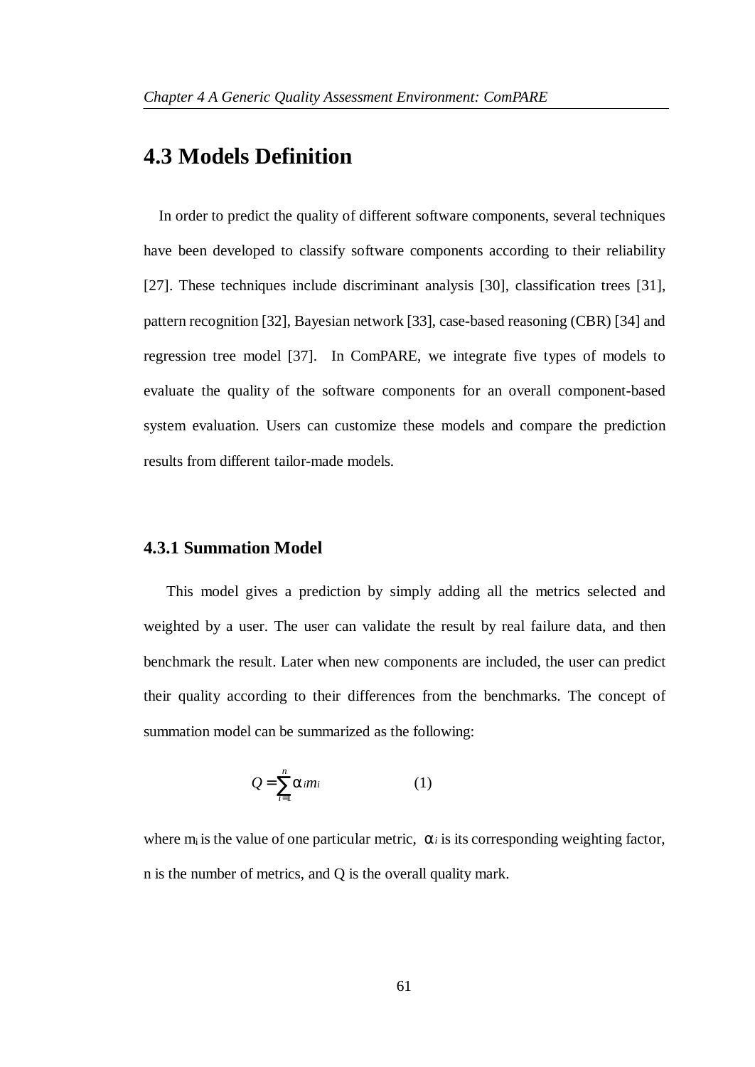## 4.3 Models Definition

In order to predict the quality of different software components, several techniques have been developed to classify software components according to their reliability [27]. These techniques include discriminant analysis [30], classification trees [31], pattern recognition [32], Bayesian network [33], case-based reasoning (CBR) [34] and regression tree model [37]. In ComPARE, we integrate five types of models to evaluate the quality of the software components for an overall component-based system evaluation. Users can customize these models and compare the prediction results from different tailor-made models.

### 4.3.1 Summation Model

This model gives a prediction by simply adding all the metrics selected and weighted by a user. The user can validate the result by real failure data, and then benchmark the result. Later when new components are included, the user can predict their quality according to their differences from the benchmarks. The concept of summation model can be summarized as the following:

$$Q = \sum_{i=1}^{n} \alpha_i m_i \qquad (1)$$

where $m_i$ is the value of one particular metric, $\alpha_i$ is its corresponding weighting factor, n is the number of metrics, and Q is the overall quality mark.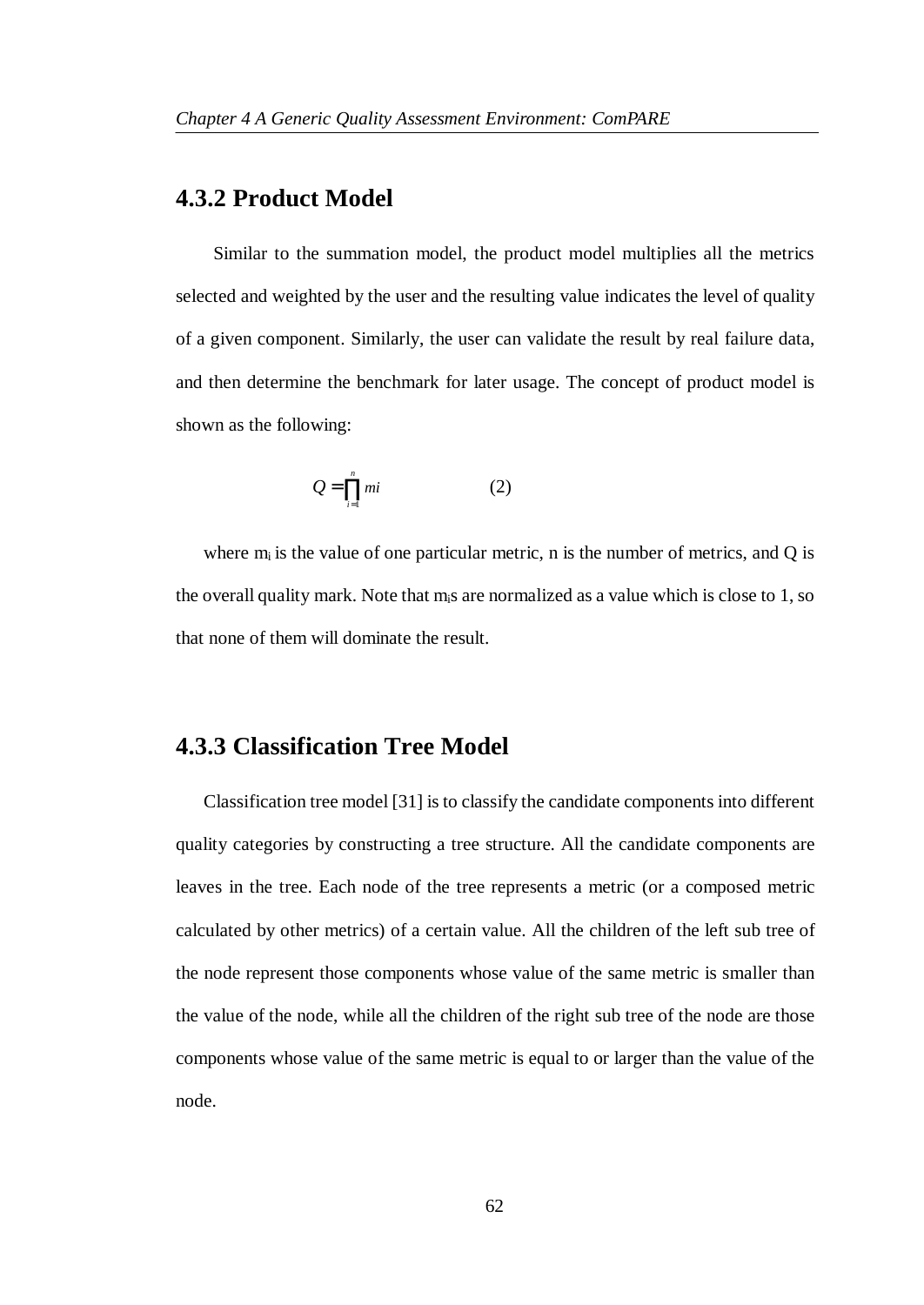### 4.3.2 Product Model

Similar to the summation model, the product model multiplies all the metrics selected and weighted by the user and the resulting value indicates the level of quality of a given component. Similarly, the user can validate the result by real failure data, and then determine the benchmark for later usage. The concept of product model is shown as the following:

$$Q = \prod_{i=1}^{n} mi \qquad (2)$$

where $m_i$ is the value of one particular metric, n is the number of metrics, and Q is the overall quality mark. Note that $m_i$s are normalized as a value which is close to 1, so that none of them will dominate the result.

### 4.3.3 Classification Tree Model

Classification tree model [31] is to classify the candidate components into different quality categories by constructing a tree structure. All the candidate components are leaves in the tree. Each node of the tree represents a metric (or a composed metric calculated by other metrics) of a certain value. All the children of the left sub tree of the node represent those components whose value of the same metric is smaller than the value of the node, while all the children of the right sub tree of the node are those components whose value of the same metric is equal to or larger than the value of the node.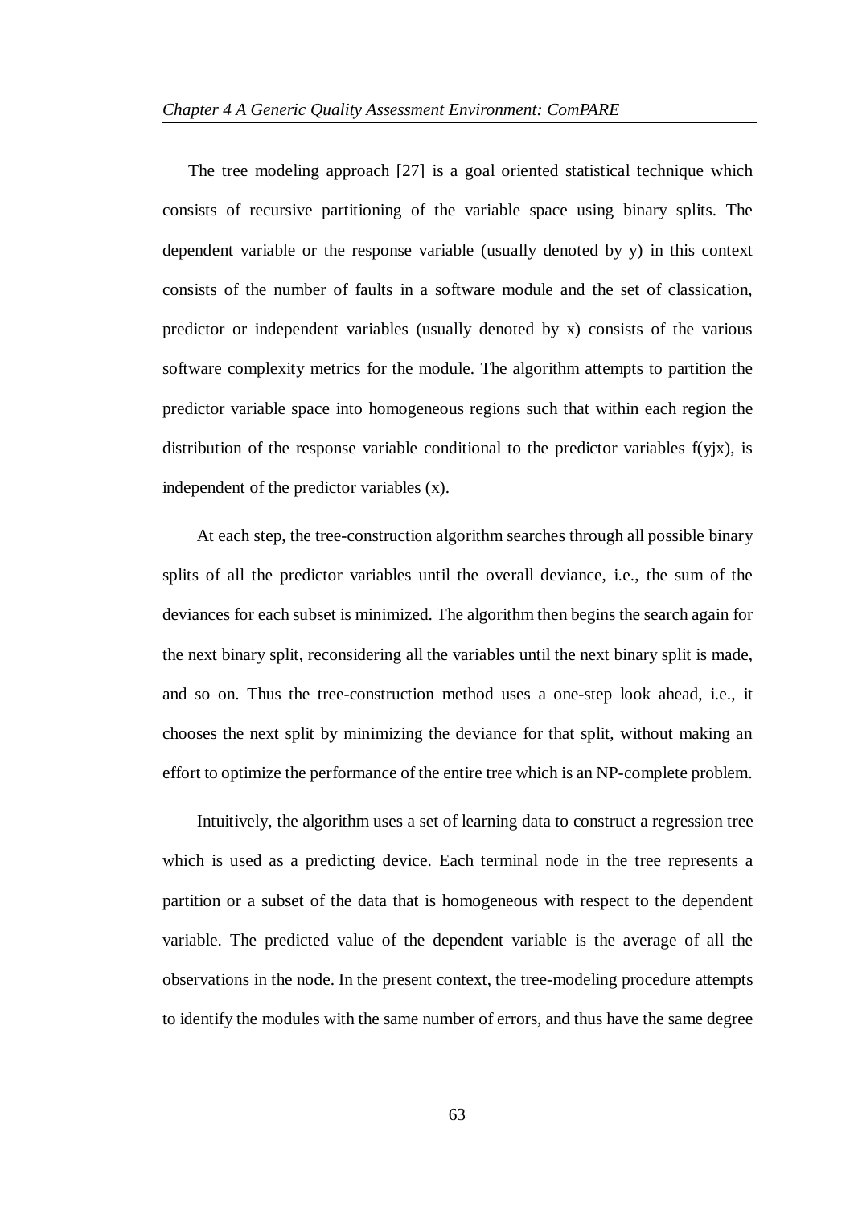The tree modeling approach [27] is a goal oriented statistical technique which consists of recursive partitioning of the variable space using binary splits. The dependent variable or the response variable (usually denoted by y) in this context consists of the number of faults in a software module and the set of classication, predictor or independent variables (usually denoted by x) consists of the various software complexity metrics for the module. The algorithm attempts to partition the predictor variable space into homogeneous regions such that within each region the distribution of the response variable conditional to the predictor variables f(yjx), is independent of the predictor variables (x).

At each step, the tree-construction algorithm searches through all possible binary splits of all the predictor variables until the overall deviance, i.e., the sum of the deviances for each subset is minimized. The algorithm then begins the search again for the next binary split, reconsidering all the variables until the next binary split is made, and so on. Thus the tree-construction method uses a one-step look ahead, i.e., it chooses the next split by minimizing the deviance for that split, without making an effort to optimize the performance of the entire tree which is an NP-complete problem.

Intuitively, the algorithm uses a set of learning data to construct a regression tree which is used as a predicting device. Each terminal node in the tree represents a partition or a subset of the data that is homogeneous with respect to the dependent variable. The predicted value of the dependent variable is the average of all the observations in the node. In the present context, the tree-modeling procedure attempts to identify the modules with the same number of errors, and thus have the same degree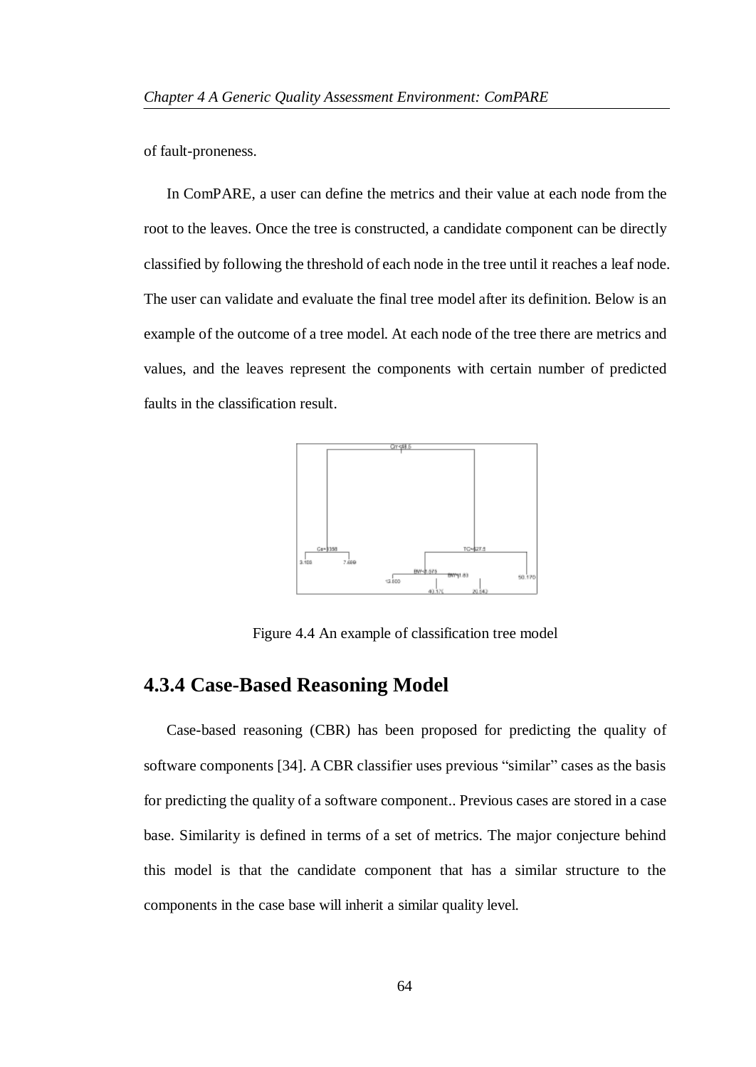of fault-proneness.

In ComPARE, a user can define the metrics and their value at each node from the root to the leaves. Once the tree is constructed, a candidate component can be directly classified by following the threshold of each node in the tree until it reaches a leaf node. The user can validate and evaluate the final tree model after its definition. Below is an example of the outcome of a tree model. At each node of the tree there are metrics and values, and the leaves represent the components with certain number of predicted faults in the classification result.

Figure 4.4 An example of classification tree model

### 4.3.4 Case-Based Reasoning Model

Case-based reasoning (CBR) has been proposed for predicting the quality of software components [34]. A CBR classifier uses previous "similar" cases as the basis for predicting the quality of a software component.. Previous cases are stored in a case base. Similarity is defined in terms of a set of metrics. The major conjecture behind this model is that the candidate component that has a similar structure to the components in the case base will inherit a similar quality level.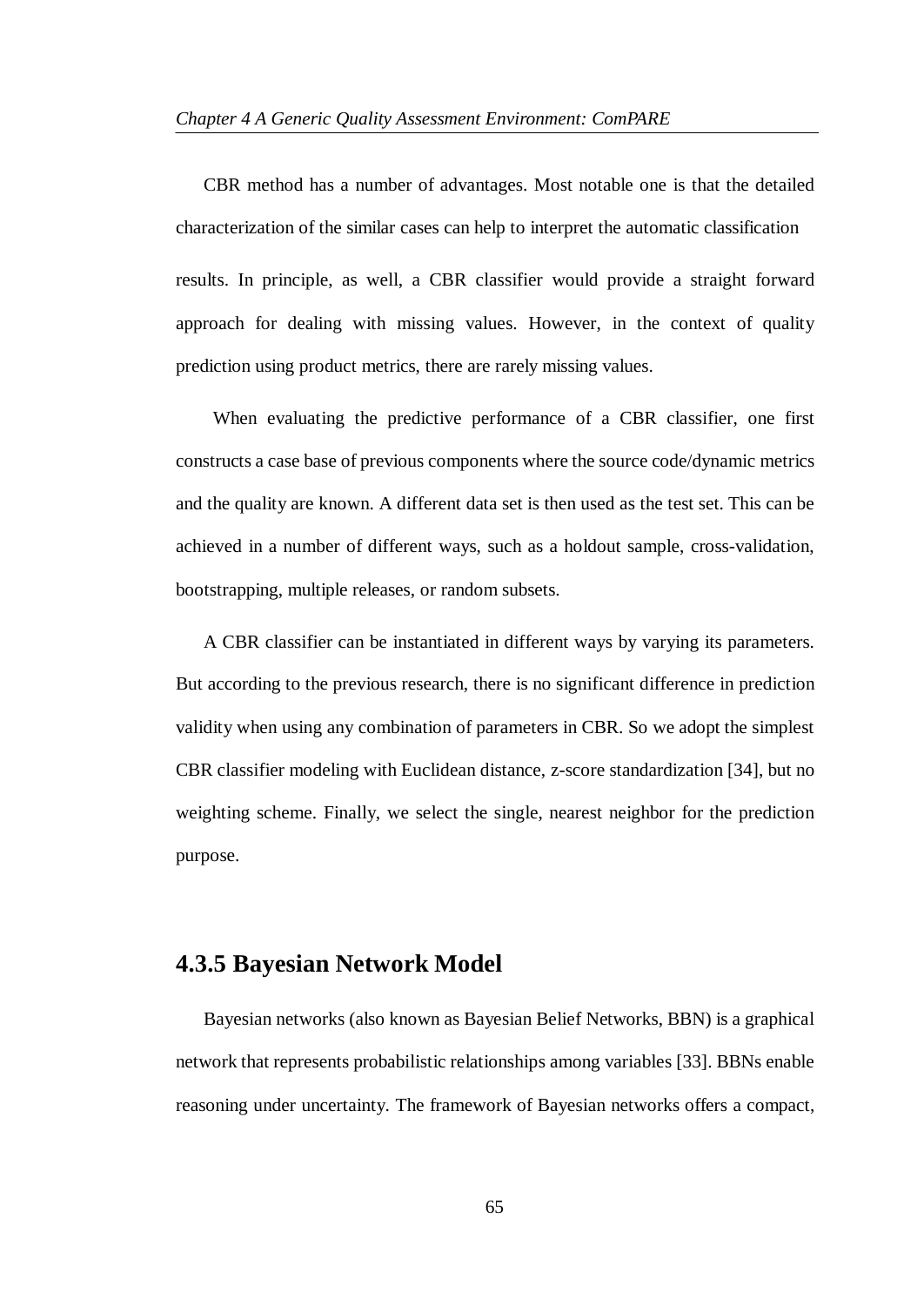CBR method has a number of advantages. Most notable one is that the detailed characterization of the similar cases can help to interpret the automatic classification results. In principle, as well, a CBR classifier would provide a straight forward approach for dealing with missing values. However, in the context of quality prediction using product metrics, there are rarely missing values.

When evaluating the predictive performance of a CBR classifier, one first constructs a case base of previous components where the source code/dynamic metrics and the quality are known. A different data set is then used as the test set. This can be achieved in a number of different ways, such as a holdout sample, cross-validation, bootstrapping, multiple releases, or random subsets.

A CBR classifier can be instantiated in different ways by varying its parameters. But according to the previous research, there is no significant difference in prediction validity when using any combination of parameters in CBR. So we adopt the simplest CBR classifier modeling with Euclidean distance, z-score standardization [34], but no weighting scheme. Finally, we select the single, nearest neighbor for the prediction purpose.

### 4.3.5 Bayesian Network Model

Bayesian networks (also known as Bayesian Belief Networks, BBN) is a graphical network that represents probabilistic relationships among variables [33]. BBNs enable reasoning under uncertainty. The framework of Bayesian networks offers a compact,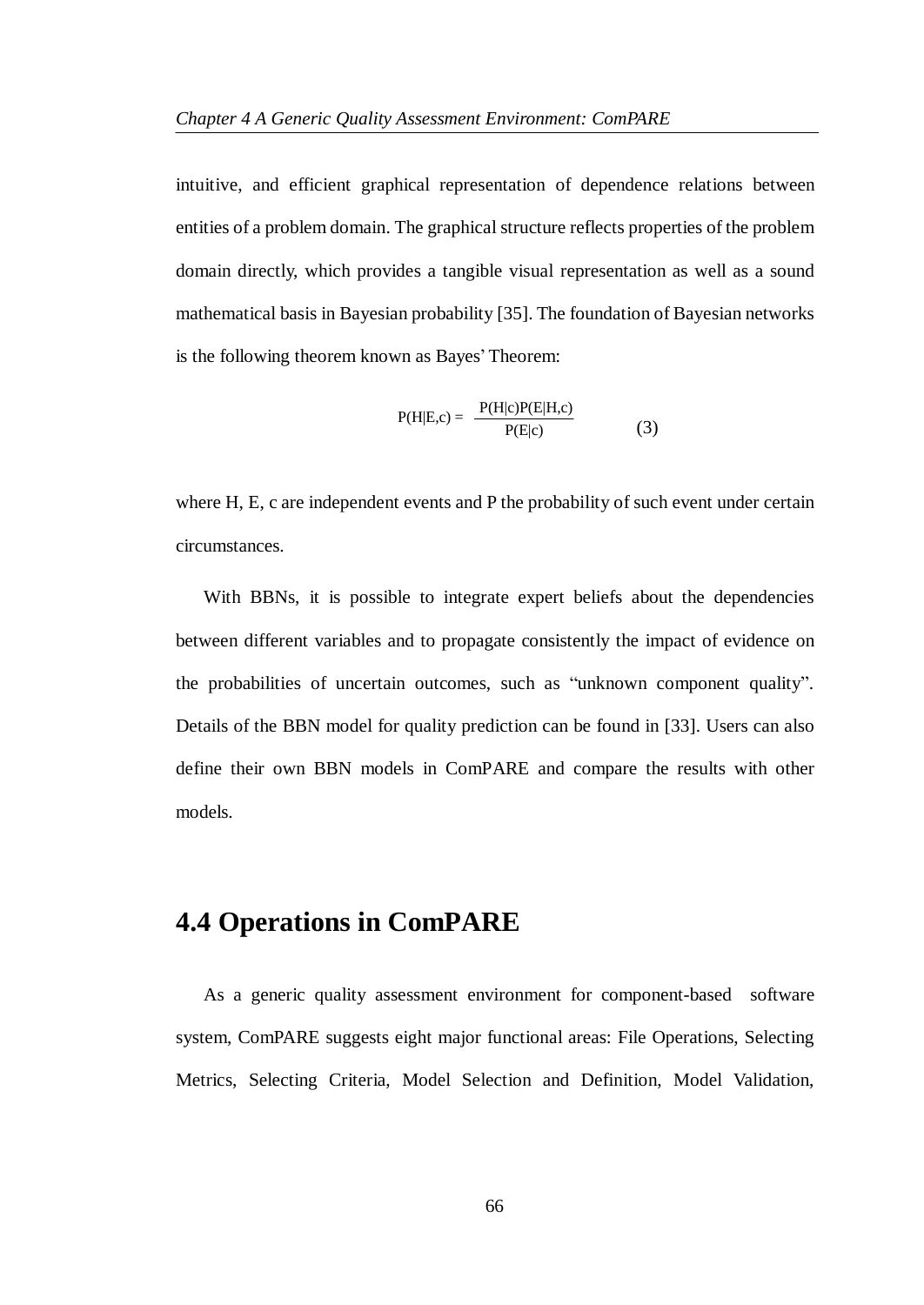intuitive, and efficient graphical representation of dependence relations between entities of a problem domain. The graphical structure reflects properties of the problem domain directly, which provides a tangible visual representation as well as a sound mathematical basis in Bayesian probability [35]. The foundation of Bayesian networks is the following theorem known as Bayes' Theorem:

$$P(H|E,c) = \frac{P(H|c)P(E|H,c)}{P(E|c)} \qquad (3)$$

where H, E, c are independent events and P the probability of such event under certain circumstances.

With BBNs, it is possible to integrate expert beliefs about the dependencies between different variables and to propagate consistently the impact of evidence on the probabilities of uncertain outcomes, such as "unknown component quality". Details of the BBN model for quality prediction can be found in [33]. Users can also define their own BBN models in ComPARE and compare the results with other models.

## 4.4 Operations in ComPARE

As a generic quality assessment environment for component-based software system, ComPARE suggests eight major functional areas: File Operations, Selecting Metrics, Selecting Criteria, Model Selection and Definition, Model Validation,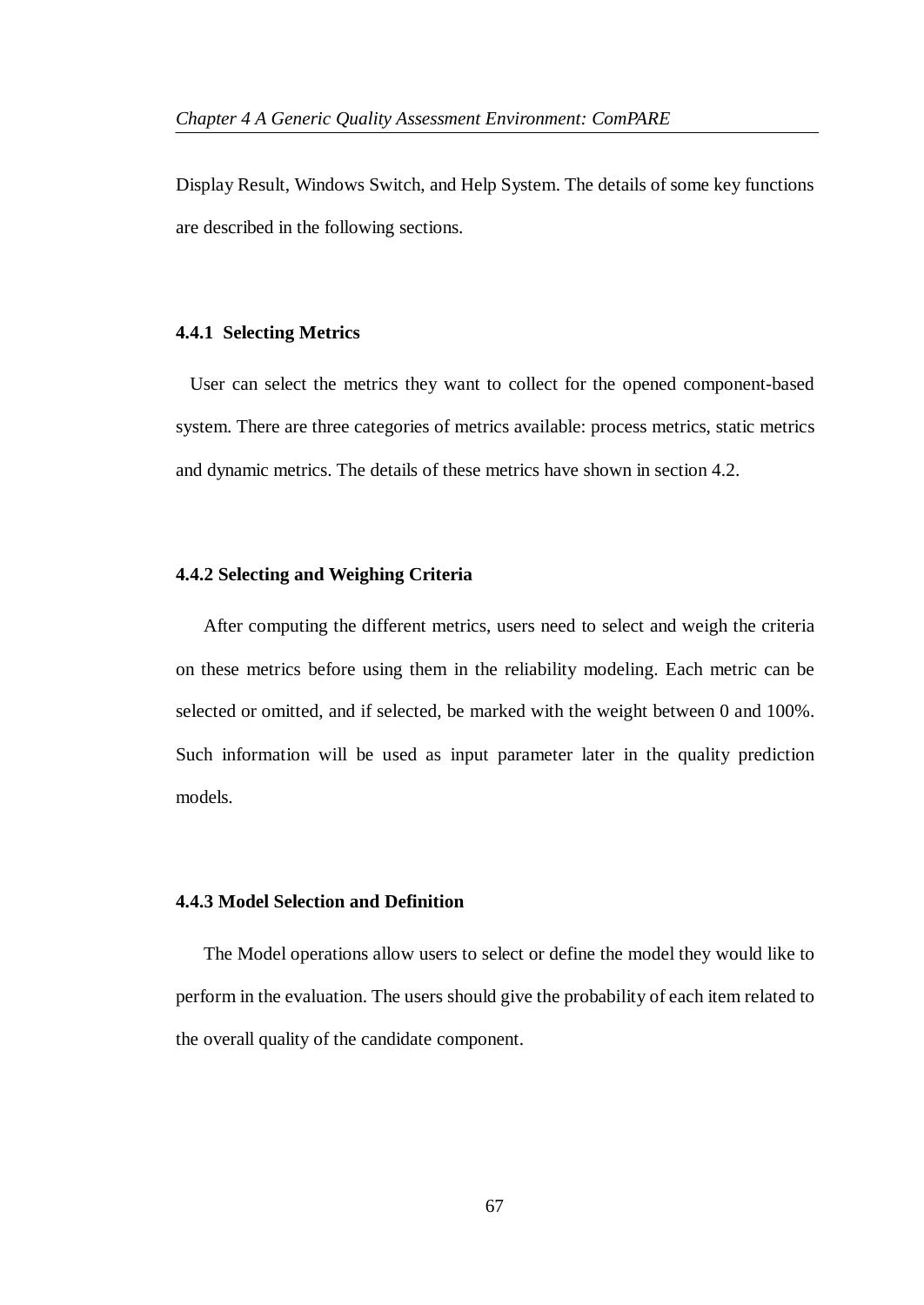Display Result, Windows Switch, and Help System. The details of some key functions are described in the following sections.

### 4.4.1 Selecting Metrics

User can select the metrics they want to collect for the opened component-based system. There are three categories of metrics available: process metrics, static metrics and dynamic metrics. The details of these metrics have shown in section 4.2.

### 4.4.2 Selecting and Weighing Criteria

After computing the different metrics, users need to select and weigh the criteria on these metrics before using them in the reliability modeling. Each metric can be selected or omitted, and if selected, be marked with the weight between 0 and 100%. Such information will be used as input parameter later in the quality prediction models.

### 4.4.3 Model Selection and Definition

The Model operations allow users to select or define the model they would like to perform in the evaluation. The users should give the probability of each item related to the overall quality of the candidate component.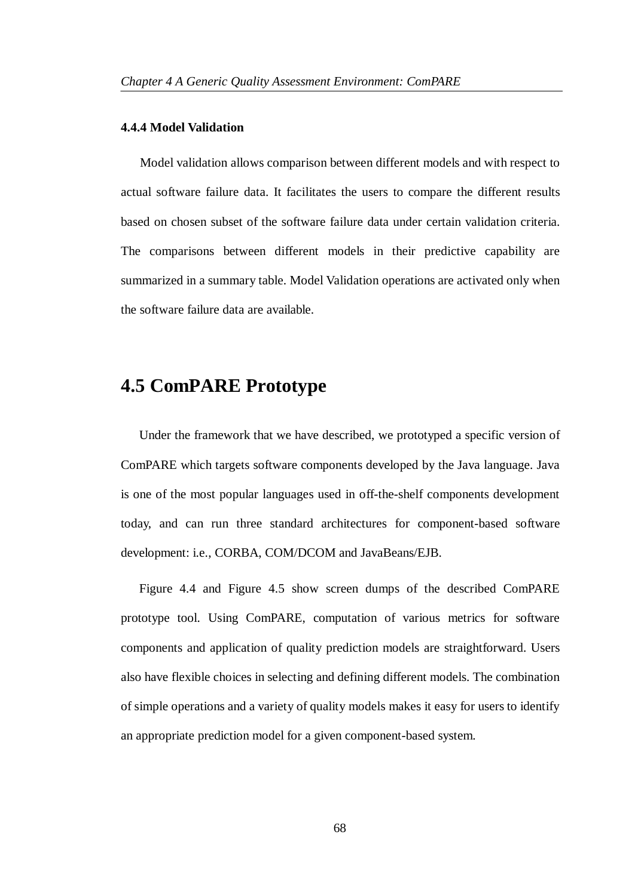### 4.4.4 Model Validation

Model validation allows comparison between different models and with respect to actual software failure data. It facilitates the users to compare the different results based on chosen subset of the software failure data under certain validation criteria. The comparisons between different models in their predictive capability are summarized in a summary table. Model Validation operations are activated only when the software failure data are available.

## 4.5 ComPARE Prototype

Under the framework that we have described, we prototyped a specific version of ComPARE which targets software components developed by the Java language. Java is one of the most popular languages used in off-the-shelf components development today, and can run three standard architectures for component-based software development: i.e., CORBA, COM/DCOM and JavaBeans/EJB.

Figure 4.4 and Figure 4.5 show screen dumps of the described ComPARE prototype tool. Using ComPARE, computation of various metrics for software components and application of quality prediction models are straightforward. Users also have flexible choices in selecting and defining different models. The combination of simple operations and a variety of quality models makes it easy for users to identify an appropriate prediction model for a given component-based system.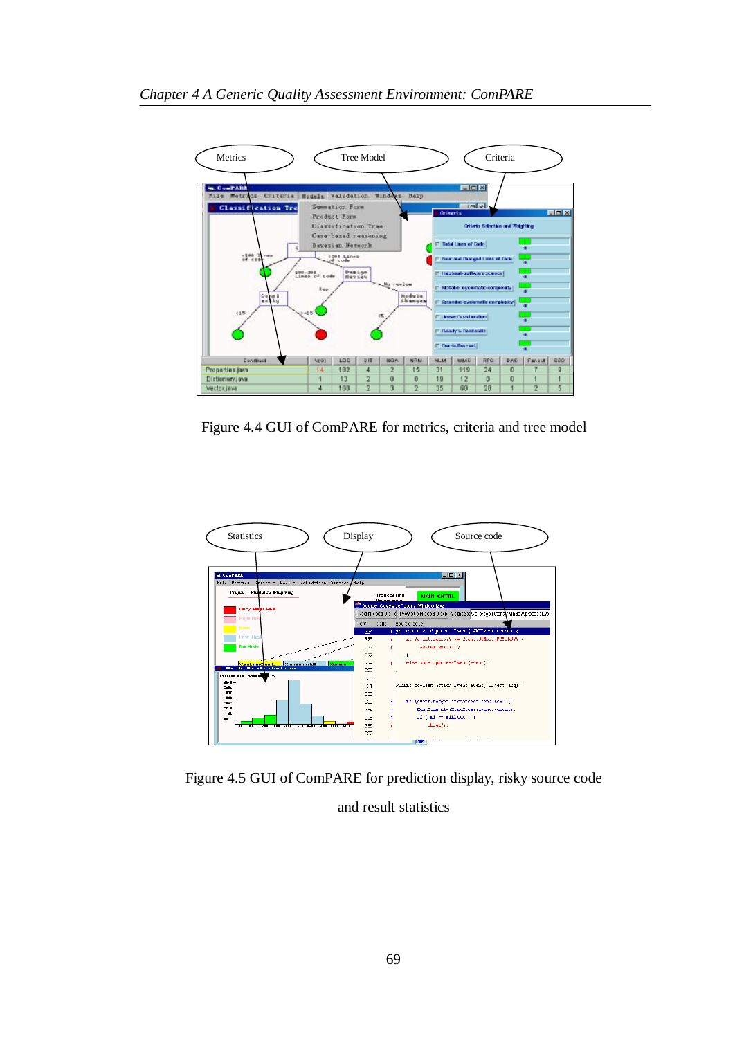Figure 4.4 GUI of ComPARE for metrics, criteria and tree model

Figure 4.5 GUI of ComPARE for prediction display, risky source code and result statistics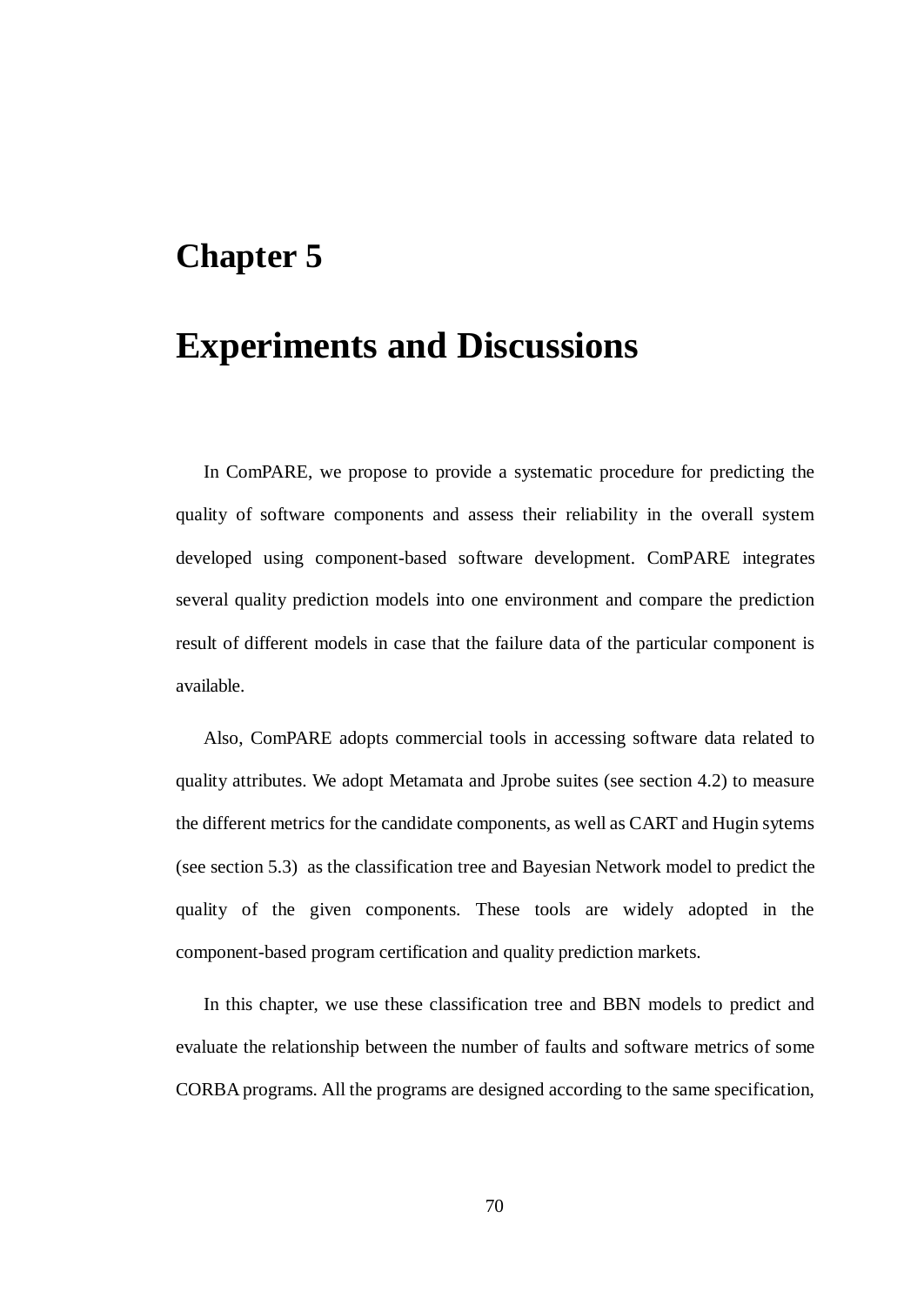# Chapter 5

# Experiments and Discussions

In ComPARE, we propose to provide a systematic procedure for predicting the quality of software components and assess their reliability in the overall system developed using component-based software development. ComPARE integrates several quality prediction models into one environment and compare the prediction result of different models in case that the failure data of the particular component is available.

Also, ComPARE adopts commercial tools in accessing software data related to quality attributes. We adopt Metamata and Jprobe suites (see section 4.2) to measure the different metrics for the candidate components, as well as CART and Hugin sytems (see section 5.3) as the classification tree and Bayesian Network model to predict the quality of the given components. These tools are widely adopted in the component-based program certification and quality prediction markets.

In this chapter, we use these classification tree and BBN models to predict and evaluate the relationship between the number of faults and software metrics of some CORBA programs. All the programs are designed according to the same specification,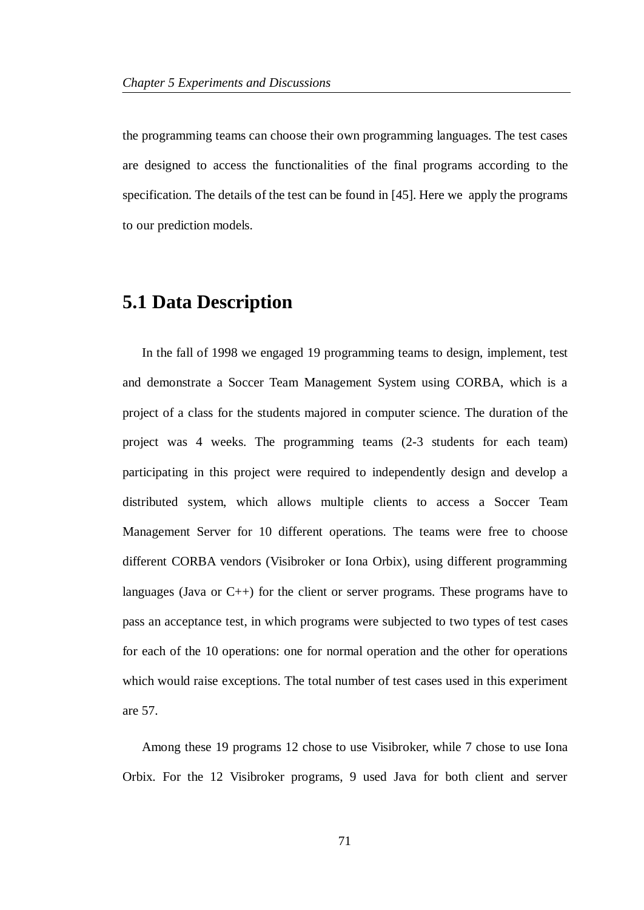the programming teams can choose their own programming languages. The test cases are designed to access the functionalities of the final programs according to the specification. The details of the test can be found in [45]. Here we apply the programs to our prediction models.

## 5.1 Data Description

In the fall of 1998 we engaged 19 programming teams to design, implement, test and demonstrate a Soccer Team Management System using CORBA, which is a project of a class for the students majored in computer science. The duration of the project was 4 weeks. The programming teams (2-3 students for each team) participating in this project were required to independently design and develop a distributed system, which allows multiple clients to access a Soccer Team Management Server for 10 different operations. The teams were free to choose different CORBA vendors (Visibroker or Iona Orbix), using different programming languages (Java or C++) for the client or server programs. These programs have to pass an acceptance test, in which programs were subjected to two types of test cases for each of the 10 operations: one for normal operation and the other for operations which would raise exceptions. The total number of test cases used in this experiment are 57.

Among these 19 programs 12 chose to use Visibroker, while 7 chose to use Iona Orbix. For the 12 Visibroker programs, 9 used Java for both client and server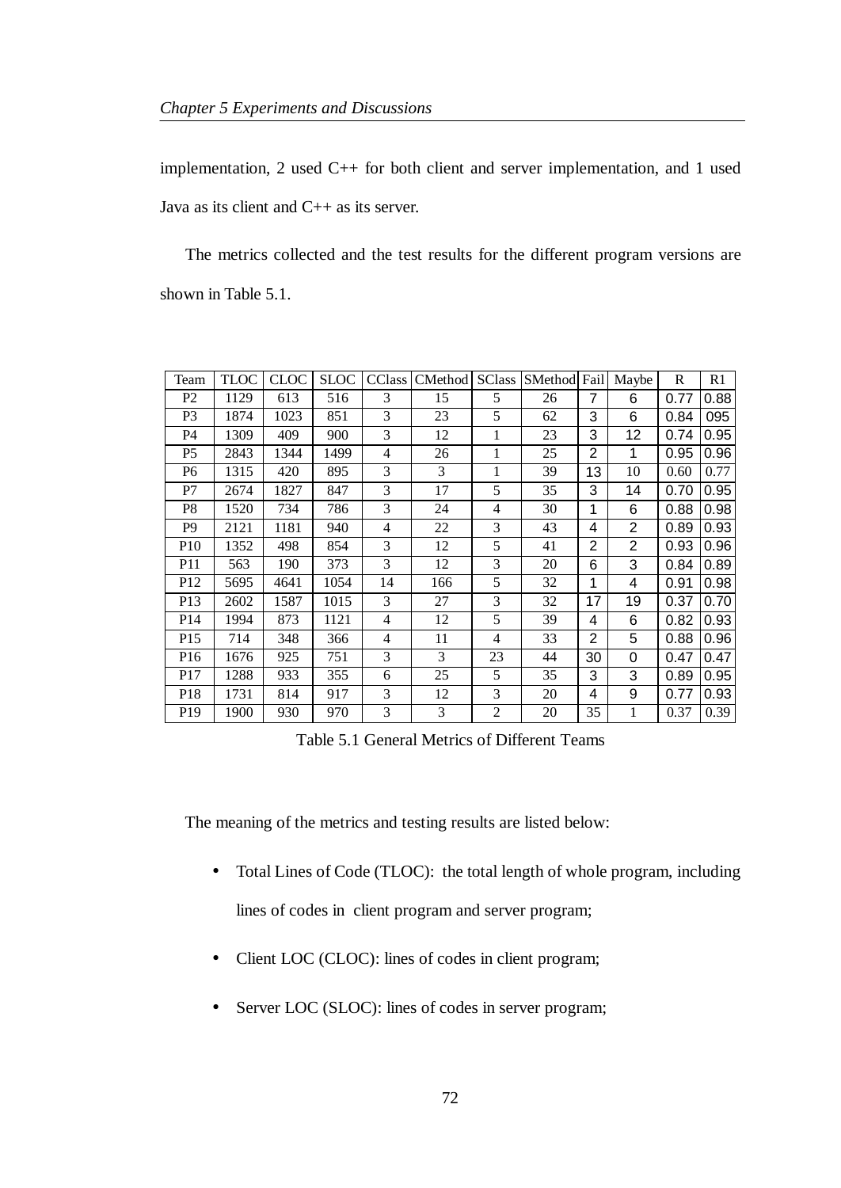implementation, 2 used C++ for both client and server implementation, and 1 used Java as its client and C++ as its server.

The metrics collected and the test results for the different program versions are shown in Table 5.1.

| Team | TLOC | CLOC | SLOC | CClass | CMethod | SClass | SMethod | Fail | Maybe | R | R1 |
|---|---|---|---|---|---|---|---|---|---|---|---|
| P2 | 1129 | 613 | 516 | 3 | 15 | 5 | 26 | 7 | 6 | 0.77 | 0.88 |
| P3 | 1874 | 1023 | 851 | 3 | 23 | 5 | 62 | 3 | 6 | 0.84 | 095 |
| P4 | 1309 | 409 | 900 | 3 | 12 | 1 | 23 | 3 | 12 | 0.74 | 0.95 |
| P5 | 2843 | 1344 | 1499 | 4 | 26 | 1 | 25 | 2 | 1 | 0.95 | 0.96 |
| P6 | 1315 | 420 | 895 | 3 | 3 | 1 | 39 | 13 | 10 | 0.60 | 0.77 |
| P7 | 2674 | 1827 | 847 | 3 | 17 | 5 | 35 | 3 | 14 | 0.70 | 0.95 |
| P8 | 1520 | 734 | 786 | 3 | 24 | 4 | 30 | 1 | 6 | 0.88 | 0.98 |
| P9 | 2121 | 1181 | 940 | 4 | 22 | 3 | 43 | 4 | 2 | 0.89 | 0.93 |
| P10 | 1352 | 498 | 854 | 3 | 12 | 5 | 41 | 2 | 2 | 0.93 | 0.96 |
| P11 | 563 | 190 | 373 | 3 | 12 | 3 | 20 | 6 | 3 | 0.84 | 0.89 |
| P12 | 5695 | 4641 | 1054 | 14 | 166 | 5 | 32 | 1 | 4 | 0.91 | 0.98 |
| P13 | 2602 | 1587 | 1015 | 3 | 27 | 3 | 32 | 17 | 19 | 0.37 | 0.70 |
| P14 | 1994 | 873 | 1121 | 4 | 12 | 5 | 39 | 4 | 6 | 0.82 | 0.93 |
| P15 | 714 | 348 | 366 | 4 | 11 | 4 | 33 | 2 | 5 | 0.88 | 0.96 |
| P16 | 1676 | 925 | 751 | 3 | 3 | 23 | 44 | 30 | 0 | 0.47 | 0.47 |
| P17 | 1288 | 933 | 355 | 6 | 25 | 5 | 35 | 3 | 3 | 0.89 | 0.95 |
| P18 | 1731 | 814 | 917 | 3 | 12 | 3 | 20 | 4 | 9 | 0.77 | 0.93 |
| P19 | 1900 | 930 | 970 | 3 | 3 | 2 | 20 | 35 | 1 | 0.37 | 0.39 |

Table 5.1 General Metrics of Different Teams

The meaning of the metrics and testing results are listed below:

- Total Lines of Code (TLOC): the total length of whole program, including lines of codes in client program and server program;
- Client LOC (CLOC): lines of codes in client program;
- Server LOC (SLOC): lines of codes in server program;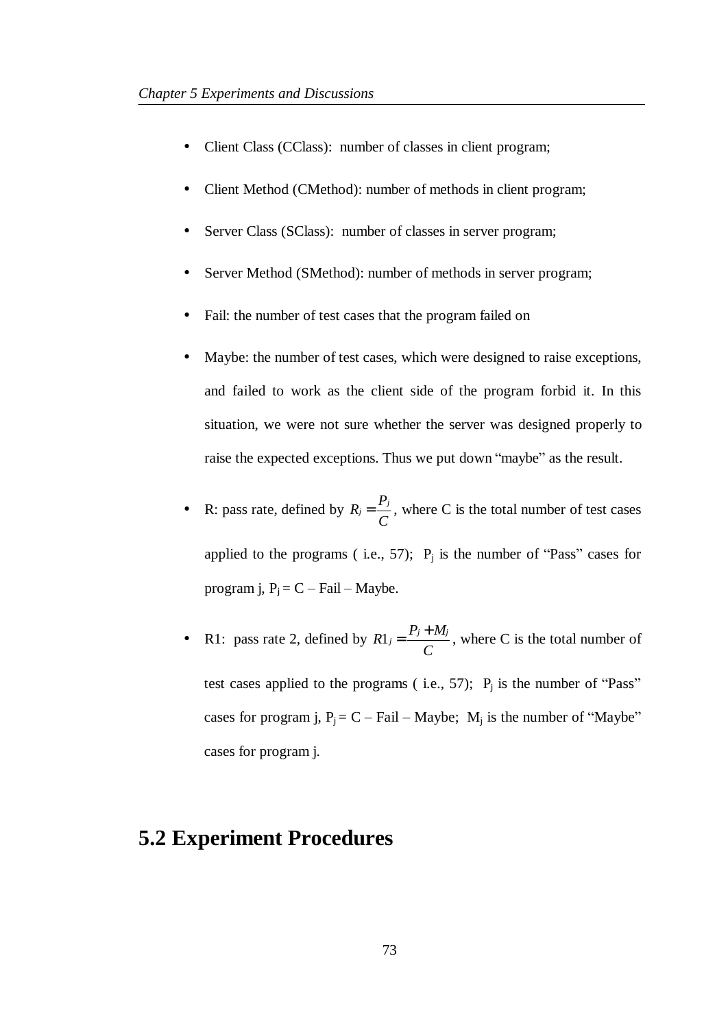- Client Class (CClass): number of classes in client program;
- Client Method (CMethod): number of methods in client program;
- Server Class (SClass): number of classes in server program;
- Server Method (SMethod): number of methods in server program;
- Fail: the number of test cases that the program failed on
- Maybe: the number of test cases, which were designed to raise exceptions, and failed to work as the client side of the program forbid it. In this situation, we were not sure whether the server was designed properly to raise the expected exceptions. Thus we put down "maybe" as the result.
- R: pass rate, defined by $R_j = \frac{P_j}{C}$, where C is the total number of test cases applied to the programs ( i.e., 57); $P_j$ is the number of "Pass" cases for program j, $P_j = C - \text{Fail} - \text{Maybe}$.
- R1: pass rate 2, defined by $R1_j = \frac{P_j + M_j}{C}$, where C is the total number of test cases applied to the programs ( i.e., 57); $P_j$ is the number of "Pass" cases for program j, $P_j = C - \text{Fail} - \text{Maybe}$; $M_j$ is the number of "Maybe" cases for program j.

## 5.2 Experiment Procedures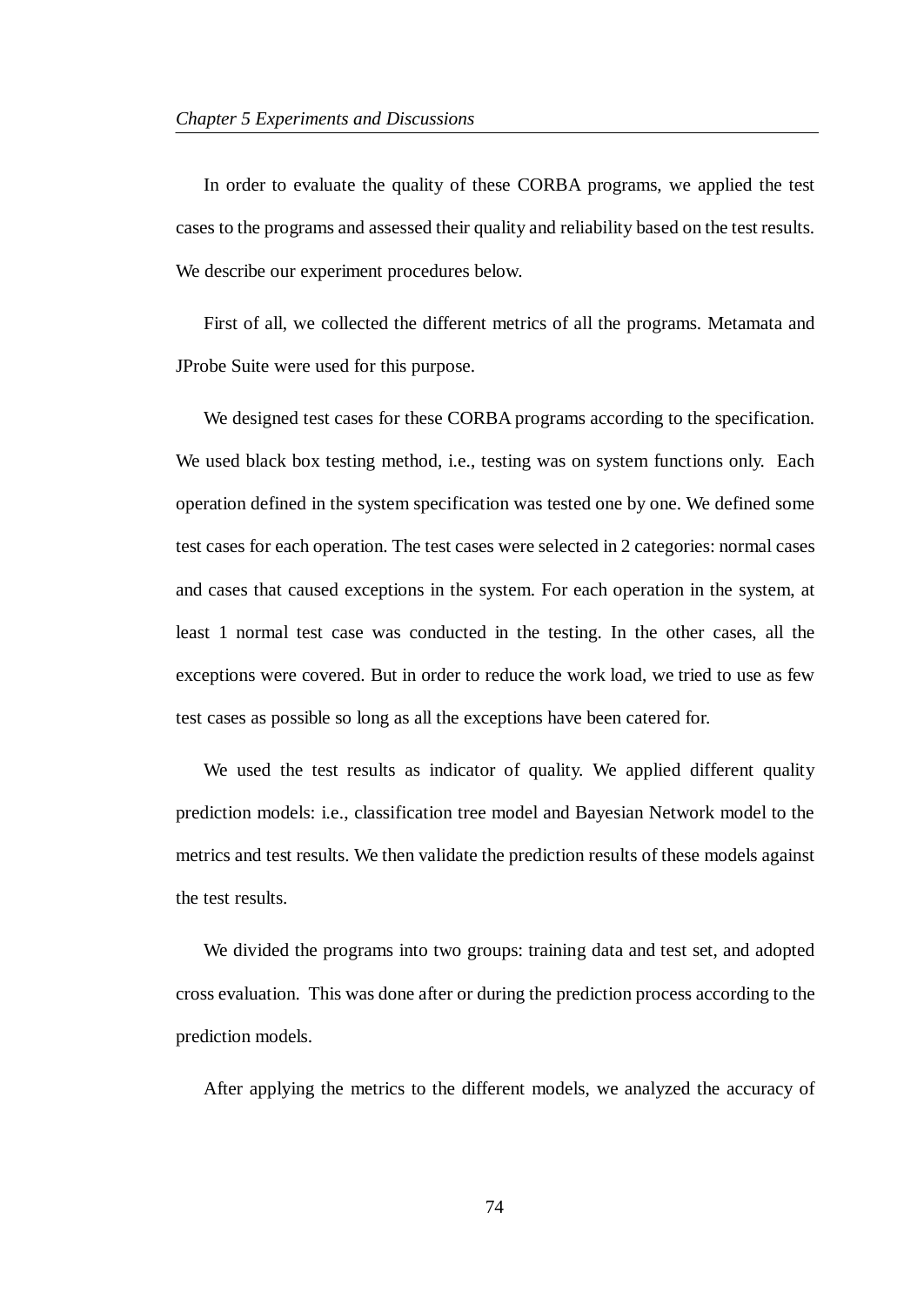In order to evaluate the quality of these CORBA programs, we applied the test cases to the programs and assessed their quality and reliability based on the test results. We describe our experiment procedures below.

First of all, we collected the different metrics of all the programs. Metamata and JProbe Suite were used for this purpose.

We designed test cases for these CORBA programs according to the specification. We used black box testing method, i.e., testing was on system functions only. Each operation defined in the system specification was tested one by one. We defined some test cases for each operation. The test cases were selected in 2 categories: normal cases and cases that caused exceptions in the system. For each operation in the system, at least 1 normal test case was conducted in the testing. In the other cases, all the exceptions were covered. But in order to reduce the work load, we tried to use as few test cases as possible so long as all the exceptions have been catered for.

We used the test results as indicator of quality. We applied different quality prediction models: i.e., classification tree model and Bayesian Network model to the metrics and test results. We then validate the prediction results of these models against the test results.

We divided the programs into two groups: training data and test set, and adopted cross evaluation. This was done after or during the prediction process according to the prediction models.

After applying the metrics to the different models, we analyzed the accuracy of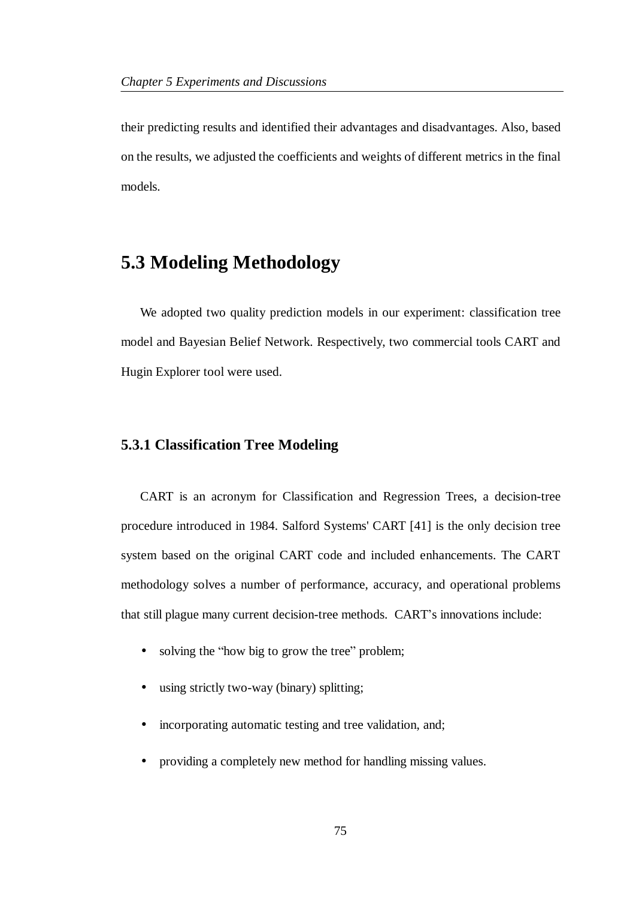their predicting results and identified their advantages and disadvantages. Also, based on the results, we adjusted the coefficients and weights of different metrics in the final models.

## 5.3 Modeling Methodology

We adopted two quality prediction models in our experiment: classification tree model and Bayesian Belief Network. Respectively, two commercial tools CART and Hugin Explorer tool were used.

### 5.3.1 Classification Tree Modeling

CART is an acronym for Classification and Regression Trees, a decision-tree procedure introduced in 1984. Salford Systems' CART [41] is the only decision tree system based on the original CART code and included enhancements. The CART methodology solves a number of performance, accuracy, and operational problems that still plague many current decision-tree methods. CART's innovations include:

- solving the "how big to grow the tree" problem;
- using strictly two-way (binary) splitting;
- incorporating automatic testing and tree validation, and;
- providing a completely new method for handling missing values.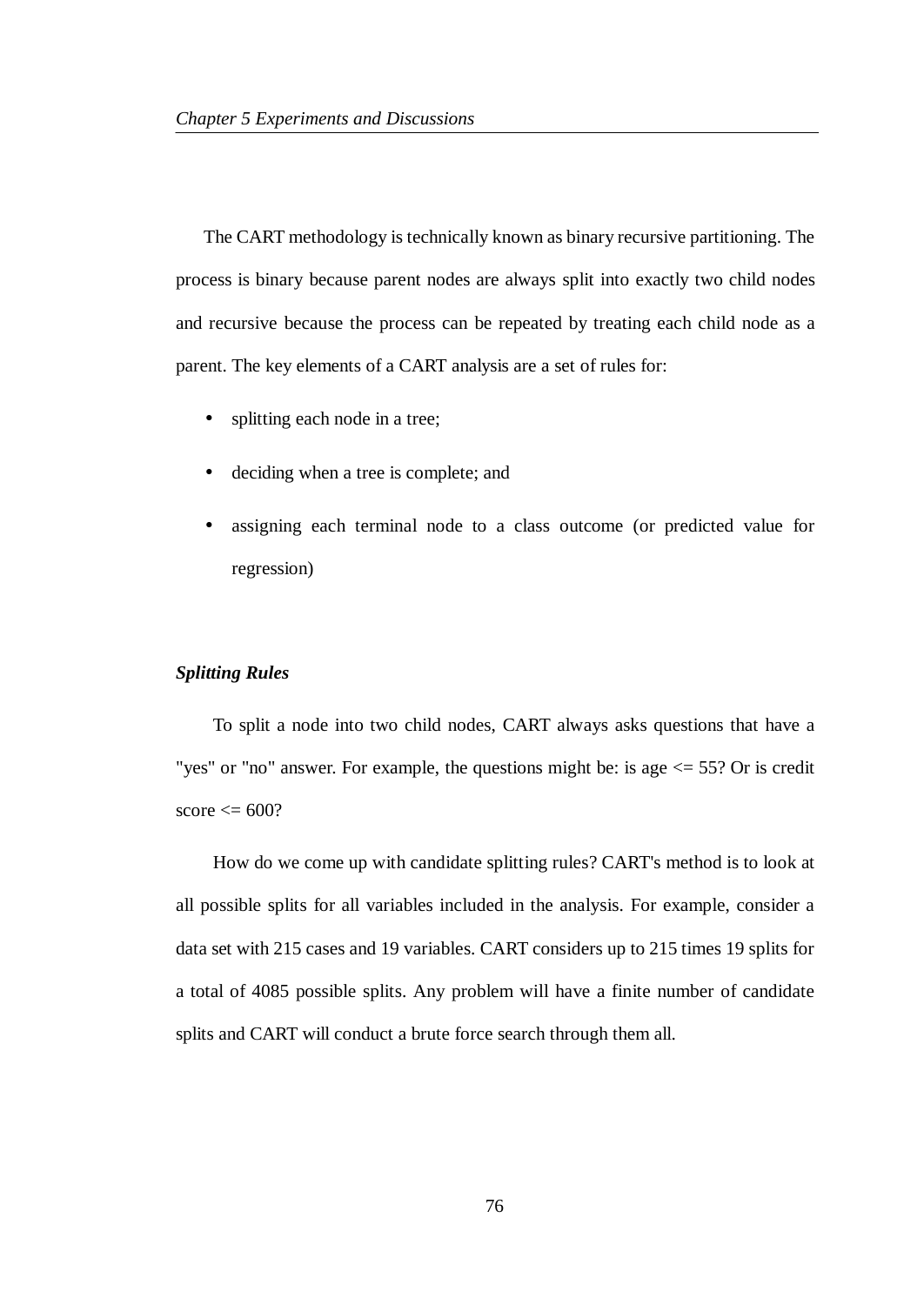The CART methodology is technically known as binary recursive partitioning. The process is binary because parent nodes are always split into exactly two child nodes and recursive because the process can be repeated by treating each child node as a parent. The key elements of a CART analysis are a set of rules for:

- splitting each node in a tree;
- deciding when a tree is complete; and
- assigning each terminal node to a class outcome (or predicted value for regression)

***Splitting Rules***

To split a node into two child nodes, CART always asks questions that have a "yes" or "no" answer. For example, the questions might be: is age <= 55? Or is credit score <= 600?

How do we come up with candidate splitting rules? CART's method is to look at all possible splits for all variables included in the analysis. For example, consider a data set with 215 cases and 19 variables. CART considers up to 215 times 19 splits for a total of 4085 possible splits. Any problem will have a finite number of candidate splits and CART will conduct a brute force search through them all.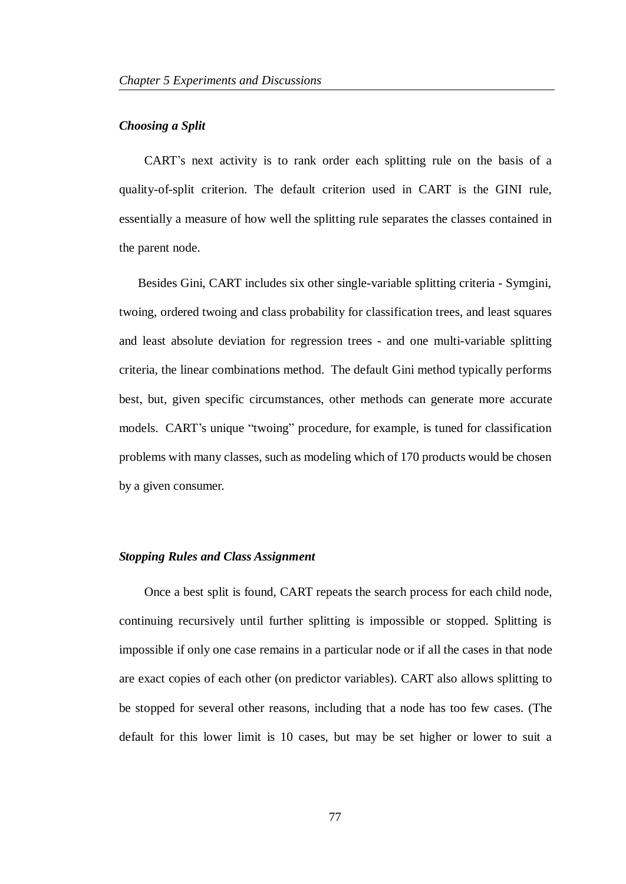***Choosing a Split***

CART's next activity is to rank order each splitting rule on the basis of a quality-of-split criterion. The default criterion used in CART is the GINI rule, essentially a measure of how well the splitting rule separates the classes contained in the parent node.

Besides Gini, CART includes six other single-variable splitting criteria - Symgini, twoing, ordered twoing and class probability for classification trees, and least squares and least absolute deviation for regression trees - and one multi-variable splitting criteria, the linear combinations method. The default Gini method typically performs best, but, given specific circumstances, other methods can generate more accurate models. CART's unique "twoing" procedure, for example, is tuned for classification problems with many classes, such as modeling which of 170 products would be chosen by a given consumer.

***Stopping Rules and Class Assignment***

Once a best split is found, CART repeats the search process for each child node, continuing recursively until further splitting is impossible or stopped. Splitting is impossible if only one case remains in a particular node or if all the cases in that node are exact copies of each other (on predictor variables). CART also allows splitting to be stopped for several other reasons, including that a node has too few cases. (The default for this lower limit is 10 cases, but may be set higher or lower to suit a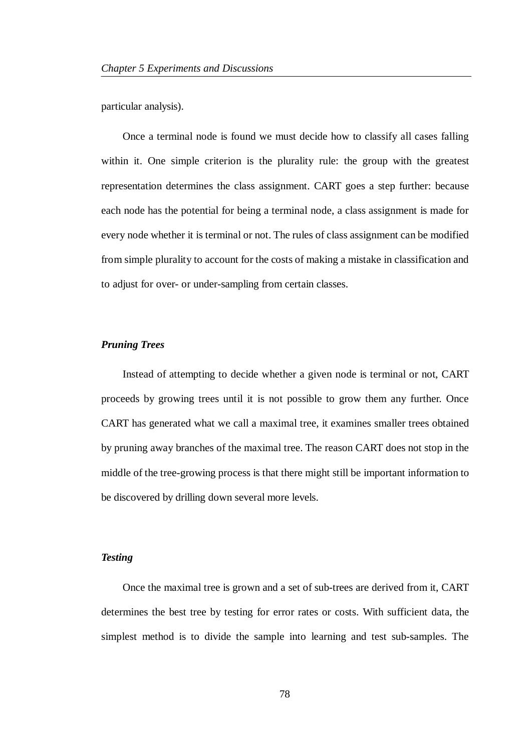particular analysis).

Once a terminal node is found we must decide how to classify all cases falling within it. One simple criterion is the plurality rule: the group with the greatest representation determines the class assignment. CART goes a step further: because each node has the potential for being a terminal node, a class assignment is made for every node whether it is terminal or not. The rules of class assignment can be modified from simple plurality to account for the costs of making a mistake in classification and to adjust for over- or under-sampling from certain classes.

***Pruning Trees***

Instead of attempting to decide whether a given node is terminal or not, CART proceeds by growing trees until it is not possible to grow them any further. Once CART has generated what we call a maximal tree, it examines smaller trees obtained by pruning away branches of the maximal tree. The reason CART does not stop in the middle of the tree-growing process is that there might still be important information to be discovered by drilling down several more levels.

***Testing***

Once the maximal tree is grown and a set of sub-trees are derived from it, CART determines the best tree by testing for error rates or costs. With sufficient data, the simplest method is to divide the sample into learning and test sub-samples. The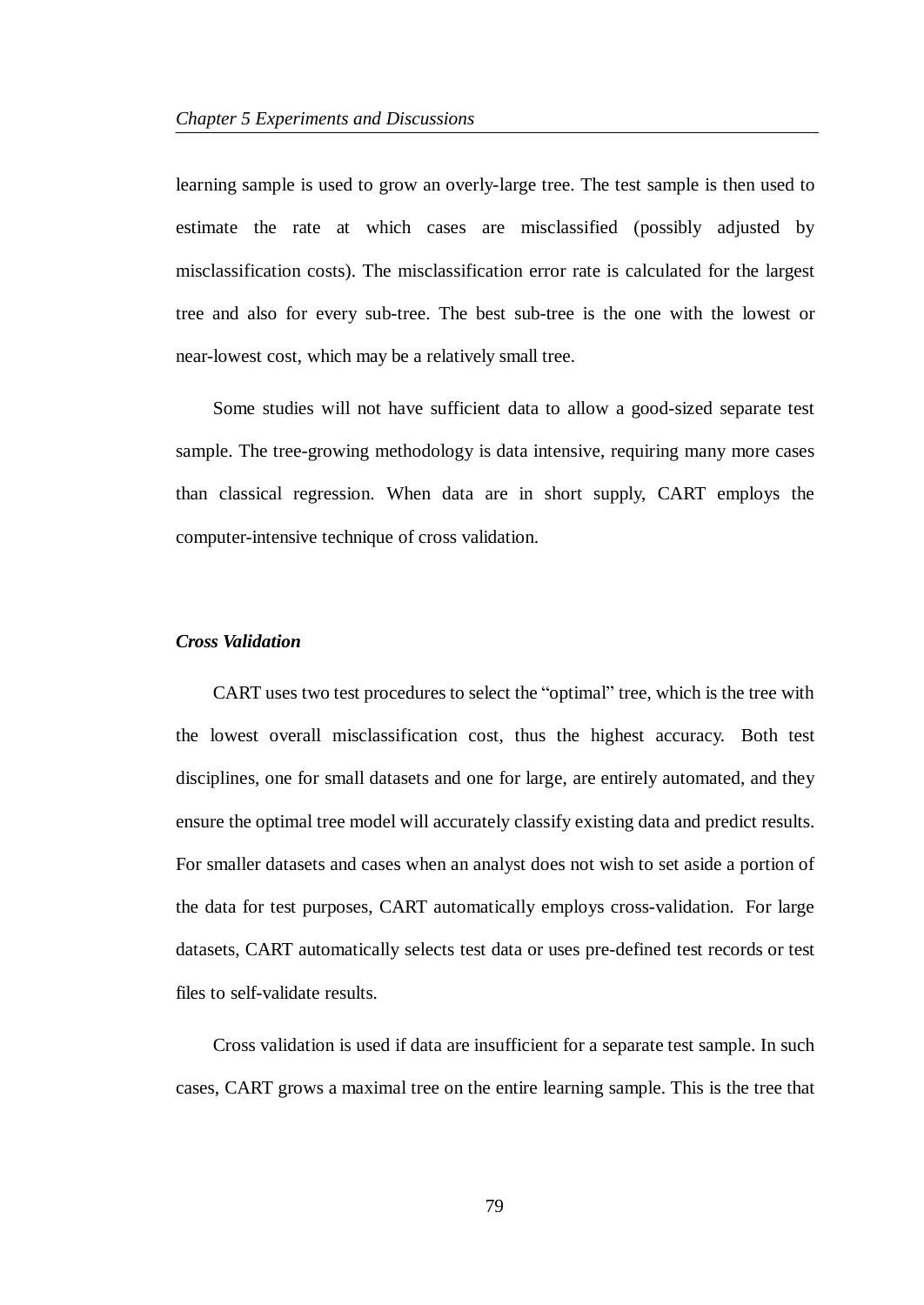learning sample is used to grow an overly-large tree. The test sample is then used to estimate the rate at which cases are misclassified (possibly adjusted by misclassification costs). The misclassification error rate is calculated for the largest tree and also for every sub-tree. The best sub-tree is the one with the lowest or near-lowest cost, which may be a relatively small tree.

Some studies will not have sufficient data to allow a good-sized separate test sample. The tree-growing methodology is data intensive, requiring many more cases than classical regression. When data are in short supply, CART employs the computer-intensive technique of cross validation.

***Cross Validation***

CART uses two test procedures to select the "optimal" tree, which is the tree with the lowest overall misclassification cost, thus the highest accuracy. Both test disciplines, one for small datasets and one for large, are entirely automated, and they ensure the optimal tree model will accurately classify existing data and predict results. For smaller datasets and cases when an analyst does not wish to set aside a portion of the data for test purposes, CART automatically employs cross-validation. For large datasets, CART automatically selects test data or uses pre-defined test records or test files to self-validate results.

Cross validation is used if data are insufficient for a separate test sample. In such cases, CART grows a maximal tree on the entire learning sample. This is the tree that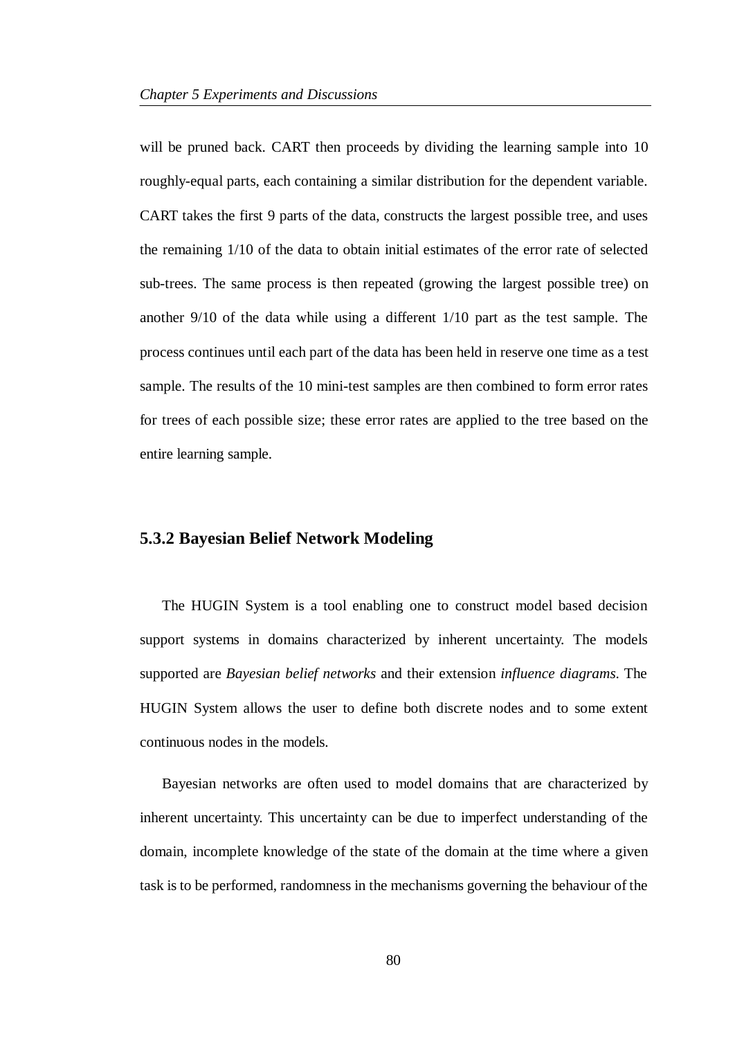will be pruned back. CART then proceeds by dividing the learning sample into 10 roughly-equal parts, each containing a similar distribution for the dependent variable. CART takes the first 9 parts of the data, constructs the largest possible tree, and uses the remaining 1/10 of the data to obtain initial estimates of the error rate of selected sub-trees. The same process is then repeated (growing the largest possible tree) on another 9/10 of the data while using a different 1/10 part as the test sample. The process continues until each part of the data has been held in reserve one time as a test sample. The results of the 10 mini-test samples are then combined to form error rates for trees of each possible size; these error rates are applied to the tree based on the entire learning sample.

### 5.3.2 Bayesian Belief Network Modeling

The HUGIN System is a tool enabling one to construct model based decision support systems in domains characterized by inherent uncertainty. The models supported are *Bayesian belief networks* and their extension *influence diagrams*. The HUGIN System allows the user to define both discrete nodes and to some extent continuous nodes in the models.

Bayesian networks are often used to model domains that are characterized by inherent uncertainty. This uncertainty can be due to imperfect understanding of the domain, incomplete knowledge of the state of the domain at the time where a given task is to be performed, randomness in the mechanisms governing the behaviour of the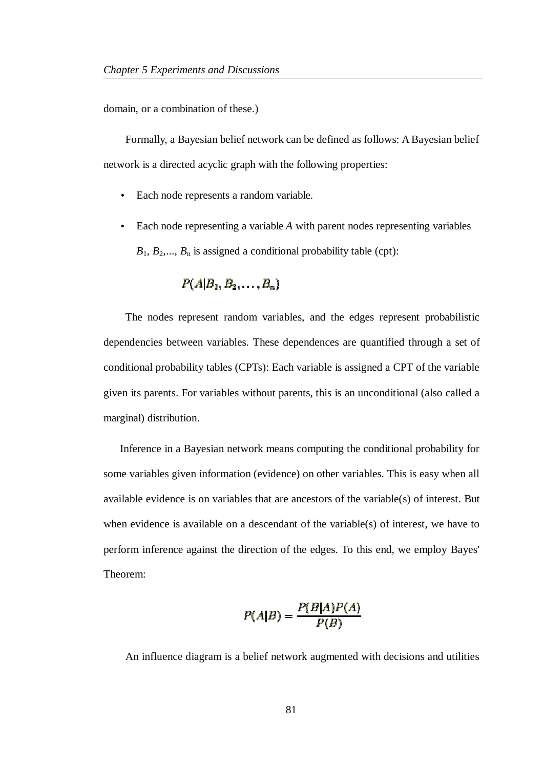domain, or a combination of these.)

Formally, a Bayesian belief network can be defined as follows: A Bayesian belief network is a directed acyclic graph with the following properties:

- Each node represents a random variable.
- Each node representing a variable *A* with parent nodes representing variables $B_1$, $B_2$,..., $B_n$ is assigned a conditional probability table (cpt):

$$P(A|B_1, B_2, \ldots, B_n)$$

The nodes represent random variables, and the edges represent probabilistic dependencies between variables. These dependences are quantified through a set of conditional probability tables (CPTs): Each variable is assigned a CPT of the variable given its parents. For variables without parents, this is an unconditional (also called a marginal) distribution.

Inference in a Bayesian network means computing the conditional probability for some variables given information (evidence) on other variables. This is easy when all available evidence is on variables that are ancestors of the variable(s) of interest. But when evidence is available on a descendant of the variable(s) of interest, we have to perform inference against the direction of the edges. To this end, we employ Bayes' Theorem:

$$P(A|B) = \frac{P(B|A)P(A)}{P(B)}$$

An influence diagram is a belief network augmented with decisions and utilities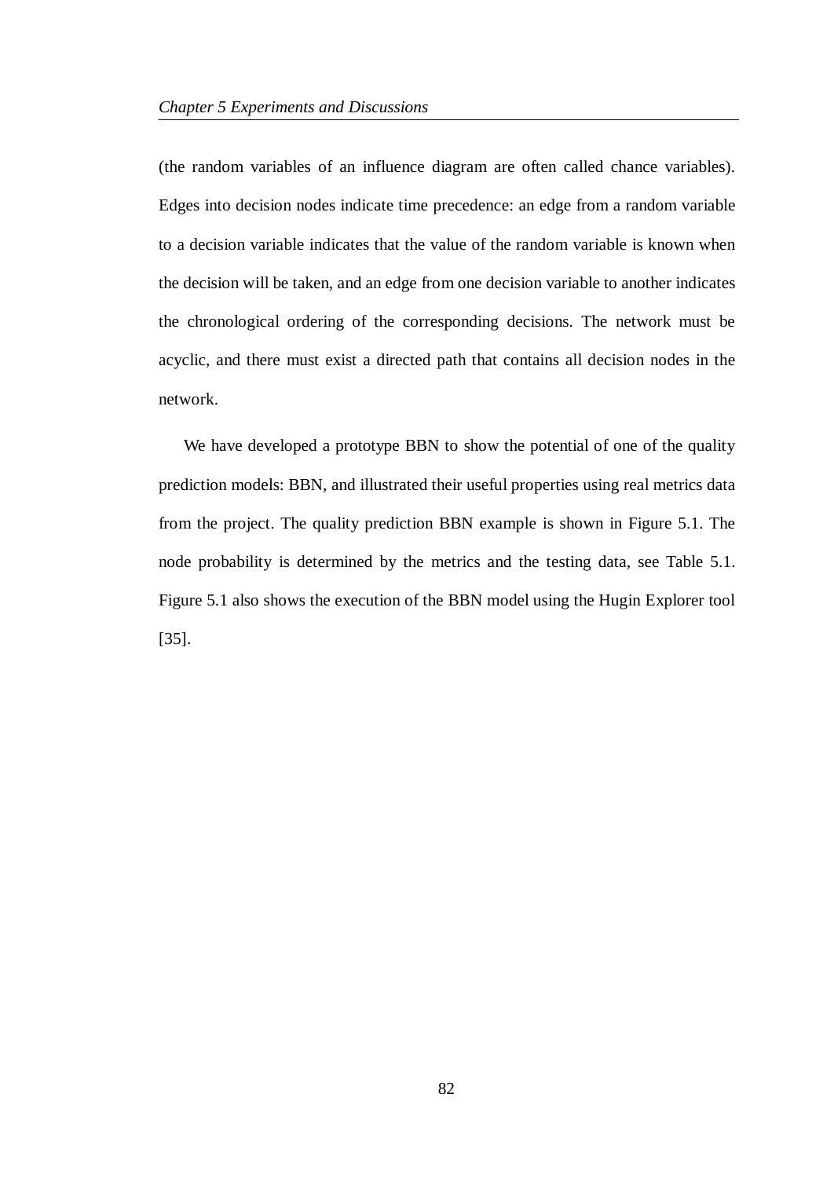(the random variables of an influence diagram are often called chance variables). Edges into decision nodes indicate time precedence: an edge from a random variable to a decision variable indicates that the value of the random variable is known when the decision will be taken, and an edge from one decision variable to another indicates the chronological ordering of the corresponding decisions. The network must be acyclic, and there must exist a directed path that contains all decision nodes in the network.

We have developed a prototype BBN to show the potential of one of the quality prediction models: BBN, and illustrated their useful properties using real metrics data from the project. The quality prediction BBN example is shown in Figure 5.1. The node probability is determined by the metrics and the testing data, see Table 5.1. Figure 5.1 also shows the execution of the BBN model using the Hugin Explorer tool [35].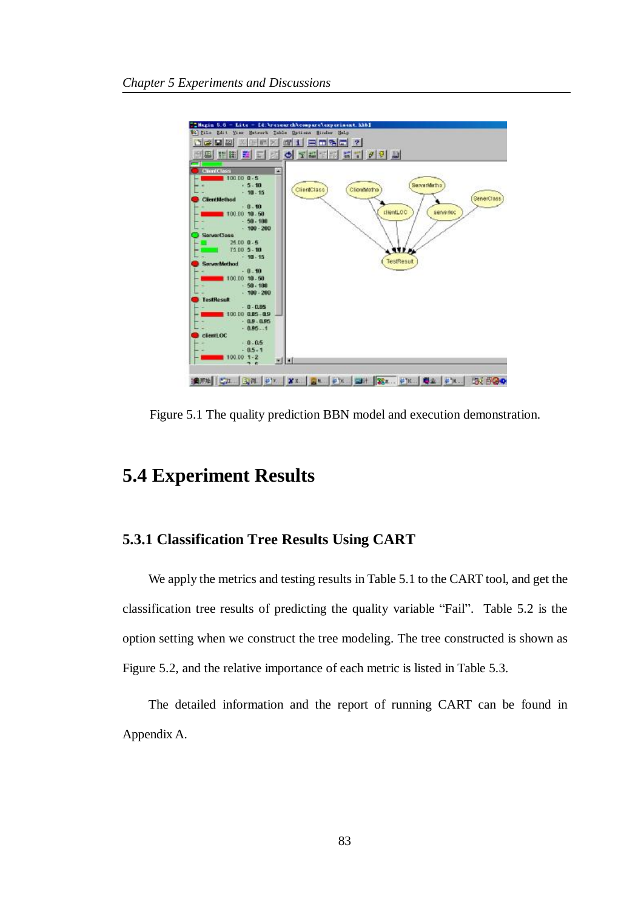Figure 5.1 The quality prediction BBN model and execution demonstration.

## 5.4 Experiment Results

### 5.3.1 Classification Tree Results Using CART

We apply the metrics and testing results in Table 5.1 to the CART tool, and get the classification tree results of predicting the quality variable "Fail". Table 5.2 is the option setting when we construct the tree modeling. The tree constructed is shown as Figure 5.2, and the relative importance of each metric is listed in Table 5.3.

The detailed information and the report of running CART can be found in Appendix A.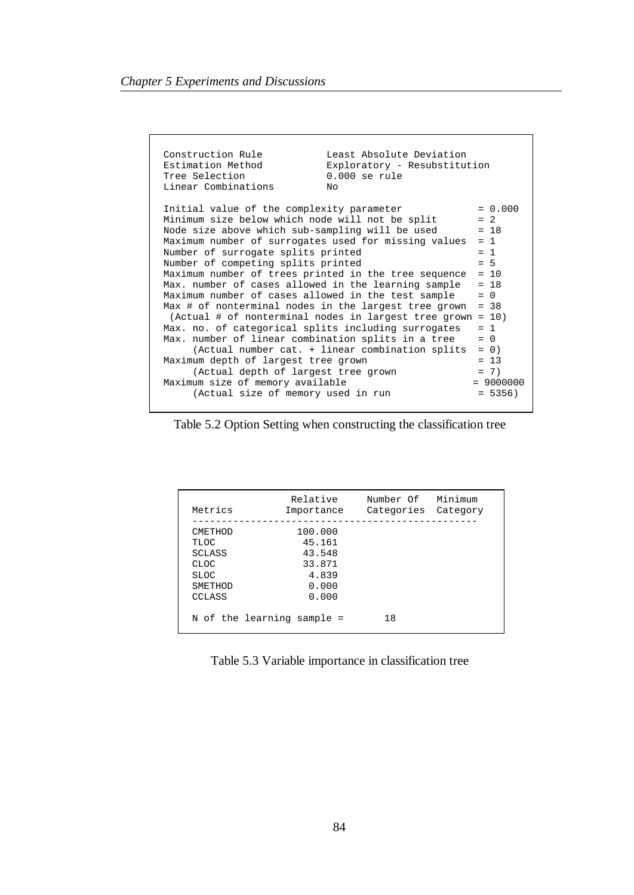```
Construction Rule           Least Absolute Deviation
Estimation Method           Exploratory - Resubstitution
Tree Selection              0.000 se rule
Linear Combinations         No

Initial value of the complexity parameter            = 0.000
Minimum size below which node will not be split      = 2
Node size above which sub-sampling will be used      = 18
Maximum number of surrogates used for missing values  = 1
Number of surrogate splits printed                   = 1
Number of competing splits printed                   = 5
Maximum number of trees printed in the tree sequence  = 10
Max. number of cases allowed in the learning sample   = 18
Maximum number of cases allowed in the test sample    = 0
Max # of nonterminal nodes in the largest tree grown  = 38
 (Actual # of nonterminal nodes in largest tree grown = 10)
Max. no. of categorical splits including surrogates   = 1
Max. number of linear combination splits in a tree    = 0
     (Actual number cat. + linear combination splits  = 0)
Maximum depth of largest tree grown                  = 13
     (Actual depth of largest tree grown             = 7)
Maximum size of memory available                   = 9000000
     (Actual size of memory used in run              = 5356)
```

Table 5.2 Option Setting when constructing the classification tree

| Metrics | Relative Importance | Number Of Categories | Minimum Category |
|---|---|---|---|
| CMETHOD | 100.000 | | |
| TLOC | 45.161 | | |
| SCLASS | 43.548 | | |
| CLOC | 33.871 | | |
| SLOC | 4.839 | | |
| SMETHOD | 0.000 | | |
| CCLASS | 0.000 | | |

N of the learning sample = 18

Table 5.3 Variable importance in classification tree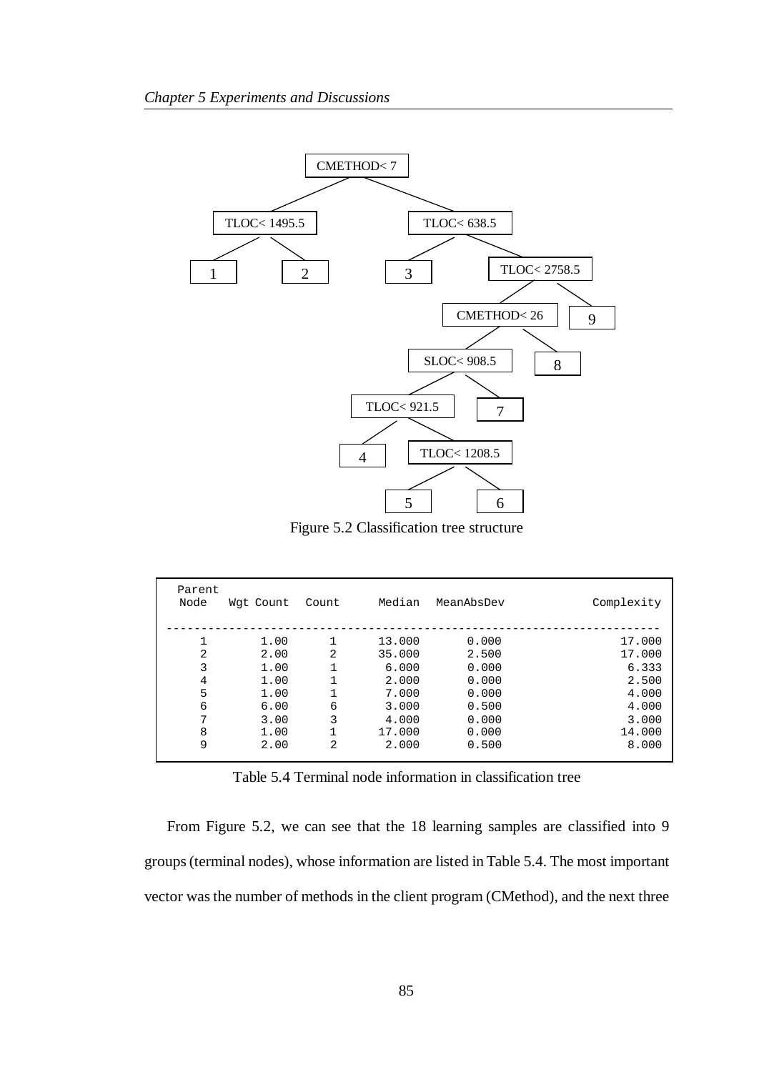```
CMETHOD< 7
├── TLOC< 1495.5
│   ├── 1
│   └── 2
└── TLOC< 638.5
    ├── 3
    └── TLOC< 2758.5
        ├── CMETHOD< 26
        │   ├── SLOC< 908.5
        │   │   ├── TLOC< 921.5
        │   │   │   ├── 4
        │   │   │   └── TLOC< 1208.5
        │   │   │       ├── 5
        │   │   │       └── 6
        │   │   └── 7
        │   └── 8
        └── 9
```

Figure 5.2 Classification tree structure

| Parent Node | Wgt Count | Count | Median | MeanAbsDev | Complexity |
|---|---|---|---|---|---|
| 1 | 1.00 | 1 | 13.000 | 0.000 | 17.000 |
| 2 | 2.00 | 2 | 35.000 | 2.500 | 17.000 |
| 3 | 1.00 | 1 | 6.000 | 0.000 | 6.333 |
| 4 | 1.00 | 1 | 2.000 | 0.000 | 2.500 |
| 5 | 1.00 | 1 | 7.000 | 0.000 | 4.000 |
| 6 | 6.00 | 6 | 3.000 | 0.500 | 4.000 |
| 7 | 3.00 | 3 | 4.000 | 0.000 | 3.000 |
| 8 | 1.00 | 1 | 17.000 | 0.000 | 14.000 |
| 9 | 2.00 | 2 | 2.000 | 0.500 | 8.000 |

Table 5.4 Terminal node information in classification tree

From Figure 5.2, we can see that the 18 learning samples are classified into 9 groups (terminal nodes), whose information are listed in Table 5.4. The most important vector was the number of methods in the client program (CMethod), and the next three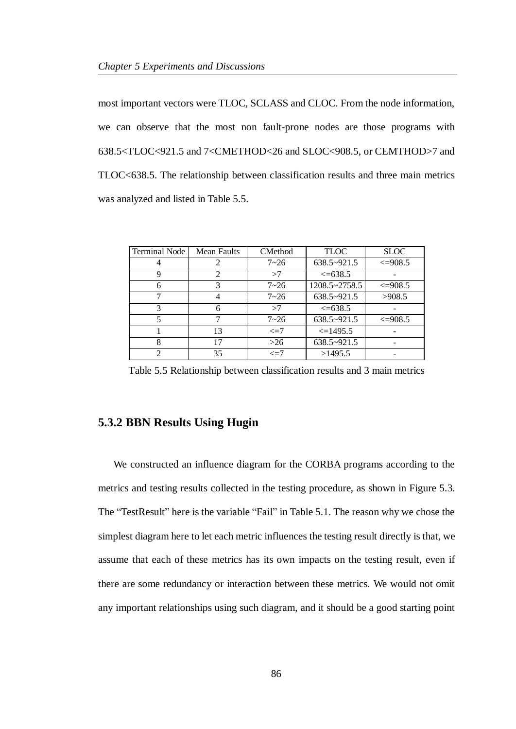most important vectors were TLOC, SCLASS and CLOC. From the node information, we can observe that the most non fault-prone nodes are those programs with 638.5<TLOC<921.5 and 7<CMETHOD<26 and SLOC<908.5, or CEMTHOD>7 and TLOC<638.5. The relationship between classification results and three main metrics was analyzed and listed in Table 5.5.

| Terminal Node | Mean Faults | CMethod | TLOC | SLOC |
|---|---|---|---|---|
| 4 | 2 | 7~26 | 638.5~921.5 | <=908.5 |
| 9 | 2 | >7 | <=638.5 | - |
| 6 | 3 | 7~26 | 1208.5~2758.5 | <=908.5 |
| 7 | 4 | 7~26 | 638.5~921.5 | >908.5 |
| 3 | 6 | >7 | <=638.5 | - |
| 5 | 7 | 7~26 | 638.5~921.5 | <=908.5 |
| 1 | 13 | <=7 | <=1495.5 | - |
| 8 | 17 | >26 | 638.5~921.5 | - |
| 2 | 35 | <=7 | >1495.5 | - |

Table 5.5 Relationship between classification results and 3 main metrics

### 5.3.2 BBN Results Using Hugin

We constructed an influence diagram for the CORBA programs according to the metrics and testing results collected in the testing procedure, as shown in Figure 5.3. The "TestResult" here is the variable "Fail" in Table 5.1. The reason why we chose the simplest diagram here to let each metric influences the testing result directly is that, we assume that each of these metrics has its own impacts on the testing result, even if there are some redundancy or interaction between these metrics. We would not omit any important relationships using such diagram, and it should be a good starting point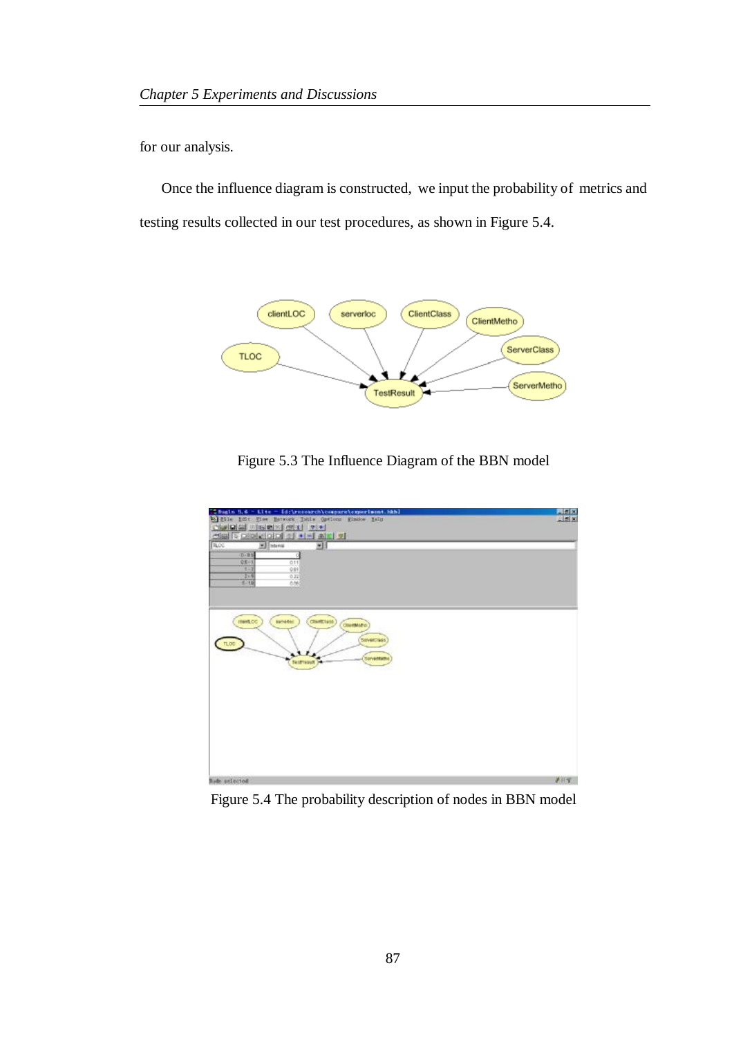for our analysis.

Once the influence diagram is constructed, we input the probability of metrics and testing results collected in our test procedures, as shown in Figure 5.4.

Figure 5.3 The Influence Diagram of the BBN model

Figure 5.4 The probability description of nodes in BBN model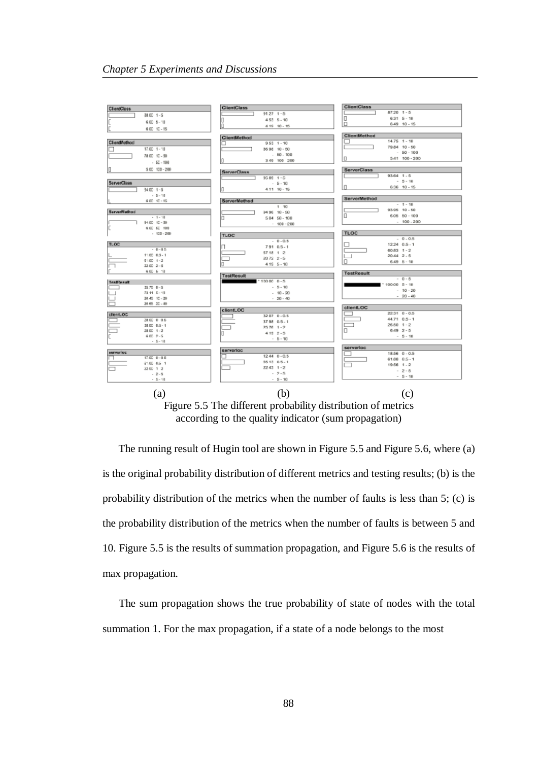Figure 5.5 The different probability distribution of metrics according to the quality indicator (sum propagation)

The running result of Hugin tool are shown in Figure 5.5 and Figure 5.6, where (a) is the original probability distribution of different metrics and testing results; (b) is the probability distribution of the metrics when the number of faults is less than 5; (c) is the probability distribution of the metrics when the number of faults is between 5 and 10. Figure 5.5 is the results of summation propagation, and Figure 5.6 is the results of max propagation.

The sum propagation shows the true probability of state of nodes with the total summation 1. For the max propagation, if a state of a node belongs to the most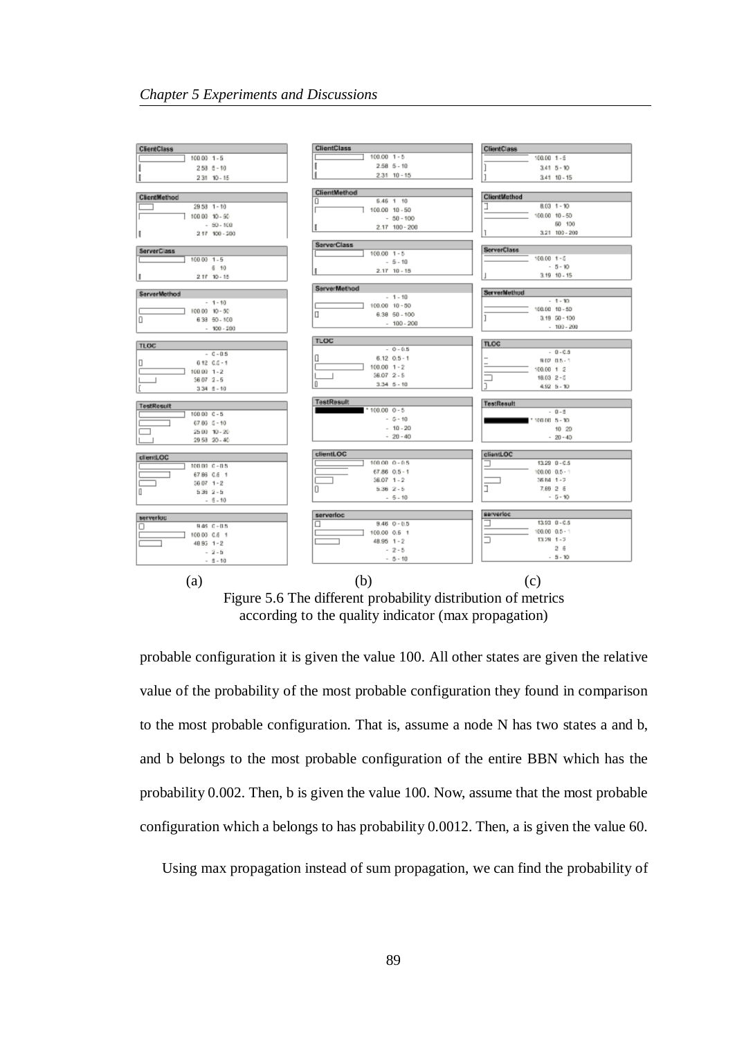Figure 5.6 The different probability distribution of metrics according to the quality indicator (max propagation)

probable configuration it is given the value 100. All other states are given the relative value of the probability of the most probable configuration they found in comparison to the most probable configuration. That is, assume a node N has two states a and b, and b belongs to the most probable configuration of the entire BBN which has the probability 0.002. Then, b is given the value 100. Now, assume that the most probable configuration which a belongs to has probability 0.0012. Then, a is given the value 60.

Using max propagation instead of sum propagation, we can find the probability of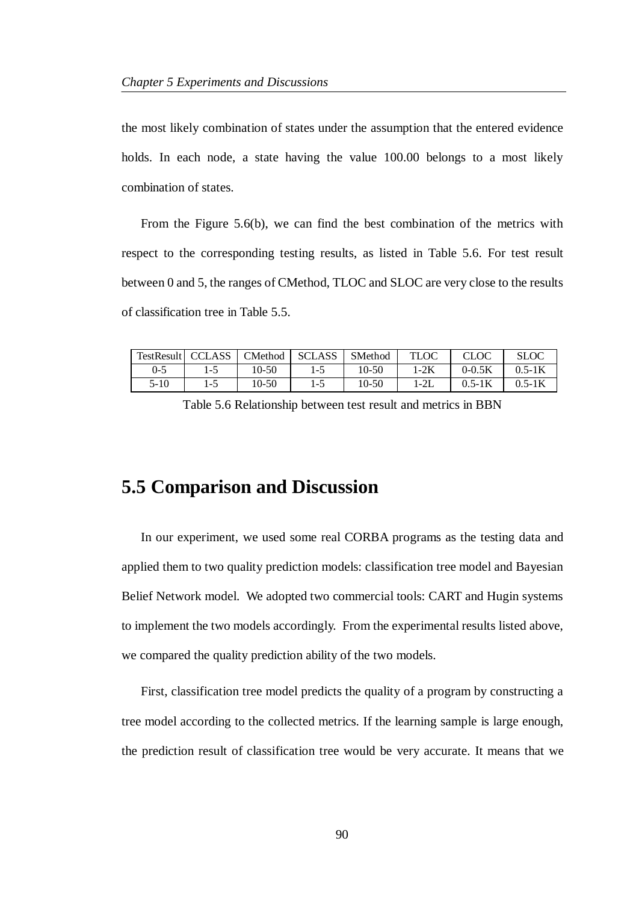the most likely combination of states under the assumption that the entered evidence holds. In each node, a state having the value 100.00 belongs to a most likely combination of states.

From the Figure 5.6(b), we can find the best combination of the metrics with respect to the corresponding testing results, as listed in Table 5.6. For test result between 0 and 5, the ranges of CMethod, TLOC and SLOC are very close to the results of classification tree in Table 5.5.

| TestResult | CCLASS | CMethod | SCLASS | SMethod | TLOC | CLOC | SLOC |
|---|---|---|---|---|---|---|---|
| 0-5 | 1-5 | 10-50 | 1-5 | 10-50 | 1-2K | 0-0.5K | 0.5-1K |
| 5-10 | 1-5 | 10-50 | 1-5 | 10-50 | 1-2L | 0.5-1K | 0.5-1K |

Table 5.6 Relationship between test result and metrics in BBN

## 5.5 Comparison and Discussion

In our experiment, we used some real CORBA programs as the testing data and applied them to two quality prediction models: classification tree model and Bayesian Belief Network model. We adopted two commercial tools: CART and Hugin systems to implement the two models accordingly. From the experimental results listed above, we compared the quality prediction ability of the two models.

First, classification tree model predicts the quality of a program by constructing a tree model according to the collected metrics. If the learning sample is large enough, the prediction result of classification tree would be very accurate. It means that we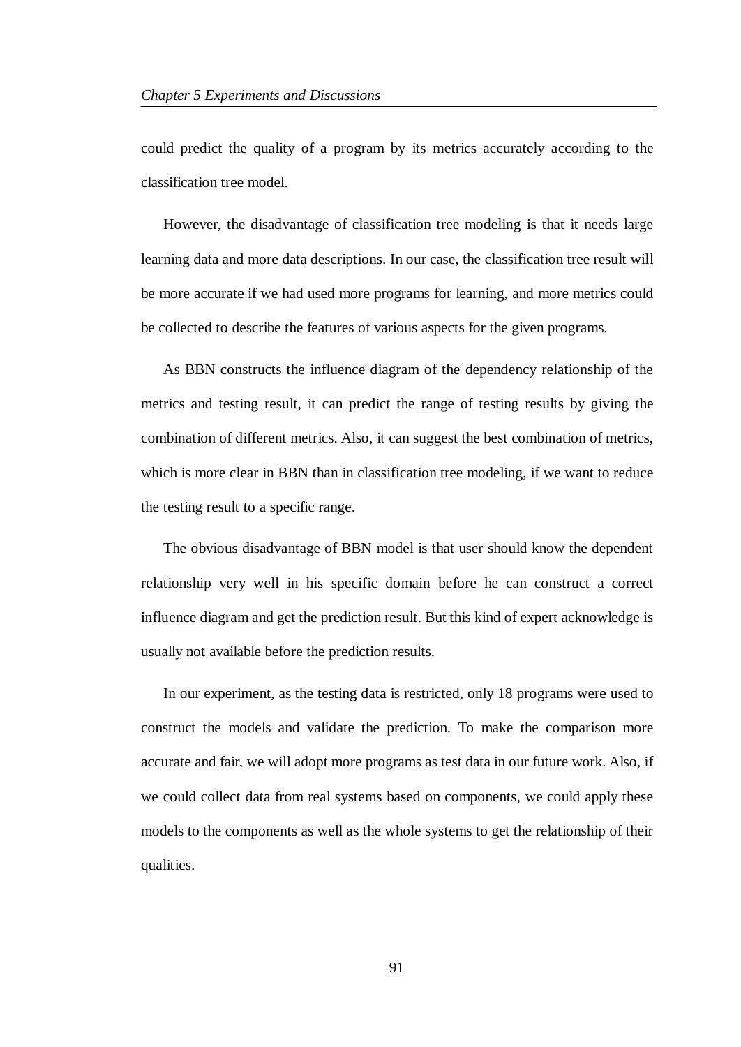could predict the quality of a program by its metrics accurately according to the classification tree model.

However, the disadvantage of classification tree modeling is that it needs large learning data and more data descriptions. In our case, the classification tree result will be more accurate if we had used more programs for learning, and more metrics could be collected to describe the features of various aspects for the given programs.

As BBN constructs the influence diagram of the dependency relationship of the metrics and testing result, it can predict the range of testing results by giving the combination of different metrics. Also, it can suggest the best combination of metrics, which is more clear in BBN than in classification tree modeling, if we want to reduce the testing result to a specific range.

The obvious disadvantage of BBN model is that user should know the dependent relationship very well in his specific domain before he can construct a correct influence diagram and get the prediction result. But this kind of expert acknowledge is usually not available before the prediction results.

In our experiment, as the testing data is restricted, only 18 programs were used to construct the models and validate the prediction. To make the comparison more accurate and fair, we will adopt more programs as test data in our future work. Also, if we could collect data from real systems based on components, we could apply these models to the components as well as the whole systems to get the relationship of their qualities.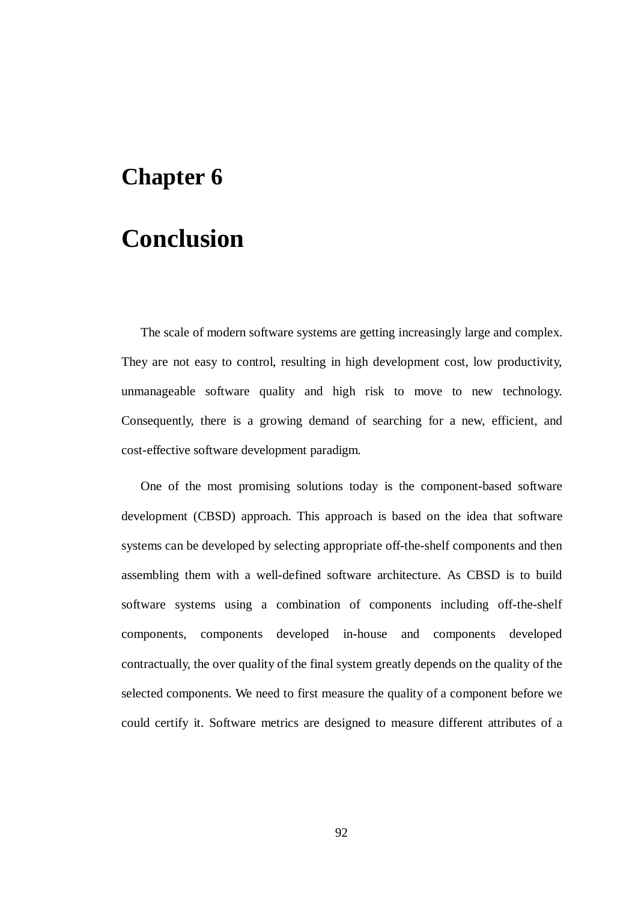# Chapter 6

# Conclusion

The scale of modern software systems are getting increasingly large and complex. They are not easy to control, resulting in high development cost, low productivity, unmanageable software quality and high risk to move to new technology. Consequently, there is a growing demand of searching for a new, efficient, and cost-effective software development paradigm.

One of the most promising solutions today is the component-based software development (CBSD) approach. This approach is based on the idea that software systems can be developed by selecting appropriate off-the-shelf components and then assembling them with a well-defined software architecture. As CBSD is to build software systems using a combination of components including off-the-shelf components, components developed in-house and components developed contractually, the over quality of the final system greatly depends on the quality of the selected components. We need to first measure the quality of a component before we could certify it. Software metrics are designed to measure different attributes of a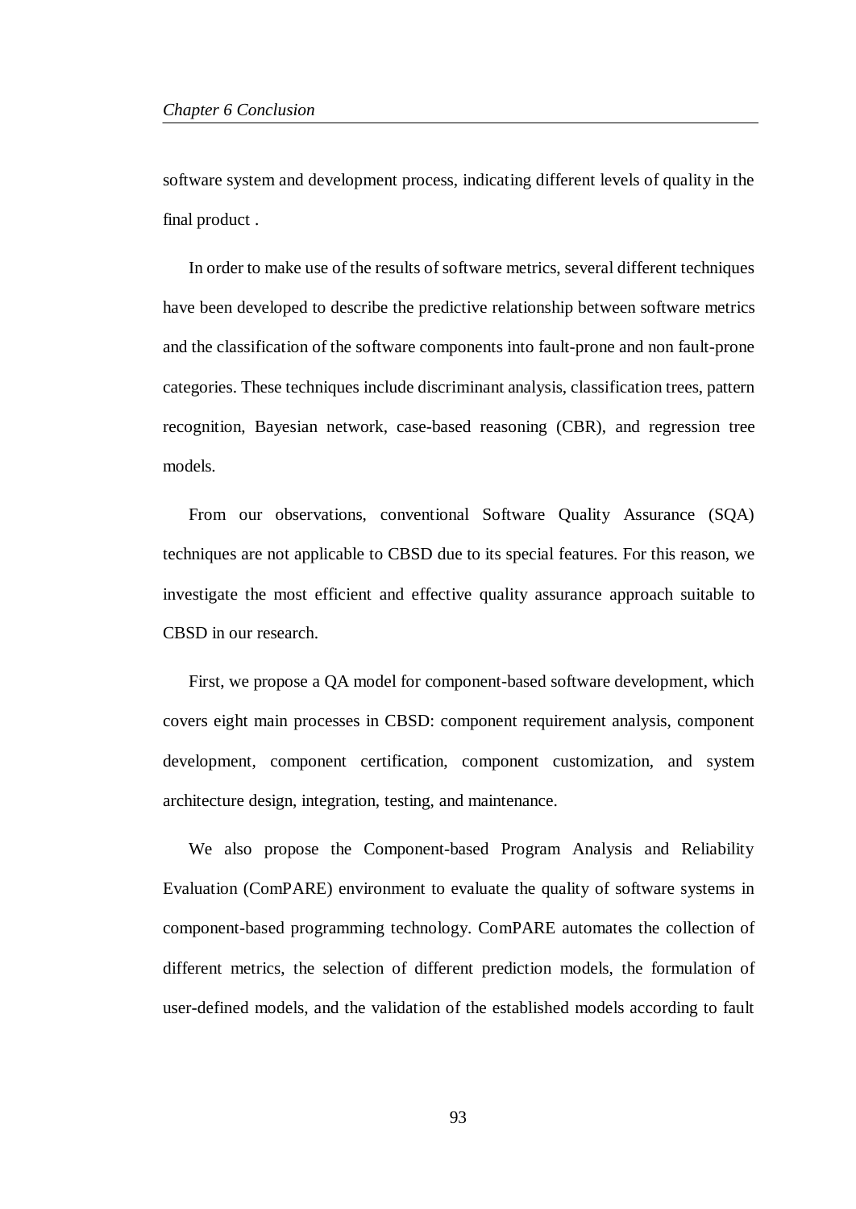software system and development process, indicating different levels of quality in the final product .

In order to make use of the results of software metrics, several different techniques have been developed to describe the predictive relationship between software metrics and the classification of the software components into fault-prone and non fault-prone categories. These techniques include discriminant analysis, classification trees, pattern recognition, Bayesian network, case-based reasoning (CBR), and regression tree models.

From our observations, conventional Software Quality Assurance (SQA) techniques are not applicable to CBSD due to its special features. For this reason, we investigate the most efficient and effective quality assurance approach suitable to CBSD in our research.

First, we propose a QA model for component-based software development, which covers eight main processes in CBSD: component requirement analysis, component development, component certification, component customization, and system architecture design, integration, testing, and maintenance.

We also propose the Component-based Program Analysis and Reliability Evaluation (ComPARE) environment to evaluate the quality of software systems in component-based programming technology. ComPARE automates the collection of different metrics, the selection of different prediction models, the formulation of user-defined models, and the validation of the established models according to fault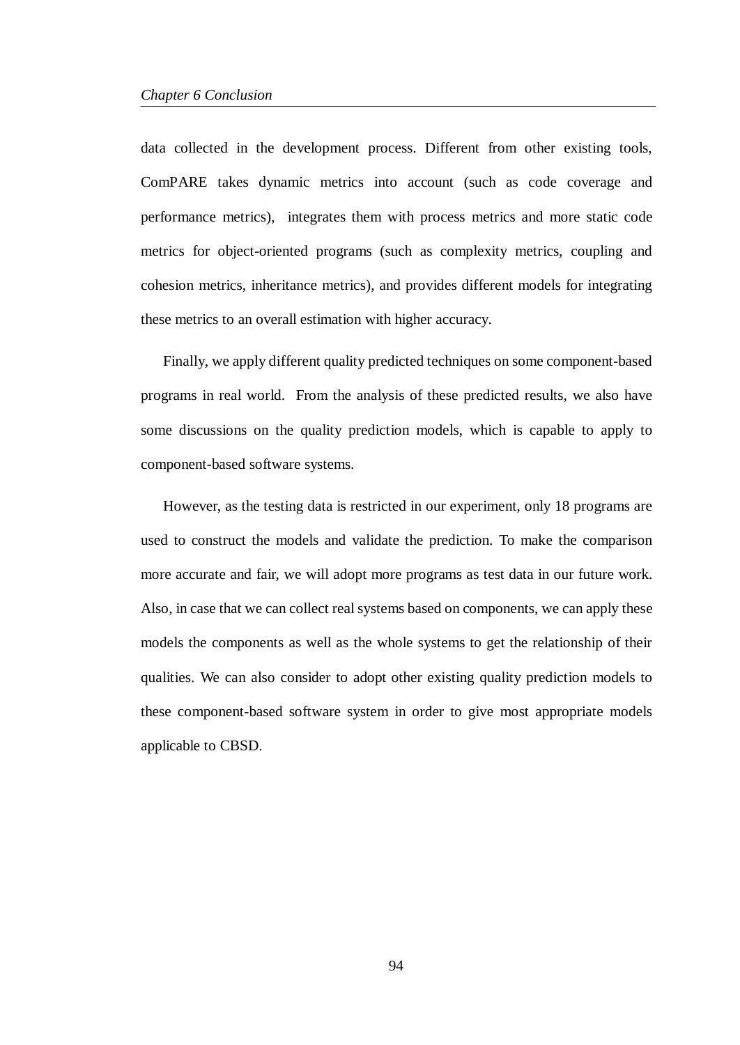data collected in the development process. Different from other existing tools, ComPARE takes dynamic metrics into account (such as code coverage and performance metrics), integrates them with process metrics and more static code metrics for object-oriented programs (such as complexity metrics, coupling and cohesion metrics, inheritance metrics), and provides different models for integrating these metrics to an overall estimation with higher accuracy.

Finally, we apply different quality predicted techniques on some component-based programs in real world. From the analysis of these predicted results, we also have some discussions on the quality prediction models, which is capable to apply to component-based software systems.

However, as the testing data is restricted in our experiment, only 18 programs are used to construct the models and validate the prediction. To make the comparison more accurate and fair, we will adopt more programs as test data in our future work. Also, in case that we can collect real systems based on components, we can apply these models the components as well as the whole systems to get the relationship of their qualities. We can also consider to adopt other existing quality prediction models to these component-based software system in order to give most appropriate models applicable to CBSD.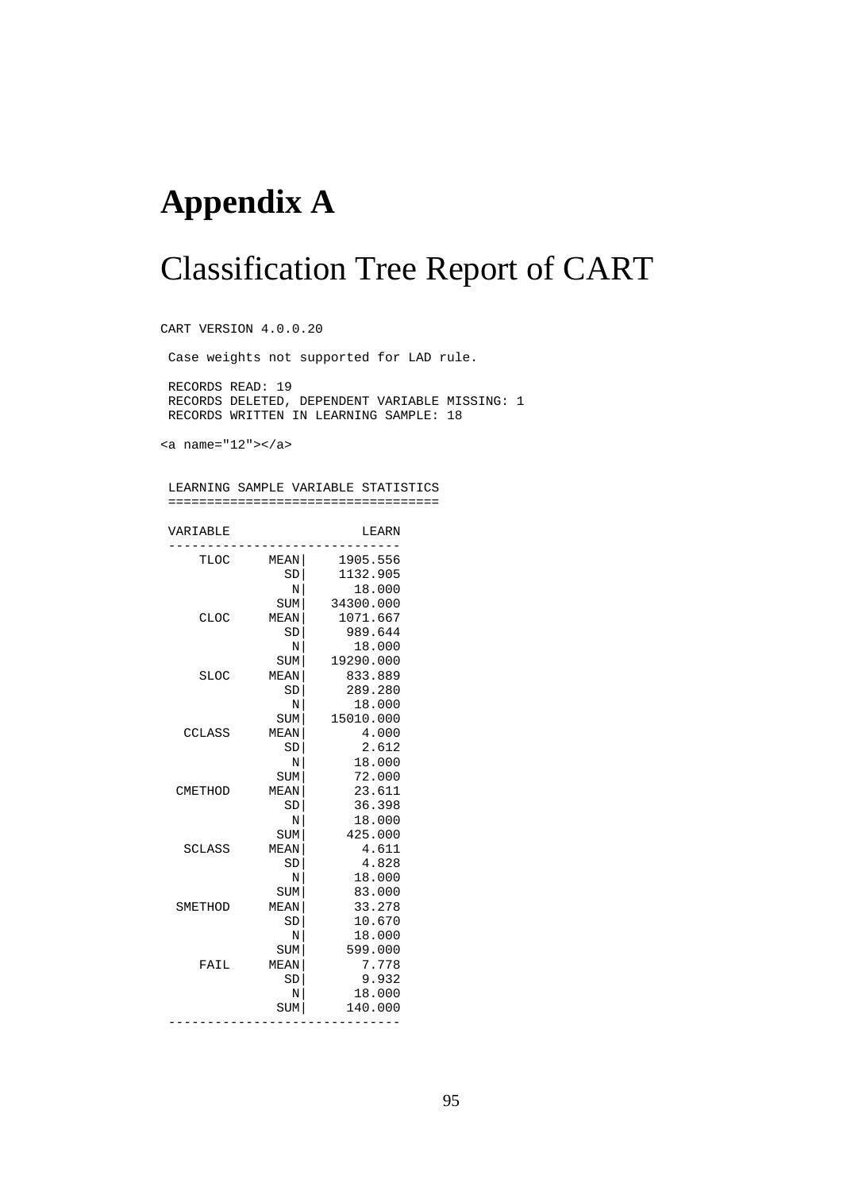# Appendix A

# Classification Tree Report of CART

```
CART VERSION 4.0.0.20

 Case weights not supported for LAD rule.

 RECORDS READ: 19
 RECORDS DELETED, DEPENDENT VARIABLE MISSING: 1
 RECORDS WRITTEN IN LEARNING SAMPLE: 18

<a name="12"></a>


 LEARNING SAMPLE VARIABLE STATISTICS
 =================================

 VARIABLE                LEARN
 ------------------------------
     TLOC     MEAN|    1905.556
                SD|    1132.905
                 N|      18.000
               SUM|   34300.000
     CLOC     MEAN|    1071.667
                SD|     989.644
                 N|      18.000
               SUM|   19290.000
     SLOC     MEAN|     833.889
                SD|     289.280
                 N|      18.000
               SUM|   15010.000
   CCLASS     MEAN|       4.000
                SD|       2.612
                 N|      18.000
               SUM|      72.000
  CMETHOD     MEAN|      23.611
                SD|      36.398
                 N|      18.000
               SUM|     425.000
   SCLASS     MEAN|       4.611
                SD|       4.828
                 N|      18.000
               SUM|      83.000
  SMETHOD     MEAN|      33.278
                SD|      10.670
                 N|      18.000
               SUM|     599.000
     FAIL     MEAN|       7.778
                SD|       9.932
                 N|      18.000
               SUM|     140.000
 ------------------------------
```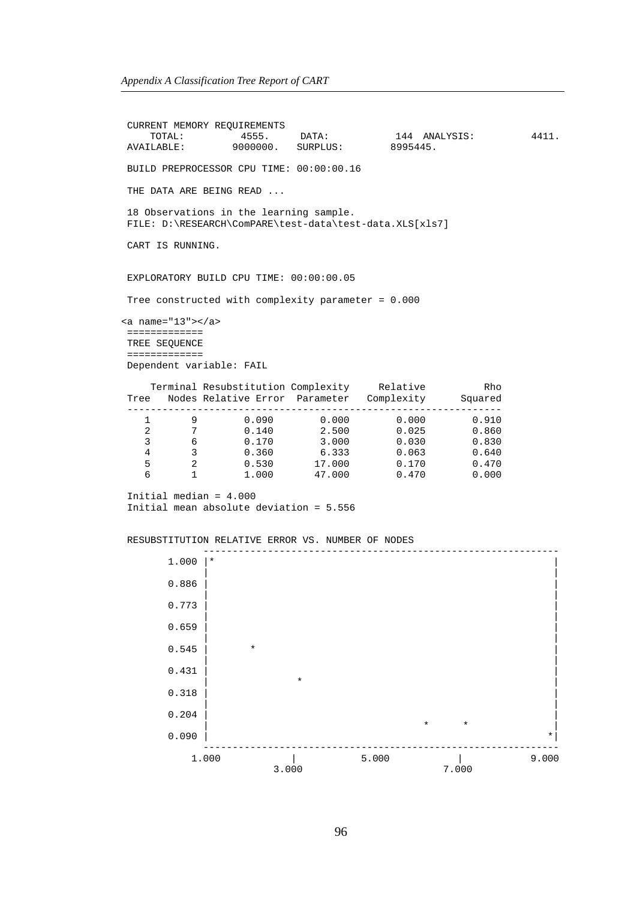```
 CURRENT MEMORY REQUIREMENTS
    TOTAL:          4555.     DATA:           144  ANALYSIS:          4411.
 AVAILABLE:        9000000.   SURPLUS:        8995445.

 BUILD PREPROCESSOR CPU TIME: 00:00:00.16

 THE DATA ARE BEING READ ...

 18 Observations in the learning sample.
 FILE: D:\RESEARCH\ComPARE\test-data\test-data.XLS[xls7]

 CART IS RUNNING.


 EXPLORATORY BUILD CPU TIME: 00:00:00.05

 Tree constructed with complexity parameter = 0.000

<a name="13"></a>
 =============
 TREE SEQUENCE
 =============
 Dependent variable: FAIL

     Terminal Resubstitution Complexity     Relative          Rho
 Tree   Nodes Relative Error  Parameter   Complexity      Squared
 -----------------------------------------------------------------
    1       9        0.090        0.000        0.000        0.910
    2       7        0.140        2.500        0.025        0.860
    3       6        0.170        3.000        0.030        0.830
    4       3        0.360        6.333        0.063        0.640
    5       2        0.530       17.000        0.170        0.470
    6       1        1.000       47.000        0.470        0.000

 Initial median = 4.000
 Initial mean absolute deviation = 5.556


 RESUBSTITUTION RELATIVE ERROR VS. NUMBER OF NODES
              -------------------------------------------------------------
       1.000 |*                                                            |
             |                                                             |
       0.886 |                                                             |
             |                                                             |
       0.773 |                                                             |
             |                                                             |
       0.659 |                                                             |
             |                                                             |
       0.545 |       *                                                     |
             |                                                             |
       0.431 |                                                             |
             |               *                                             |
       0.318 |                                                             |
             |                                                             |
       0.204 |                                                             |
             |                                    *      *                 |
       0.090 |                                                            *|
              -------------------------------------------------------------
           1.000          |             5.000          |             9.000
                        3.000                        7.000
```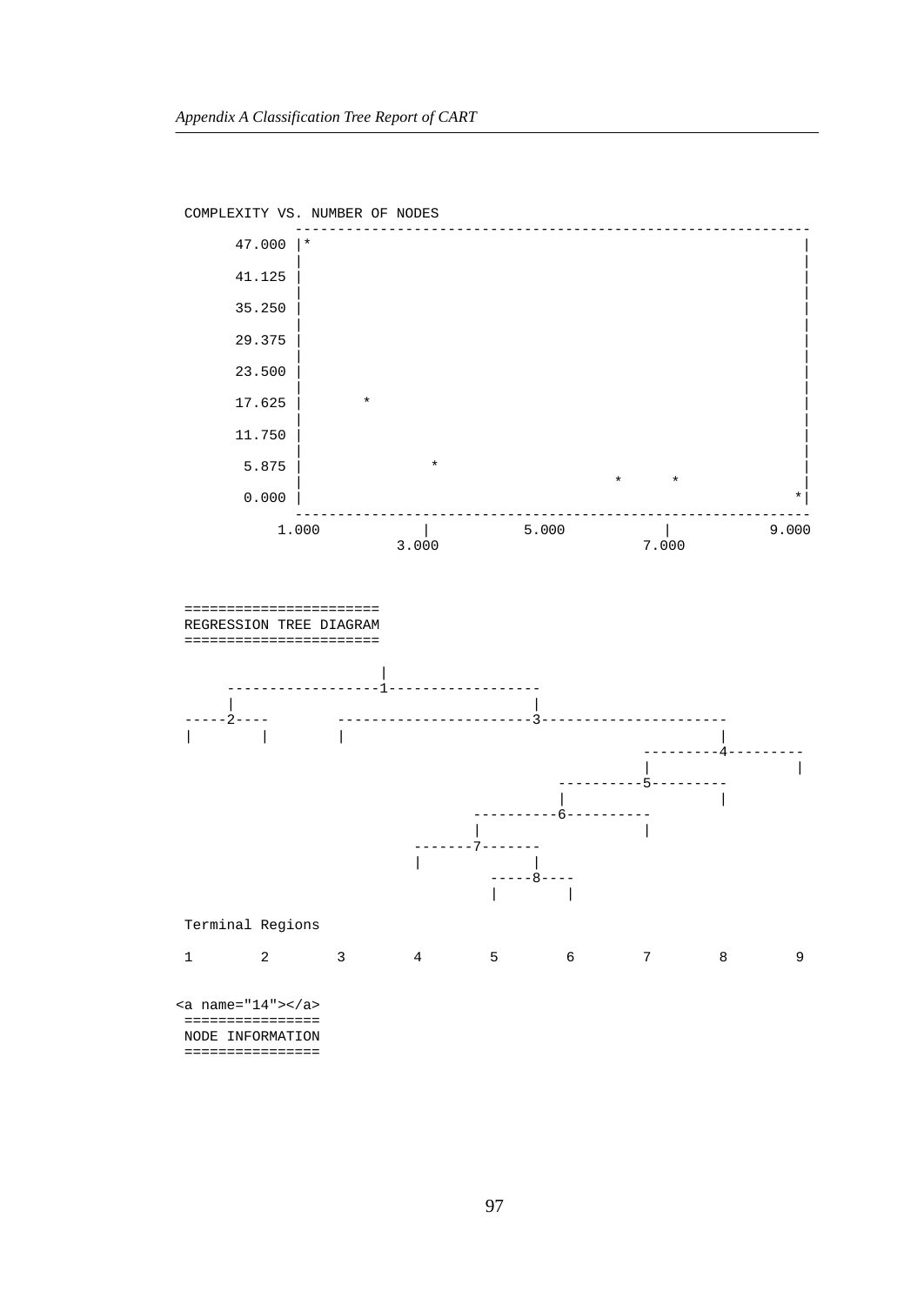```
COMPLEXITY VS. NUMBER OF NODES
          -------------------------------------------------------------
   47.000 |*                                                          |
          |                                                           |
   41.125 |                                                           |
          |                                                           |
   35.250 |                                                           |
          |                                                           |
   29.375 |                                                           |
          |                                                           |
   23.500 |                                                           |
          |                                                           |
   17.625 |       *                                                   |
          |                                                           |
   11.750 |                                                           |
          |                                                           |
    5.875 |              *                                            |
          |                                  *      *                 |
    0.000 |                                                          *|
          -------------------------------------------------------------
        1.000         |         5.000          |         9.000
                    3.000                    7.000
```

```
=======================
REGRESSION TREE DIAGRAM
=======================

                          |
      ------------------1------------------
      |                                   |
-----2----         -----------------------3---------------------
|        |         |                                           |
                                                    ---------4---------
                                                    |                 |
                                          ----------5---------
                                          |                  |
                               ----------6----------
                               |                   |
                        -------7-------
                        |             |
                               -----8----
                               |        |

Terminal Regions

1        2        3        4        5        6        7        8        9
```

<a name="14"></a>

```
================
NODE INFORMATION
================
```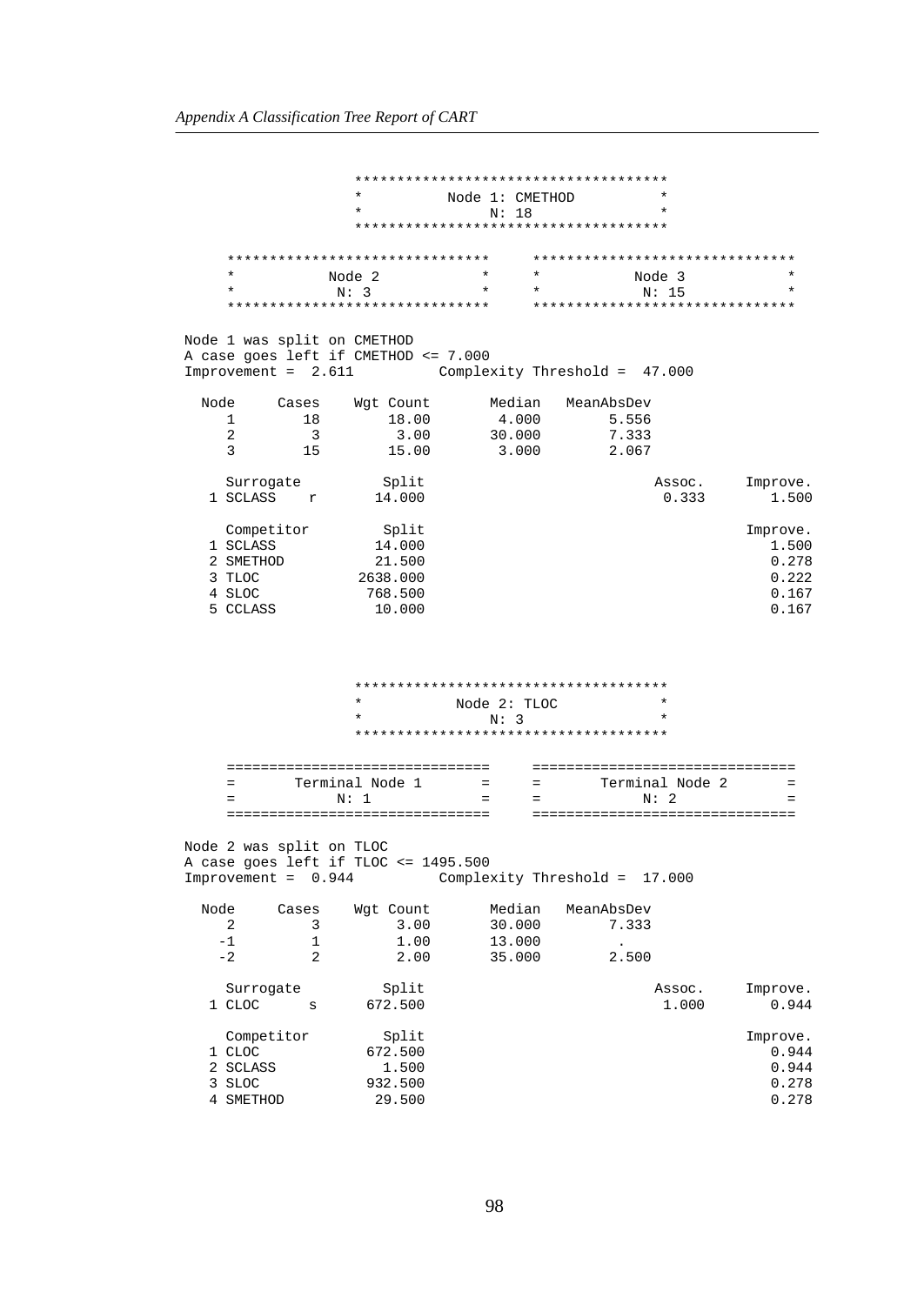```
                 *************************************
                 *          Node 1: CMETHOD          *
                 *               N: 18               *
                 *************************************

    *******************************     *******************************
    *          Node 2           *     *          Node 3           *
    *           N: 3            *     *           N: 15           *
    *******************************     *******************************

Node 1 was split on CMETHOD
A case goes left if CMETHOD <= 7.000
Improvement =  2.611          Complexity Threshold =  47.000

  Node     Cases    Wgt Count       Median   MeanAbsDev
     1        18        18.00        4.000        5.556
     2         3         3.00       30.000        7.333
     3        15        15.00        3.000        2.067

    Surrogate         Split                              Assoc.     Improve.
  1 SCLASS    r       14.000                              0.333        1.500

    Competitor        Split                                         Improve.
  1 SCLASS            14.000                                           1.500
  2 SMETHOD           21.500                                           0.278
  3 TLOC            2638.000                                           0.222
  4 SLOC             768.500                                           0.167
  5 CCLASS            10.000                                           0.167




                 *************************************
                 *           Node 2: TLOC            *
                 *               N: 3                *
                 *************************************

    ===============================     ===============================
    =      Terminal Node 1        =     =      Terminal Node 2        =
    =           N: 1              =     =           N: 2              =
    ===============================     ===============================

Node 2 was split on TLOC
A case goes left if TLOC <= 1495.500
Improvement =  0.944          Complexity Threshold =  17.000

  Node     Cases    Wgt Count       Median   MeanAbsDev
     2         3         3.00       30.000        7.333
    -1         1         1.00       13.000          .
    -2         2         2.00       35.000        2.500

    Surrogate         Split                              Assoc.     Improve.
  1 CLOC      s      672.500                              1.000        0.944

    Competitor        Split                                         Improve.
  1 CLOC             672.500                                           0.944
  2 SCLASS             1.500                                           0.944
  3 SLOC             932.500                                           0.278
  4 SMETHOD           29.500                                           0.278
```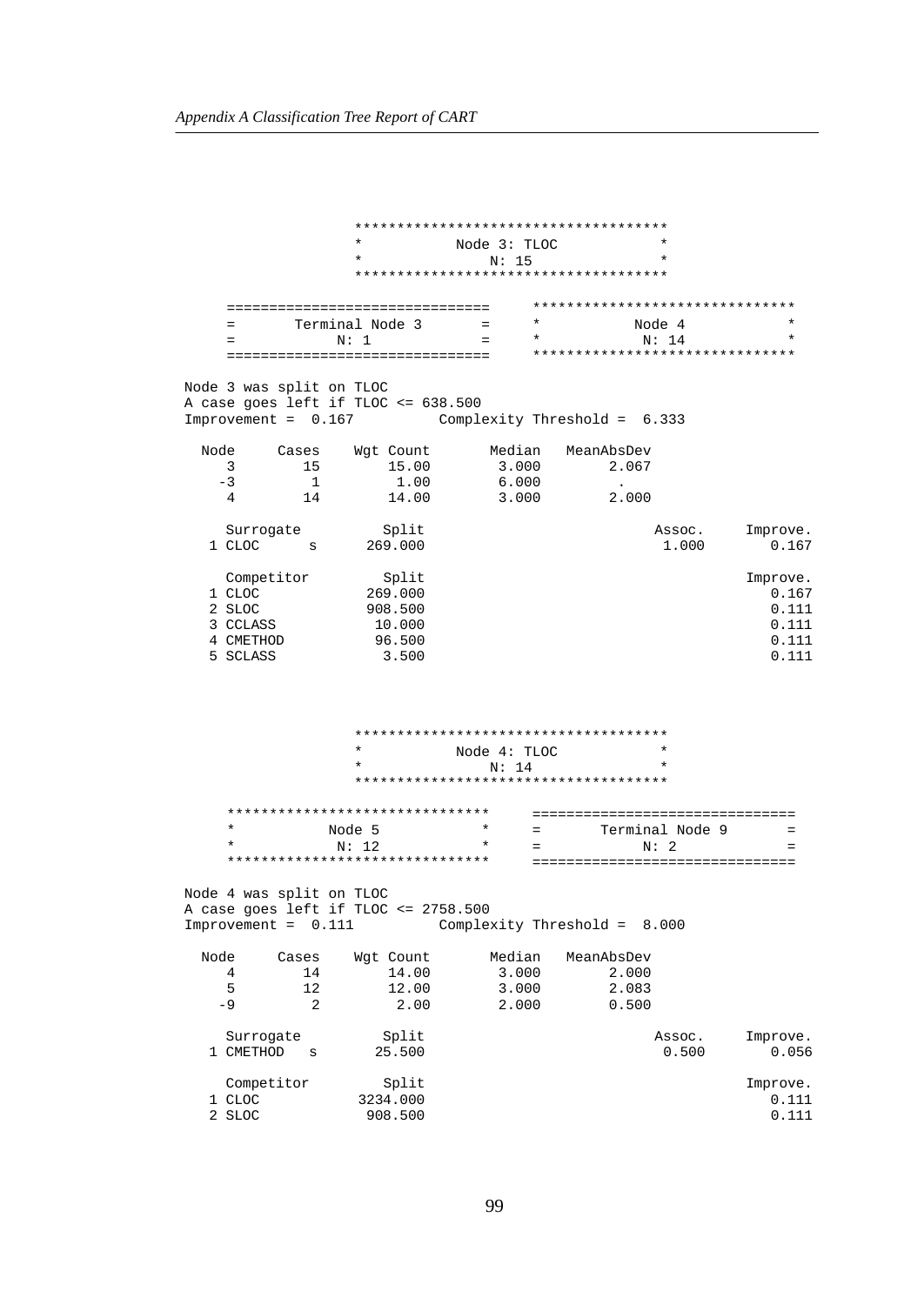```
                 ************************************
                 *           Node 3: TLOC           *
                 *              N: 15               *
                 ************************************

     ===============================    *******************************
     =       Terminal Node 3       =    *           Node 4            *
     =            N: 1             =    *            N: 14            *
     ===============================    *******************************

Node 3 was split on TLOC
A case goes left if TLOC <= 638.500
Improvement =  0.167          Complexity Threshold =  6.333

  Node     Cases    Wgt Count       Median   MeanAbsDev
     3        15        15.00        3.000        2.067
    -3         1         1.00        6.000          .
     4        14        14.00        3.000        2.000

    Surrogate          Split                              Assoc.     Improve.
  1 CLOC      s      269.000                               1.000        0.167

    Competitor         Split                                         Improve.
  1 CLOC             269.000                                            0.167
  2 SLOC             908.500                                            0.111
  3 CCLASS            10.000                                            0.111
  4 CMETHOD           96.500                                            0.111
  5 SCLASS             3.500                                            0.111



                 ************************************
                 *           Node 4: TLOC           *
                 *              N: 14               *
                 ************************************

     *******************************    ===============================
     *           Node 5            *    =       Terminal Node 9       =
     *            N: 12            *    =            N: 2             =
     *******************************    ===============================

Node 4 was split on TLOC
A case goes left if TLOC <= 2758.500
Improvement =  0.111          Complexity Threshold =  8.000

  Node     Cases    Wgt Count       Median   MeanAbsDev
     4        14        14.00        3.000        2.000
     5        12        12.00        3.000        2.083
    -9         2         2.00        2.000        0.500

    Surrogate          Split                              Assoc.     Improve.
  1 CMETHOD   s       25.500                               0.500        0.056

    Competitor         Split                                         Improve.
  1 CLOC            3234.000                                            0.111
  2 SLOC             908.500                                            0.111
```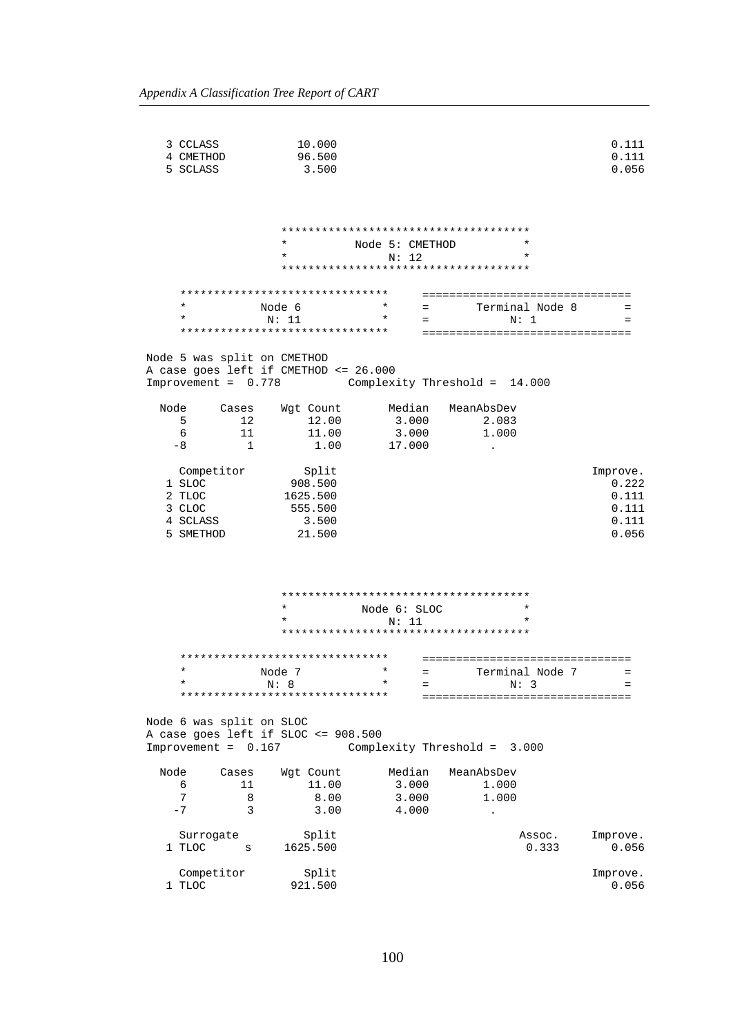```
   3 CCLASS           10.000                                                   0.111
   4 CMETHOD          96.500                                                   0.111
   5 SCLASS            3.500                                                   0.056



                  ************************************
                  *          Node 5: CMETHOD         *
                  *              N: 12               *
                  ************************************

     ******************************     ==============================
     *          Node 6            *     =      Terminal Node 8       =
     *           N: 11            *     =           N: 1             =
     ******************************     ==============================

  Node 5 was split on CMETHOD
  A case goes left if CMETHOD <= 26.000
  Improvement =  0.778        Complexity Threshold =  14.000

    Node     Cases    Wgt Count      Median   MeanAbsDev
      5        12         12.00       3.000        2.083
      6        11         11.00       3.000        1.000
     -8         1          1.00      17.000          .

     Competitor        Split                                                Improve.
   1 SLOC             908.500                                                  0.222
   2 TLOC            1625.500                                                  0.111
   3 CLOC             555.500                                                  0.111
   4 SCLASS             3.500                                                  0.111
   5 SMETHOD           21.500                                                  0.056



                  ************************************
                  *           Node 6: SLOC           *
                  *              N: 11               *
                  ************************************

     ******************************     ==============================
     *          Node 7            *     =      Terminal Node 7       =
     *           N: 8             *     =           N: 3             =
     ******************************     ==============================

  Node 6 was split on SLOC
  A case goes left if SLOC <= 908.500
  Improvement =  0.167        Complexity Threshold =  3.000

    Node     Cases    Wgt Count      Median   MeanAbsDev
      6        11         11.00       3.000        1.000
      7         8          8.00       3.000        1.000
     -7         3          3.00       4.000          .

     Surrogate          Split                                    Assoc.    Improve.
   1 TLOC      s     1625.500                                     0.333       0.056

     Competitor        Split                                                Improve.
   1 TLOC             921.500                                                  0.056
```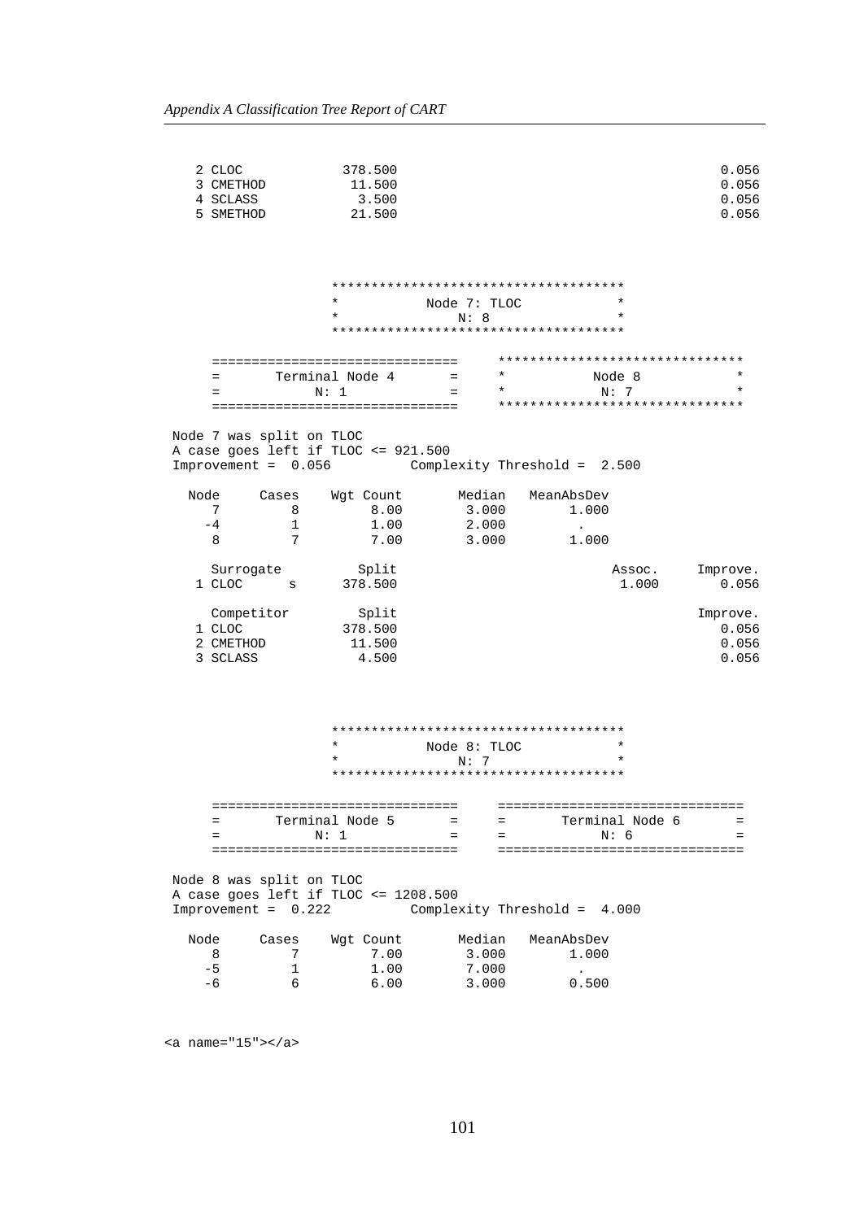```
   2 CLOC          378.500                                                     0.056
   3 CMETHOD        11.500                                                     0.056
   4 SCLASS          3.500                                                     0.056
   5 SMETHOD        21.500                                                     0.056



                 *************************************
                 *           Node 7: TLOC            *
                 *               N: 8                *
                 *************************************

     ===============================     *******************************
     =       Terminal Node 4       =     *           Node 8            *
     =            N: 1             =     *            N: 7             *
     ===============================     *******************************

 Node 7 was split on TLOC
 A case goes left if TLOC <= 921.500
 Improvement =  0.056          Complexity Threshold =  2.500

   Node     Cases    Wgt Count       Median   MeanAbsDev
     7        8         8.00         3.000       1.000
    -4        1         1.00         2.000         .
     8        7         7.00         3.000       1.000

     Surrogate         Split                              Assoc.     Improve.
   1 CLOC      s      378.500                              1.000        0.056

     Competitor        Split                                         Improve.
   1 CLOC          378.500                                              0.056
   2 CMETHOD        11.500                                              0.056
   3 SCLASS          4.500                                              0.056



                 *************************************
                 *           Node 8: TLOC            *
                 *               N: 7                *
                 *************************************

     ===============================     ===============================
     =       Terminal Node 5       =     =       Terminal Node 6       =
     =            N: 1             =     =            N: 6             =
     ===============================     ===============================

 Node 8 was split on TLOC
 A case goes left if TLOC <= 1208.500
 Improvement =  0.222          Complexity Threshold =  4.000

   Node     Cases    Wgt Count       Median   MeanAbsDev
     8        7         7.00         3.000       1.000
    -5        1         1.00         7.000         .
    -6        6         6.00         3.000       0.500
```

<a name="15"></a>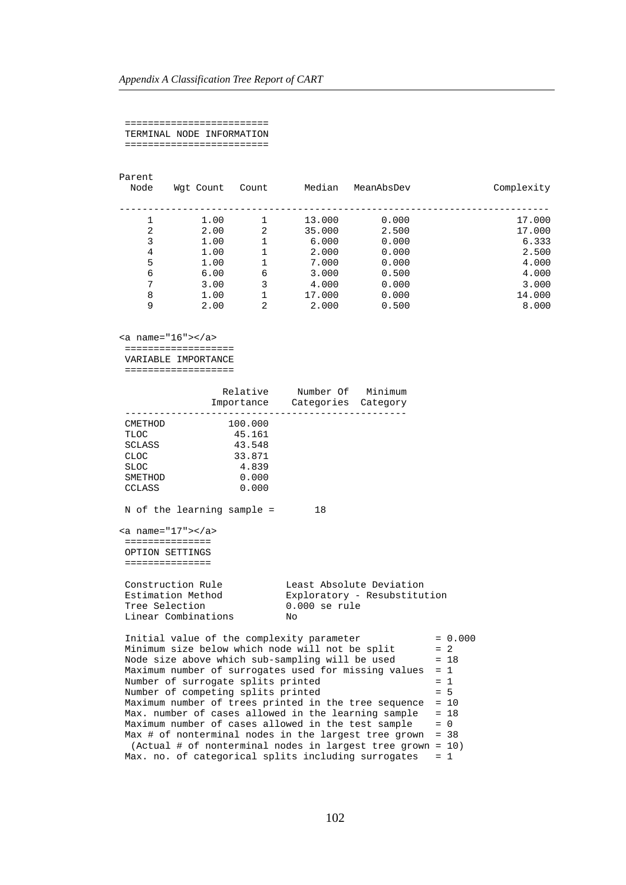```
 ========================
 TERMINAL NODE INFORMATION
 ========================


Parent
  Node    Wgt Count   Count       Median   MeanAbsDev              Complexity

---------------------------------------------------------------------------
     1        1.00       1       13.000        0.000                  17.000
     2        2.00       2       35.000        2.500                  17.000
     3        1.00       1        6.000        0.000                   6.333
     4        1.00       1        2.000        0.000                   2.500
     5        1.00       1        7.000        0.000                   4.000
     6        6.00       6        3.000        0.500                   4.000
     7        3.00       3        4.000        0.000                   3.000
     8        1.00       1       17.000        0.000                  14.000
     9        2.00       2        2.000        0.500                   8.000


<a name="16"></a>
 ===================
 VARIABLE IMPORTANCE
 ===================

                 Relative     Number Of   Minimum
               Importance    Categories  Category
 -------------------------------------------------
 CMETHOD          100.000
 TLOC              45.161
 SCLASS            43.548
 CLOC              33.871
 SLOC               4.839
 SMETHOD            0.000
 CCLASS             0.000

 N of the learning sample =       18

<a name="17"></a>
 ===============
 OPTION SETTINGS
 ===============

 Construction Rule           Least Absolute Deviation
 Estimation Method           Exploratory - Resubstitution
 Tree Selection              0.000 se rule
 Linear Combinations         No

 Initial value of the complexity parameter             = 0.000
 Minimum size below which node will not be split       = 2
 Node size above which sub-sampling will be used       = 18
 Maximum number of surrogates used for missing values  = 1
 Number of surrogate splits printed                    = 1
 Number of competing splits printed                    = 5
 Maximum number of trees printed in the tree sequence  = 10
 Max. number of cases allowed in the learning sample   = 18
 Maximum number of cases allowed in the test sample    = 0
 Max # of nonterminal nodes in the largest tree grown  = 38
  (Actual # of nonterminal nodes in largest tree grown = 10)
 Max. no. of categorical splits including surrogates   = 1
```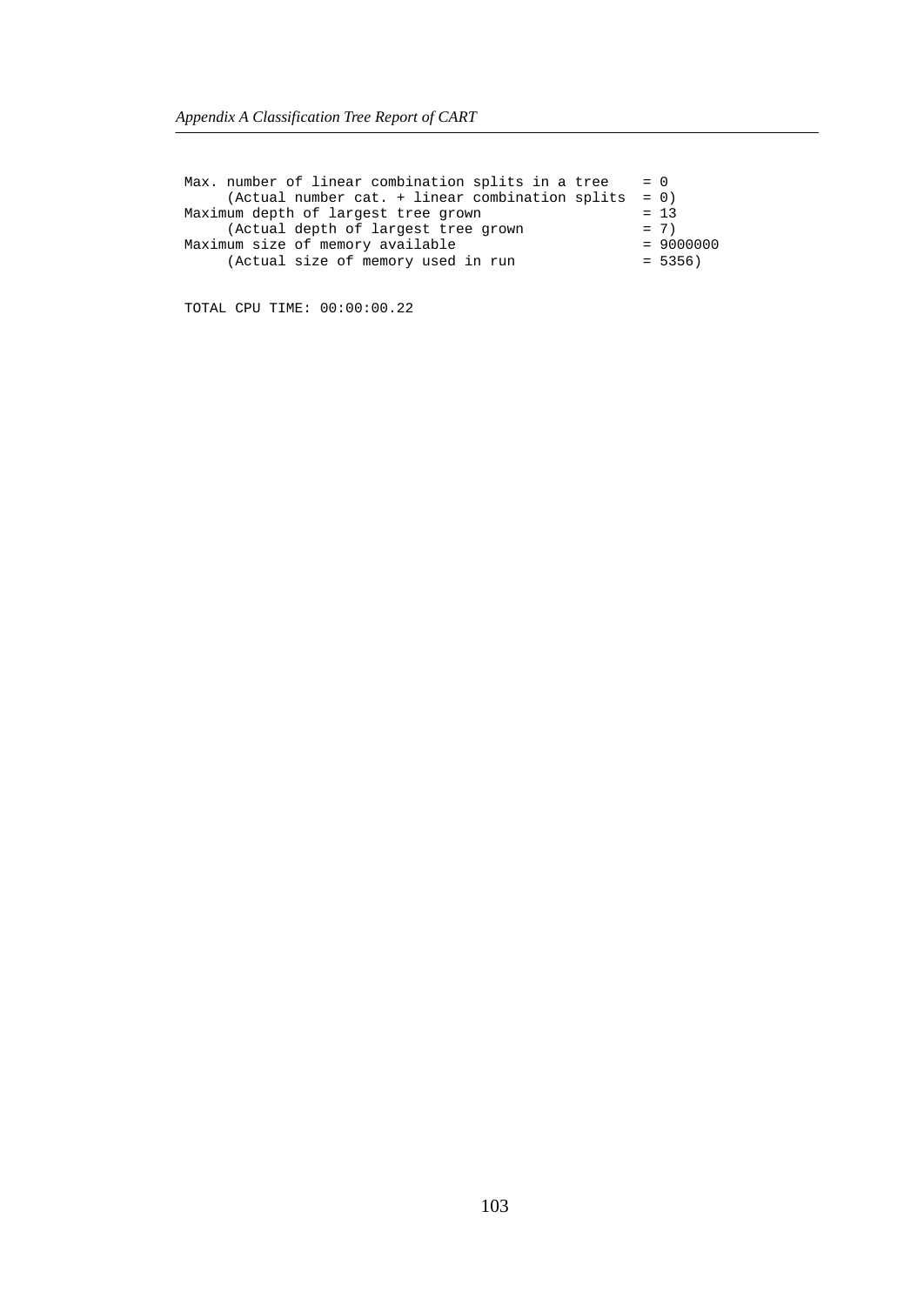```
Max. number of linear combination splits in a tree    = 0
     (Actual number cat. + linear combination splits  = 0)
Maximum depth of largest tree grown                   = 13
     (Actual depth of largest tree grown              = 7)
Maximum size of memory available                      = 9000000
     (Actual size of memory used in run               = 5356)

TOTAL CPU TIME: 00:00:00.22
```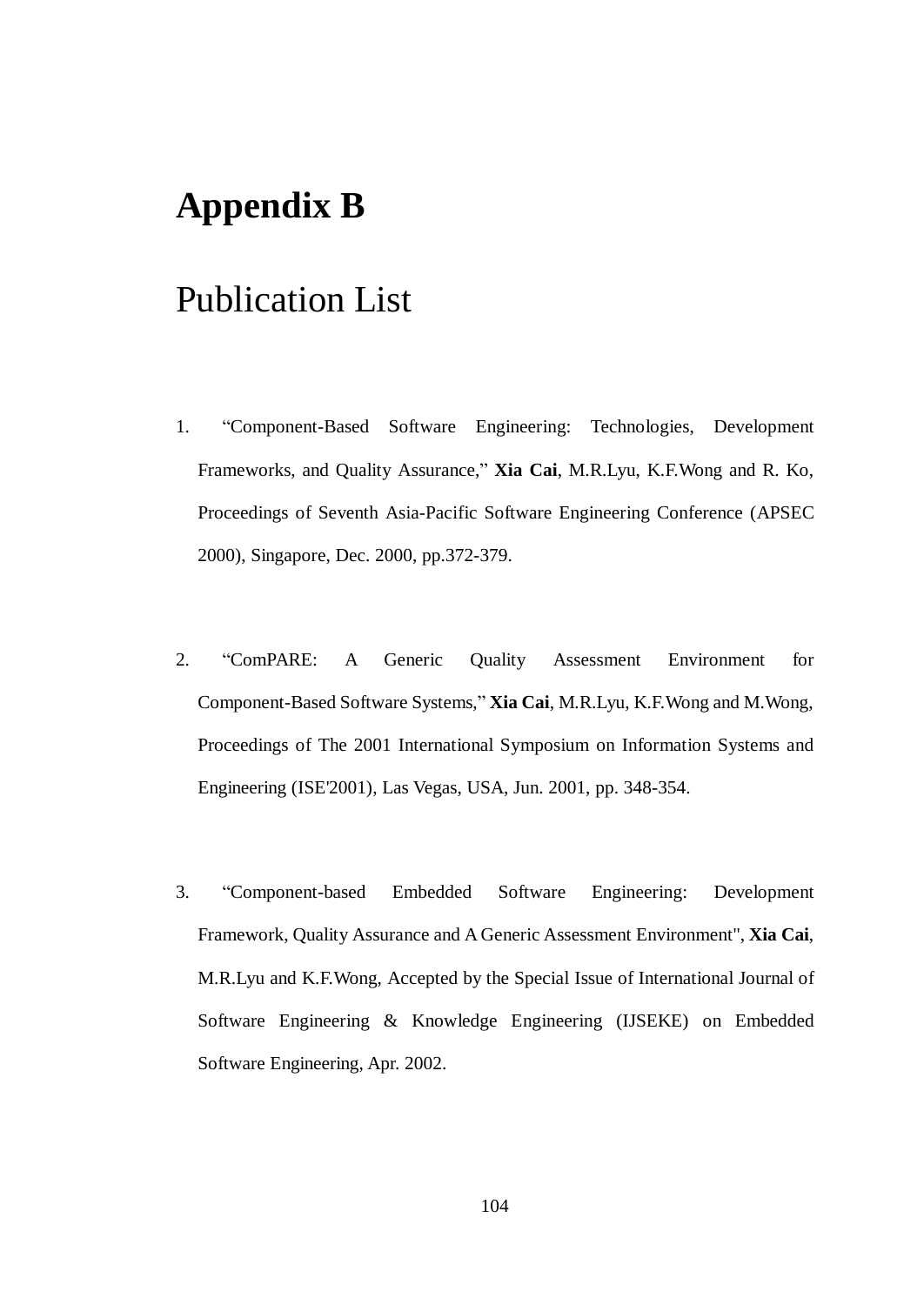# Appendix B

## Publication List

1. "Component-Based Software Engineering: Technologies, Development Frameworks, and Quality Assurance," **Xia Cai**, M.R.Lyu, K.F.Wong and R. Ko, Proceedings of Seventh Asia-Pacific Software Engineering Conference (APSEC 2000), Singapore, Dec. 2000, pp.372-379.

2. "ComPARE: A Generic Quality Assessment Environment for Component-Based Software Systems," **Xia Cai**, M.R.Lyu, K.F.Wong and M.Wong, Proceedings of The 2001 International Symposium on Information Systems and Engineering (ISE'2001), Las Vegas, USA, Jun. 2001, pp. 348-354.

3. "Component-based Embedded Software Engineering: Development Framework, Quality Assurance and A Generic Assessment Environment", **Xia Cai**, M.R.Lyu and K.F.Wong, Accepted by the Special Issue of International Journal of Software Engineering & Knowledge Engineering (IJSEKE) on Embedded Software Engineering, Apr. 2002.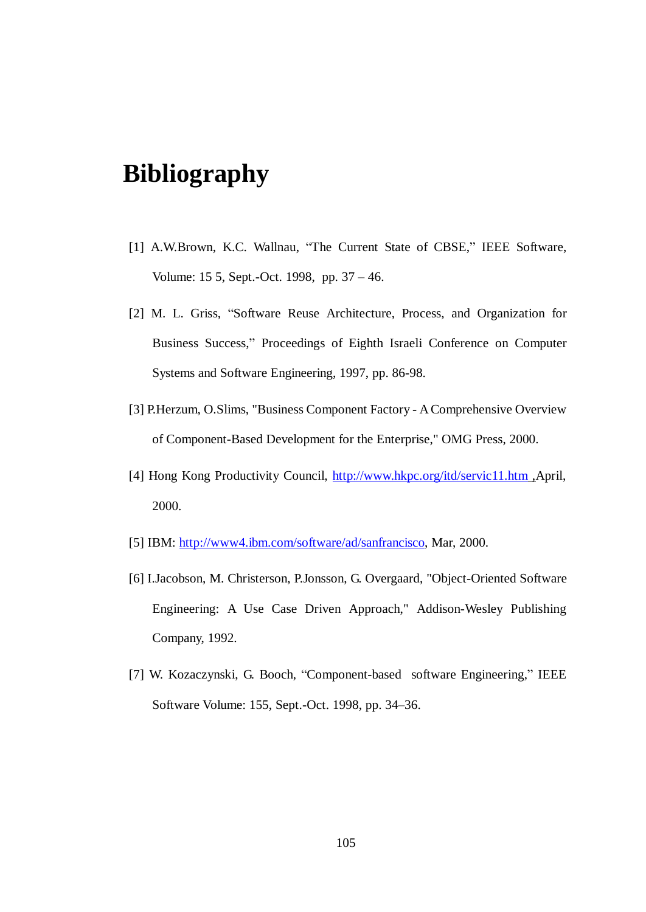# Bibliography

[1] A.W.Brown, K.C. Wallnau, "The Current State of CBSE," IEEE Software, Volume: 15 5, Sept.-Oct. 1998, pp. 37 – 46.

[2] M. L. Griss, "Software Reuse Architecture, Process, and Organization for Business Success," Proceedings of Eighth Israeli Conference on Computer Systems and Software Engineering, 1997, pp. 86-98.

[3] P.Herzum, O.Slims, "Business Component Factory - A Comprehensive Overview of Component-Based Development for the Enterprise," OMG Press, 2000.

[4] Hong Kong Productivity Council, http://www.hkpc.org/itd/servic11.htm ,April, 2000.

[5] IBM: http://www4.ibm.com/software/ad/sanfrancisco, Mar, 2000.

[6] I.Jacobson, M. Christerson, P.Jonsson, G. Overgaard, "Object-Oriented Software Engineering: A Use Case Driven Approach," Addison-Wesley Publishing Company, 1992.

[7] W. Kozaczynski, G. Booch, "Component-based software Engineering," IEEE Software Volume: 155, Sept.-Oct. 1998, pp. 34–36.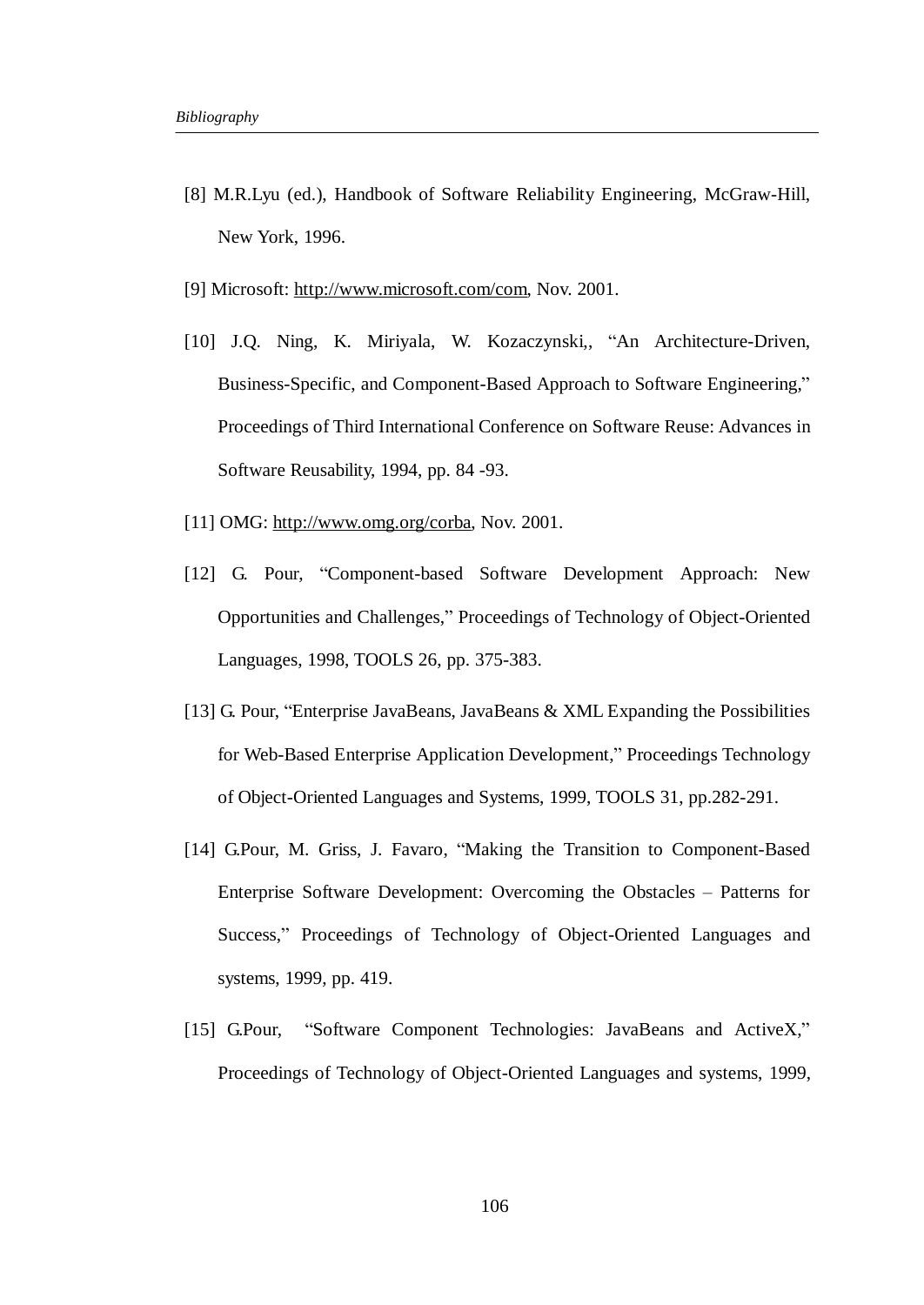[8] M.R.Lyu (ed.), Handbook of Software Reliability Engineering, McGraw-Hill, New York, 1996.

[9] Microsoft: http://www.microsoft.com/com, Nov. 2001.

[10] J.Q. Ning, K. Miriyala, W. Kozaczynski,, "An Architecture-Driven, Business-Specific, and Component-Based Approach to Software Engineering," Proceedings of Third International Conference on Software Reuse: Advances in Software Reusability, 1994, pp. 84 -93.

[11] OMG: http://www.omg.org/corba, Nov. 2001.

[12] G. Pour, "Component-based Software Development Approach: New Opportunities and Challenges," Proceedings of Technology of Object-Oriented Languages, 1998, TOOLS 26, pp. 375-383.

[13] G. Pour, "Enterprise JavaBeans, JavaBeans & XML Expanding the Possibilities for Web-Based Enterprise Application Development," Proceedings Technology of Object-Oriented Languages and Systems, 1999, TOOLS 31, pp.282-291.

[14] G.Pour, M. Griss, J. Favaro, "Making the Transition to Component-Based Enterprise Software Development: Overcoming the Obstacles – Patterns for Success," Proceedings of Technology of Object-Oriented Languages and systems, 1999, pp. 419.

[15] G.Pour, "Software Component Technologies: JavaBeans and ActiveX," Proceedings of Technology of Object-Oriented Languages and systems, 1999,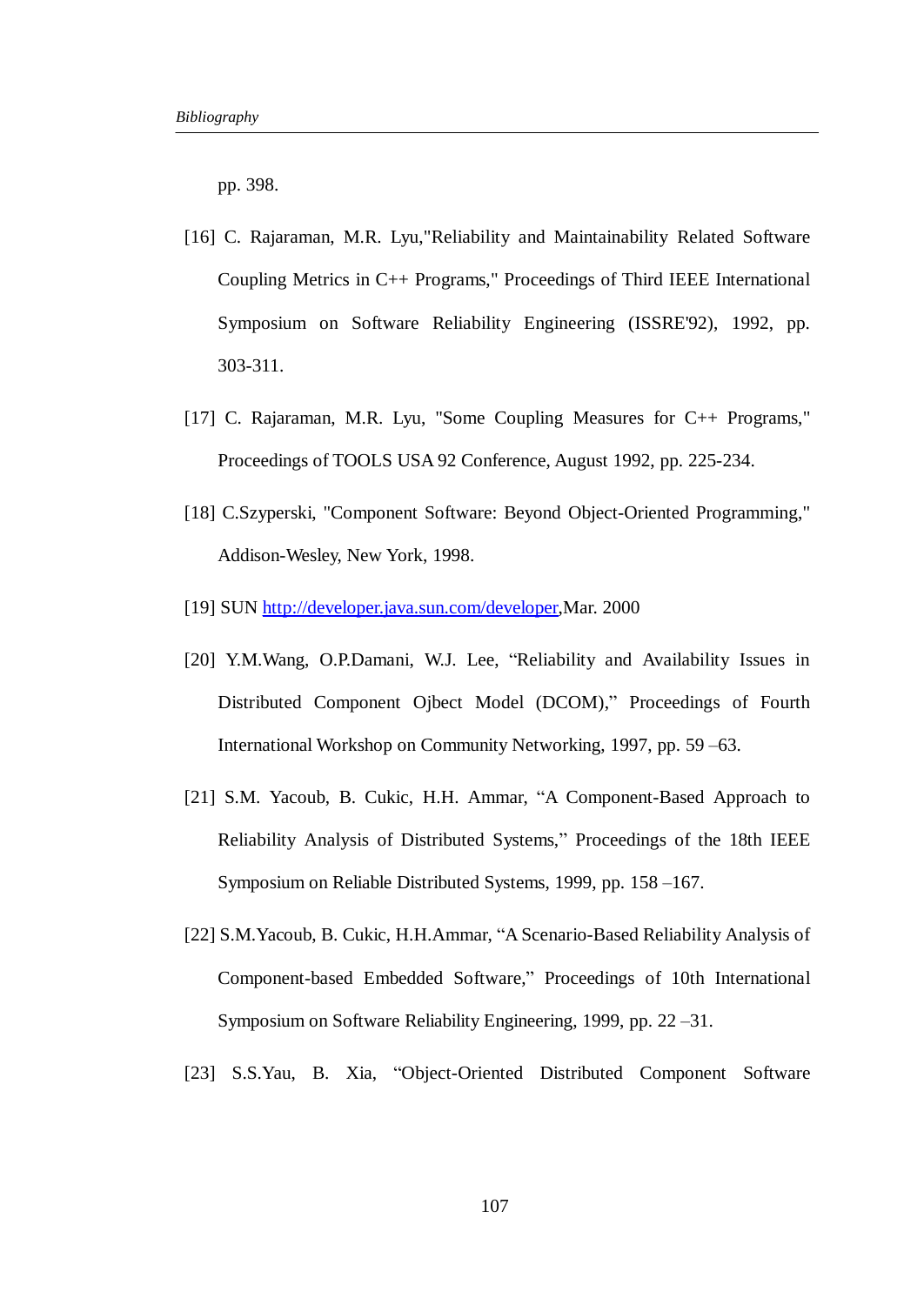pp. 398.

[16] C. Rajaraman, M.R. Lyu,"Reliability and Maintainability Related Software Coupling Metrics in C++ Programs," Proceedings of Third IEEE International Symposium on Software Reliability Engineering (ISSRE'92), 1992, pp. 303-311.

[17] C. Rajaraman, M.R. Lyu, "Some Coupling Measures for C++ Programs," Proceedings of TOOLS USA 92 Conference, August 1992, pp. 225-234.

[18] C.Szyperski, "Component Software: Beyond Object-Oriented Programming," Addison-Wesley, New York, 1998.

[19] SUN http://developer.java.sun.com/developer,Mar. 2000

[20] Y.M.Wang, O.P.Damani, W.J. Lee, “Reliability and Availability Issues in Distributed Component Ojbect Model (DCOM),” Proceedings of Fourth International Workshop on Community Networking, 1997, pp. 59 –63.

[21] S.M. Yacoub, B. Cukic, H.H. Ammar, “A Component-Based Approach to Reliability Analysis of Distributed Systems,” Proceedings of the 18th IEEE Symposium on Reliable Distributed Systems, 1999, pp. 158 –167.

[22] S.M.Yacoub, B. Cukic, H.H.Ammar, “A Scenario-Based Reliability Analysis of Component-based Embedded Software,” Proceedings of 10th International Symposium on Software Reliability Engineering, 1999, pp. 22 –31.

[23] S.S.Yau, B. Xia, “Object-Oriented Distributed Component Software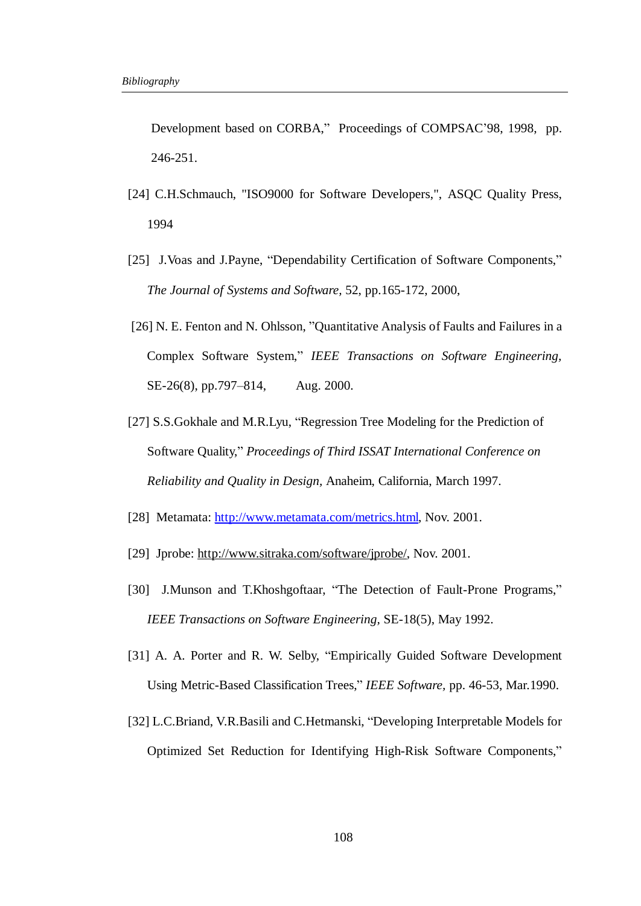Development based on CORBA," Proceedings of COMPSAC'98, 1998, pp. 246-251.

[24] C.H.Schmauch, "ISO9000 for Software Developers,", ASQC Quality Press, 1994

[25] J.Voas and J.Payne, "Dependability Certification of Software Components," *The Journal of Systems and Software*, 52, pp.165-172, 2000,

[26] N. E. Fenton and N. Ohlsson, "Quantitative Analysis of Faults and Failures in a Complex Software System," *IEEE Transactions on Software Engineering*, SE-26(8), pp.797–814, Aug. 2000.

[27] S.S.Gokhale and M.R.Lyu, "Regression Tree Modeling for the Prediction of Software Quality," *Proceedings of Third ISSAT International Conference on Reliability and Quality in Design*, Anaheim, California, March 1997.

[28] Metamata: http://www.metamata.com/metrics.html, Nov. 2001.

[29] Jprobe: http://www.sitraka.com/software/jprobe/, Nov. 2001.

[30] J.Munson and T.Khoshgoftaar, "The Detection of Fault-Prone Programs," *IEEE Transactions on Software Engineering*, SE-18(5), May 1992.

[31] A. A. Porter and R. W. Selby, "Empirically Guided Software Development Using Metric-Based Classification Trees," *IEEE Software*, pp. 46-53, Mar.1990.

[32] L.C.Briand, V.R.Basili and C.Hetmanski, "Developing Interpretable Models for Optimized Set Reduction for Identifying High-Risk Software Components,"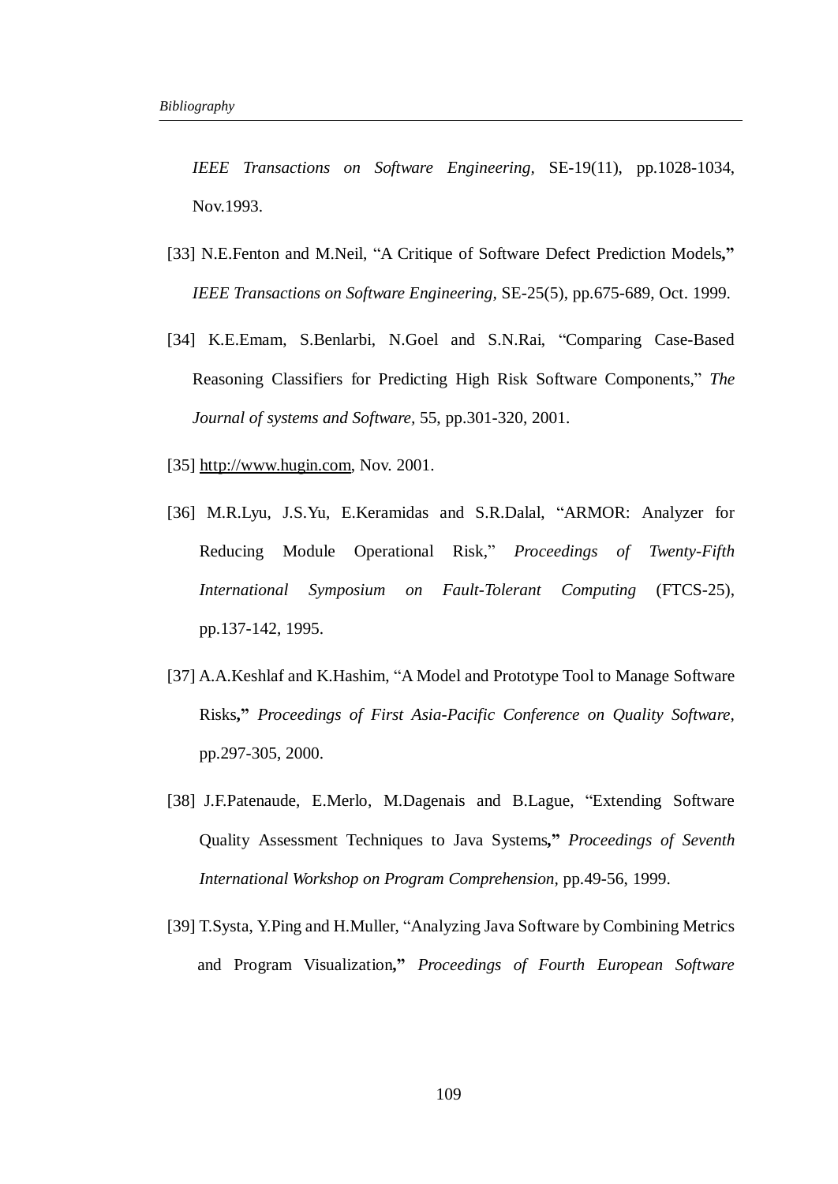*IEEE Transactions on Software Engineering,* SE-19(11), pp.1028-1034, Nov.1993.

[33] N.E.Fenton and M.Neil, "A Critique of Software Defect Prediction Models**,"** *IEEE Transactions on Software Engineering,* SE-25(5), pp.675-689, Oct. 1999.

[34] K.E.Emam, S.Benlarbi, N.Goel and S.N.Rai, "Comparing Case-Based Reasoning Classifiers for Predicting High Risk Software Components," *The Journal of systems and Software*, 55, pp.301-320, 2001.

[35] http://www.hugin.com, Nov. 2001.

[36] M.R.Lyu, J.S.Yu, E.Keramidas and S.R.Dalal, "ARMOR: Analyzer for Reducing Module Operational Risk," *Proceedings of Twenty-Fifth International Symposium on Fault-Tolerant Computing* (FTCS-25), pp.137-142, 1995.

[37] A.A.Keshlaf and K.Hashim, "A Model and Prototype Tool to Manage Software Risks**,"** *Proceedings of First Asia-Pacific Conference on Quality Software,* pp.297-305, 2000.

[38] J.F.Patenaude, E.Merlo, M.Dagenais and B.Lague, "Extending Software Quality Assessment Techniques to Java Systems**,"** *Proceedings of Seventh International Workshop on Program Comprehension,* pp.49-56, 1999.

[39] T.Systa, Y.Ping and H.Muller, "Analyzing Java Software by Combining Metrics and Program Visualization**,"** *Proceedings of Fourth European Software*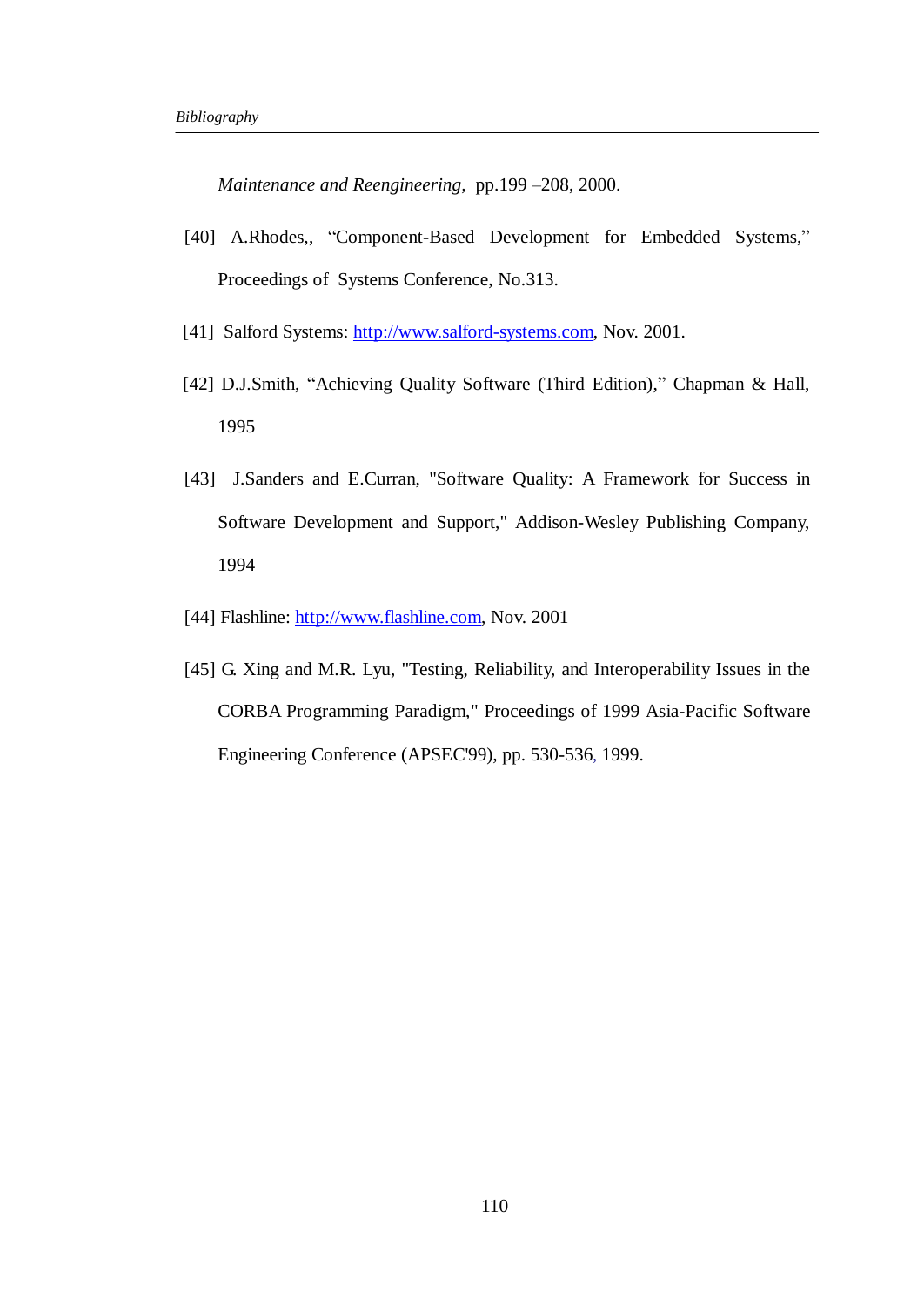*Maintenance and Reengineering*, pp.199 –208, 2000.

[40] A.Rhodes,, "Component-Based Development for Embedded Systems," Proceedings of Systems Conference, No.313.

[41] Salford Systems: http://www.salford-systems.com, Nov. 2001.

[42] D.J.Smith, "Achieving Quality Software (Third Edition)," Chapman & Hall, 1995

[43] J.Sanders and E.Curran, "Software Quality: A Framework for Success in Software Development and Support," Addison-Wesley Publishing Company, 1994

[44] Flashline: http://www.flashline.com, Nov. 2001

[45] G. Xing and M.R. Lyu, "Testing, Reliability, and Interoperability Issues in the CORBA Programming Paradigm," Proceedings of 1999 Asia-Pacific Software Engineering Conference (APSEC'99), pp. 530-536, 1999.